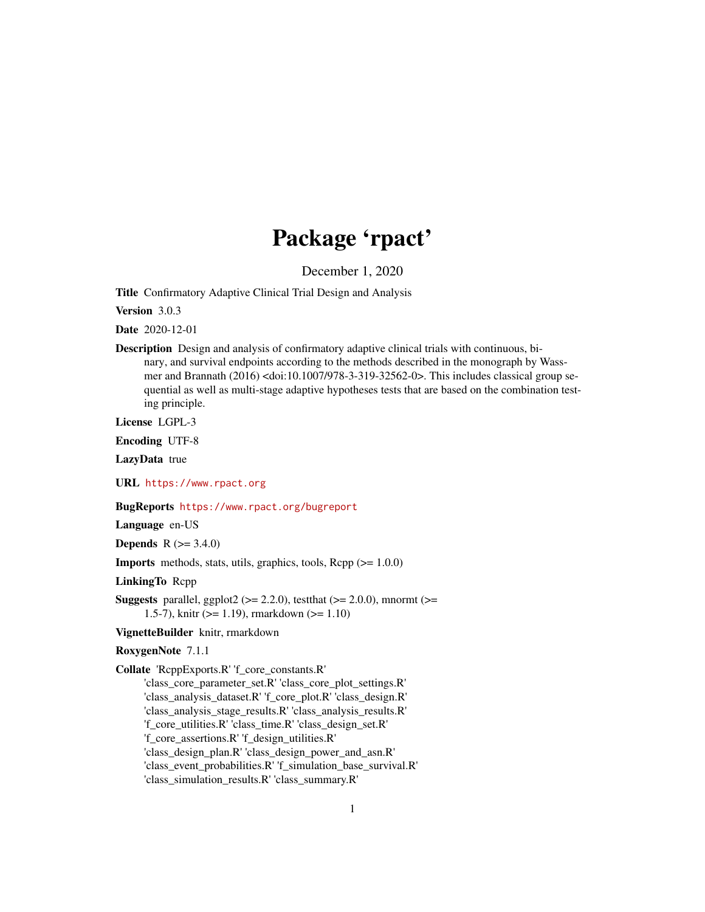# Package 'rpact'

December 1, 2020

**Title** Confirmatory Adaptive Clinical Trial Design and Analysis

**Version** 3.0.3

**Date** 2020-12-01

**Description** Design and analysis of confirmatory adaptive clinical trials with continuous, binary, and survival endpoints according to the methods described in the monograph by Wassmer and Brannath (2016) <doi:10.1007/978-3-319-32562-0>. This includes classical group sequential as well as multi-stage adaptive hypotheses tests that are based on the combination testing principle.

**License** LGPL-3

**Encoding** UTF-8

**LazyData** true

**URL** https://www.rpact.org

**BugReports** https://www.rpact.org/bugreport

**Language** en-US

**Depends** R (>= 3.4.0)

**Imports** methods, stats, utils, graphics, tools, Rcpp (>= 1.0.0)

**LinkingTo** Rcpp

**Suggests** parallel, ggplot2 (>= 2.2.0), testthat (>= 2.0.0), mnormt (>= 1.5-7), knitr (>= 1.19), rmarkdown (>= 1.10)

**VignetteBuilder** knitr, rmarkdown

**RoxygenNote** 7.1.1

**Collate** 'RcppExports.R' 'f_core_constants.R' 'class_core_parameter_set.R' 'class_core_plot_settings.R' 'class_analysis_dataset.R' 'f_core_plot.R' 'class_design.R' 'class_analysis_stage_results.R' 'class_analysis_results.R' 'f_core_utilities.R' 'class_time.R' 'class_design_set.R' 'f_core_assertions.R' 'f_design_utilities.R' 'class_design_plan.R' 'class_design_power_and_asn.R' 'class_event_probabilities.R' 'f_simulation_base_survival.R' 'class_simulation_results.R' 'class_summary.R'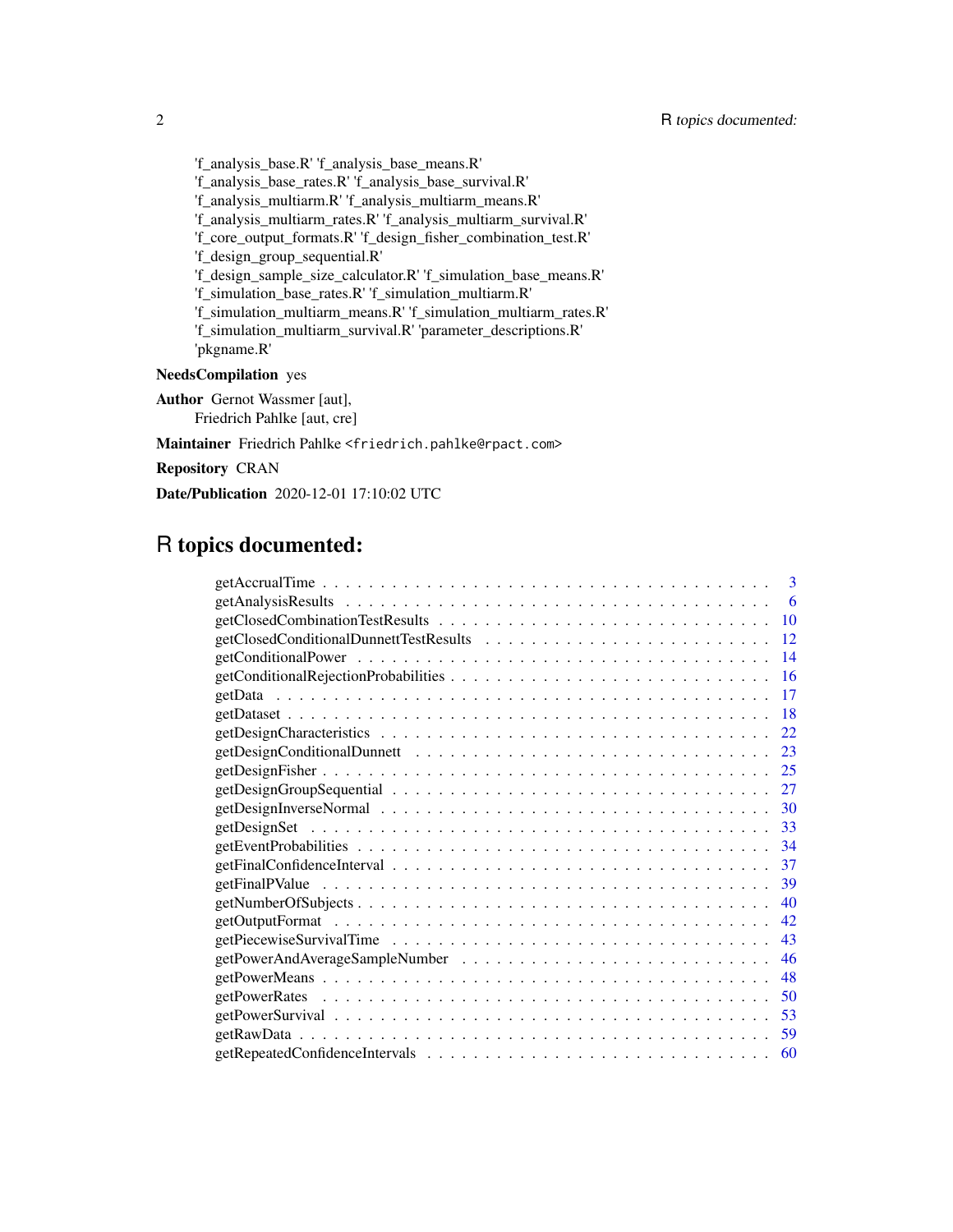'f_analysis_base.R' 'f_analysis_base_means.R'
'f_analysis_base_rates.R' 'f_analysis_base_survival.R'
'f_analysis_multiarm.R' 'f_analysis_multiarm_means.R'
'f_analysis_multiarm_rates.R' 'f_analysis_multiarm_survival.R'
'f_core_output_formats.R' 'f_design_fisher_combination_test.R'
'f_design_group_sequential.R'
'f_design_sample_size_calculator.R' 'f_simulation_base_means.R'
'f_simulation_base_rates.R' 'f_simulation_multiarm.R'
'f_simulation_multiarm_means.R' 'f_simulation_multiarm_rates.R'
'f_simulation_multiarm_survival.R' 'parameter_descriptions.R'
'pkgname.R'

**NeedsCompilation** yes

**Author** Gernot Wassmer [aut],
Friedrich Pahlke [aut, cre]

**Maintainer** Friedrich Pahlke <friedrich.pahlke@rpact.com>

**Repository** CRAN

**Date/Publication** 2020-12-01 17:10:02 UTC

# R topics documented:

| | |
|---|---|
| getAccrualTime | 3 |
| getAnalysisResults | 6 |
| getClosedCombinationTestResults | 10 |
| getClosedConditionalDunnettTestResults | 12 |
| getConditionalPower | 14 |
| getConditionalRejectionProbabilities | 16 |
| getData | 17 |
| getDataset | 18 |
| getDesignCharacteristics | 22 |
| getDesignConditionalDunnett | 23 |
| getDesignFisher | 25 |
| getDesignGroupSequential | 27 |
| getDesignInverseNormal | 30 |
| getDesignSet | 33 |
| getEventProbabilities | 34 |
| getFinalConfidenceInterval | 37 |
| getFinalPValue | 39 |
| getNumberOfSubjects | 40 |
| getOutputFormat | 42 |
| getPiecewiseSurvivalTime | 43 |
| getPowerAndAverageSampleNumber | 46 |
| getPowerMeans | 48 |
| getPowerRates | 50 |
| getPowerSurvival | 53 |
| getRawData | 59 |
| getRepeatedConfidenceIntervals | 60 |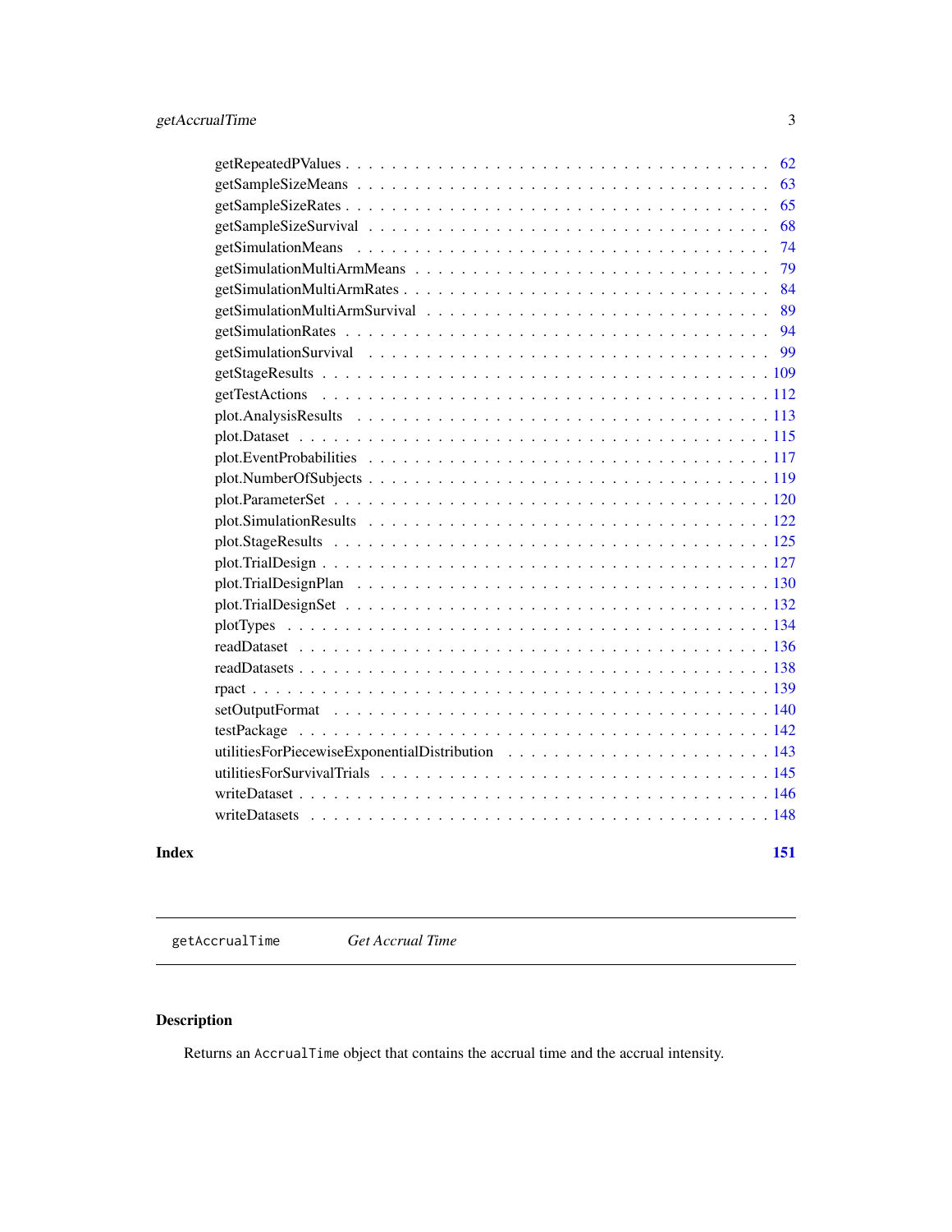getRepeatedPValues . . . . . . . . . . . . . . . . . . . . . . . . . . . . . . . . . . . . 62
getSampleSizeMeans . . . . . . . . . . . . . . . . . . . . . . . . . . . . . . . . . . . . 63
getSampleSizeRates . . . . . . . . . . . . . . . . . . . . . . . . . . . . . . . . . . . . 65
getSampleSizeSurvival . . . . . . . . . . . . . . . . . . . . . . . . . . . . . . . . . . . 68
getSimulationMeans . . . . . . . . . . . . . . . . . . . . . . . . . . . . . . . . . . . . 74
getSimulationMultiArmMeans . . . . . . . . . . . . . . . . . . . . . . . . . . . . . . . . 79
getSimulationMultiArmRates . . . . . . . . . . . . . . . . . . . . . . . . . . . . . . . . 84
getSimulationMultiArmSurvival . . . . . . . . . . . . . . . . . . . . . . . . . . . . . . . 89
getSimulationRates . . . . . . . . . . . . . . . . . . . . . . . . . . . . . . . . . . . . . 94
getSimulationSurvival . . . . . . . . . . . . . . . . . . . . . . . . . . . . . . . . . . . . 99
getStageResults . . . . . . . . . . . . . . . . . . . . . . . . . . . . . . . . . . . . . . . 109
getTestActions . . . . . . . . . . . . . . . . . . . . . . . . . . . . . . . . . . . . . . . . 112
plot.AnalysisResults . . . . . . . . . . . . . . . . . . . . . . . . . . . . . . . . . . . . . 113
plot.Dataset . . . . . . . . . . . . . . . . . . . . . . . . . . . . . . . . . . . . . . . . . 115
plot.EventProbabilities . . . . . . . . . . . . . . . . . . . . . . . . . . . . . . . . . . . 117
plot.NumberOfSubjects . . . . . . . . . . . . . . . . . . . . . . . . . . . . . . . . . . . . 119
plot.ParameterSet . . . . . . . . . . . . . . . . . . . . . . . . . . . . . . . . . . . . . . 120
plot.SimulationResults . . . . . . . . . . . . . . . . . . . . . . . . . . . . . . . . . . . . 122
plot.StageResults . . . . . . . . . . . . . . . . . . . . . . . . . . . . . . . . . . . . . . 125
plot.TrialDesign . . . . . . . . . . . . . . . . . . . . . . . . . . . . . . . . . . . . . . . 127
plot.TrialDesignPlan . . . . . . . . . . . . . . . . . . . . . . . . . . . . . . . . . . . . . 130
plot.TrialDesignSet . . . . . . . . . . . . . . . . . . . . . . . . . . . . . . . . . . . . . . 132
plotTypes . . . . . . . . . . . . . . . . . . . . . . . . . . . . . . . . . . . . . . . . . . 134
readDataset . . . . . . . . . . . . . . . . . . . . . . . . . . . . . . . . . . . . . . . . . 136
readDatasets . . . . . . . . . . . . . . . . . . . . . . . . . . . . . . . . . . . . . . . . . 138
rpact . . . . . . . . . . . . . . . . . . . . . . . . . . . . . . . . . . . . . . . . . . . . . 139
setOutputFormat . . . . . . . . . . . . . . . . . . . . . . . . . . . . . . . . . . . . . . . 140
testPackage . . . . . . . . . . . . . . . . . . . . . . . . . . . . . . . . . . . . . . . . . 142
utilitiesForPiecewiseExponentialDistribution . . . . . . . . . . . . . . . . . . . . . . . . 143
utilitiesForSurvivalTrials . . . . . . . . . . . . . . . . . . . . . . . . . . . . . . . . . . 145
writeDataset . . . . . . . . . . . . . . . . . . . . . . . . . . . . . . . . . . . . . . . . . 146
writeDatasets . . . . . . . . . . . . . . . . . . . . . . . . . . . . . . . . . . . . . . . . . 148

**Index** **151**

---

`getAccrualTime` *Get Accrual Time*

---

## Description

Returns an `AccrualTime` object that contains the accrual time and the accrual intensity.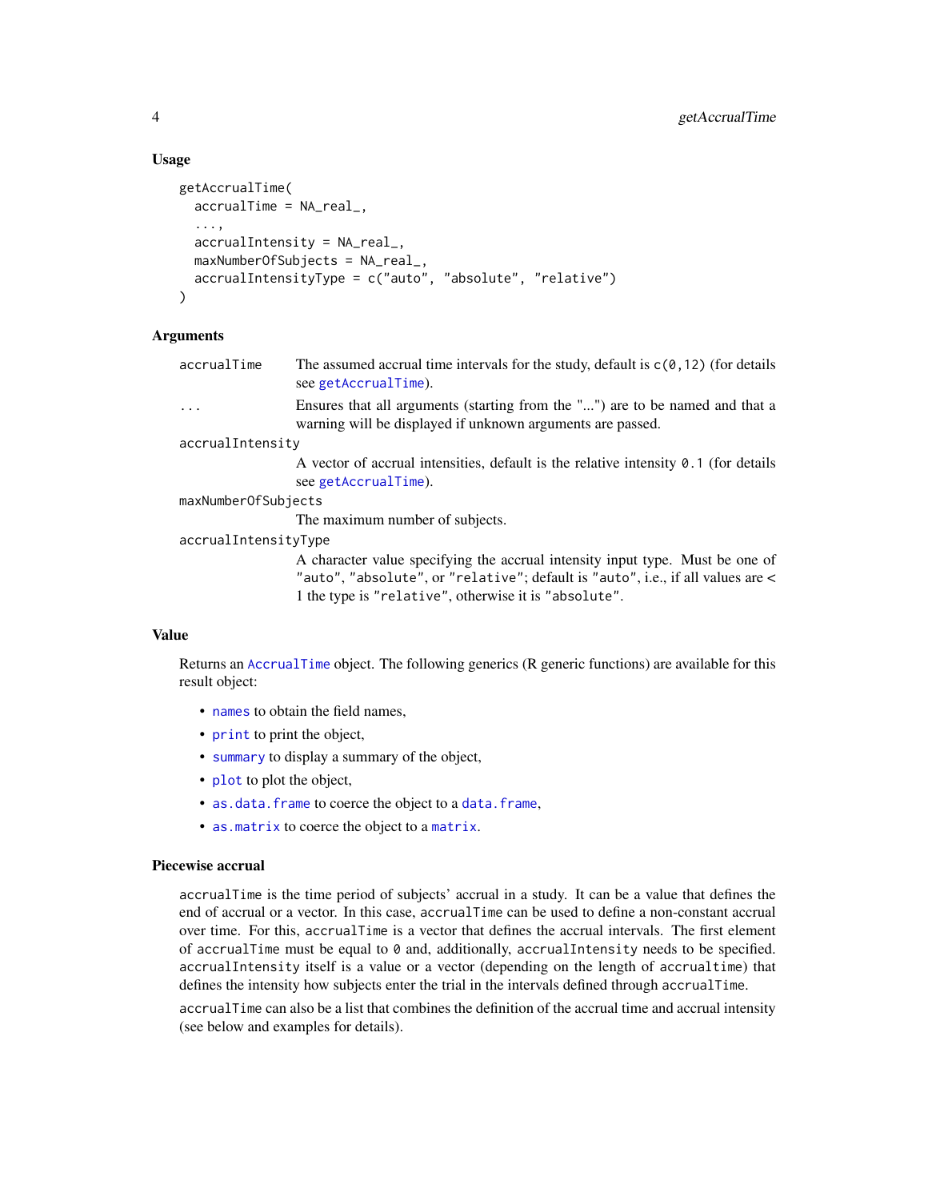### Usage

```
getAccrualTime(
  accrualTime = NA_real_,
  ...,
  accrualIntensity = NA_real_,
  maxNumberOfSubjects = NA_real_,
  accrualIntensityType = c("auto", "absolute", "relative")
)
```

### Arguments

- `accrualTime` — The assumed accrual time intervals for the study, default is `c(0,12)` (for details see `getAccrualTime`).
- `...` — Ensures that all arguments (starting from the "...") are to be named and that a warning will be displayed if unknown arguments are passed.
- `accrualIntensity` — A vector of accrual intensities, default is the relative intensity `0.1` (for details see `getAccrualTime`).
- `maxNumberOfSubjects` — The maximum number of subjects.
- `accrualIntensityType` — A character value specifying the accrual intensity input type. Must be one of `"auto"`, `"absolute"`, or `"relative"`; default is `"auto"`, i.e., if all values are < 1 the type is `"relative"`, otherwise it is `"absolute"`.

### Value

Returns an `AccrualTime` object. The following generics (R generic functions) are available for this result object:

- `names` to obtain the field names,
- `print` to print the object,
- `summary` to display a summary of the object,
- `plot` to plot the object,
- `as.data.frame` to coerce the object to a `data.frame`,
- `as.matrix` to coerce the object to a `matrix`.

### Piecewise accrual

`accrualTime` is the time period of subjects' accrual in a study. It can be a value that defines the end of accrual or a vector. In this case, `accrualTime` can be used to define a non-constant accrual over time. For this, `accrualTime` is a vector that defines the accrual intervals. The first element of `accrualTime` must be equal to `0` and, additionally, `accrualIntensity` needs to be specified. `accrualIntensity` itself is a value or a vector (depending on the length of `accrualtime`) that defines the intensity how subjects enter the trial in the intervals defined through `accrualTime`.

`accrualTime` can also be a list that combines the definition of the accrual time and accrual intensity (see below and examples for details).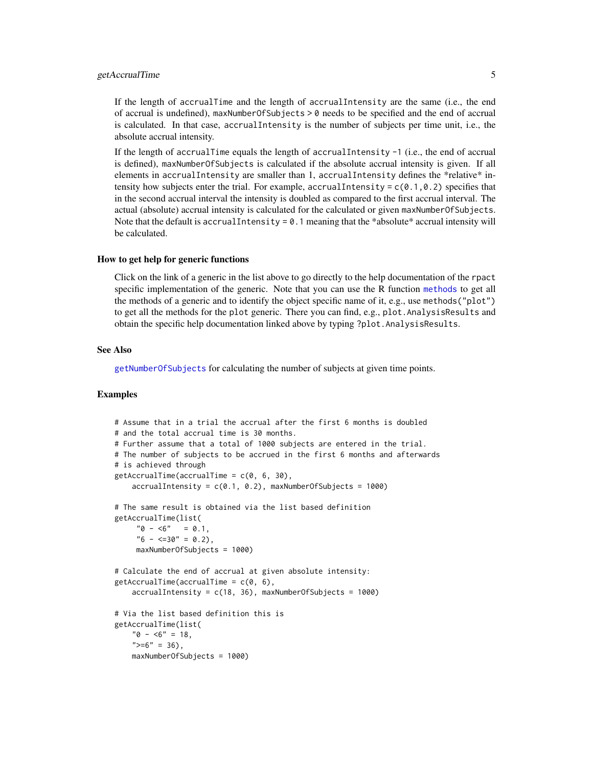If the length of `accrualTime` and the length of `accrualIntensity` are the same (i.e., the end of accrual is undefined), `maxNumberOfSubjects > 0` needs to be specified and the end of accrual is calculated. In that case, `accrualIntensity` is the number of subjects per time unit, i.e., the absolute accrual intensity.

If the length of `accrualTime` equals the length of `accrualIntensity -1` (i.e., the end of accrual is defined), `maxNumberOfSubjects` is calculated if the absolute accrual intensity is given. If all elements in `accrualIntensity` are smaller than 1, `accrualIntensity` defines the *relative* intensity how subjects enter the trial. For example, `accrualIntensity = c(0.1,0.2)` specifies that in the second accrual interval the intensity is doubled as compared to the first accrual interval. The actual (absolute) accrual intensity is calculated for the calculated or given `maxNumberOfSubjects`. Note that the default is `accrualIntensity = 0.1` meaning that the *absolute* accrual intensity will be calculated.

### How to get help for generic functions

Click on the link of a generic in the list above to go directly to the help documentation of the `rpact` specific implementation of the generic. Note that you can use the R function `methods` to get all the methods of a generic and to identify the object specific name of it, e.g., use `methods("plot")` to get all the methods for the `plot` generic. There you can find, e.g., `plot.AnalysisResults` and obtain the specific help documentation linked above by typing `?plot.AnalysisResults`.

### See Also

`getNumberOfSubjects` for calculating the number of subjects at given time points.

### Examples

```
# Assume that in a trial the accrual after the first 6 months is doubled
# and the total accrual time is 30 months.
# Further assume that a total of 1000 subjects are entered in the trial.
# The number of subjects to be accrued in the first 6 months and afterwards
# is achieved through
getAccrualTime(accrualTime = c(0, 6, 30),
    accrualIntensity = c(0.1, 0.2), maxNumberOfSubjects = 1000)

# The same result is obtained via the list based definition
getAccrualTime(list(
     "0 - <6"   = 0.1,
     "6 - <=30" = 0.2),
     maxNumberOfSubjects = 1000)

# Calculate the end of accrual at given absolute intensity:
getAccrualTime(accrualTime = c(0, 6),
    accrualIntensity = c(18, 36), maxNumberOfSubjects = 1000)

# Via the list based definition this is
getAccrualTime(list(
    "0 - <6" = 18,
    ">=6" = 36),
    maxNumberOfSubjects = 1000)
```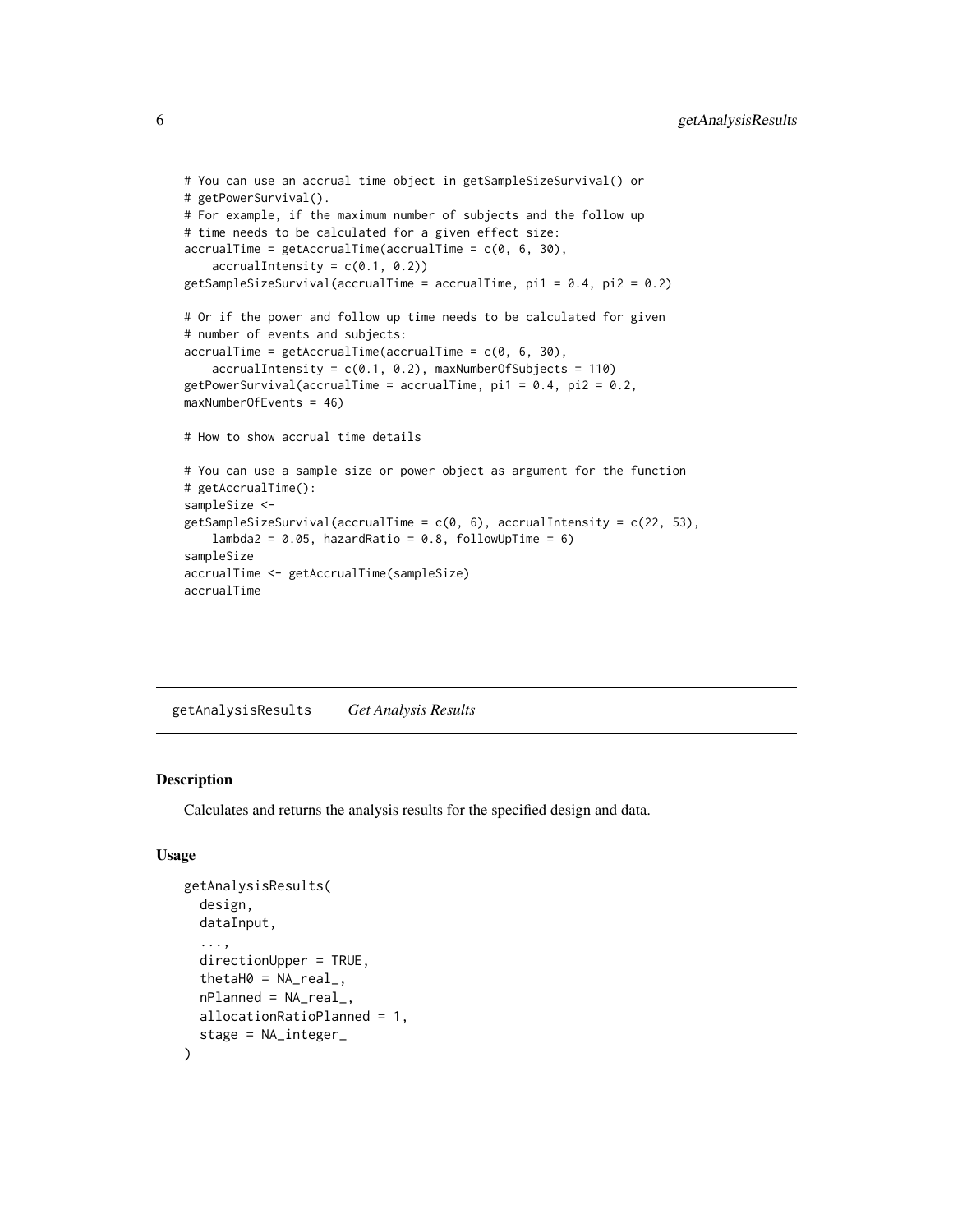```
# You can use an accrual time object in getSampleSizeSurvival() or
# getPowerSurvival().
# For example, if the maximum number of subjects and the follow up
# time needs to be calculated for a given effect size:
accrualTime = getAccrualTime(accrualTime = c(0, 6, 30),
    accrualIntensity = c(0.1, 0.2))
getSampleSizeSurvival(accrualTime = accrualTime, pi1 = 0.4, pi2 = 0.2)

# Or if the power and follow up time needs to be calculated for given
# number of events and subjects:
accrualTime = getAccrualTime(accrualTime = c(0, 6, 30),
    accrualIntensity = c(0.1, 0.2), maxNumberOfSubjects = 110)
getPowerSurvival(accrualTime = accrualTime, pi1 = 0.4, pi2 = 0.2,
maxNumberOfEvents = 46)

# How to show accrual time details

# You can use a sample size or power object as argument for the function
# getAccrualTime():
sampleSize <-
getSampleSizeSurvival(accrualTime = c(0, 6), accrualIntensity = c(22, 53),
    lambda2 = 0.05, hazardRatio = 0.8, followUpTime = 6)
sampleSize
accrualTime <- getAccrualTime(sampleSize)
accrualTime
```

---

## getAnalysisResults &nbsp;&nbsp;&nbsp; *Get Analysis Results*

---

### Description

Calculates and returns the analysis results for the specified design and data.

### Usage

```
getAnalysisResults(
  design,
  dataInput,
  ...,
  directionUpper = TRUE,
  thetaH0 = NA_real_,
  nPlanned = NA_real_,
  allocationRatioPlanned = 1,
  stage = NA_integer_
)
```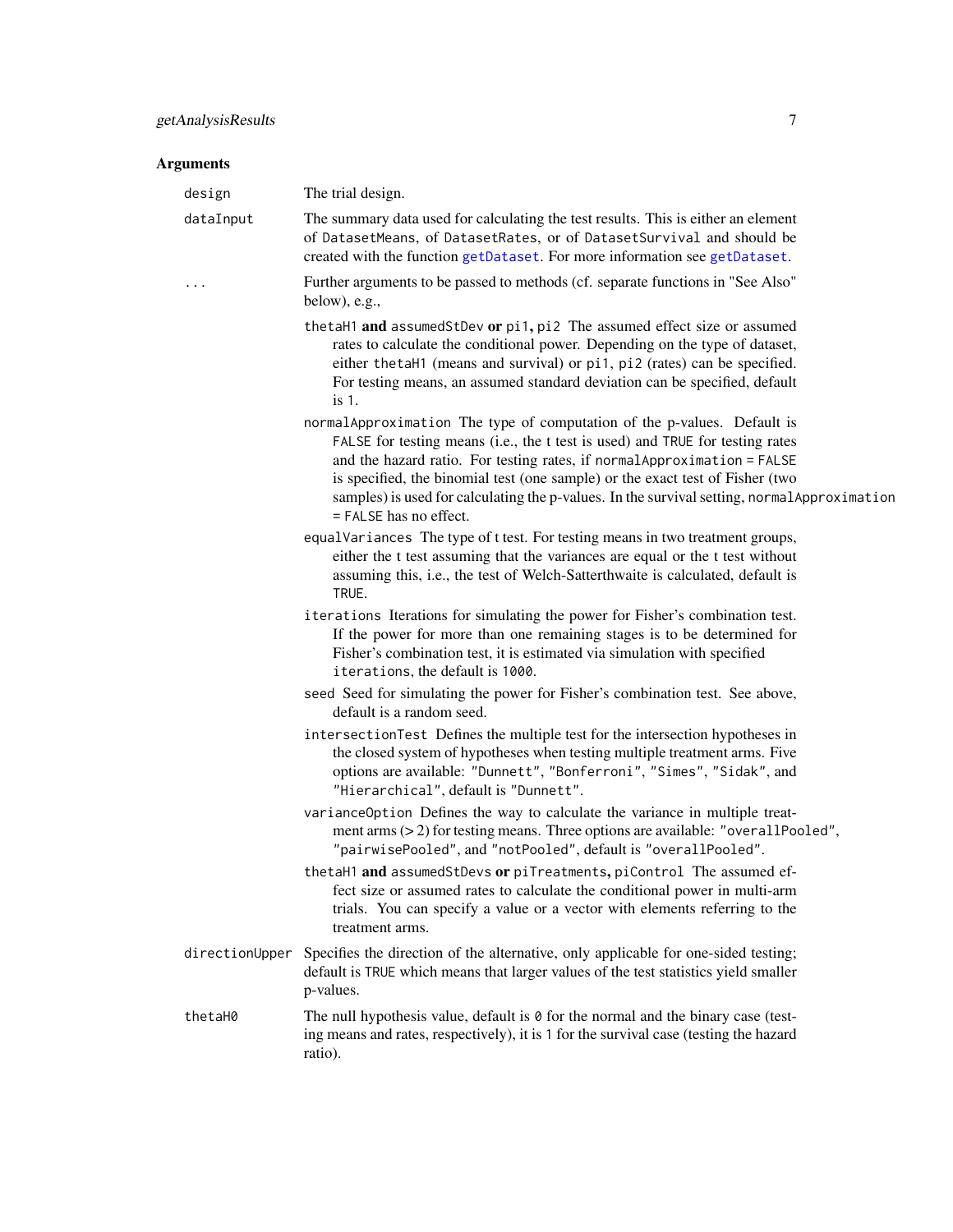## Arguments

`design` The trial design.

`dataInput` The summary data used for calculating the test results. This is either an element of `DatasetMeans`, of `DatasetRates`, or of `DatasetSurvival` and should be created with the function `getDataset`. For more information see `getDataset`.

`...` Further arguments to be passed to methods (cf. separate functions in "See Also" below), e.g.,

- `thetaH1` **and** `assumedStDev` **or** `pi1`**,** `pi2` The assumed effect size or assumed rates to calculate the conditional power. Depending on the type of dataset, either `thetaH1` (means and survival) or `pi1`, `pi2` (rates) can be specified. For testing means, an assumed standard deviation can be specified, default is `1`.
- `normalApproximation` The type of computation of the p-values. Default is `FALSE` for testing means (i.e., the t test is used) and `TRUE` for testing rates and the hazard ratio. For testing rates, if `normalApproximation = FALSE` is specified, the binomial test (one sample) or the exact test of Fisher (two samples) is used for calculating the p-values. In the survival setting, `normalApproximation = FALSE` has no effect.
- `equalVariances` The type of t test. For testing means in two treatment groups, either the t test assuming that the variances are equal or the t test without assuming this, i.e., the test of Welch-Satterthwaite is calculated, default is `TRUE`.
- `iterations` Iterations for simulating the power for Fisher's combination test. If the power for more than one remaining stages is to be determined for Fisher's combination test, it is estimated via simulation with specified `iterations`, the default is `1000`.
- `seed` Seed for simulating the power for Fisher's combination test. See above, default is a random seed.
- `intersectionTest` Defines the multiple test for the intersection hypotheses in the closed system of hypotheses when testing multiple treatment arms. Five options are available: `"Dunnett"`, `"Bonferroni"`, `"Simes"`, `"Sidak"`, and `"Hierarchical"`, default is `"Dunnett"`.
- `varianceOption` Defines the way to calculate the variance in multiple treatment arms (> 2) for testing means. Three options are available: `"overallPooled"`, `"pairwisePooled"`, and `"notPooled"`, default is `"overallPooled"`.
- `thetaH1` **and** `assumedStDevs` **or** `piTreatments`**,** `piControl` The assumed effect size or assumed rates to calculate the conditional power in multi-arm trials. You can specify a value or a vector with elements referring to the treatment arms.

`directionUpper` Specifies the direction of the alternative, only applicable for one-sided testing; default is `TRUE` which means that larger values of the test statistics yield smaller p-values.

`thetaH0` The null hypothesis value, default is `0` for the normal and the binary case (testing means and rates, respectively), it is `1` for the survival case (testing the hazard ratio).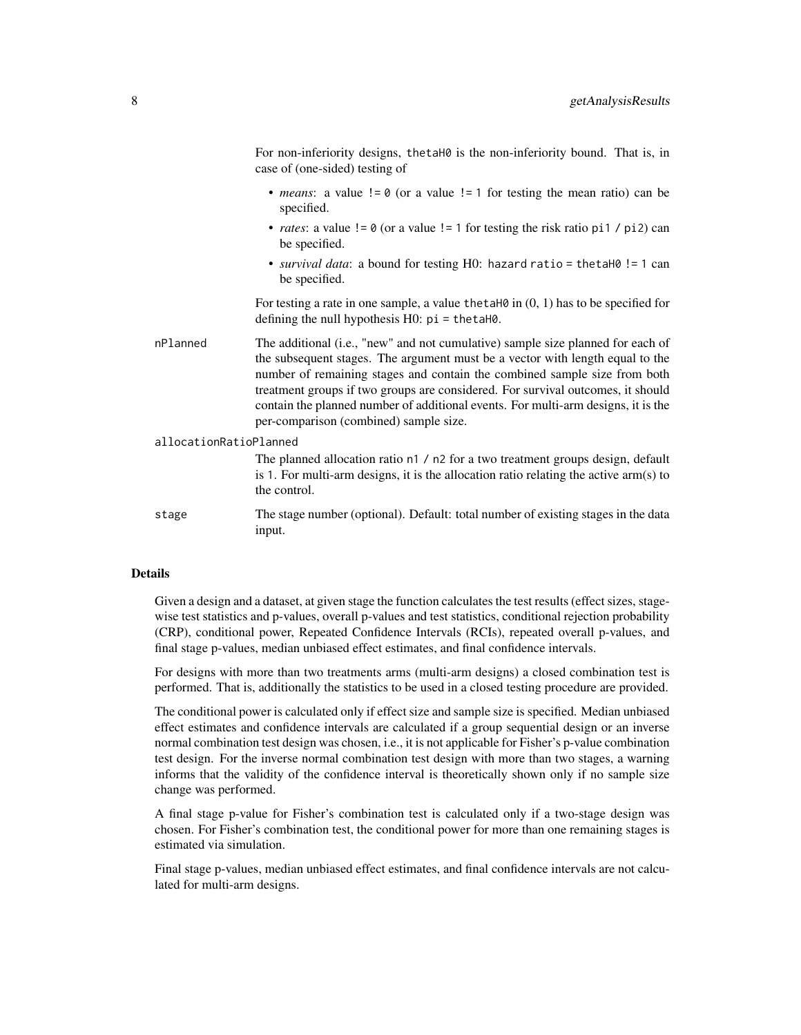For non-inferiority designs, `thetaH0` is the non-inferiority bound. That is, in case of (one-sided) testing of

- *means*: a value `!= 0` (or a value `!= 1` for testing the mean ratio) can be specified.
- *rates*: a value `!= 0` (or a value `!= 1` for testing the risk ratio `pi1 / pi2`) can be specified.
- *survival data*: a bound for testing H0: `hazard ratio = thetaH0 != 1` can be specified.

For testing a rate in one sample, a value `thetaH0` in (0, 1) has to be specified for defining the null hypothesis H0: `pi = thetaH0`.

`nPlanned`
: The additional (i.e., "new" and not cumulative) sample size planned for each of the subsequent stages. The argument must be a vector with length equal to the number of remaining stages and contain the combined sample size from both treatment groups if two groups are considered. For survival outcomes, it should contain the planned number of additional events. For multi-arm designs, it is the per-comparison (combined) sample size.

`allocationRatioPlanned`
: The planned allocation ratio `n1 / n2` for a two treatment groups design, default is `1`. For multi-arm designs, it is the allocation ratio relating the active arm(s) to the control.

`stage`
: The stage number (optional). Default: total number of existing stages in the data input.

## Details

Given a design and a dataset, at given stage the function calculates the test results (effect sizes, stage-wise test statistics and p-values, overall p-values and test statistics, conditional rejection probability (CRP), conditional power, Repeated Confidence Intervals (RCIs), repeated overall p-values, and final stage p-values, median unbiased effect estimates, and final confidence intervals.

For designs with more than two treatments arms (multi-arm designs) a closed combination test is performed. That is, additionally the statistics to be used in a closed testing procedure are provided.

The conditional power is calculated only if effect size and sample size is specified. Median unbiased effect estimates and confidence intervals are calculated if a group sequential design or an inverse normal combination test design was chosen, i.e., it is not applicable for Fisher's p-value combination test design. For the inverse normal combination test design with more than two stages, a warning informs that the validity of the confidence interval is theoretically shown only if no sample size change was performed.

A final stage p-value for Fisher's combination test is calculated only if a two-stage design was chosen. For Fisher's combination test, the conditional power for more than one remaining stages is estimated via simulation.

Final stage p-values, median unbiased effect estimates, and final confidence intervals are not calculated for multi-arm designs.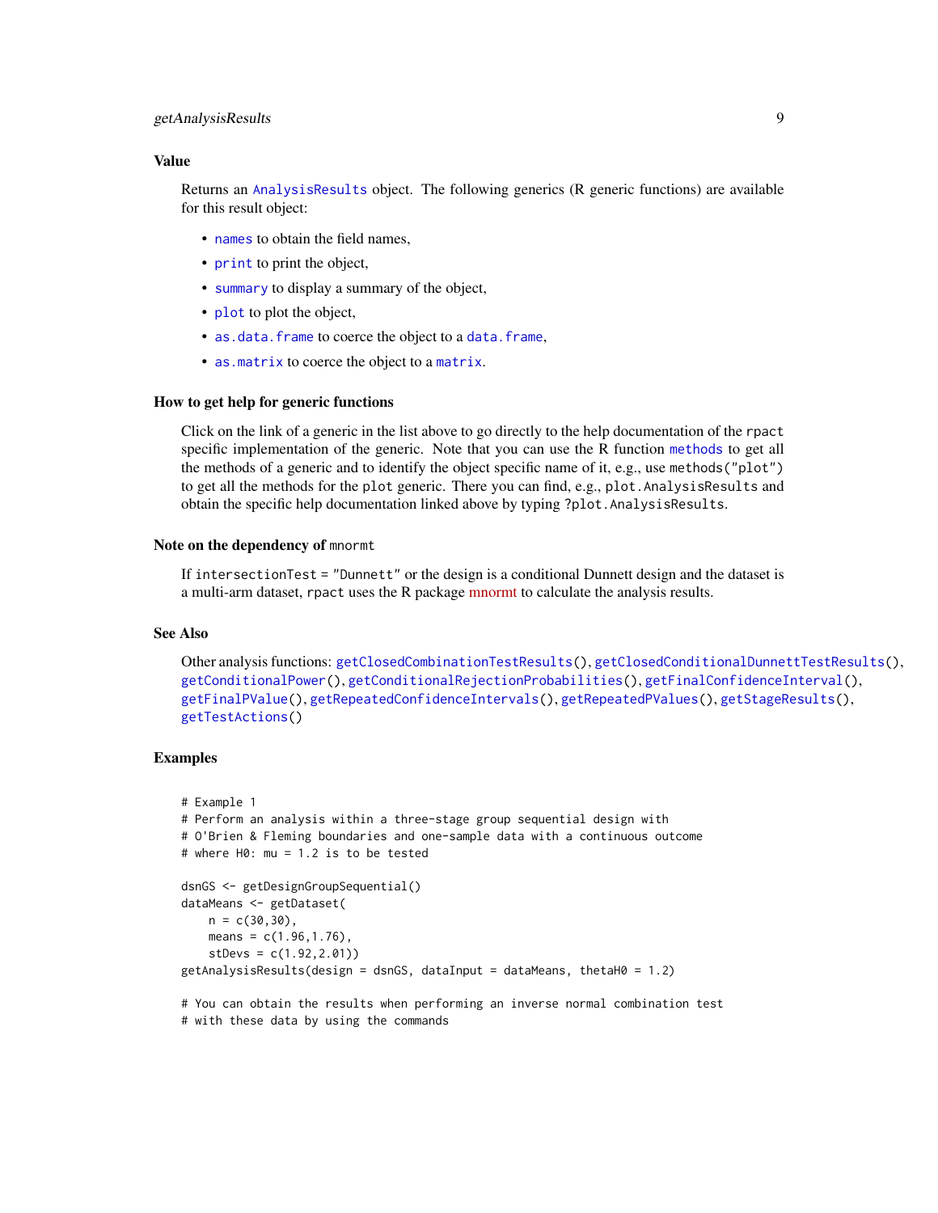### Value

Returns an `AnalysisResults` object. The following generics (R generic functions) are available for this result object:

- `names` to obtain the field names,
- `print` to print the object,
- `summary` to display a summary of the object,
- `plot` to plot the object,
- `as.data.frame` to coerce the object to a `data.frame`,
- `as.matrix` to coerce the object to a `matrix`.

### How to get help for generic functions

Click on the link of a generic in the list above to go directly to the help documentation of the `rpact` specific implementation of the generic. Note that you can use the R function `methods` to get all the methods of a generic and to identify the object specific name of it, e.g., use `methods("plot")` to get all the methods for the `plot` generic. There you can find, e.g., `plot.AnalysisResults` and obtain the specific help documentation linked above by typing `?plot.AnalysisResults`.

### Note on the dependency of `mnormt`

If `intersectionTest = "Dunnett"` or the design is a conditional Dunnett design and the dataset is a multi-arm dataset, `rpact` uses the R package mnormt to calculate the analysis results.

### See Also

Other analysis functions: `getClosedCombinationTestResults()`, `getClosedConditionalDunnettTestResults()`, `getConditionalPower()`, `getConditionalRejectionProbabilities()`, `getFinalConfidenceInterval()`, `getFinalPValue()`, `getRepeatedConfidenceIntervals()`, `getRepeatedPValues()`, `getStageResults()`, `getTestActions()`

### Examples

```
# Example 1
# Perform an analysis within a three-stage group sequential design with
# O'Brien & Fleming boundaries and one-sample data with a continuous outcome
# where H0: mu = 1.2 is to be tested

dsnGS <- getDesignGroupSequential()
dataMeans <- getDataset(
    n = c(30,30),
    means = c(1.96,1.76),
    stDevs = c(1.92,2.01))
getAnalysisResults(design = dsnGS, dataInput = dataMeans, thetaH0 = 1.2)

# You can obtain the results when performing an inverse normal combination test
# with these data by using the commands
```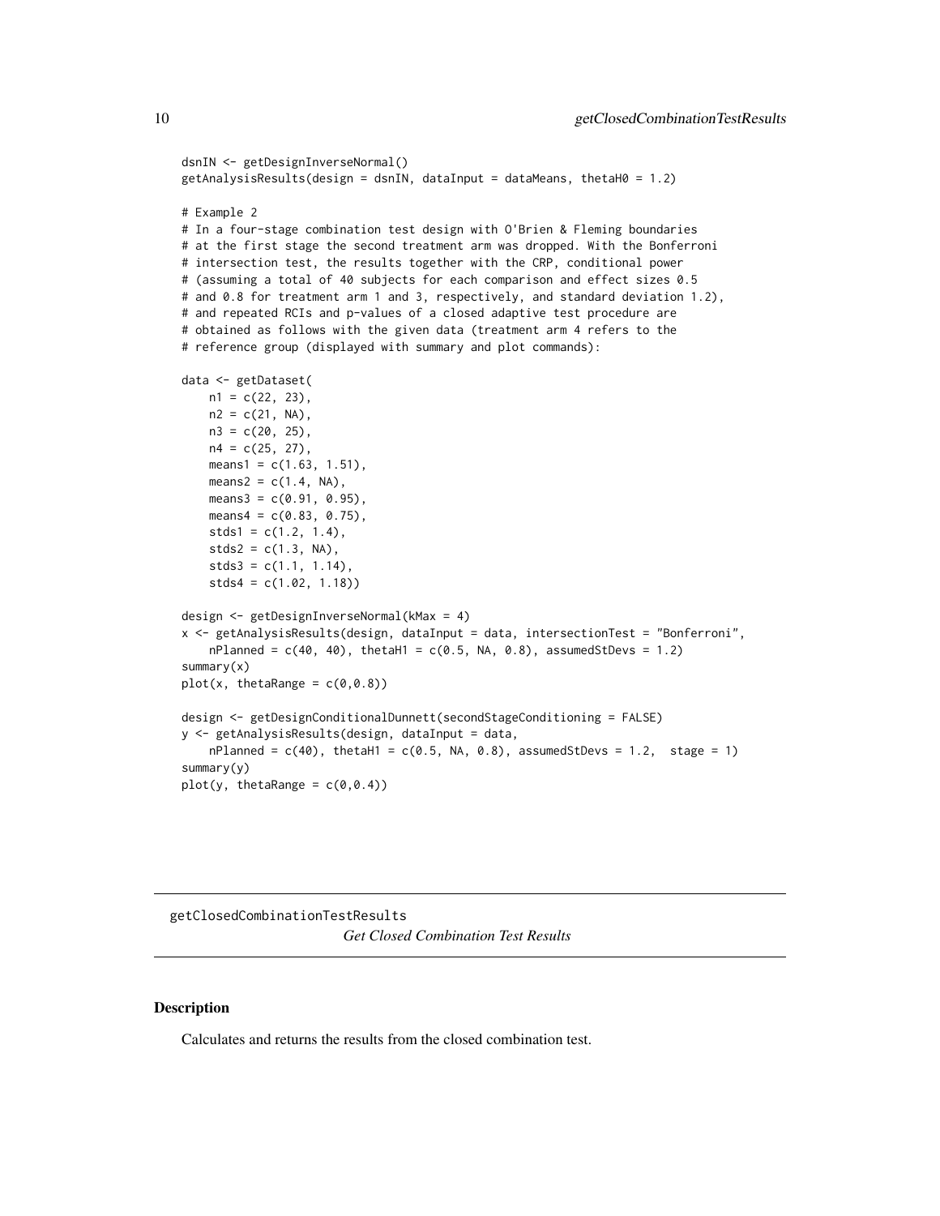```
dsnIN <- getDesignInverseNormal()
getAnalysisResults(design = dsnIN, dataInput = dataMeans, thetaH0 = 1.2)

# Example 2
# In a four-stage combination test design with O'Brien & Fleming boundaries
# at the first stage the second treatment arm was dropped. With the Bonferroni
# intersection test, the results together with the CRP, conditional power
# (assuming a total of 40 subjects for each comparison and effect sizes 0.5
# and 0.8 for treatment arm 1 and 3, respectively, and standard deviation 1.2),
# and repeated RCIs and p-values of a closed adaptive test procedure are
# obtained as follows with the given data (treatment arm 4 refers to the
# reference group (displayed with summary and plot commands):

data <- getDataset(
    n1 = c(22, 23),
    n2 = c(21, NA),
    n3 = c(20, 25),
    n4 = c(25, 27),
    means1 = c(1.63, 1.51),
    means2 = c(1.4, NA),
    means3 = c(0.91, 0.95),
    means4 = c(0.83, 0.75),
    stds1 = c(1.2, 1.4),
    stds2 = c(1.3, NA),
    stds3 = c(1.1, 1.14),
    stds4 = c(1.02, 1.18))

design <- getDesignInverseNormal(kMax = 4)
x <- getAnalysisResults(design, dataInput = data, intersectionTest = "Bonferroni",
    nPlanned = c(40, 40), thetaH1 = c(0.5, NA, 0.8), assumedStDevs = 1.2)
summary(x)
plot(x, thetaRange = c(0,0.8))

design <- getDesignConditionalDunnett(secondStageConditioning = FALSE)
y <- getAnalysisResults(design, dataInput = data,
    nPlanned = c(40), thetaH1 = c(0.5, NA, 0.8), assumedStDevs = 1.2,  stage = 1)
summary(y)
plot(y, thetaRange = c(0,0.4))
```

---

getClosedCombinationTestResults

*Get Closed Combination Test Results*

---

## Description

Calculates and returns the results from the closed combination test.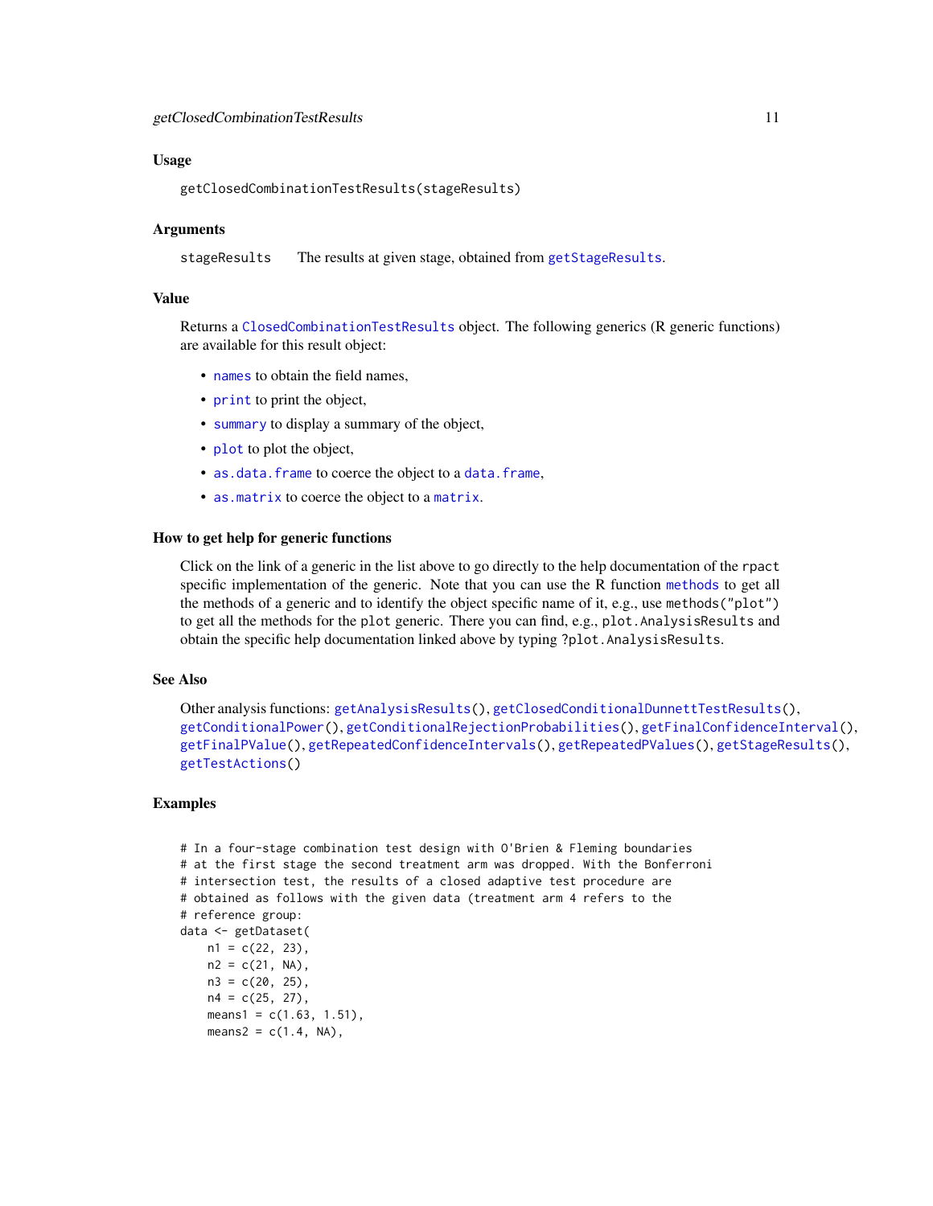### Usage

```
getClosedCombinationTestResults(stageResults)
```

### Arguments

`stageResults` The results at given stage, obtained from `getStageResults`.

### Value

Returns a `ClosedCombinationTestResults` object. The following generics (R generic functions) are available for this result object:

- `names` to obtain the field names,
- `print` to print the object,
- `summary` to display a summary of the object,
- `plot` to plot the object,
- `as.data.frame` to coerce the object to a `data.frame`,
- `as.matrix` to coerce the object to a `matrix`.

### How to get help for generic functions

Click on the link of a generic in the list above to go directly to the help documentation of the `rpact` specific implementation of the generic. Note that you can use the R function `methods` to get all the methods of a generic and to identify the object specific name of it, e.g., use `methods("plot")` to get all the methods for the `plot` generic. There you can find, e.g., `plot.AnalysisResults` and obtain the specific help documentation linked above by typing `?plot.AnalysisResults`.

### See Also

Other analysis functions: `getAnalysisResults()`, `getClosedConditionalDunnettTestResults()`, `getConditionalPower()`, `getConditionalRejectionProbabilities()`, `getFinalConfidenceInterval()`, `getFinalPValue()`, `getRepeatedConfidenceIntervals()`, `getRepeatedPValues()`, `getStageResults()`, `getTestActions()`

### Examples

```
# In a four-stage combination test design with O'Brien & Fleming boundaries
# at the first stage the second treatment arm was dropped. With the Bonferroni
# intersection test, the results of a closed adaptive test procedure are
# obtained as follows with the given data (treatment arm 4 refers to the
# reference group:
data <- getDataset(
    n1 = c(22, 23),
    n2 = c(21, NA),
    n3 = c(20, 25),
    n4 = c(25, 27),
    means1 = c(1.63, 1.51),
    means2 = c(1.4, NA),
```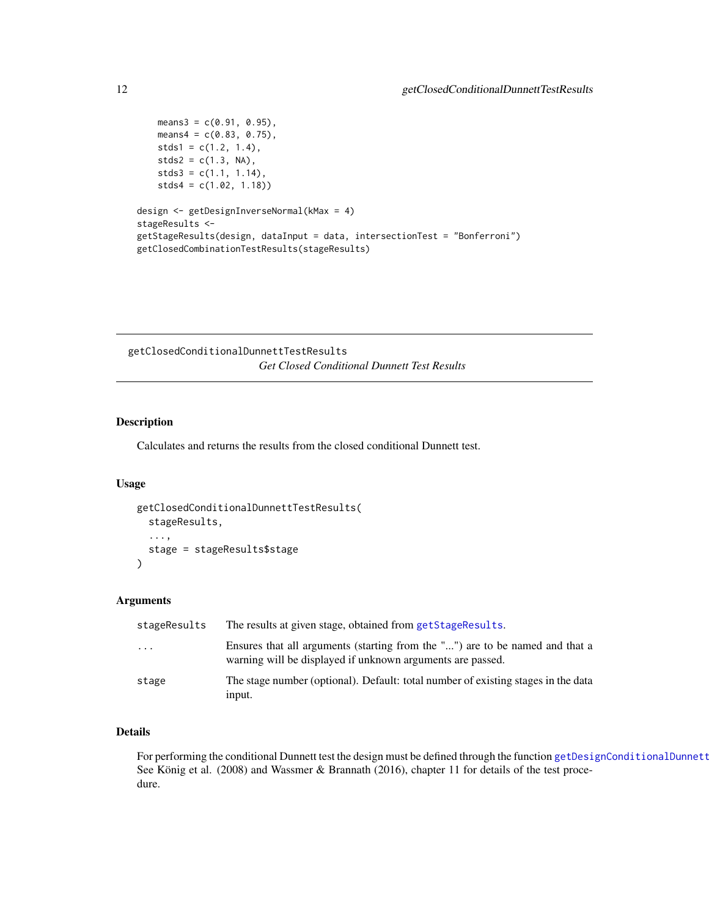```
    means3 = c(0.91, 0.95),
    means4 = c(0.83, 0.75),
    stds1 = c(1.2, 1.4),
    stds2 = c(1.3, NA),
    stds3 = c(1.1, 1.14),
    stds4 = c(1.02, 1.18))

design <- getDesignInverseNormal(kMax = 4)
stageResults <-
getStageResults(design, dataInput = data, intersectionTest = "Bonferroni")
getClosedCombinationTestResults(stageResults)
```

## getClosedConditionalDunnettTestResults

*Get Closed Conditional Dunnett Test Results*

### Description

Calculates and returns the results from the closed conditional Dunnett test.

### Usage

```
getClosedConditionalDunnettTestResults(
  stageResults,
  ...,
  stage = stageResults$stage
)
```

### Arguments

| | |
|---|---|
| stageResults | The results at given stage, obtained from getStageResults. |
| ... | Ensures that all arguments (starting from the "...") are to be named and that a warning will be displayed if unknown arguments are passed. |
| stage | The stage number (optional). Default: total number of existing stages in the data input. |

### Details

For performing the conditional Dunnett test the design must be defined through the function getDesignConditionalDunnett. See König et al. (2008) and Wassmer & Brannath (2016), chapter 11 for details of the test procedure.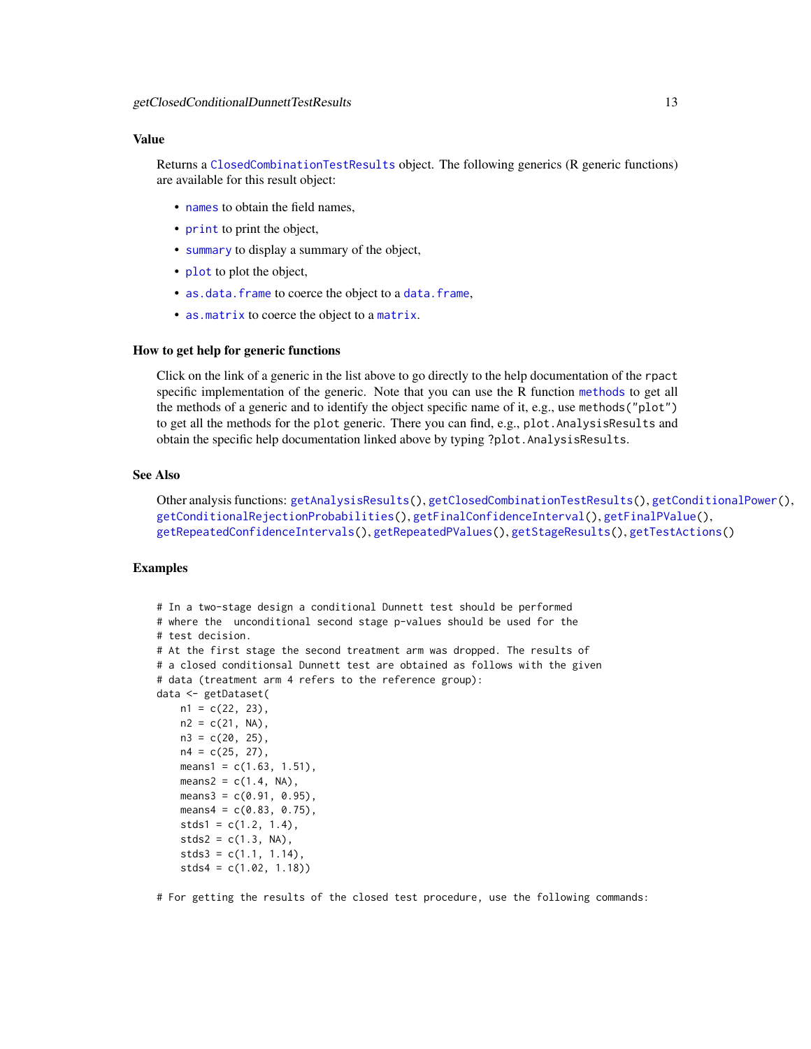### Value

Returns a `ClosedCombinationTestResults` object. The following generics (R generic functions) are available for this result object:

- `names` to obtain the field names,
- `print` to print the object,
- `summary` to display a summary of the object,
- `plot` to plot the object,
- `as.data.frame` to coerce the object to a `data.frame`,
- `as.matrix` to coerce the object to a `matrix`.

### How to get help for generic functions

Click on the link of a generic in the list above to go directly to the help documentation of the `rpact` specific implementation of the generic. Note that you can use the R function `methods` to get all the methods of a generic and to identify the object specific name of it, e.g., use `methods("plot")` to get all the methods for the `plot` generic. There you can find, e.g., `plot.AnalysisResults` and obtain the specific help documentation linked above by typing `?plot.AnalysisResults`.

### See Also

Other analysis functions: `getAnalysisResults()`, `getClosedCombinationTestResults()`, `getConditionalPower()`, `getConditionalRejectionProbabilities()`, `getFinalConfidenceInterval()`, `getFinalPValue()`, `getRepeatedConfidenceIntervals()`, `getRepeatedPValues()`, `getStageResults()`, `getTestActions()`

### Examples

```
# In a two-stage design a conditional Dunnett test should be performed
# where the  unconditional second stage p-values should be used for the
# test decision.
# At the first stage the second treatment arm was dropped. The results of
# a closed conditionsal Dunnett test are obtained as follows with the given
# data (treatment arm 4 refers to the reference group):
data <- getDataset(
    n1 = c(22, 23),
    n2 = c(21, NA),
    n3 = c(20, 25),
    n4 = c(25, 27),
    means1 = c(1.63, 1.51),
    means2 = c(1.4, NA),
    means3 = c(0.91, 0.95),
    means4 = c(0.83, 0.75),
    stds1 = c(1.2, 1.4),
    stds2 = c(1.3, NA),
    stds3 = c(1.1, 1.14),
    stds4 = c(1.02, 1.18))

# For getting the results of the closed test procedure, use the following commands:
```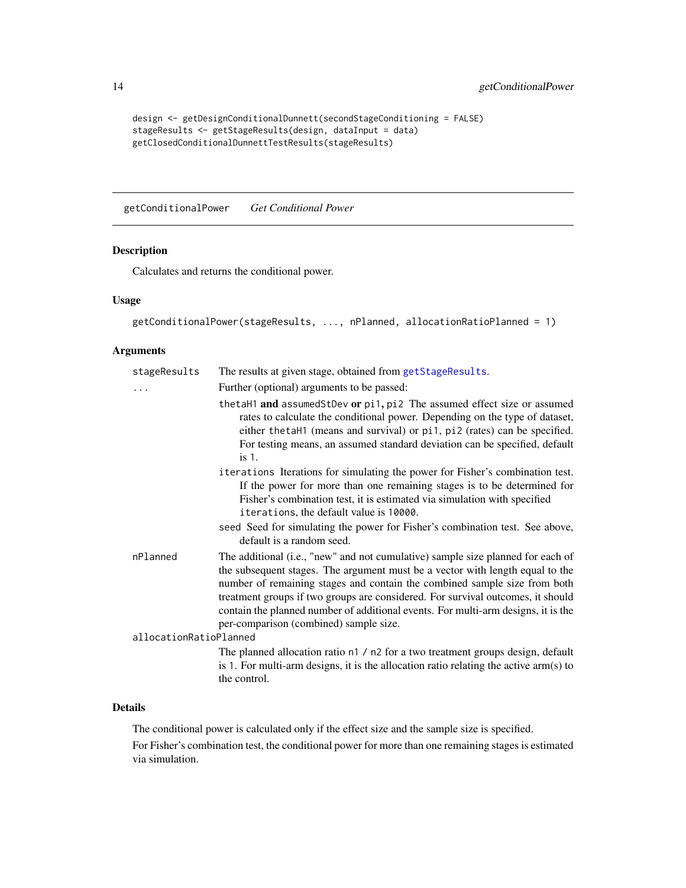```
design <- getDesignConditionalDunnett(secondStageConditioning = FALSE)
stageResults <- getStageResults(design, dataInput = data)
getClosedConditionalDunnettTestResults(stageResults)
```

## getConditionalPower *Get Conditional Power*

### Description

Calculates and returns the conditional power.

### Usage

```
getConditionalPower(stageResults, ..., nPlanned, allocationRatioPlanned = 1)
```

### Arguments

| | |
|---|---|
| stageResults | The results at given stage, obtained from getStageResults. |
| ... | Further (optional) arguments to be passed:<br>`thetaH1` **and** `assumedStDev` **or** `pi1`**,** `pi2` The assumed effect size or assumed rates to calculate the conditional power. Depending on the type of dataset, either `thetaH1` (means and survival) or `pi1`, `pi2` (rates) can be specified. For testing means, an assumed standard deviation can be specified, default is `1`.<br>`iterations` Iterations for simulating the power for Fisher's combination test. If the power for more than one remaining stages is to be determined for Fisher's combination test, it is estimated via simulation with specified `iterations`, the default value is `10000`.<br>`seed` Seed for simulating the power for Fisher's combination test. See above, default is a random seed. |
| nPlanned | The additional (i.e., "new" and not cumulative) sample size planned for each of the subsequent stages. The argument must be a vector with length equal to the number of remaining stages and contain the combined sample size from both treatment groups if two groups are considered. For survival outcomes, it should contain the planned number of additional events. For multi-arm designs, it is the per-comparison (combined) sample size. |
| allocationRatioPlanned | The planned allocation ratio `n1 / n2` for a two treatment groups design, default is `1`. For multi-arm designs, it is the allocation ratio relating the active arm(s) to the control. |

### Details

The conditional power is calculated only if the effect size and the sample size is specified.

For Fisher's combination test, the conditional power for more than one remaining stages is estimated via simulation.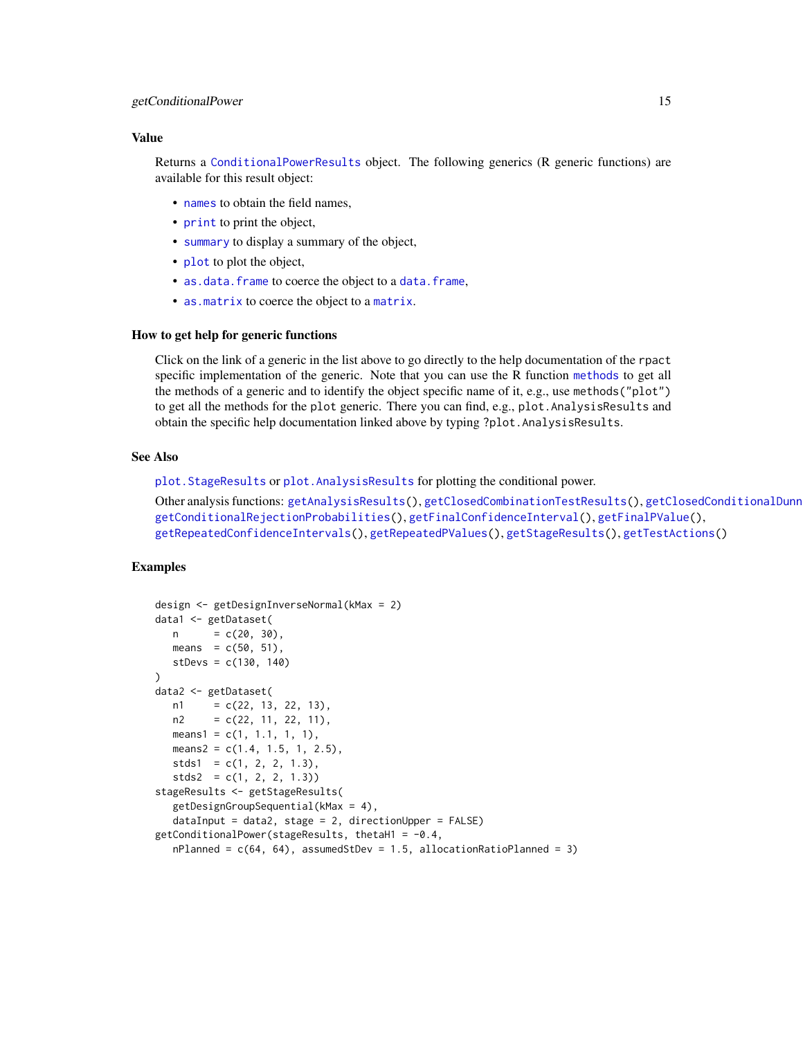### Value

Returns a `ConditionalPowerResults` object. The following generics (R generic functions) are available for this result object:

- `names` to obtain the field names,
- `print` to print the object,
- `summary` to display a summary of the object,
- `plot` to plot the object,
- `as.data.frame` to coerce the object to a `data.frame`,
- `as.matrix` to coerce the object to a `matrix`.

### How to get help for generic functions

Click on the link of a generic in the list above to go directly to the help documentation of the `rpact` specific implementation of the generic. Note that you can use the R function `methods` to get all the methods of a generic and to identify the object specific name of it, e.g., use `methods("plot")` to get all the methods for the `plot` generic. There you can find, e.g., `plot.AnalysisResults` and obtain the specific help documentation linked above by typing `?plot.AnalysisResults`.

### See Also

`plot.StageResults` or `plot.AnalysisResults` for plotting the conditional power.

Other analysis functions: `getAnalysisResults()`, `getClosedCombinationTestResults()`, `getClosedConditionalDunn` `getConditionalRejectionProbabilities()`, `getFinalConfidenceInterval()`, `getFinalPValue()`, `getRepeatedConfidenceIntervals()`, `getRepeatedPValues()`, `getStageResults()`, `getTestActions()`

### Examples

```
design <- getDesignInverseNormal(kMax = 2)
data1 <- getDataset(
   n      = c(20, 30),
   means  = c(50, 51),
   stDevs = c(130, 140)
)
data2 <- getDataset(
   n1     = c(22, 13, 22, 13),
   n2     = c(22, 11, 22, 11),
   means1 = c(1, 1.1, 1, 1),
   means2 = c(1.4, 1.5, 1, 2.5),
   stds1  = c(1, 2, 2, 1.3),
   stds2  = c(1, 2, 2, 1.3))
stageResults <- getStageResults(
   getDesignGroupSequential(kMax = 4),
   dataInput = data2, stage = 2, directionUpper = FALSE)
getConditionalPower(stageResults, thetaH1 = -0.4,
   nPlanned = c(64, 64), assumedStDev = 1.5, allocationRatioPlanned = 3)
```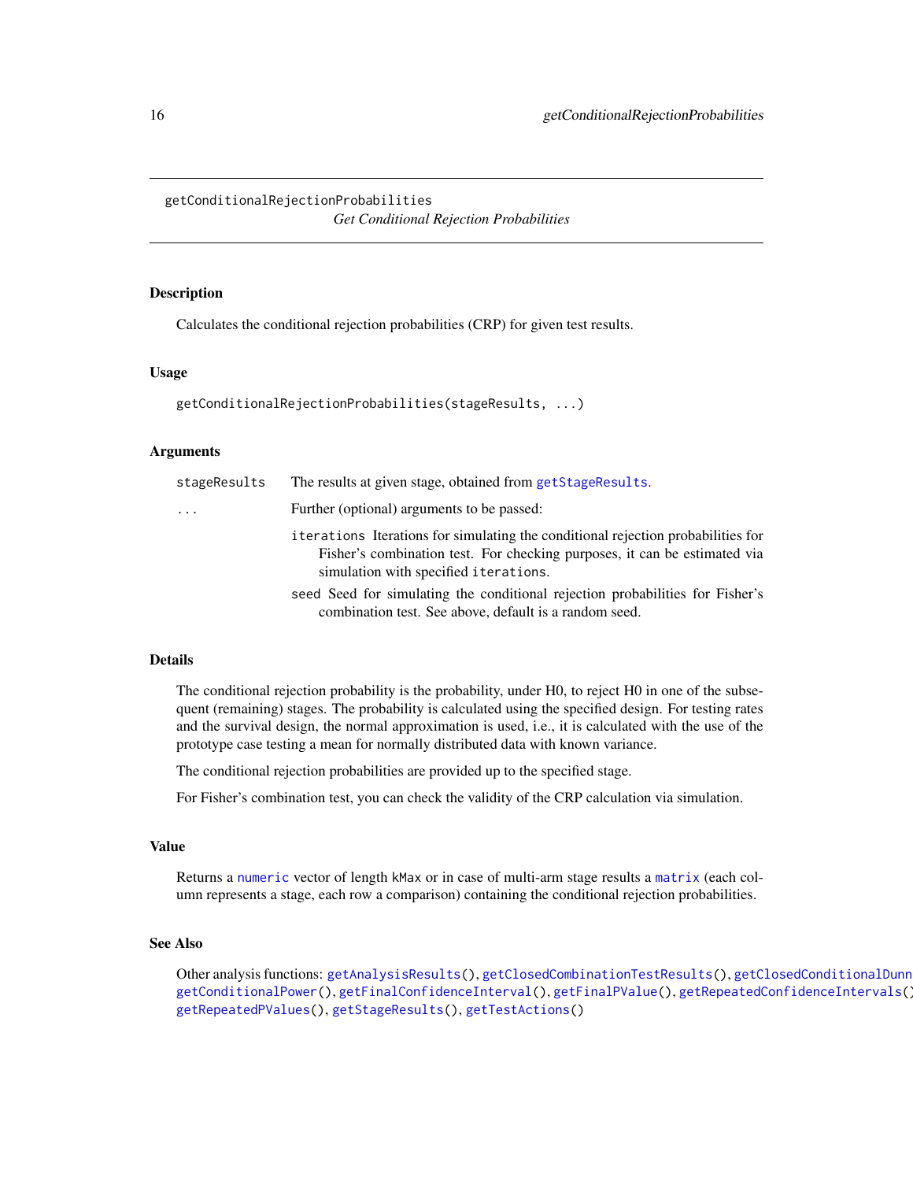# getConditionalRejectionProbabilities

*Get Conditional Rejection Probabilities*

## Description

Calculates the conditional rejection probabilities (CRP) for given test results.

## Usage

```
getConditionalRejectionProbabilities(stageResults, ...)
```

## Arguments

| | |
|---|---|
| `stageResults` | The results at given stage, obtained from `getStageResults`. |
| `...` | Further (optional) arguments to be passed: |
| | `iterations` Iterations for simulating the conditional rejection probabilities for Fisher's combination test. For checking purposes, it can be estimated via simulation with specified `iterations`. |
| | `seed` Seed for simulating the conditional rejection probabilities for Fisher's combination test. See above, default is a random seed. |

## Details

The conditional rejection probability is the probability, under H0, to reject H0 in one of the subsequent (remaining) stages. The probability is calculated using the specified design. For testing rates and the survival design, the normal approximation is used, i.e., it is calculated with the use of the prototype case testing a mean for normally distributed data with known variance.

The conditional rejection probabilities are provided up to the specified stage.

For Fisher's combination test, you can check the validity of the CRP calculation via simulation.

## Value

Returns a `numeric` vector of length `kMax` or in case of multi-arm stage results a `matrix` (each column represents a stage, each row a comparison) containing the conditional rejection probabilities.

## See Also

Other analysis functions: `getAnalysisResults()`, `getClosedCombinationTestResults()`, `getClosedConditionalDunn`
`getConditionalPower()`, `getFinalConfidenceInterval()`, `getFinalPValue()`, `getRepeatedConfidenceIntervals()`
`getRepeatedPValues()`, `getStageResults()`, `getTestActions()`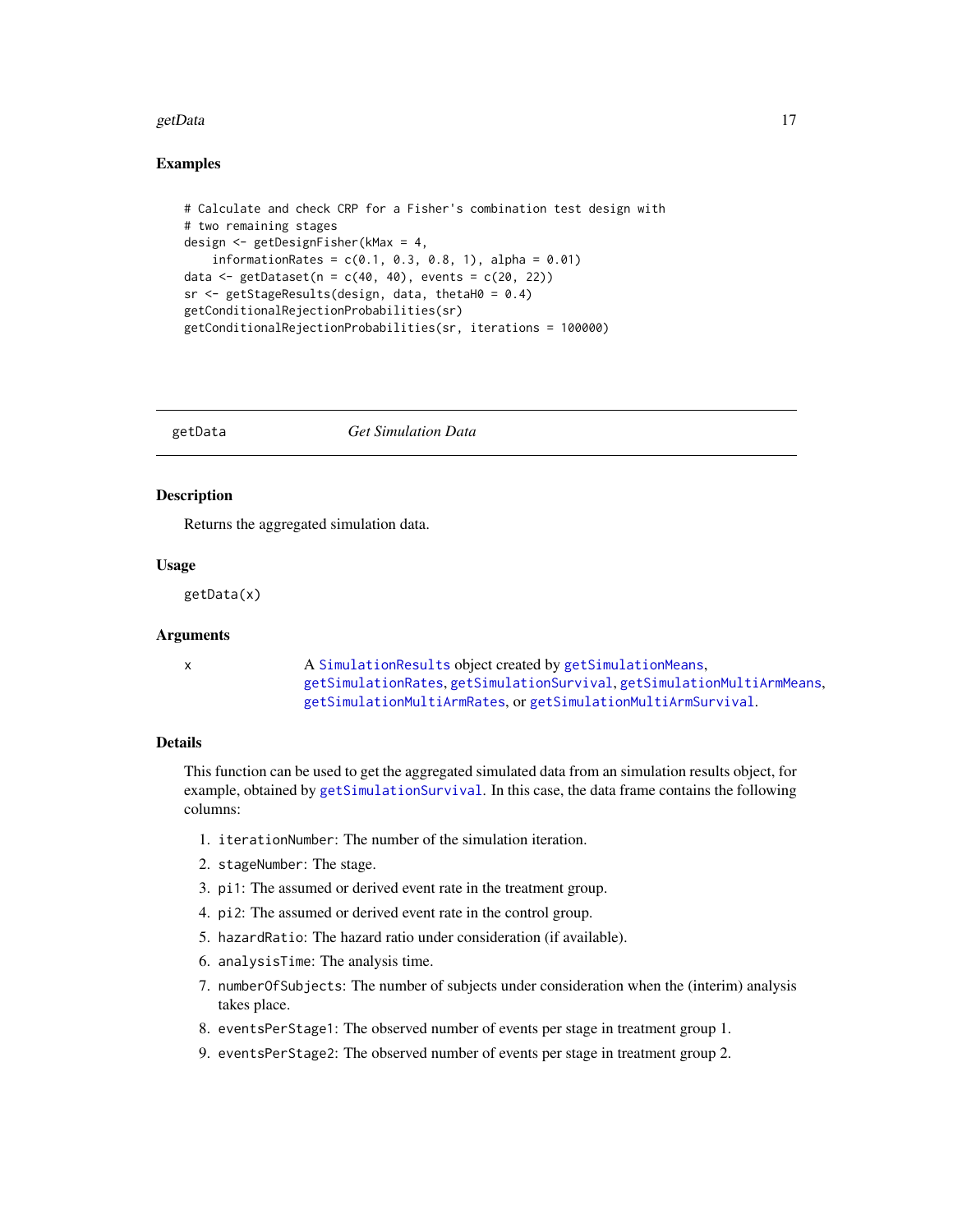### Examples

```
# Calculate and check CRP for a Fisher's combination test design with
# two remaining stages
design <- getDesignFisher(kMax = 4,
    informationRates = c(0.1, 0.3, 0.8, 1), alpha = 0.01)
data <- getDataset(n = c(40, 40), events = c(20, 22))
sr <- getStageResults(design, data, thetaH0 = 0.4)
getConditionalRejectionProbabilities(sr)
getConditionalRejectionProbabilities(sr, iterations = 100000)
```

---

## getData *Get Simulation Data*

---

### Description

Returns the aggregated simulation data.

### Usage

```
getData(x)
```

### Arguments

| | |
|---|---|
| x | A SimulationResults object created by getSimulationMeans, getSimulationRates, getSimulationSurvival, getSimulationMultiArmMeans, getSimulationMultiArmRates, or getSimulationMultiArmSurvival. |

### Details

This function can be used to get the aggregated simulated data from an simulation results object, for example, obtained by getSimulationSurvival. In this case, the data frame contains the following columns:

1. iterationNumber: The number of the simulation iteration.
2. stageNumber: The stage.
3. pi1: The assumed or derived event rate in the treatment group.
4. pi2: The assumed or derived event rate in the control group.
5. hazardRatio: The hazard ratio under consideration (if available).
6. analysisTime: The analysis time.
7. numberOfSubjects: The number of subjects under consideration when the (interim) analysis takes place.
8. eventsPerStage1: The observed number of events per stage in treatment group 1.
9. eventsPerStage2: The observed number of events per stage in treatment group 2.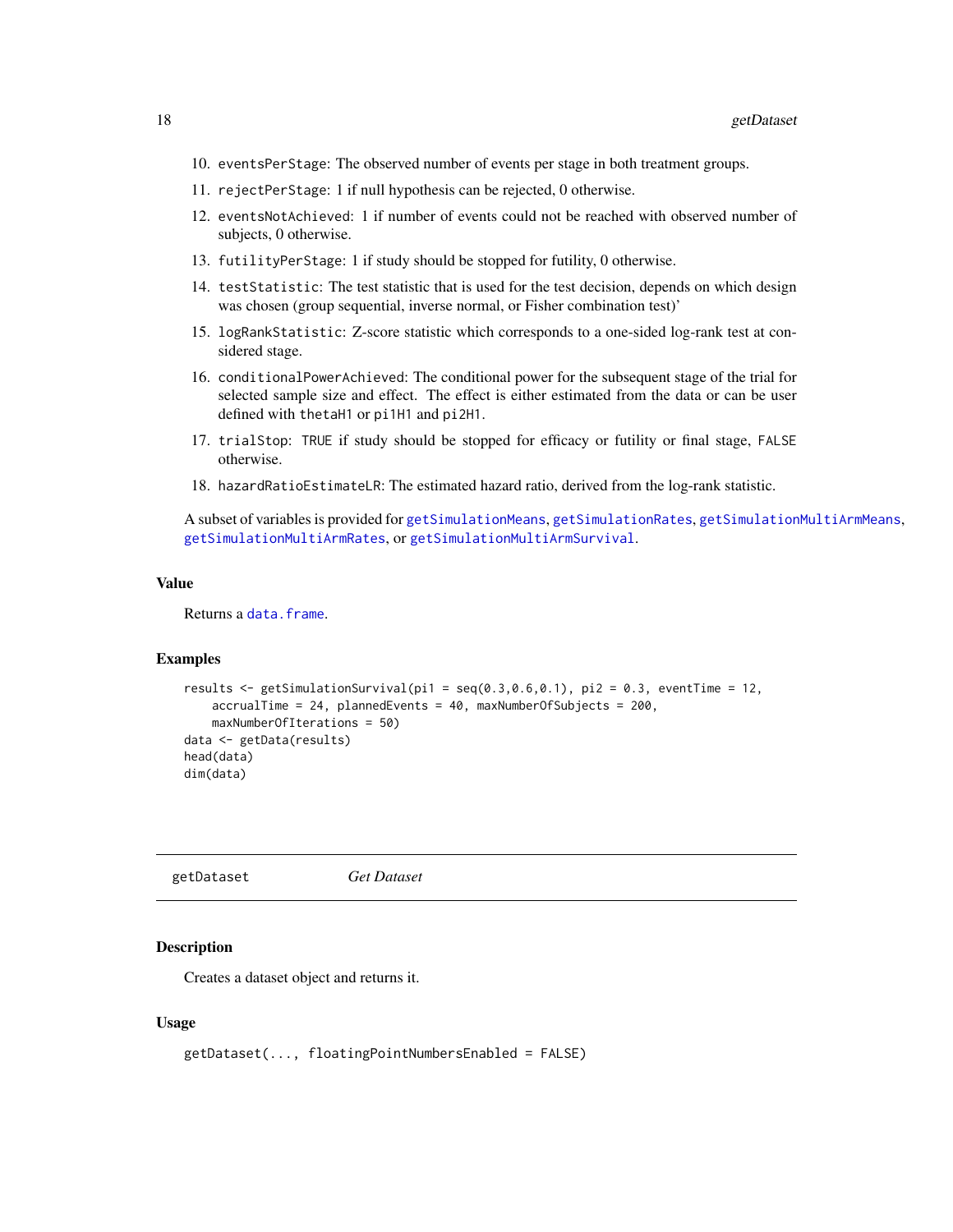10. `eventsPerStage`: The observed number of events per stage in both treatment groups.
11. `rejectPerStage`: 1 if null hypothesis can be rejected, 0 otherwise.
12. `eventsNotAchieved`: 1 if number of events could not be reached with observed number of subjects, 0 otherwise.
13. `futilityPerStage`: 1 if study should be stopped for futility, 0 otherwise.
14. `testStatistic`: The test statistic that is used for the test decision, depends on which design was chosen (group sequential, inverse normal, or Fisher combination test)'
15. `logRankStatistic`: Z-score statistic which corresponds to a one-sided log-rank test at considered stage.
16. `conditionalPowerAchieved`: The conditional power for the subsequent stage of the trial for selected sample size and effect. The effect is either estimated from the data or can be user defined with `thetaH1` or `pi1H1` and `pi2H1`.
17. `trialStop`: `TRUE` if study should be stopped for efficacy or futility or final stage, `FALSE` otherwise.
18. `hazardRatioEstimateLR`: The estimated hazard ratio, derived from the log-rank statistic.

A subset of variables is provided for `getSimulationMeans`, `getSimulationRates`, `getSimulationMultiArmMeans`, `getSimulationMultiArmRates`, or `getSimulationMultiArmSurvival`.

### Value

Returns a `data.frame`.

### Examples

```
results <- getSimulationSurvival(pi1 = seq(0.3,0.6,0.1), pi2 = 0.3, eventTime = 12,
    accrualTime = 24, plannedEvents = 40, maxNumberOfSubjects = 200,
    maxNumberOfIterations = 50)
data <- getData(results)
head(data)
dim(data)
```

## getDataset — *Get Dataset*

### Description

Creates a dataset object and returns it.

### Usage

```
getDataset(..., floatingPointNumbersEnabled = FALSE)
```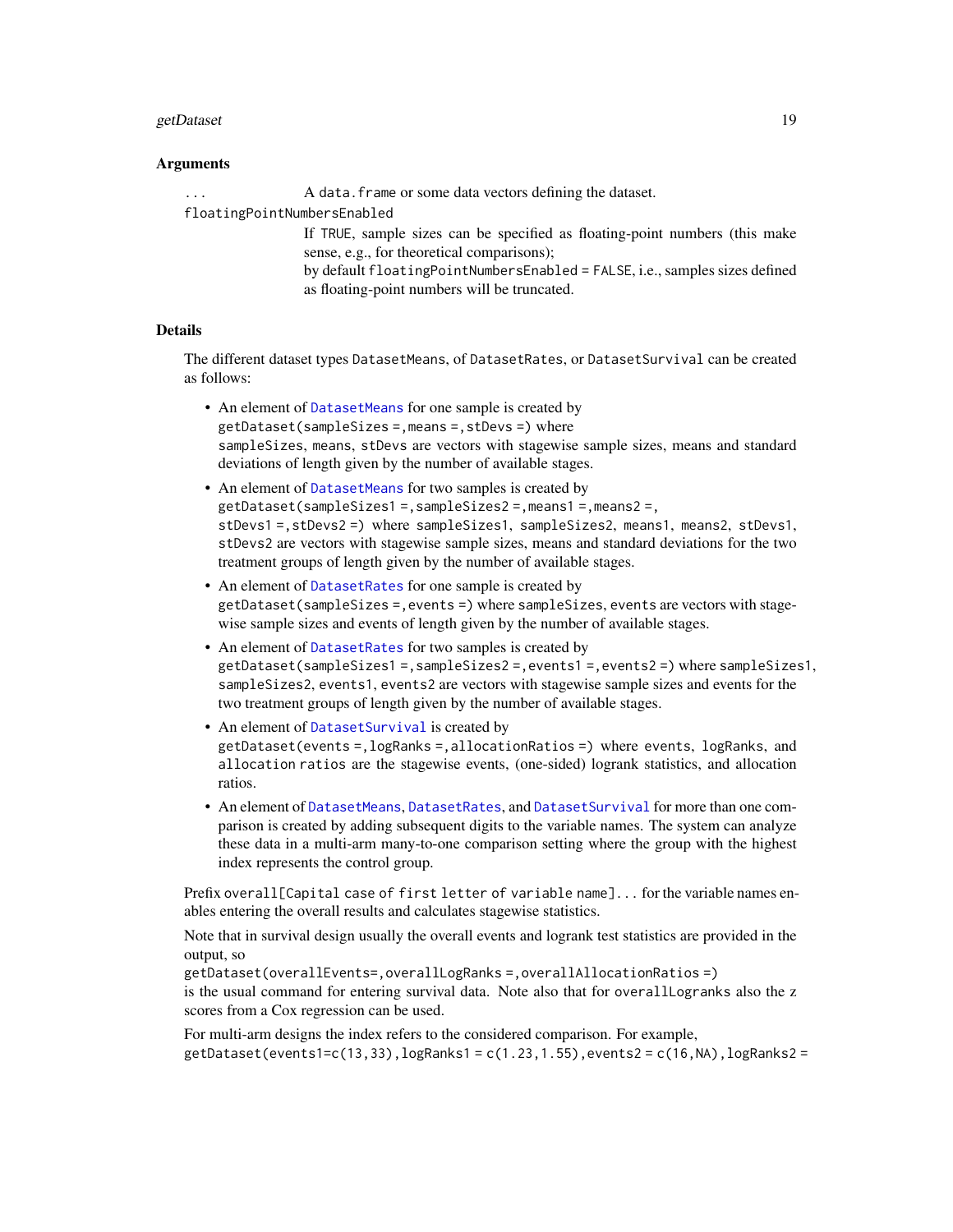### Arguments

`...` A `data.frame` or some data vectors defining the dataset.

`floatingPointNumbersEnabled`
If `TRUE`, sample sizes can be specified as floating-point numbers (this make sense, e.g., for theoretical comparisons);
by default `floatingPointNumbersEnabled = FALSE`, i.e., samples sizes defined as floating-point numbers will be truncated.

### Details

The different dataset types `DatasetMeans`, of `DatasetRates`, or `DatasetSurvival` can be created as follows:

- An element of `DatasetMeans` for one sample is created by
  `getDataset(sampleSizes =, means =, stDevs =)` where
  `sampleSizes`, `means`, `stDevs` are vectors with stagewise sample sizes, means and standard deviations of length given by the number of available stages.
- An element of `DatasetMeans` for two samples is created by
  `getDataset(sampleSizes1 =, sampleSizes2 =, means1 =, means2 =, stDevs1 =, stDevs2 =)` where `sampleSizes1`, `sampleSizes2`, `means1`, `means2`, `stDevs1`, `stDevs2` are vectors with stagewise sample sizes, means and standard deviations for the two treatment groups of length given by the number of available stages.
- An element of `DatasetRates` for one sample is created by
  `getDataset(sampleSizes =, events =)` where `sampleSizes`, `events` are vectors with stagewise sample sizes and events of length given by the number of available stages.
- An element of `DatasetRates` for two samples is created by
  `getDataset(sampleSizes1 =, sampleSizes2 =, events1 =, events2 =)` where `sampleSizes1`, `sampleSizes2`, `events1`, `events2` are vectors with stagewise sample sizes and events for the two treatment groups of length given by the number of available stages.
- An element of `DatasetSurvival` is created by
  `getDataset(events =, logRanks =, allocationRatios =)` where `events`, `logRanks`, and `allocation ratios` are the stagewise events, (one-sided) logrank statistics, and allocation ratios.
- An element of `DatasetMeans`, `DatasetRates`, and `DatasetSurvival` for more than one comparison is created by adding subsequent digits to the variable names. The system can analyze these data in a multi-arm many-to-one comparison setting where the group with the highest index represents the control group.

Prefix `overall[Capital case of first letter of variable name]...` for the variable names enables entering the overall results and calculates stagewise statistics.

Note that in survival design usually the overall events and logrank test statistics are provided in the output, so
`getDataset(overallEvents=, overallLogRanks =, overallAllocationRatios =)`
is the usual command for entering survival data. Note also that for `overallLogranks` also the z scores from a Cox regression can be used.

For multi-arm designs the index refers to the considered comparison. For example,
`getDataset(events1=c(13,33), logRanks1 = c(1.23,1.55), events2 = c(16,NA), logRanks2 =`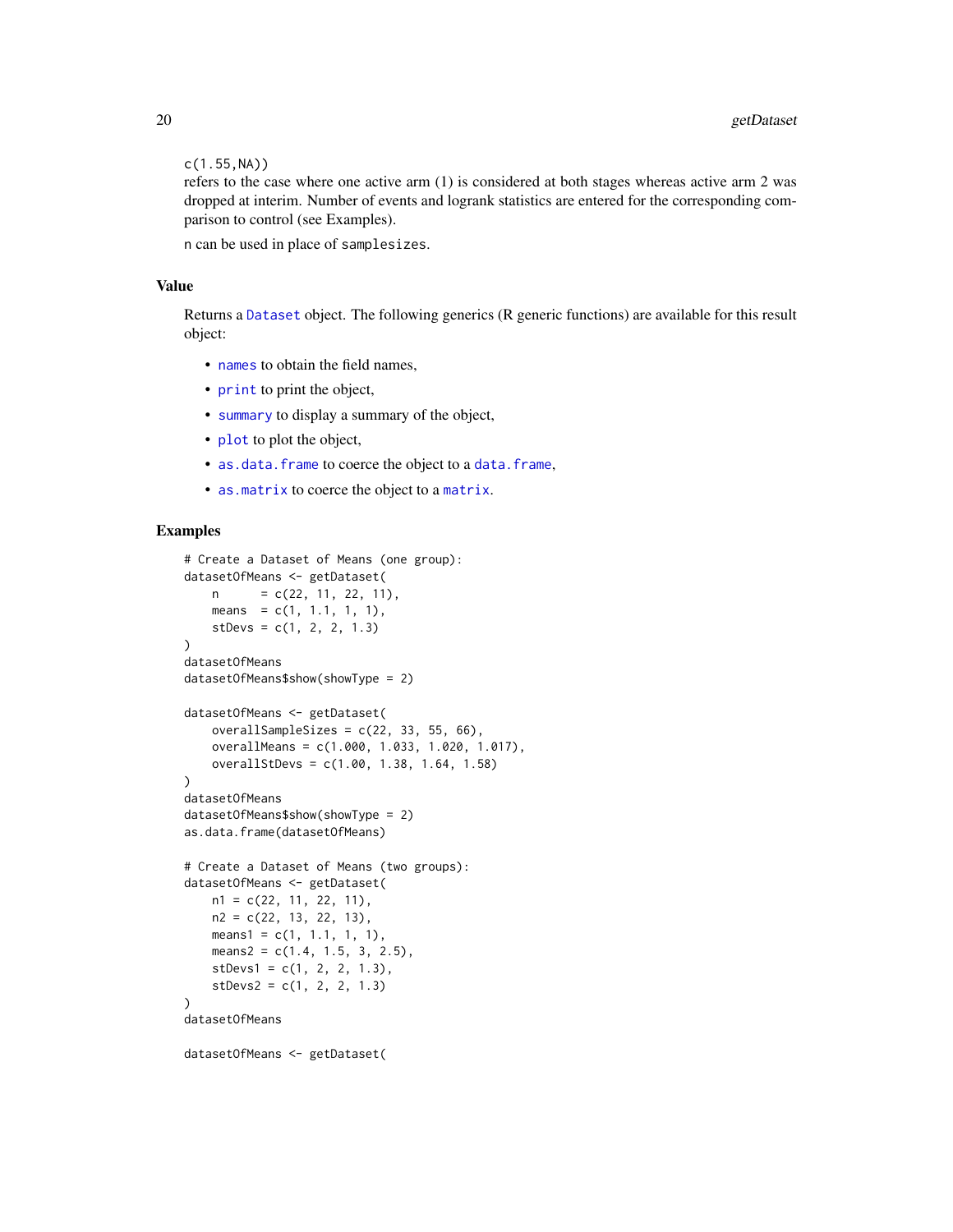c(1.55,NA))
refers to the case where one active arm (1) is considered at both stages whereas active arm 2 was dropped at interim. Number of events and logrank statistics are entered for the corresponding comparison to control (see Examples).

n can be used in place of samplesizes.

## Value

Returns a Dataset object. The following generics (R generic functions) are available for this result object:

- names to obtain the field names,
- print to print the object,
- summary to display a summary of the object,
- plot to plot the object,
- as.data.frame to coerce the object to a data.frame,
- as.matrix to coerce the object to a matrix.

## Examples

```
# Create a Dataset of Means (one group):
datasetOfMeans <- getDataset(
    n      = c(22, 11, 22, 11),
    means  = c(1, 1.1, 1, 1),
    stDevs = c(1, 2, 2, 1.3)
)
datasetOfMeans
datasetOfMeans$show(showType = 2)

datasetOfMeans <- getDataset(
    overallSampleSizes = c(22, 33, 55, 66),
    overallMeans = c(1.000, 1.033, 1.020, 1.017),
    overallStDevs = c(1.00, 1.38, 1.64, 1.58)
)
datasetOfMeans
datasetOfMeans$show(showType = 2)
as.data.frame(datasetOfMeans)

# Create a Dataset of Means (two groups):
datasetOfMeans <- getDataset(
    n1 = c(22, 11, 22, 11),
    n2 = c(22, 13, 22, 13),
    means1 = c(1, 1.1, 1, 1),
    means2 = c(1.4, 1.5, 3, 2.5),
    stDevs1 = c(1, 2, 2, 1.3),
    stDevs2 = c(1, 2, 2, 1.3)
)
datasetOfMeans

datasetOfMeans <- getDataset(
```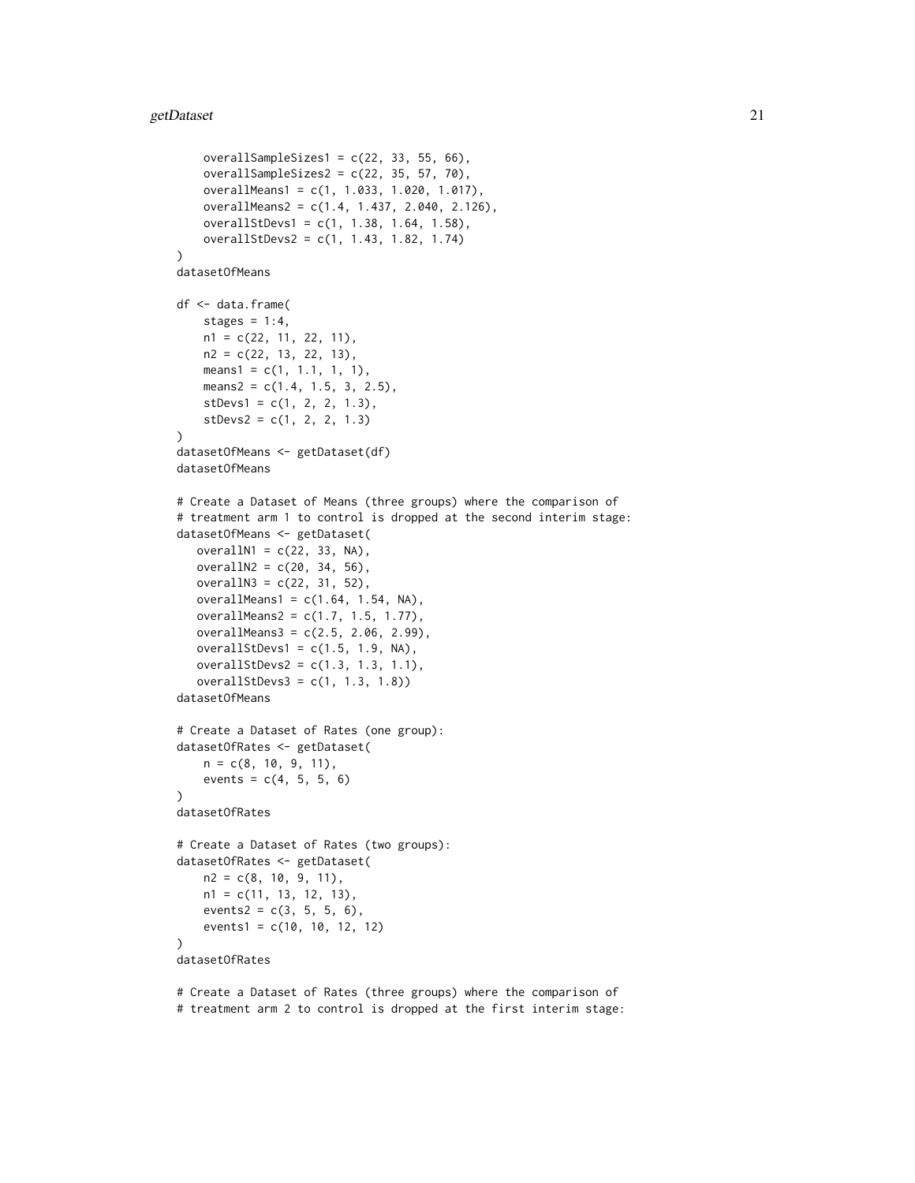```
    overallSampleSizes1 = c(22, 33, 55, 66),
    overallSampleSizes2 = c(22, 35, 57, 70),
    overallMeans1 = c(1, 1.033, 1.020, 1.017),
    overallMeans2 = c(1.4, 1.437, 2.040, 2.126),
    overallStDevs1 = c(1, 1.38, 1.64, 1.58),
    overallStDevs2 = c(1, 1.43, 1.82, 1.74)
)
datasetOfMeans

df <- data.frame(
    stages = 1:4,
    n1 = c(22, 11, 22, 11),
    n2 = c(22, 13, 22, 13),
    means1 = c(1, 1.1, 1, 1),
    means2 = c(1.4, 1.5, 3, 2.5),
    stDevs1 = c(1, 2, 2, 1.3),
    stDevs2 = c(1, 2, 2, 1.3)
)
datasetOfMeans <- getDataset(df)
datasetOfMeans

# Create a Dataset of Means (three groups) where the comparison of
# treatment arm 1 to control is dropped at the second interim stage:
datasetOfMeans <- getDataset(
   overallN1 = c(22, 33, NA),
   overallN2 = c(20, 34, 56),
   overallN3 = c(22, 31, 52),
   overallMeans1 = c(1.64, 1.54, NA),
   overallMeans2 = c(1.7, 1.5, 1.77),
   overallMeans3 = c(2.5, 2.06, 2.99),
   overallStDevs1 = c(1.5, 1.9, NA),
   overallStDevs2 = c(1.3, 1.3, 1.1),
   overallStDevs3 = c(1, 1.3, 1.8))
datasetOfMeans

# Create a Dataset of Rates (one group):
datasetOfRates <- getDataset(
    n = c(8, 10, 9, 11),
    events = c(4, 5, 5, 6)
)
datasetOfRates

# Create a Dataset of Rates (two groups):
datasetOfRates <- getDataset(
    n2 = c(8, 10, 9, 11),
    n1 = c(11, 13, 12, 13),
    events2 = c(3, 5, 5, 6),
    events1 = c(10, 10, 12, 12)
)
datasetOfRates

# Create a Dataset of Rates (three groups) where the comparison of
# treatment arm 2 to control is dropped at the first interim stage:
```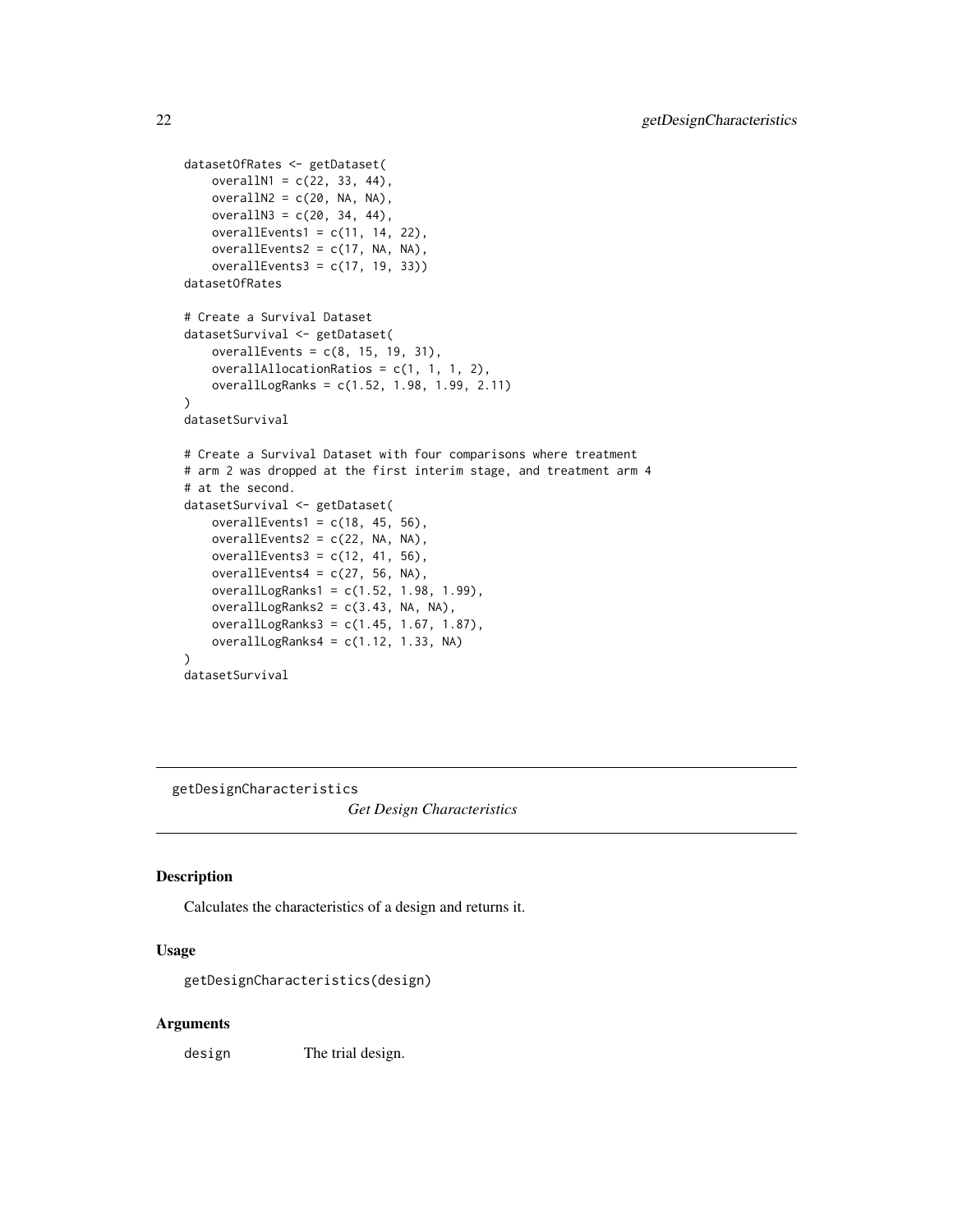```
datasetOfRates <- getDataset(
    overallN1 = c(22, 33, 44),
    overallN2 = c(20, NA, NA),
    overallN3 = c(20, 34, 44),
    overallEvents1 = c(11, 14, 22),
    overallEvents2 = c(17, NA, NA),
    overallEvents3 = c(17, 19, 33))
datasetOfRates

# Create a Survival Dataset
datasetSurvival <- getDataset(
    overallEvents = c(8, 15, 19, 31),
    overallAllocationRatios = c(1, 1, 1, 2),
    overallLogRanks = c(1.52, 1.98, 1.99, 2.11)
)
datasetSurvival

# Create a Survival Dataset with four comparisons where treatment
# arm 2 was dropped at the first interim stage, and treatment arm 4
# at the second.
datasetSurvival <- getDataset(
    overallEvents1 = c(18, 45, 56),
    overallEvents2 = c(22, NA, NA),
    overallEvents3 = c(12, 41, 56),
    overallEvents4 = c(27, 56, NA),
    overallLogRanks1 = c(1.52, 1.98, 1.99),
    overallLogRanks2 = c(3.43, NA, NA),
    overallLogRanks3 = c(1.45, 1.67, 1.87),
    overallLogRanks4 = c(1.12, 1.33, NA)
)
datasetSurvival
```

---

## getDesignCharacteristics

*Get Design Characteristics*

### Description

Calculates the characteristics of a design and returns it.

### Usage

```
getDesignCharacteristics(design)
```

### Arguments

| | |
|---|---|
| design | The trial design. |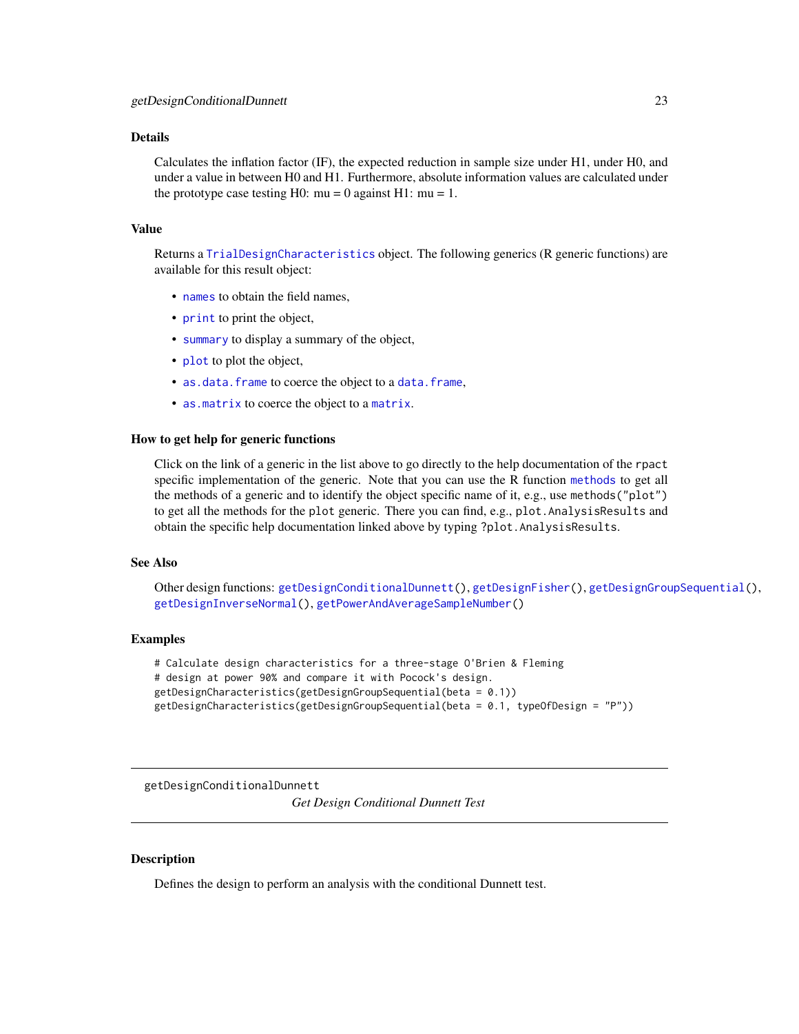## Details

Calculates the inflation factor (IF), the expected reduction in sample size under H1, under H0, and under a value in between H0 and H1. Furthermore, absolute information values are calculated under the prototype case testing H0: mu = 0 against H1: mu = 1.

## Value

Returns a `TrialDesignCharacteristics` object. The following generics (R generic functions) are available for this result object:

- `names` to obtain the field names,
- `print` to print the object,
- `summary` to display a summary of the object,
- `plot` to plot the object,
- `as.data.frame` to coerce the object to a `data.frame`,
- `as.matrix` to coerce the object to a `matrix`.

## How to get help for generic functions

Click on the link of a generic in the list above to go directly to the help documentation of the `rpact` specific implementation of the generic. Note that you can use the R function `methods` to get all the methods of a generic and to identify the object specific name of it, e.g., use `methods("plot")` to get all the methods for the `plot` generic. There you can find, e.g., `plot.AnalysisResults` and obtain the specific help documentation linked above by typing `?plot.AnalysisResults`.

## See Also

Other design functions: `getDesignConditionalDunnett()`, `getDesignFisher()`, `getDesignGroupSequential()`, `getDesignInverseNormal()`, `getPowerAndAverageSampleNumber()`

## Examples

```
# Calculate design characteristics for a three-stage O'Brien & Fleming
# design at power 90% and compare it with Pocock's design.
getDesignCharacteristics(getDesignGroupSequential(beta = 0.1))
getDesignCharacteristics(getDesignGroupSequential(beta = 0.1, typeOfDesign = "P"))
```

---

# getDesignConditionalDunnett — *Get Design Conditional Dunnett Test*

---

## Description

Defines the design to perform an analysis with the conditional Dunnett test.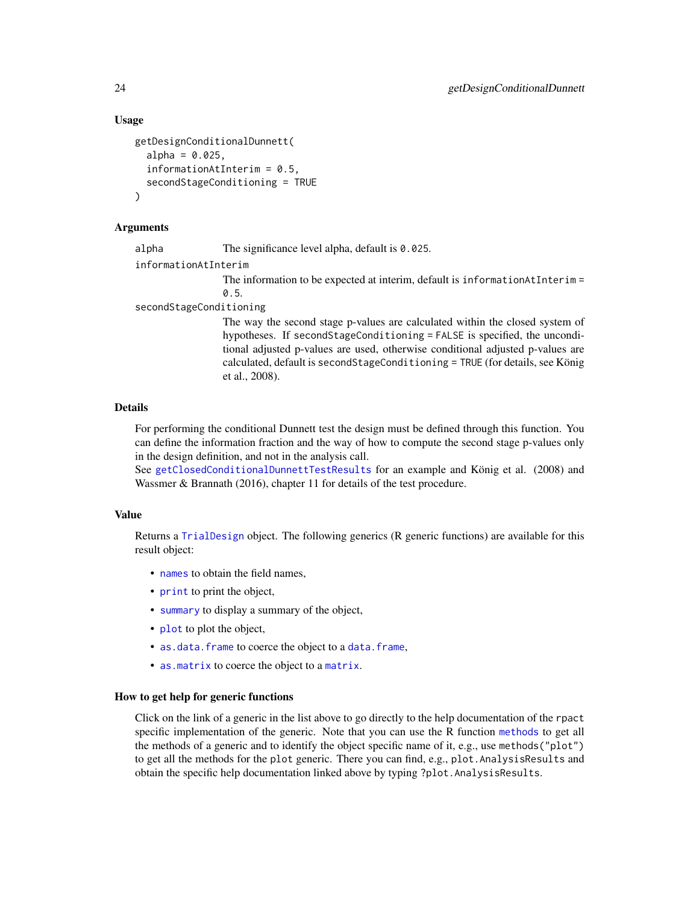### Usage

```
getDesignConditionalDunnett(
  alpha = 0.025,
  informationAtInterim = 0.5,
  secondStageConditioning = TRUE
)
```

### Arguments

**alpha** The significance level alpha, default is `0.025`.

**informationAtInterim** The information to be expected at interim, default is `informationAtInterim = 0.5`.

**secondStageConditioning** The way the second stage p-values are calculated within the closed system of hypotheses. If `secondStageConditioning = FALSE` is specified, the unconditional adjusted p-values are used, otherwise conditional adjusted p-values are calculated, default is `secondStageConditioning = TRUE` (for details, see König et al., 2008).

### Details

For performing the conditional Dunnett test the design must be defined through this function. You can define the information fraction and the way of how to compute the second stage p-values only in the design definition, and not in the analysis call.
See `getClosedConditionalDunnettTestResults` for an example and König et al. (2008) and Wassmer & Brannath (2016), chapter 11 for details of the test procedure.

### Value

Returns a `TrialDesign` object. The following generics (R generic functions) are available for this result object:

- `names` to obtain the field names,
- `print` to print the object,
- `summary` to display a summary of the object,
- `plot` to plot the object,
- `as.data.frame` to coerce the object to a `data.frame`,
- `as.matrix` to coerce the object to a `matrix`.

### How to get help for generic functions

Click on the link of a generic in the list above to go directly to the help documentation of the `rpact` specific implementation of the generic. Note that you can use the R function `methods` to get all the methods of a generic and to identify the object specific name of it, e.g., use `methods("plot")` to get all the methods for the `plot` generic. There you can find, e.g., `plot.AnalysisResults` and obtain the specific help documentation linked above by typing `?plot.AnalysisResults`.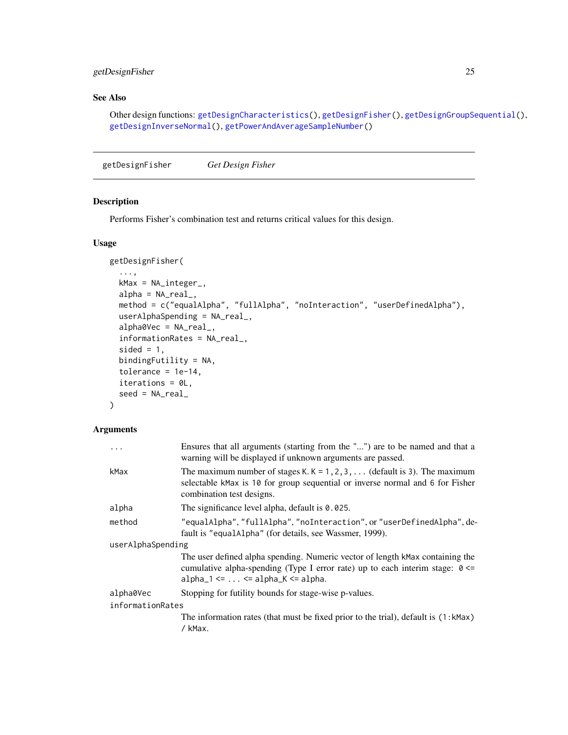## See Also

Other design functions: `getDesignCharacteristics()`, `getDesignFisher()`, `getDesignGroupSequential()`, `getDesignInverseNormal()`, `getPowerAndAverageSampleNumber()`

---

# getDesignFisher — *Get Design Fisher*

## Description

Performs Fisher's combination test and returns critical values for this design.

## Usage

```
getDesignFisher(
  ...,
  kMax = NA_integer_,
  alpha = NA_real_,
  method = c("equalAlpha", "fullAlpha", "noInteraction", "userDefinedAlpha"),
  userAlphaSpending = NA_real_,
  alpha0Vec = NA_real_,
  informationRates = NA_real_,
  sided = 1,
  bindingFutility = NA,
  tolerance = 1e-14,
  iterations = 0L,
  seed = NA_real_
)
```

## Arguments

| | |
|---|---|
| `...` | Ensures that all arguments (starting from the "...") are to be named and that a warning will be displayed if unknown arguments are passed. |
| `kMax` | The maximum number of stages K. K = 1,2,3,... (default is 3). The maximum selectable kMax is 10 for group sequential or inverse normal and 6 for Fisher combination test designs. |
| `alpha` | The significance level alpha, default is `0.025`. |
| `method` | `"equalAlpha"`, `"fullAlpha"`, `"noInteraction"`, or `"userDefinedAlpha"`, default is `"equalAlpha"` (for details, see Wassmer, 1999). |
| `userAlphaSpending` | The user defined alpha spending. Numeric vector of length `kMax` containing the cumulative alpha-spending (Type I error rate) up to each interim stage: `0 <= alpha_1 <= ... <= alpha_K <= alpha`. |
| `alpha0Vec` | Stopping for futility bounds for stage-wise p-values. |
| `informationRates` | The information rates (that must be fixed prior to the trial), default is `(1:kMax) / kMax`. |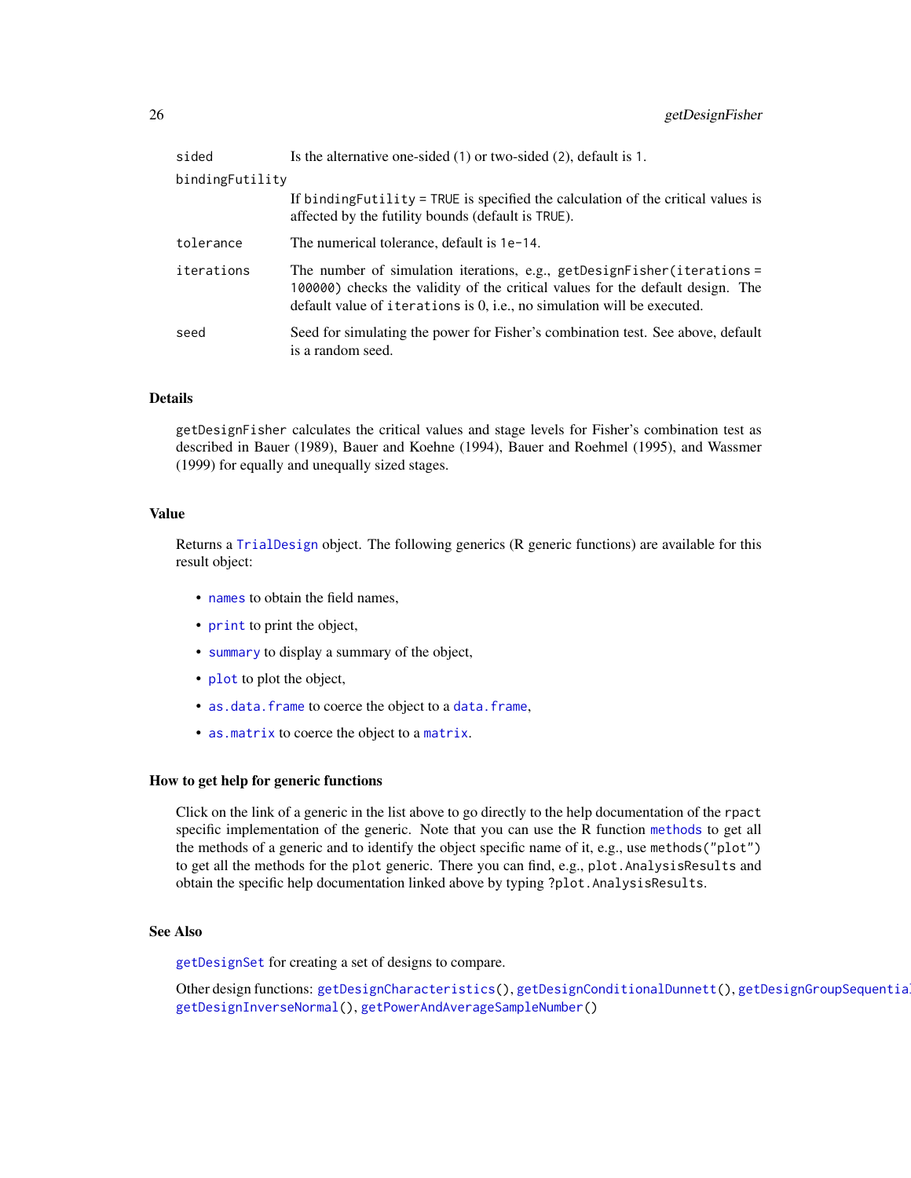| | |
|---|---|
| `sided` | Is the alternative one-sided (1) or two-sided (2), default is 1. |
| `bindingFutility` | If `bindingFutility = TRUE` is specified the calculation of the critical values is affected by the futility bounds (default is TRUE). |
| `tolerance` | The numerical tolerance, default is 1e-14. |
| `iterations` | The number of simulation iterations, e.g., `getDesignFisher(iterations = 100000)` checks the validity of the critical values for the default design. The default value of `iterations` is 0, i.e., no simulation will be executed. |
| `seed` | Seed for simulating the power for Fisher's combination test. See above, default is a random seed. |

## Details

`getDesignFisher` calculates the critical values and stage levels for Fisher's combination test as described in Bauer (1989), Bauer and Koehne (1994), Bauer and Roehmel (1995), and Wassmer (1999) for equally and unequally sized stages.

## Value

Returns a `TrialDesign` object. The following generics (R generic functions) are available for this result object:

- `names` to obtain the field names,
- `print` to print the object,
- `summary` to display a summary of the object,
- `plot` to plot the object,
- `as.data.frame` to coerce the object to a `data.frame`,
- `as.matrix` to coerce the object to a `matrix`.

## How to get help for generic functions

Click on the link of a generic in the list above to go directly to the help documentation of the `rpact` specific implementation of the generic. Note that you can use the R function `methods` to get all the methods of a generic and to identify the object specific name of it, e.g., use `methods("plot")` to get all the methods for the `plot` generic. There you can find, e.g., `plot.AnalysisResults` and obtain the specific help documentation linked above by typing `?plot.AnalysisResults`.

## See Also

`getDesignSet` for creating a set of designs to compare.

Other design functions: `getDesignCharacteristics()`, `getDesignConditionalDunnett()`, `getDesignGroupSequential()`, `getDesignInverseNormal()`, `getPowerAndAverageSampleNumber()`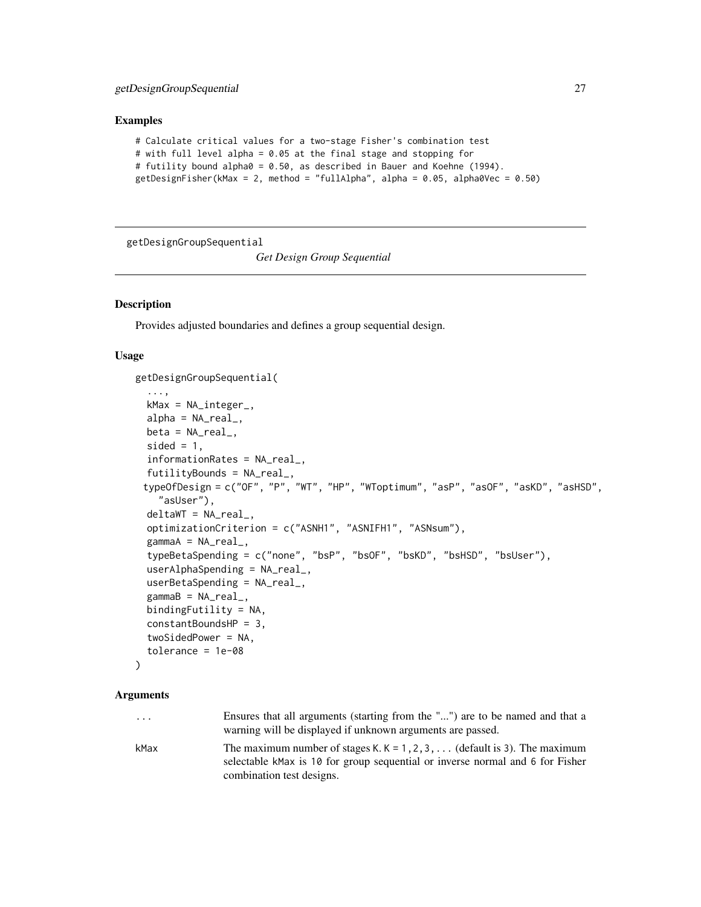### Examples

```
# Calculate critical values for a two-stage Fisher's combination test
# with full level alpha = 0.05 at the final stage and stopping for
# futility bound alpha0 = 0.50, as described in Bauer and Koehne (1994).
getDesignFisher(kMax = 2, method = "fullAlpha", alpha = 0.05, alpha0Vec = 0.50)
```

---

## getDesignGroupSequential    *Get Design Group Sequential*

---

### Description

Provides adjusted boundaries and defines a group sequential design.

### Usage

```
getDesignGroupSequential(
  ...,
  kMax = NA_integer_,
  alpha = NA_real_,
  beta = NA_real_,
  sided = 1,
  informationRates = NA_real_,
  futilityBounds = NA_real_,
  typeOfDesign = c("OF", "P", "WT", "HP", "WToptimum", "asP", "asOF", "asKD", "asHSD",
    "asUser"),
  deltaWT = NA_real_,
  optimizationCriterion = c("ASNH1", "ASNIFH1", "ASNsum"),
  gammaA = NA_real_,
  typeBetaSpending = c("none", "bsP", "bsOF", "bsKD", "bsHSD", "bsUser"),
  userAlphaSpending = NA_real_,
  userBetaSpending = NA_real_,
  gammaB = NA_real_,
  bindingFutility = NA,
  constantBoundsHP = 3,
  twoSidedPower = NA,
  tolerance = 1e-08
)
```

### Arguments

| | |
|---|---|
| `...` | Ensures that all arguments (starting from the "...") are to be named and that a warning will be displayed if unknown arguments are passed. |
| `kMax` | The maximum number of stages `K`. `K = 1, 2, 3, ...` (default is `3`). The maximum selectable `kMax` is `10` for group sequential or inverse normal and `6` for Fisher combination test designs. |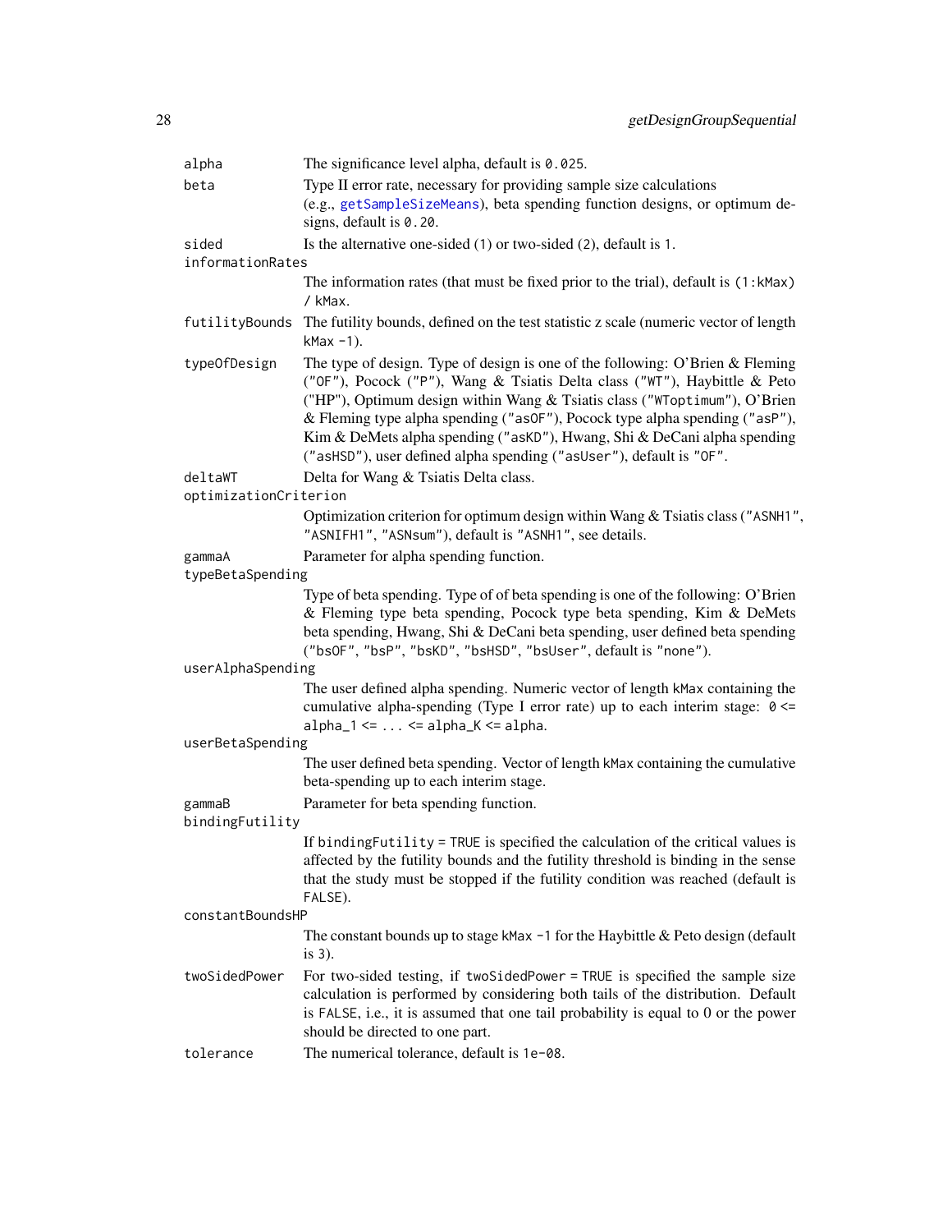| | |
|---|---|
| `alpha` | The significance level alpha, default is `0.025`. |
| `beta` | Type II error rate, necessary for providing sample size calculations (e.g., `getSampleSizeMeans`), beta spending function designs, or optimum designs, default is `0.20`. |
| `sided` | Is the alternative one-sided (`1`) or two-sided (`2`), default is `1`. |
| `informationRates` | The information rates (that must be fixed prior to the trial), default is `(1:kMax) / kMax`. |
| `futilityBounds` | The futility bounds, defined on the test statistic z scale (numeric vector of length `kMax -1`). |
| `typeOfDesign` | The type of design. Type of design is one of the following: O'Brien & Fleming (`"OF"`), Pocock (`"P"`), Wang & Tsiatis Delta class (`"WT"`), Haybittle & Peto ("HP"), Optimum design within Wang & Tsiatis class (`"WToptimum"`), O'Brien & Fleming type alpha spending (`"asOF"`), Pocock type alpha spending (`"asP"`), Kim & DeMets alpha spending (`"asKD"`), Hwang, Shi & DeCani alpha spending (`"asHSD"`), user defined alpha spending (`"asUser"`), default is `"OF"`. |
| `deltaWT` | Delta for Wang & Tsiatis Delta class. |
| `optimizationCriterion` | Optimization criterion for optimum design within Wang & Tsiatis class (`"ASNH1"`, `"ASNIFH1"`, `"ASNsum"`), default is `"ASNH1"`, see details. |
| `gammaA` | Parameter for alpha spending function. |
| `typeBetaSpending` | Type of beta spending. Type of of beta spending is one of the following: O'Brien & Fleming type beta spending, Pocock type beta spending, Kim & DeMets beta spending, Hwang, Shi & DeCani beta spending, user defined beta spending (`"bsOF"`, `"bsP"`, `"bsKD"`, `"bsHSD"`, `"bsUser"`, default is `"none"`). |
| `userAlphaSpending` | The user defined alpha spending. Numeric vector of length `kMax` containing the cumulative alpha-spending (Type I error rate) up to each interim stage: `0 <= alpha_1 <= ... <= alpha_K <= alpha`. |
| `userBetaSpending` | The user defined beta spending. Vector of length `kMax` containing the cumulative beta-spending up to each interim stage. |
| `gammaB` | Parameter for beta spending function. |
| `bindingFutility` | If `bindingFutility = TRUE` is specified the calculation of the critical values is affected by the futility bounds and the futility threshold is binding in the sense that the study must be stopped if the futility condition was reached (default is `FALSE`). |
| `constantBoundsHP` | The constant bounds up to stage `kMax -1` for the Haybittle & Peto design (default is `3`). |
| `twoSidedPower` | For two-sided testing, if `twoSidedPower = TRUE` is specified the sample size calculation is performed by considering both tails of the distribution. Default is `FALSE`, i.e., it is assumed that one tail probability is equal to 0 or the power should be directed to one part. |
| `tolerance` | The numerical tolerance, default is `1e-08`. |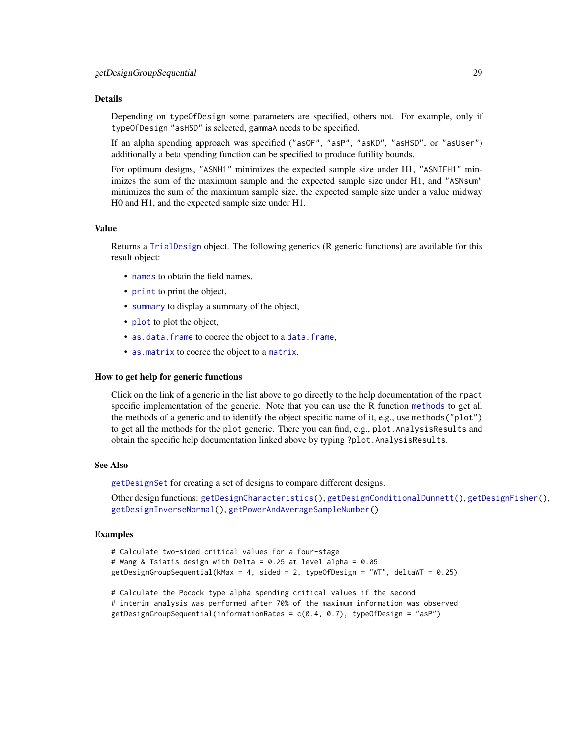## Details

Depending on `typeOfDesign` some parameters are specified, others not. For example, only if `typeOfDesign` `"asHSD"` is selected, `gammaA` needs to be specified.

If an alpha spending approach was specified (`"asOF"`, `"asP"`, `"asKD"`, `"asHSD"`, or `"asUser"`) additionally a beta spending function can be specified to produce futility bounds.

For optimum designs, `"ASNH1"` minimizes the expected sample size under H1, `"ASNIFH1"` minimizes the sum of the maximum sample and the expected sample size under H1, and `"ASNsum"` minimizes the sum of the maximum sample size, the expected sample size under a value midway H0 and H1, and the expected sample size under H1.

## Value

Returns a `TrialDesign` object. The following generics (R generic functions) are available for this result object:

- `names` to obtain the field names,
- `print` to print the object,
- `summary` to display a summary of the object,
- `plot` to plot the object,
- `as.data.frame` to coerce the object to a `data.frame`,
- `as.matrix` to coerce the object to a `matrix`.

## How to get help for generic functions

Click on the link of a generic in the list above to go directly to the help documentation of the `rpact` specific implementation of the generic. Note that you can use the R function `methods` to get all the methods of a generic and to identify the object specific name of it, e.g., use `methods("plot")` to get all the methods for the `plot` generic. There you can find, e.g., `plot.AnalysisResults` and obtain the specific help documentation linked above by typing `?plot.AnalysisResults`.

## See Also

`getDesignSet` for creating a set of designs to compare different designs.

Other design functions: `getDesignCharacteristics()`, `getDesignConditionalDunnett()`, `getDesignFisher()`, `getDesignInverseNormal()`, `getPowerAndAverageSampleNumber()`

## Examples

```
# Calculate two-sided critical values for a four-stage
# Wang & Tsiatis design with Delta = 0.25 at level alpha = 0.05
getDesignGroupSequential(kMax = 4, sided = 2, typeOfDesign = "WT", deltaWT = 0.25)

# Calculate the Pocock type alpha spending critical values if the second
# interim analysis was performed after 70% of the maximum information was observed
getDesignGroupSequential(informationRates = c(0.4, 0.7), typeOfDesign = "asP")
```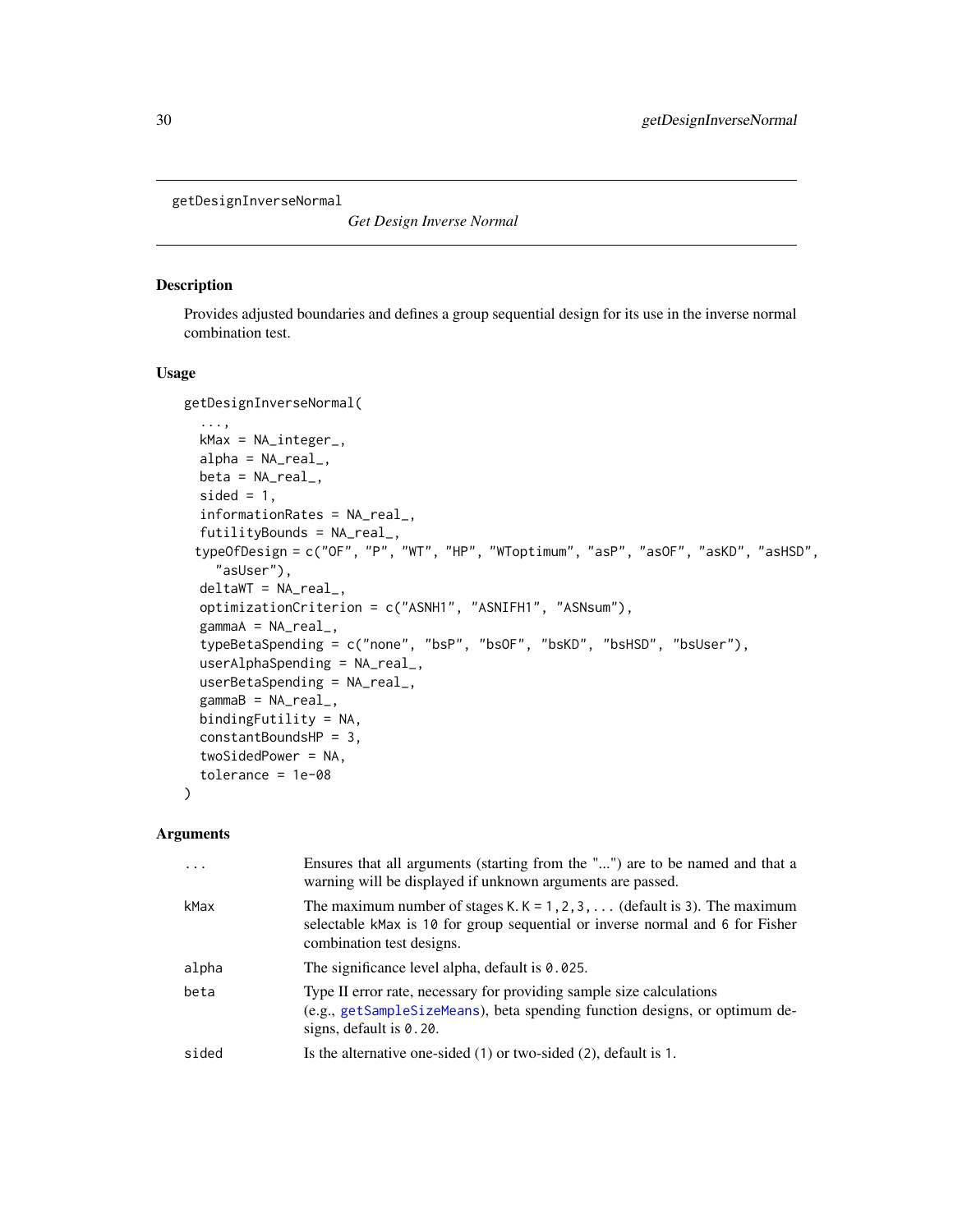getDesignInverseNormal

*Get Design Inverse Normal*

## Description

Provides adjusted boundaries and defines a group sequential design for its use in the inverse normal combination test.

## Usage

```
getDesignInverseNormal(
  ...,
  kMax = NA_integer_,
  alpha = NA_real_,
  beta = NA_real_,
  sided = 1,
  informationRates = NA_real_,
  futilityBounds = NA_real_,
  typeOfDesign = c("OF", "P", "WT", "HP", "WToptimum", "asP", "asOF", "asKD", "asHSD",
    "asUser"),
  deltaWT = NA_real_,
  optimizationCriterion = c("ASNH1", "ASNIFH1", "ASNsum"),
  gammaA = NA_real_,
  typeBetaSpending = c("none", "bsP", "bsOF", "bsKD", "bsHSD", "bsUser"),
  userAlphaSpending = NA_real_,
  userBetaSpending = NA_real_,
  gammaB = NA_real_,
  bindingFutility = NA,
  constantBoundsHP = 3,
  twoSidedPower = NA,
  tolerance = 1e-08
)
```

## Arguments

| | |
|---|---|
| `...` | Ensures that all arguments (starting from the "...") are to be named and that a warning will be displayed if unknown arguments are passed. |
| `kMax` | The maximum number of stages K. K = 1,2,3,... (default is 3). The maximum selectable kMax is 10 for group sequential or inverse normal and 6 for Fisher combination test designs. |
| `alpha` | The significance level alpha, default is 0.025. |
| `beta` | Type II error rate, necessary for providing sample size calculations (e.g., getSampleSizeMeans), beta spending function designs, or optimum designs, default is 0.20. |
| `sided` | Is the alternative one-sided (1) or two-sided (2), default is 1. |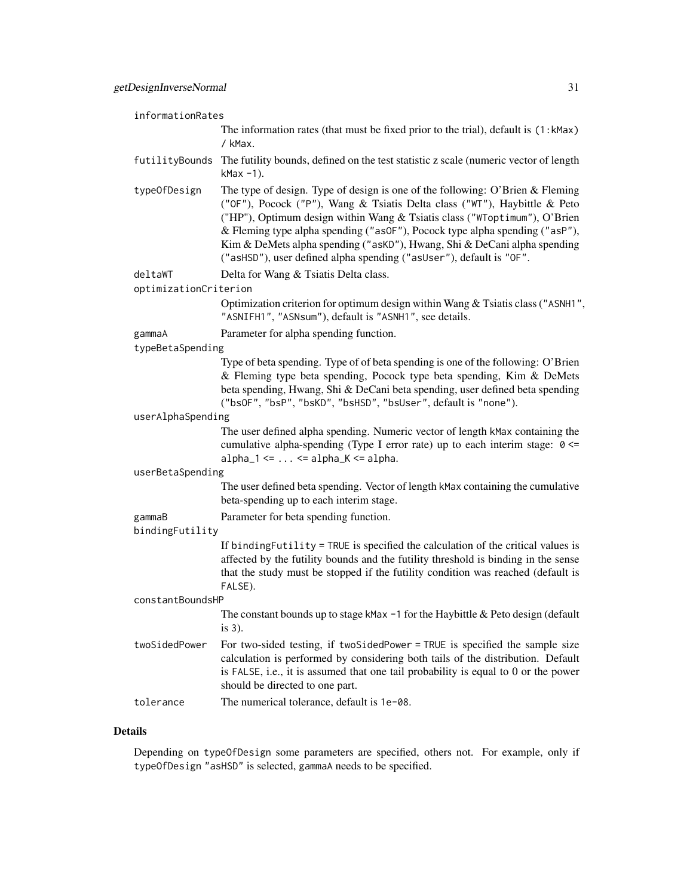`informationRates`
: The information rates (that must be fixed prior to the trial), default is `(1:kMax) / kMax`.

`futilityBounds`
: The futility bounds, defined on the test statistic z scale (numeric vector of length `kMax -1`).

`typeOfDesign`
: The type of design. Type of design is one of the following: O'Brien & Fleming (`"OF"`), Pocock (`"P"`), Wang & Tsiatis Delta class (`"WT"`), Haybittle & Peto ("HP"), Optimum design within Wang & Tsiatis class (`"WToptimum"`), O'Brien & Fleming type alpha spending (`"asOF"`), Pocock type alpha spending (`"asP"`), Kim & DeMets alpha spending (`"asKD"`), Hwang, Shi & DeCani alpha spending (`"asHSD"`), user defined alpha spending (`"asUser"`), default is `"OF"`.

`deltaWT`
: Delta for Wang & Tsiatis Delta class.

`optimizationCriterion`
: Optimization criterion for optimum design within Wang & Tsiatis class (`"ASNH1"`, `"ASNIFH1"`, `"ASNsum"`), default is `"ASNH1"`, see details.

`gammaA`
: Parameter for alpha spending function.

`typeBetaSpending`
: Type of beta spending. Type of of beta spending is one of the following: O'Brien & Fleming type beta spending, Pocock type beta spending, Kim & DeMets beta spending, Hwang, Shi & DeCani beta spending, user defined beta spending (`"bsOF"`, `"bsP"`, `"bsKD"`, `"bsHSD"`, `"bsUser"`, default is `"none"`).

`userAlphaSpending`
: The user defined alpha spending. Numeric vector of length `kMax` containing the cumulative alpha-spending (Type I error rate) up to each interim stage: `0 <= alpha_1 <= ... <= alpha_K <= alpha`.

`userBetaSpending`
: The user defined beta spending. Vector of length `kMax` containing the cumulative beta-spending up to each interim stage.

`gammaB`
: Parameter for beta spending function.

`bindingFutility`
: If `bindingFutility = TRUE` is specified the calculation of the critical values is affected by the futility bounds and the futility threshold is binding in the sense that the study must be stopped if the futility condition was reached (default is `FALSE`).

`constantBoundsHP`
: The constant bounds up to stage `kMax -1` for the Haybittle & Peto design (default is `3`).

`twoSidedPower`
: For two-sided testing, if `twoSidedPower = TRUE` is specified the sample size calculation is performed by considering both tails of the distribution. Default is `FALSE`, i.e., it is assumed that one tail probability is equal to 0 or the power should be directed to one part.

`tolerance`
: The numerical tolerance, default is `1e-08`.

## Details

Depending on `typeOfDesign` some parameters are specified, others not. For example, only if `typeOfDesign` `"asHSD"` is selected, `gammaA` needs to be specified.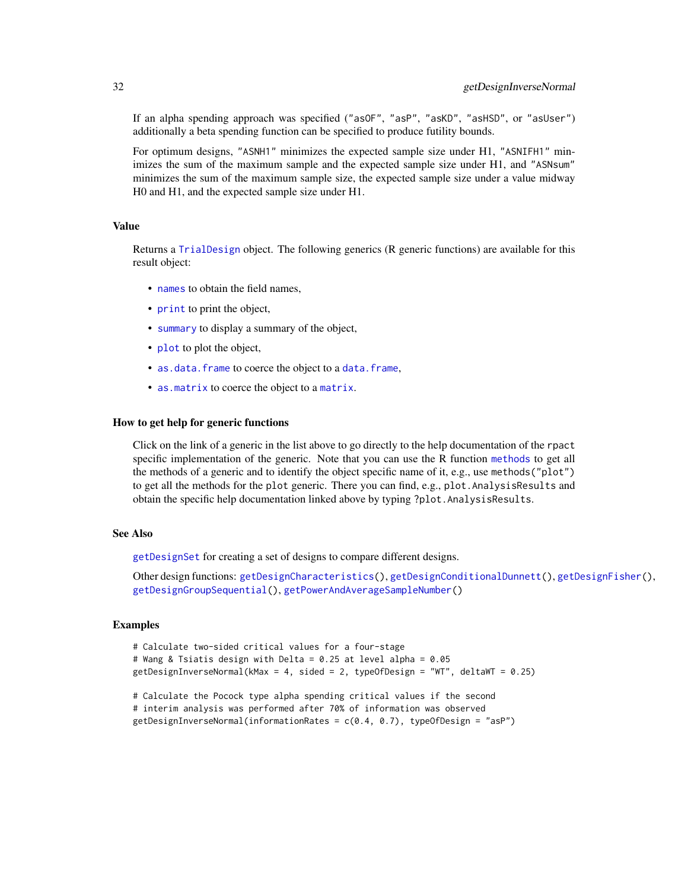If an alpha spending approach was specified ("asOF", "asP", "asKD", "asHSD", or "asUser") additionally a beta spending function can be specified to produce futility bounds.

For optimum designs, "ASNH1" minimizes the expected sample size under H1, "ASNIFH1" minimizes the sum of the maximum sample and the expected sample size under H1, and "ASNsum" minimizes the sum of the maximum sample size, the expected sample size under a value midway H0 and H1, and the expected sample size under H1.

## Value

Returns a TrialDesign object. The following generics (R generic functions) are available for this result object:

- names to obtain the field names,
- print to print the object,
- summary to display a summary of the object,
- plot to plot the object,
- as.data.frame to coerce the object to a data.frame,
- as.matrix to coerce the object to a matrix.

## How to get help for generic functions

Click on the link of a generic in the list above to go directly to the help documentation of the rpact specific implementation of the generic. Note that you can use the R function methods to get all the methods of a generic and to identify the object specific name of it, e.g., use methods("plot") to get all the methods for the plot generic. There you can find, e.g., plot.AnalysisResults and obtain the specific help documentation linked above by typing ?plot.AnalysisResults.

## See Also

getDesignSet for creating a set of designs to compare different designs.

Other design functions: getDesignCharacteristics(), getDesignConditionalDunnett(), getDesignFisher(), getDesignGroupSequential(), getPowerAndAverageSampleNumber()

## Examples

```
# Calculate two-sided critical values for a four-stage
# Wang & Tsiatis design with Delta = 0.25 at level alpha = 0.05
getDesignInverseNormal(kMax = 4, sided = 2, typeOfDesign = "WT", deltaWT = 0.25)

# Calculate the Pocock type alpha spending critical values if the second
# interim analysis was performed after 70% of information was observed
getDesignInverseNormal(informationRates = c(0.4, 0.7), typeOfDesign = "asP")
```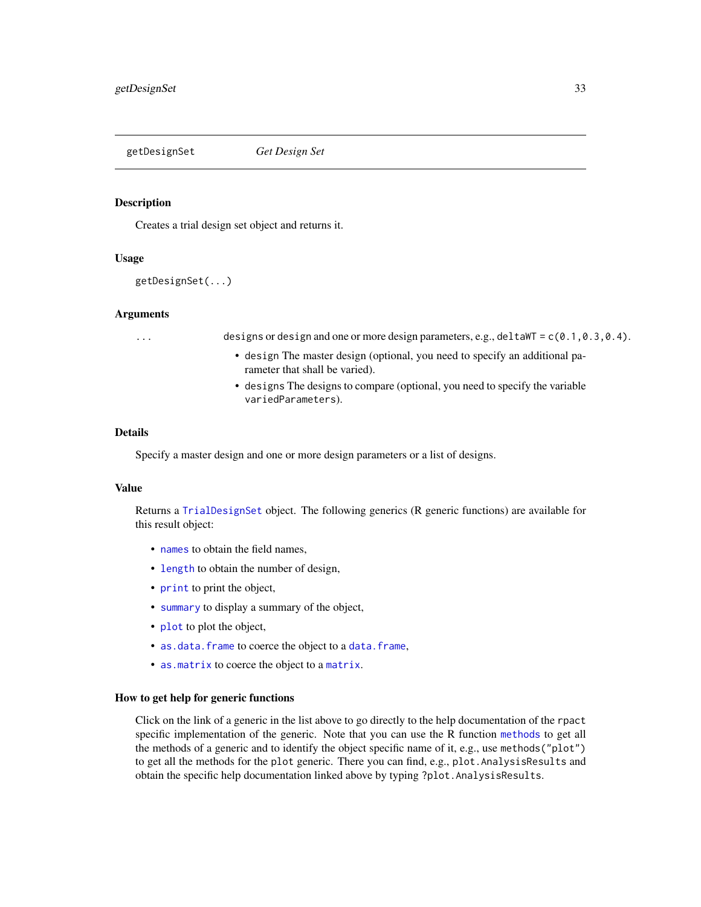# getDesignSet *Get Design Set*

## Description

Creates a trial design set object and returns it.

## Usage

```
getDesignSet(...)
```

## Arguments

`...` `designs` or `design` and one or more design parameters, e.g., `deltaWT = c(0.1,0.3,0.4)`.

- `design` The master design (optional, you need to specify an additional parameter that shall be varied).
- `designs` The designs to compare (optional, you need to specify the variable `variedParameters`).

## Details

Specify a master design and one or more design parameters or a list of designs.

## Value

Returns a `TrialDesignSet` object. The following generics (R generic functions) are available for this result object:

- `names` to obtain the field names,
- `length` to obtain the number of design,
- `print` to print the object,
- `summary` to display a summary of the object,
- `plot` to plot the object,
- `as.data.frame` to coerce the object to a `data.frame`,
- `as.matrix` to coerce the object to a `matrix`.

## How to get help for generic functions

Click on the link of a generic in the list above to go directly to the help documentation of the `rpact` specific implementation of the generic. Note that you can use the R function `methods` to get all the methods of a generic and to identify the object specific name of it, e.g., use `methods("plot")` to get all the methods for the `plot` generic. There you can find, e.g., `plot.AnalysisResults` and obtain the specific help documentation linked above by typing `?plot.AnalysisResults`.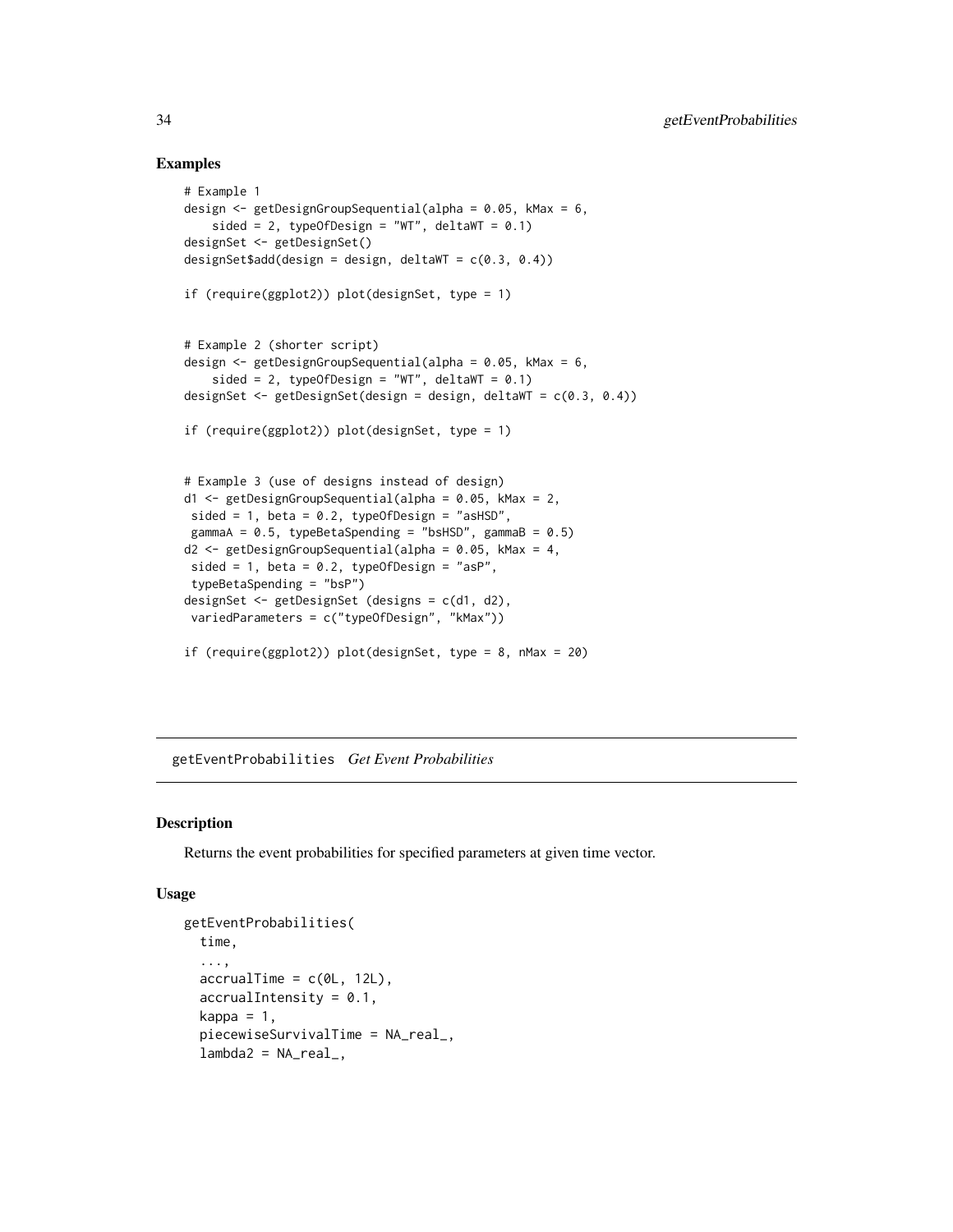### Examples

```
# Example 1
design <- getDesignGroupSequential(alpha = 0.05, kMax = 6,
    sided = 2, typeOfDesign = "WT", deltaWT = 0.1)
designSet <- getDesignSet()
designSet$add(design = design, deltaWT = c(0.3, 0.4))

if (require(ggplot2)) plot(designSet, type = 1)


# Example 2 (shorter script)
design <- getDesignGroupSequential(alpha = 0.05, kMax = 6,
    sided = 2, typeOfDesign = "WT", deltaWT = 0.1)
designSet <- getDesignSet(design = design, deltaWT = c(0.3, 0.4))

if (require(ggplot2)) plot(designSet, type = 1)


# Example 3 (use of designs instead of design)
d1 <- getDesignGroupSequential(alpha = 0.05, kMax = 2,
 sided = 1, beta = 0.2, typeOfDesign = "asHSD",
 gammaA = 0.5, typeBetaSpending = "bsHSD", gammaB = 0.5)
d2 <- getDesignGroupSequential(alpha = 0.05, kMax = 4,
 sided = 1, beta = 0.2, typeOfDesign = "asP",
 typeBetaSpending = "bsP")
designSet <- getDesignSet (designs = c(d1, d2),
 variedParameters = c("typeOfDesign", "kMax"))

if (require(ggplot2)) plot(designSet, type = 8, nMax = 20)
```

---

## getEventProbabilities *Get Event Probabilities*

---

### Description

Returns the event probabilities for specified parameters at given time vector.

### Usage

```
getEventProbabilities(
  time,
  ...,
  accrualTime = c(0L, 12L),
  accrualIntensity = 0.1,
  kappa = 1,
  piecewiseSurvivalTime = NA_real_,
  lambda2 = NA_real_,
```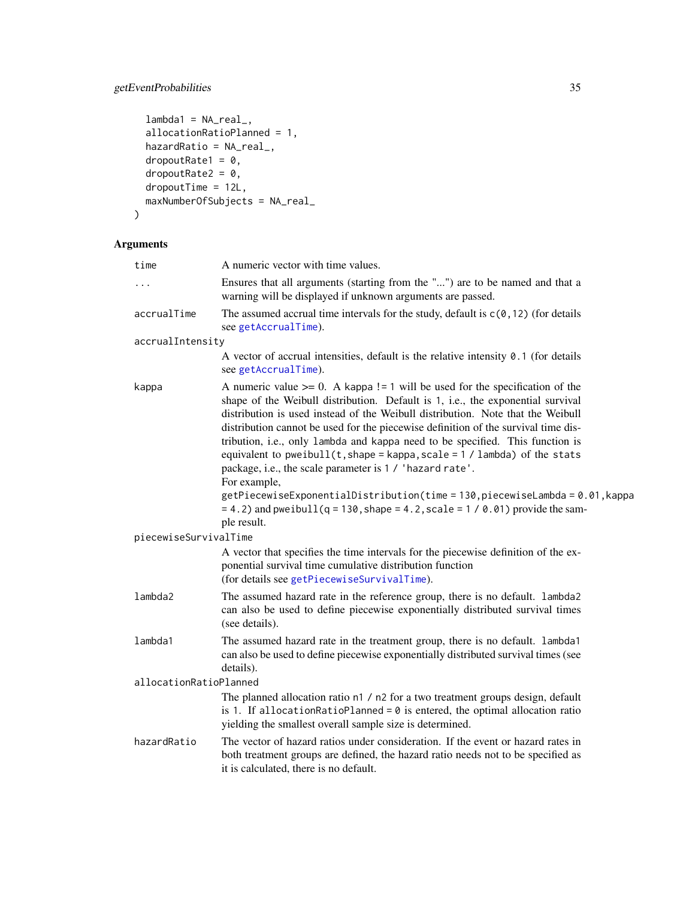```
  lambda1 = NA_real_,
  allocationRatioPlanned = 1,
  hazardRatio = NA_real_,
  dropoutRate1 = 0,
  dropoutRate2 = 0,
  dropoutTime = 12L,
  maxNumberOfSubjects = NA_real_
)
```

## Arguments

**time** A numeric vector with time values.

**...** Ensures that all arguments (starting from the "...") are to be named and that a warning will be displayed if unknown arguments are passed.

**accrualTime** The assumed accrual time intervals for the study, default is `c(0,12)` (for details see `getAccrualTime`).

**accrualIntensity** A vector of accrual intensities, default is the relative intensity `0.1` (for details see `getAccrualTime`).

**kappa** A numeric value >= 0. A `kappa != 1` will be used for the specification of the shape of the Weibull distribution. Default is `1`, i.e., the exponential survival distribution is used instead of the Weibull distribution. Note that the Weibull distribution cannot be used for the piecewise definition of the survival time distribution, i.e., only `lambda` and `kappa` need to be specified. This function is equivalent to `pweibull(t, shape = kappa, scale = 1 / lambda)` of the `stats` package, i.e., the scale parameter is `1 / 'hazard rate'`.
For example,
`getPiecewiseExponentialDistribution(time = 130, piecewiseLambda = 0.01, kappa = 4.2)` and `pweibull(q = 130, shape = 4.2, scale = 1 / 0.01)` provide the sample result.

**piecewiseSurvivalTime** A vector that specifies the time intervals for the piecewise definition of the exponential survival time cumulative distribution function
(for details see `getPiecewiseSurvivalTime`).

**lambda2** The assumed hazard rate in the reference group, there is no default. `lambda2` can also be used to define piecewise exponentially distributed survival times (see details).

**lambda1** The assumed hazard rate in the treatment group, there is no default. `lambda1` can also be used to define piecewise exponentially distributed survival times (see details).

**allocationRatioPlanned** The planned allocation ratio `n1 / n2` for a two treatment groups design, default is `1`. If `allocationRatioPlanned = 0` is entered, the optimal allocation ratio yielding the smallest overall sample size is determined.

**hazardRatio** The vector of hazard ratios under consideration. If the event or hazard rates in both treatment groups are defined, the hazard ratio needs not to be specified as it is calculated, there is no default.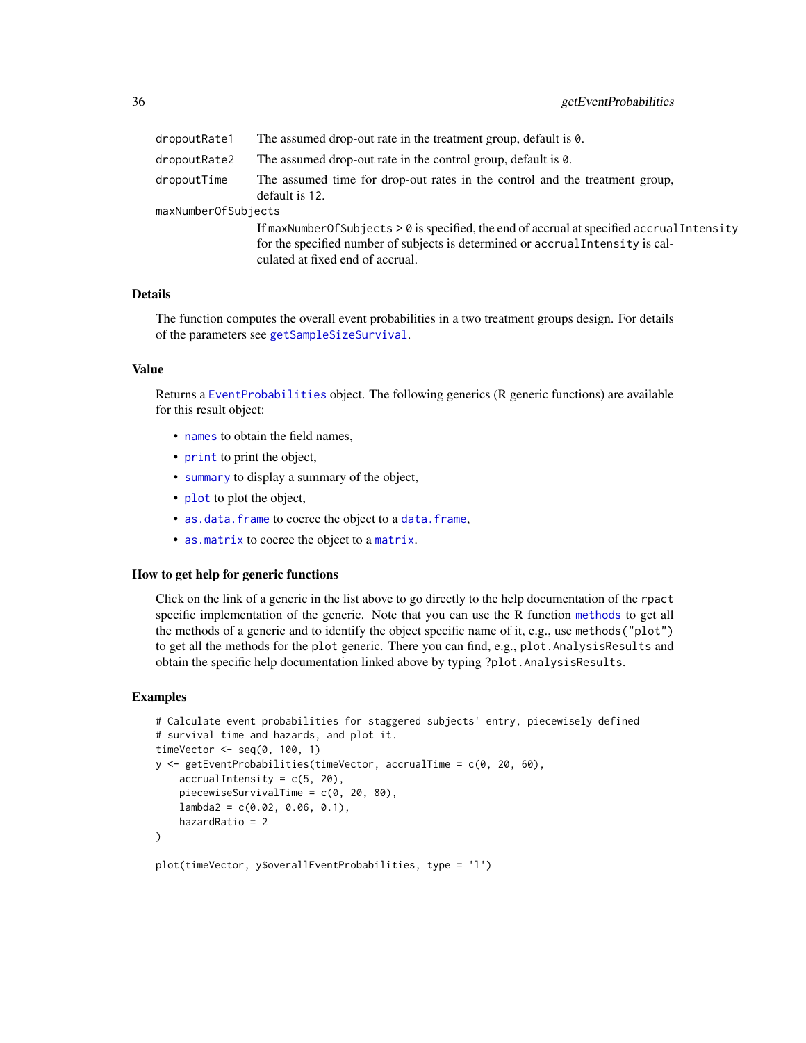| | |
|---|---|
| `dropoutRate1` | The assumed drop-out rate in the treatment group, default is `0`. |
| `dropoutRate2` | The assumed drop-out rate in the control group, default is `0`. |
| `dropoutTime` | The assumed time for drop-out rates in the control and the treatment group, default is `12`. |
| `maxNumberOfSubjects` | If `maxNumberOfSubjects > 0` is specified, the end of accrual at specified `accrualIntensity` for the specified number of subjects is determined or `accrualIntensity` is calculated at fixed end of accrual. |

### Details

The function computes the overall event probabilities in a two treatment groups design. For details of the parameters see `getSampleSizeSurvival`.

### Value

Returns a `EventProbabilities` object. The following generics (R generic functions) are available for this result object:

- `names` to obtain the field names,
- `print` to print the object,
- `summary` to display a summary of the object,
- `plot` to plot the object,
- `as.data.frame` to coerce the object to a `data.frame`,
- `as.matrix` to coerce the object to a `matrix`.

### How to get help for generic functions

Click on the link of a generic in the list above to go directly to the help documentation of the `rpact` specific implementation of the generic. Note that you can use the R function `methods` to get all the methods of a generic and to identify the object specific name of it, e.g., use `methods("plot")` to get all the methods for the `plot` generic. There you can find, e.g., `plot.AnalysisResults` and obtain the specific help documentation linked above by typing `?plot.AnalysisResults`.

### Examples

```
# Calculate event probabilities for staggered subjects' entry, piecewisely defined
# survival time and hazards, and plot it.
timeVector <- seq(0, 100, 1)
y <- getEventProbabilities(timeVector, accrualTime = c(0, 20, 60),
    accrualIntensity = c(5, 20),
    piecewiseSurvivalTime = c(0, 20, 80),
    lambda2 = c(0.02, 0.06, 0.1),
    hazardRatio = 2
)

plot(timeVector, y$overallEventProbabilities, type = 'l')
```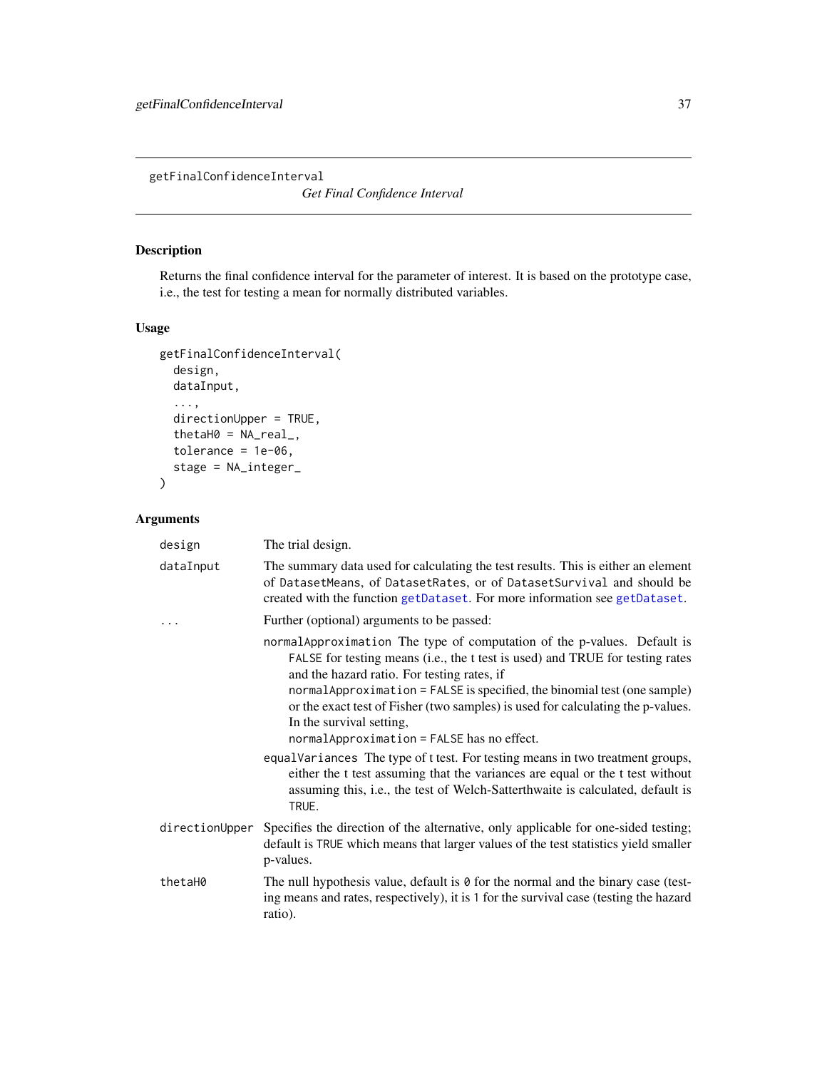# getFinalConfidenceInterval

*Get Final Confidence Interval*

## Description

Returns the final confidence interval for the parameter of interest. It is based on the prototype case, i.e., the test for testing a mean for normally distributed variables.

## Usage

```
getFinalConfidenceInterval(
  design,
  dataInput,
  ...,
  directionUpper = TRUE,
  thetaH0 = NA_real_,
  tolerance = 1e-06,
  stage = NA_integer_
)
```

## Arguments

`design` The trial design.

`dataInput` The summary data used for calculating the test results. This is either an element of `DatasetMeans`, of `DatasetRates`, or of `DatasetSurvival` and should be created with the function `getDataset`. For more information see `getDataset`.

`...` Further (optional) arguments to be passed:

- `normalApproximation` The type of computation of the p-values. Default is `FALSE` for testing means (i.e., the t test is used) and TRUE for testing rates and the hazard ratio. For testing rates, if `normalApproximation = FALSE` is specified, the binomial test (one sample) or the exact test of Fisher (two samples) is used for calculating the p-values. In the survival setting, `normalApproximation = FALSE` has no effect.
- `equalVariances` The type of t test. For testing means in two treatment groups, either the t test assuming that the variances are equal or the t test without assuming this, i.e., the test of Welch-Satterthwaite is calculated, default is `TRUE`.

`directionUpper` Specifies the direction of the alternative, only applicable for one-sided testing; default is `TRUE` which means that larger values of the test statistics yield smaller p-values.

`thetaH0` The null hypothesis value, default is `0` for the normal and the binary case (testing means and rates, respectively), it is `1` for the survival case (testing the hazard ratio).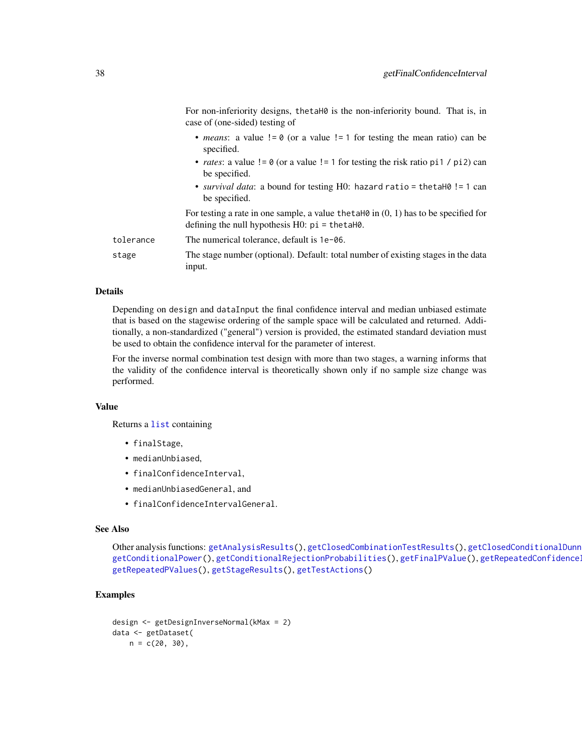For non-inferiority designs, `thetaH0` is the non-inferiority bound. That is, in case of (one-sided) testing of

- *means*: a value `!= 0` (or a value `!= 1` for testing the mean ratio) can be specified.
- *rates*: a value `!= 0` (or a value `!= 1` for testing the risk ratio `pi1 / pi2`) can be specified.
- *survival data*: a bound for testing H0: `hazard ratio = thetaH0 != 1` can be specified.

For testing a rate in one sample, a value `thetaH0` in (0, 1) has to be specified for defining the null hypothesis H0: `pi = thetaH0`.

`tolerance` The numerical tolerance, default is `1e-06`.

`stage` The stage number (optional). Default: total number of existing stages in the data input.

### Details

Depending on `design` and `dataInput` the final confidence interval and median unbiased estimate that is based on the stagewise ordering of the sample space will be calculated and returned. Additionally, a non-standardized ("general") version is provided, the estimated standard deviation must be used to obtain the confidence interval for the parameter of interest.

For the inverse normal combination test design with more than two stages, a warning informs that the validity of the confidence interval is theoretically shown only if no sample size change was performed.

### Value

Returns a `list` containing

- `finalStage`,
- `medianUnbiased`,
- `finalConfidenceInterval`,
- `medianUnbiasedGeneral`, and
- `finalConfidenceIntervalGeneral`.

### See Also

Other analysis functions: `getAnalysisResults()`, `getClosedCombinationTestResults()`, `getClosedConditionalDunn` `getConditionalPower()`, `getConditionalRejectionProbabilities()`, `getFinalPValue()`, `getRepeatedConfidence` `getRepeatedPValues()`, `getStageResults()`, `getTestActions()`

### Examples

```
design <- getDesignInverseNormal(kMax = 2)
data <- getDataset(
    n = c(20, 30),
```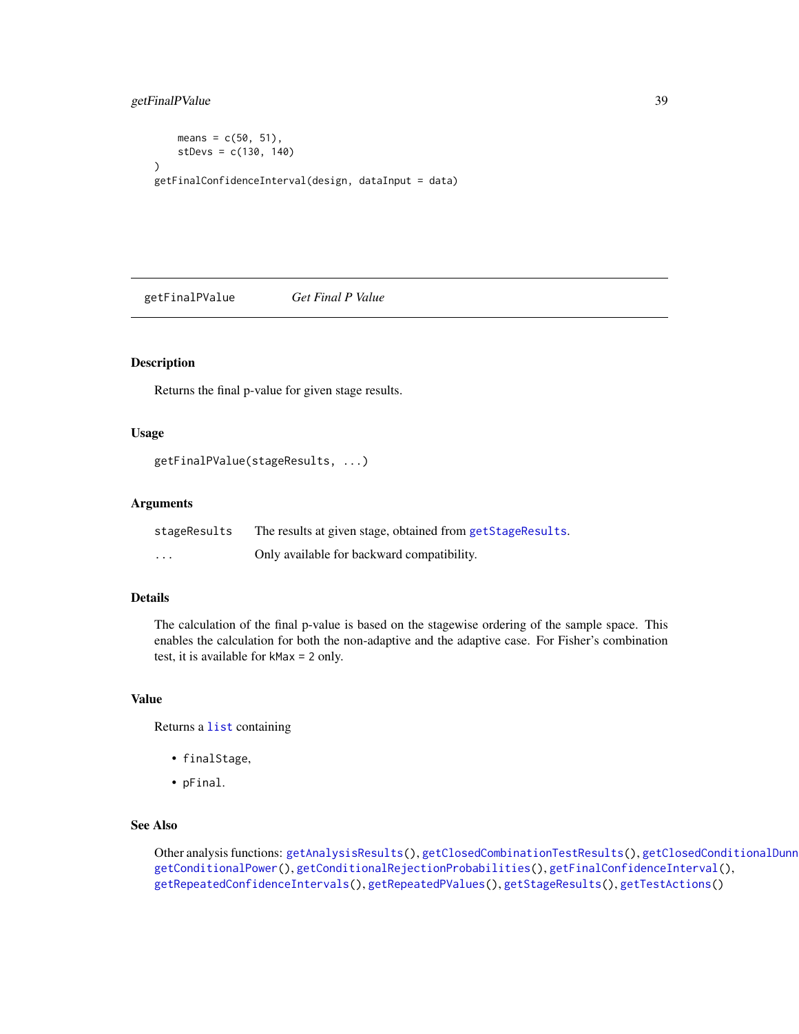```
    means = c(50, 51),
    stDevs = c(130, 140)
)
getFinalConfidenceInterval(design, dataInput = data)
```

---

## getFinalPValue *Get Final P Value*

---

### Description

Returns the final p-value for given stage results.

### Usage

```
getFinalPValue(stageResults, ...)
```

### Arguments

| | |
|---|---|
| `stageResults` | The results at given stage, obtained from `getStageResults`. |
| `...` | Only available for backward compatibility. |

### Details

The calculation of the final p-value is based on the stagewise ordering of the sample space. This enables the calculation for both the non-adaptive and the adaptive case. For Fisher's combination test, it is available for `kMax = 2` only.

### Value

Returns a `list` containing

- `finalStage`,
- `pFinal`.

### See Also

Other analysis functions: `getAnalysisResults()`, `getClosedCombinationTestResults()`, `getClosedConditionalDunn` `getConditionalPower()`, `getConditionalRejectionProbabilities()`, `getFinalConfidenceInterval()`, `getRepeatedConfidenceIntervals()`, `getRepeatedPValues()`, `getStageResults()`, `getTestActions()`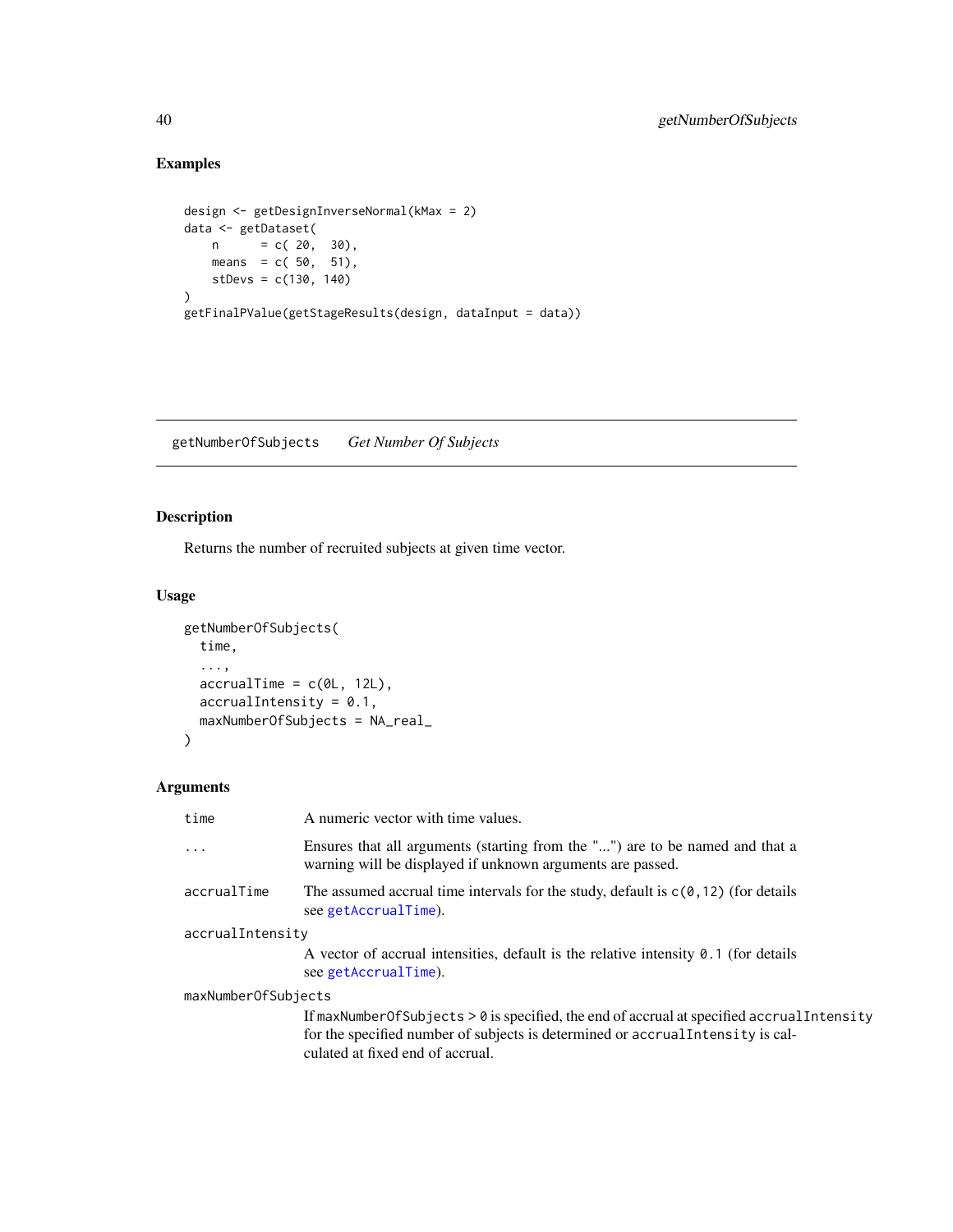## Examples

```
design <- getDesignInverseNormal(kMax = 2)
data <- getDataset(
    n      = c( 20,  30),
    means  = c( 50,  51),
    stDevs = c(130, 140)
)
getFinalPValue(getStageResults(design, dataInput = data))
```

---

getNumberOfSubjects    *Get Number Of Subjects*

---

## Description

Returns the number of recruited subjects at given time vector.

## Usage

```
getNumberOfSubjects(
  time,
  ...,
  accrualTime = c(0L, 12L),
  accrualIntensity = 0.1,
  maxNumberOfSubjects = NA_real_
)
```

## Arguments

| Argument | Description |
|---|---|
| `time` | A numeric vector with time values. |
| `...` | Ensures that all arguments (starting from the "...") are to be named and that a warning will be displayed if unknown arguments are passed. |
| `accrualTime` | The assumed accrual time intervals for the study, default is `c(0,12)` (for details see `getAccrualTime`). |
| `accrualIntensity` | A vector of accrual intensities, default is the relative intensity `0.1` (for details see `getAccrualTime`). |
| `maxNumberOfSubjects` | If `maxNumberOfSubjects > 0` is specified, the end of accrual at specified `accrualIntensity` for the specified number of subjects is determined or `accrualIntensity` is calculated at fixed end of accrual. |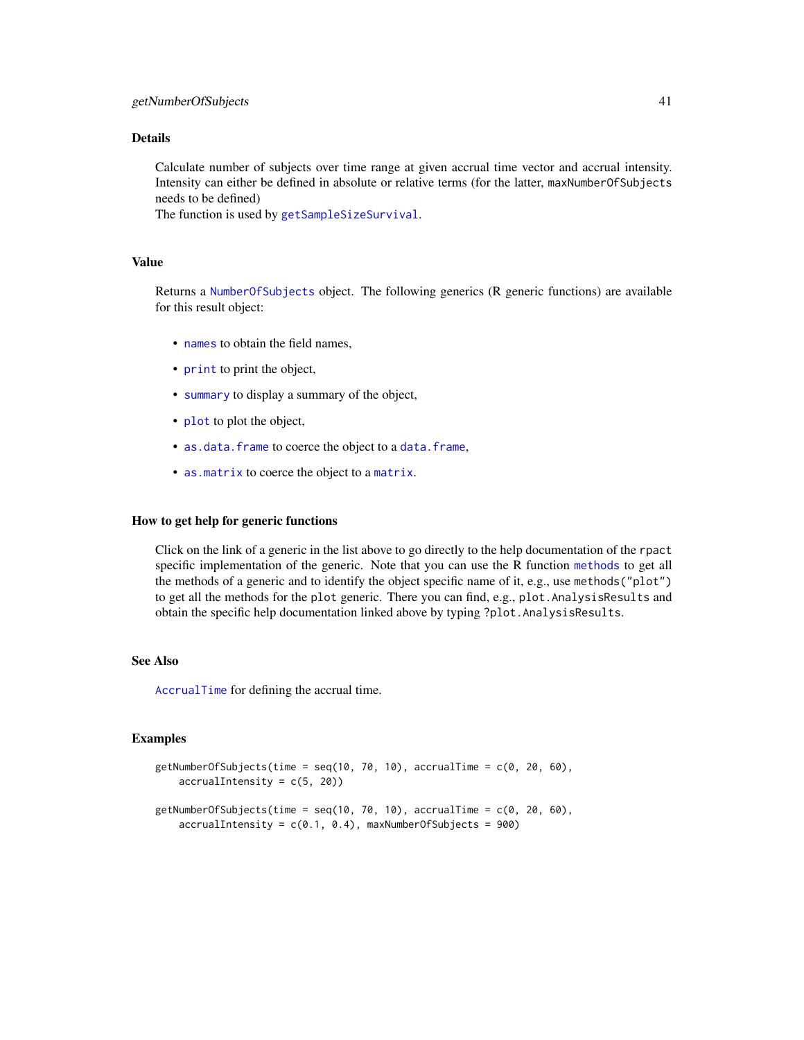### Details

Calculate number of subjects over time range at given accrual time vector and accrual intensity. Intensity can either be defined in absolute or relative terms (for the latter, `maxNumberOfSubjects` needs to be defined)
The function is used by `getSampleSizeSurvival`.

### Value

Returns a `NumberOfSubjects` object. The following generics (R generic functions) are available for this result object:

- `names` to obtain the field names,
- `print` to print the object,
- `summary` to display a summary of the object,
- `plot` to plot the object,
- `as.data.frame` to coerce the object to a `data.frame`,
- `as.matrix` to coerce the object to a `matrix`.

### How to get help for generic functions

Click on the link of a generic in the list above to go directly to the help documentation of the `rpact` specific implementation of the generic. Note that you can use the R function `methods` to get all the methods of a generic and to identify the object specific name of it, e.g., use `methods("plot")` to get all the methods for the `plot` generic. There you can find, e.g., `plot.AnalysisResults` and obtain the specific help documentation linked above by typing `?plot.AnalysisResults`.

### See Also

`AccrualTime` for defining the accrual time.

### Examples

```
getNumberOfSubjects(time = seq(10, 70, 10), accrualTime = c(0, 20, 60),
    accrualIntensity = c(5, 20))

getNumberOfSubjects(time = seq(10, 70, 10), accrualTime = c(0, 20, 60),
    accrualIntensity = c(0.1, 0.4), maxNumberOfSubjects = 900)
```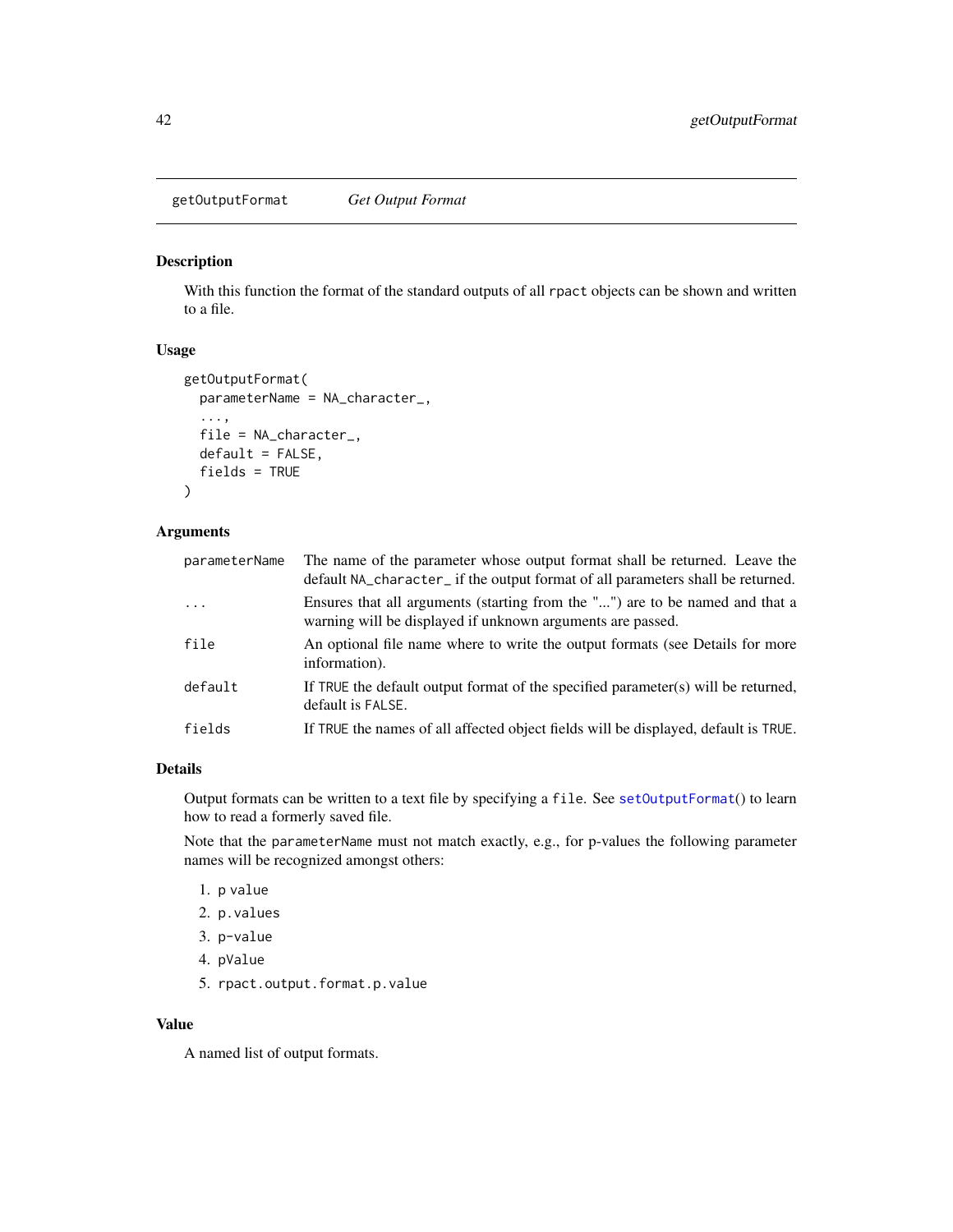# getOutputFormat *Get Output Format*

## Description

With this function the format of the standard outputs of all `rpact` objects can be shown and written to a file.

## Usage

```
getOutputFormat(
  parameterName = NA_character_,
  ...,
  file = NA_character_,
  default = FALSE,
  fields = TRUE
)
```

## Arguments

| | |
|---|---|
| `parameterName` | The name of the parameter whose output format shall be returned. Leave the default `NA_character_` if the output format of all parameters shall be returned. |
| `...` | Ensures that all arguments (starting from the "...") are to be named and that a warning will be displayed if unknown arguments are passed. |
| `file` | An optional file name where to write the output formats (see Details for more information). |
| `default` | If `TRUE` the default output format of the specified parameter(s) will be returned, default is `FALSE`. |
| `fields` | If `TRUE` the names of all affected object fields will be displayed, default is `TRUE`. |

## Details

Output formats can be written to a text file by specifying a `file`. See `setOutputFormat`() to learn how to read a formerly saved file.

Note that the `parameterName` must not match exactly, e.g., for p-values the following parameter names will be recognized amongst others:

1. `p value`
2. `p.values`
3. `p-value`
4. `pValue`
5. `rpact.output.format.p.value`

## Value

A named list of output formats.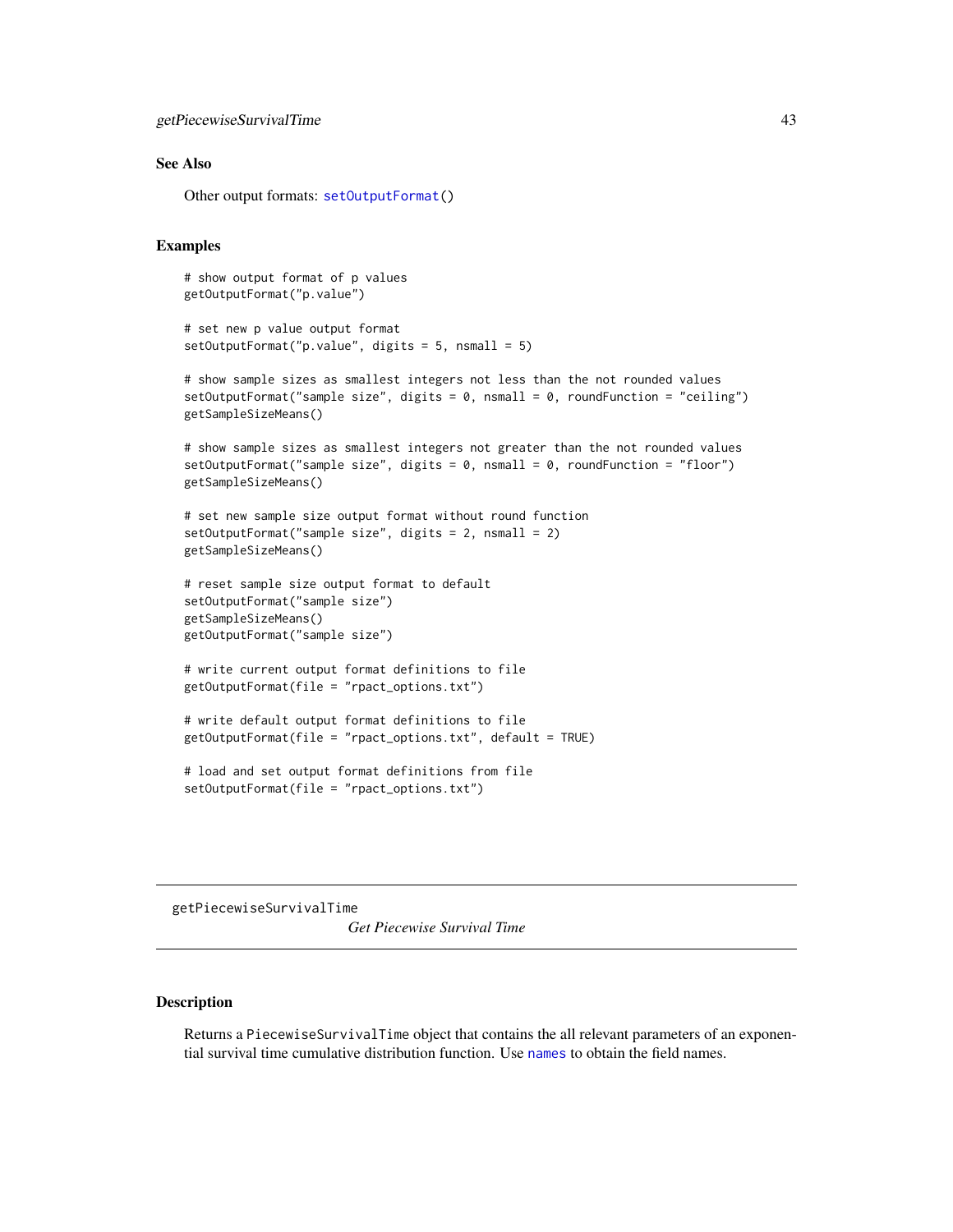## See Also

Other output formats: `setOutputFormat()`

## Examples

```
# show output format of p values
getOutputFormat("p.value")

# set new p value output format
setOutputFormat("p.value", digits = 5, nsmall = 5)

# show sample sizes as smallest integers not less than the not rounded values
setOutputFormat("sample size", digits = 0, nsmall = 0, roundFunction = "ceiling")
getSampleSizeMeans()

# show sample sizes as smallest integers not greater than the not rounded values
setOutputFormat("sample size", digits = 0, nsmall = 0, roundFunction = "floor")
getSampleSizeMeans()

# set new sample size output format without round function
setOutputFormat("sample size", digits = 2, nsmall = 2)
getSampleSizeMeans()

# reset sample size output format to default
setOutputFormat("sample size")
getSampleSizeMeans()
getOutputFormat("sample size")

# write current output format definitions to file
getOutputFormat(file = "rpact_options.txt")

# write default output format definitions to file
getOutputFormat(file = "rpact_options.txt", default = TRUE)

# load and set output format definitions from file
setOutputFormat(file = "rpact_options.txt")
```

---

# getPiecewiseSurvivalTime

*Get Piecewise Survival Time*

---

## Description

Returns a `PiecewiseSurvivalTime` object that contains the all relevant parameters of an exponential survival time cumulative distribution function. Use `names` to obtain the field names.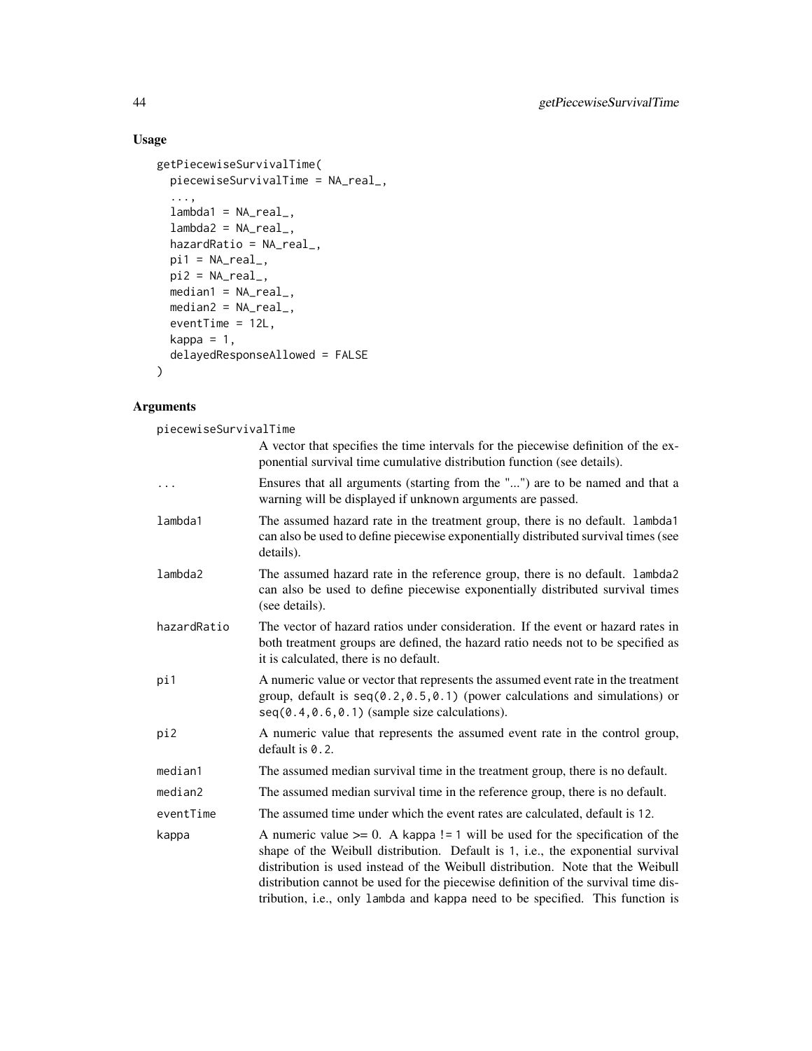## Usage

```
getPiecewiseSurvivalTime(
  piecewiseSurvivalTime = NA_real_,
  ...,
  lambda1 = NA_real_,
  lambda2 = NA_real_,
  hazardRatio = NA_real_,
  pi1 = NA_real_,
  pi2 = NA_real_,
  median1 = NA_real_,
  median2 = NA_real_,
  eventTime = 12L,
  kappa = 1,
  delayedResponseAllowed = FALSE
)
```

## Arguments

| | |
|---|---|
| `piecewiseSurvivalTime` | A vector that specifies the time intervals for the piecewise definition of the exponential survival time cumulative distribution function (see details). |
| `...` | Ensures that all arguments (starting from the "...") are to be named and that a warning will be displayed if unknown arguments are passed. |
| `lambda1` | The assumed hazard rate in the treatment group, there is no default. `lambda1` can also be used to define piecewise exponentially distributed survival times (see details). |
| `lambda2` | The assumed hazard rate in the reference group, there is no default. `lambda2` can also be used to define piecewise exponentially distributed survival times (see details). |
| `hazardRatio` | The vector of hazard ratios under consideration. If the event or hazard rates in both treatment groups are defined, the hazard ratio needs not to be specified as it is calculated, there is no default. |
| `pi1` | A numeric value or vector that represents the assumed event rate in the treatment group, default is `seq(0.2,0.5,0.1)` (power calculations and simulations) or `seq(0.4,0.6,0.1)` (sample size calculations). |
| `pi2` | A numeric value that represents the assumed event rate in the control group, default is `0.2`. |
| `median1` | The assumed median survival time in the treatment group, there is no default. |
| `median2` | The assumed median survival time in the reference group, there is no default. |
| `eventTime` | The assumed time under which the event rates are calculated, default is `12`. |
| `kappa` | A numeric value >= 0. A `kappa != 1` will be used for the specification of the shape of the Weibull distribution. Default is `1`, i.e., the exponential survival distribution is used instead of the Weibull distribution. Note that the Weibull distribution cannot be used for the piecewise definition of the survival time distribution, i.e., only `lambda` and `kappa` need to be specified. This function is |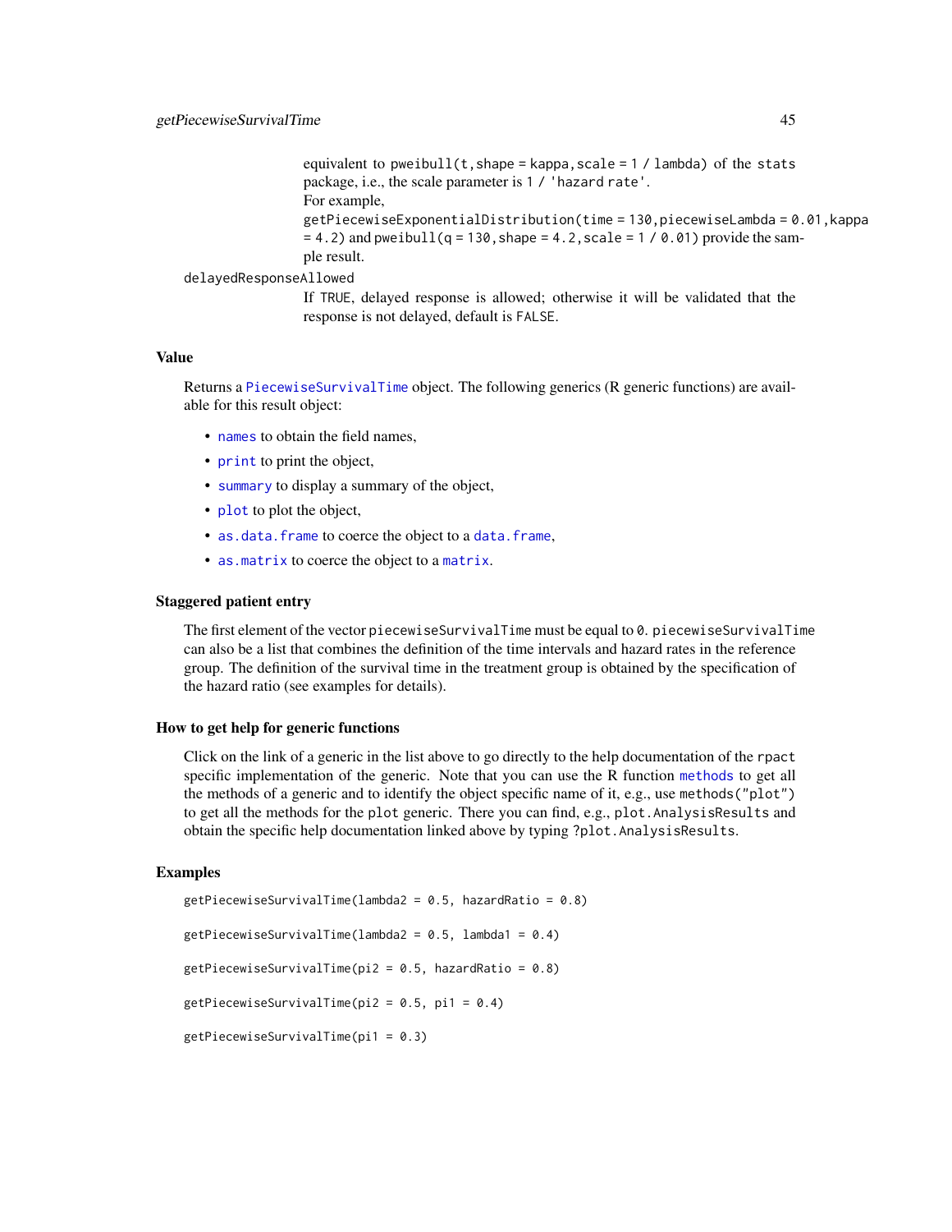equivalent to `pweibull(t,shape = kappa,scale = 1 / lambda)` of the `stats` package, i.e., the scale parameter is `1 / 'hazard rate'`.
For example, `getPiecewiseExponentialDistribution(time = 130,piecewiseLambda = 0.01,kappa = 4.2)` and `pweibull(q = 130,shape = 4.2,scale = 1 / 0.01)` provide the sample result.

`delayedResponseAllowed`
If `TRUE`, delayed response is allowed; otherwise it will be validated that the response is not delayed, default is `FALSE`.

### Value

Returns a `PiecewiseSurvivalTime` object. The following generics (R generic functions) are available for this result object:

- `names` to obtain the field names,
- `print` to print the object,
- `summary` to display a summary of the object,
- `plot` to plot the object,
- `as.data.frame` to coerce the object to a `data.frame`,
- `as.matrix` to coerce the object to a `matrix`.

### Staggered patient entry

The first element of the vector `piecewiseSurvivalTime` must be equal to `0`. `piecewiseSurvivalTime` can also be a list that combines the definition of the time intervals and hazard rates in the reference group. The definition of the survival time in the treatment group is obtained by the specification of the hazard ratio (see examples for details).

### How to get help for generic functions

Click on the link of a generic in the list above to go directly to the help documentation of the `rpact` specific implementation of the generic. Note that you can use the R function `methods` to get all the methods of a generic and to identify the object specific name of it, e.g., use `methods("plot")` to get all the methods for the `plot` generic. There you can find, e.g., `plot.AnalysisResults` and obtain the specific help documentation linked above by typing `?plot.AnalysisResults`.

### Examples

```
getPiecewiseSurvivalTime(lambda2 = 0.5, hazardRatio = 0.8)

getPiecewiseSurvivalTime(lambda2 = 0.5, lambda1 = 0.4)

getPiecewiseSurvivalTime(pi2 = 0.5, hazardRatio = 0.8)

getPiecewiseSurvivalTime(pi2 = 0.5, pi1 = 0.4)

getPiecewiseSurvivalTime(pi1 = 0.3)
```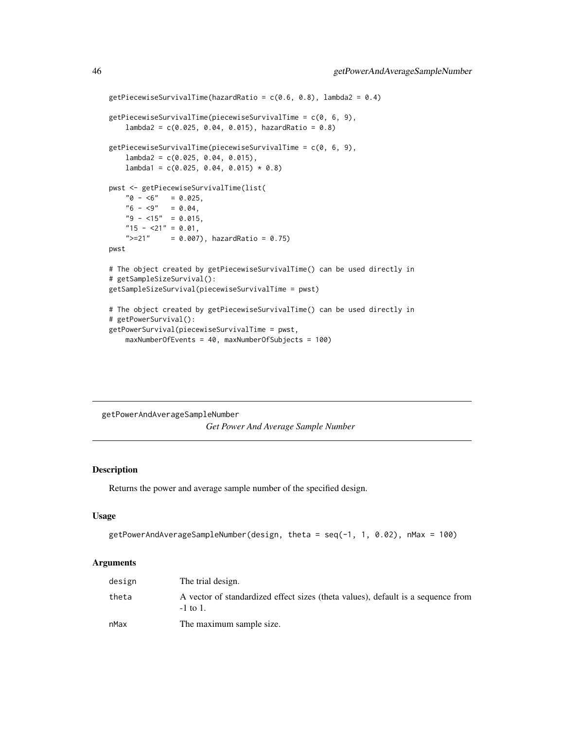```
getPiecewiseSurvivalTime(hazardRatio = c(0.6, 0.8), lambda2 = 0.4)

getPiecewiseSurvivalTime(piecewiseSurvivalTime = c(0, 6, 9),
    lambda2 = c(0.025, 0.04, 0.015), hazardRatio = 0.8)

getPiecewiseSurvivalTime(piecewiseSurvivalTime = c(0, 6, 9),
    lambda2 = c(0.025, 0.04, 0.015),
    lambda1 = c(0.025, 0.04, 0.015) * 0.8)

pwst <- getPiecewiseSurvivalTime(list(
    "0 - <6"   = 0.025,
    "6 - <9"   = 0.04,
    "9 - <15"  = 0.015,
    "15 - <21" = 0.01,
    ">=21"     = 0.007), hazardRatio = 0.75)
pwst

# The object created by getPiecewiseSurvivalTime() can be used directly in
# getSampleSizeSurvival():
getSampleSizeSurvival(piecewiseSurvivalTime = pwst)

# The object created by getPiecewiseSurvivalTime() can be used directly in
# getPowerSurvival():
getPowerSurvival(piecewiseSurvivalTime = pwst,
    maxNumberOfEvents = 40, maxNumberOfSubjects = 100)
```

## getPowerAndAverageSampleNumber *Get Power And Average Sample Number*

### Description

Returns the power and average sample number of the specified design.

### Usage

```
getPowerAndAverageSampleNumber(design, theta = seq(-1, 1, 0.02), nMax = 100)
```

### Arguments

| | |
|---|---|
| design | The trial design. |
| theta | A vector of standardized effect sizes (theta values), default is a sequence from -1 to 1. |
| nMax | The maximum sample size. |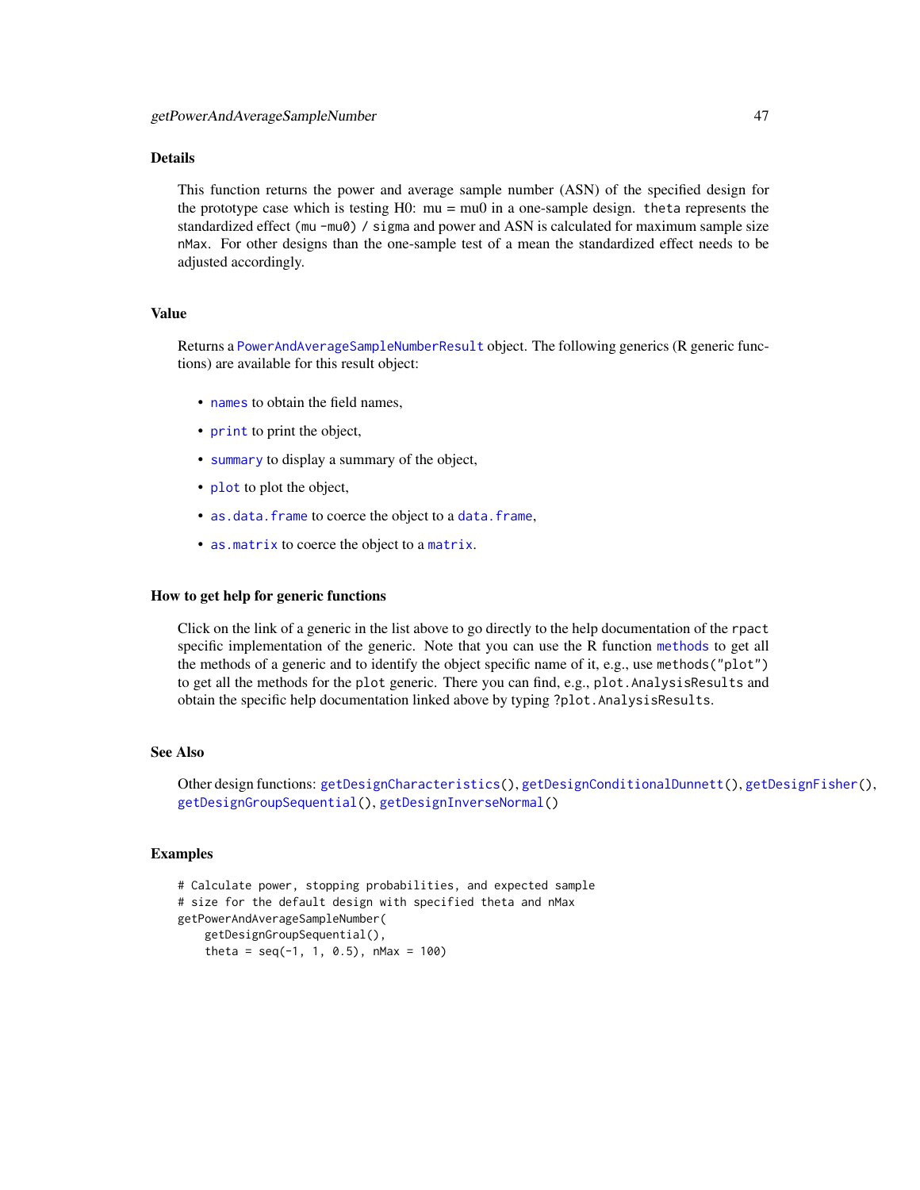## Details

This function returns the power and average sample number (ASN) of the specified design for the prototype case which is testing H0: mu = mu0 in a one-sample design. `theta` represents the standardized effect `(mu -mu0) / sigma` and power and ASN is calculated for maximum sample size `nMax`. For other designs than the one-sample test of a mean the standardized effect needs to be adjusted accordingly.

## Value

Returns a `PowerAndAverageSampleNumberResult` object. The following generics (R generic functions) are available for this result object:

- `names` to obtain the field names,
- `print` to print the object,
- `summary` to display a summary of the object,
- `plot` to plot the object,
- `as.data.frame` to coerce the object to a `data.frame`,
- `as.matrix` to coerce the object to a `matrix`.

## How to get help for generic functions

Click on the link of a generic in the list above to go directly to the help documentation of the `rpact` specific implementation of the generic. Note that you can use the R function `methods` to get all the methods of a generic and to identify the object specific name of it, e.g., use `methods("plot")` to get all the methods for the `plot` generic. There you can find, e.g., `plot.AnalysisResults` and obtain the specific help documentation linked above by typing `?plot.AnalysisResults`.

## See Also

Other design functions: `getDesignCharacteristics()`, `getDesignConditionalDunnett()`, `getDesignFisher()`, `getDesignGroupSequential()`, `getDesignInverseNormal()`

## Examples

```
# Calculate power, stopping probabilities, and expected sample
# size for the default design with specified theta and nMax
getPowerAndAverageSampleNumber(
    getDesignGroupSequential(),
    theta = seq(-1, 1, 0.5), nMax = 100)
```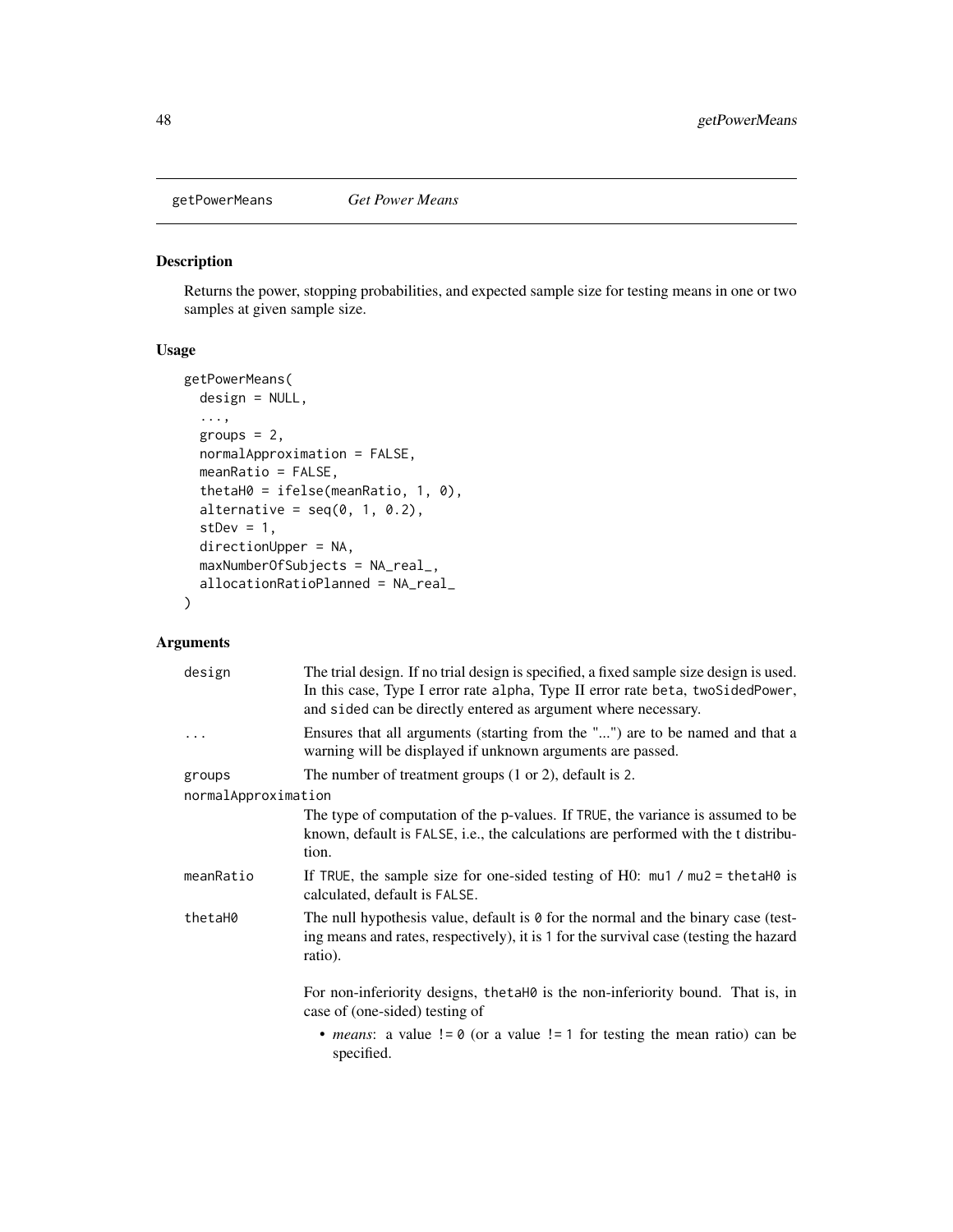## getPowerMeans *Get Power Means*

### Description

Returns the power, stopping probabilities, and expected sample size for testing means in one or two samples at given sample size.

### Usage

```
getPowerMeans(
  design = NULL,
  ...,
  groups = 2,
  normalApproximation = FALSE,
  meanRatio = FALSE,
  thetaH0 = ifelse(meanRatio, 1, 0),
  alternative = seq(0, 1, 0.2),
  stDev = 1,
  directionUpper = NA,
  maxNumberOfSubjects = NA_real_,
  allocationRatioPlanned = NA_real_
)
```

### Arguments

| | |
|---|---|
| design | The trial design. If no trial design is specified, a fixed sample size design is used. In this case, Type I error rate `alpha`, Type II error rate `beta`, `twoSidedPower`, and `sided` can be directly entered as argument where necessary. |
| ... | Ensures that all arguments (starting from the "...") are to be named and that a warning will be displayed if unknown arguments are passed. |
| groups | The number of treatment groups (1 or 2), default is `2`. |
| normalApproximation | The type of computation of the p-values. If `TRUE`, the variance is assumed to be known, default is `FALSE`, i.e., the calculations are performed with the t distribution. |
| meanRatio | If `TRUE`, the sample size for one-sided testing of H0: `mu1 / mu2 = thetaH0` is calculated, default is `FALSE`. |
| thetaH0 | The null hypothesis value, default is `0` for the normal and the binary case (testing means and rates, respectively), it is `1` for the survival case (testing the hazard ratio).<br><br>For non-inferiority designs, `thetaH0` is the non-inferiority bound. That is, in case of (one-sided) testing of<br><br>• *means*: a value `!= 0` (or a value `!= 1` for testing the mean ratio) can be specified. |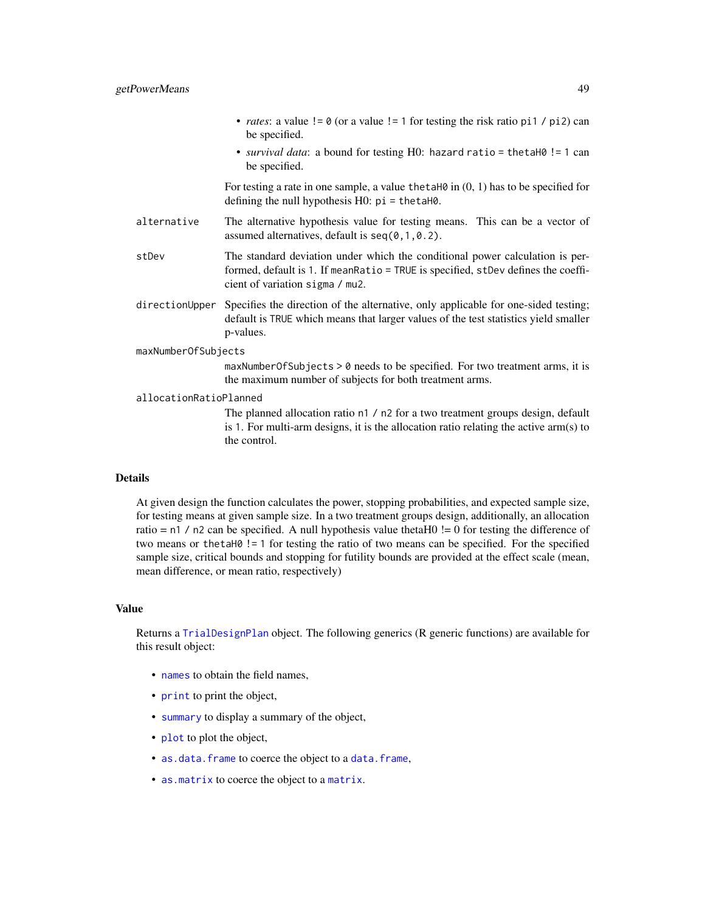- *rates*: a value `!= 0` (or a value `!= 1` for testing the risk ratio `pi1 / pi2`) can be specified.
- *survival data*: a bound for testing H0: `hazard ratio = thetaH0 != 1` can be specified.

For testing a rate in one sample, a value `thetaH0` in (0, 1) has to be specified for defining the null hypothesis H0: `pi = thetaH0`.

`alternative`
: The alternative hypothesis value for testing means. This can be a vector of assumed alternatives, default is `seq(0,1,0.2)`.

`stDev`
: The standard deviation under which the conditional power calculation is performed, default is `1`. If `meanRatio = TRUE` is specified, `stDev` defines the coefficient of variation `sigma / mu2`.

`directionUpper`
: Specifies the direction of the alternative, only applicable for one-sided testing; default is `TRUE` which means that larger values of the test statistics yield smaller p-values.

`maxNumberOfSubjects`
: `maxNumberOfSubjects > 0` needs to be specified. For two treatment arms, it is the maximum number of subjects for both treatment arms.

`allocationRatioPlanned`
: The planned allocation ratio `n1 / n2` for a two treatment groups design, default is `1`. For multi-arm designs, it is the allocation ratio relating the active arm(s) to the control.

## Details

At given design the function calculates the power, stopping probabilities, and expected sample size, for testing means at given sample size. In a two treatment groups design, additionally, an allocation ratio = `n1 / n2` can be specified. A null hypothesis value thetaH0 != 0 for testing the difference of two means or `thetaH0 != 1` for testing the ratio of two means can be specified. For the specified sample size, critical bounds and stopping for futility bounds are provided at the effect scale (mean, mean difference, or mean ratio, respectively)

## Value

Returns a `TrialDesignPlan` object. The following generics (R generic functions) are available for this result object:

- `names` to obtain the field names,
- `print` to print the object,
- `summary` to display a summary of the object,
- `plot` to plot the object,
- `as.data.frame` to coerce the object to a `data.frame`,
- `as.matrix` to coerce the object to a `matrix`.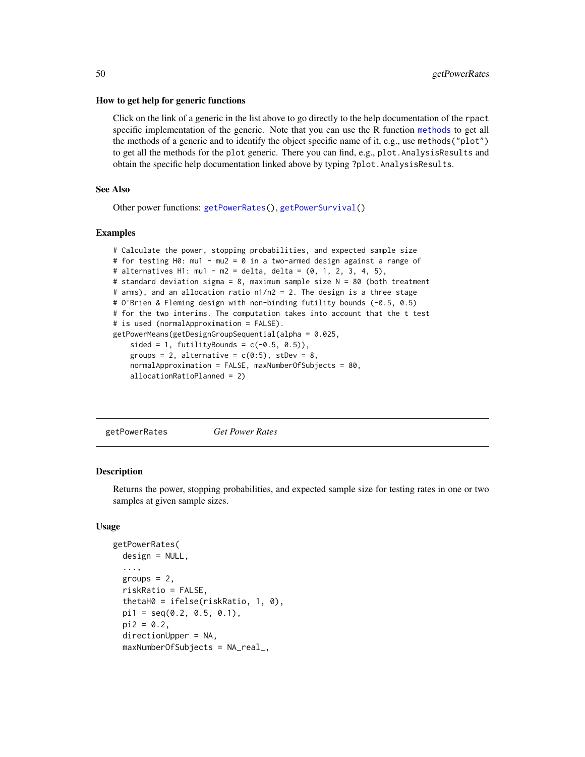### How to get help for generic functions

Click on the link of a generic in the list above to go directly to the help documentation of the rpact specific implementation of the generic. Note that you can use the R function methods to get all the methods of a generic and to identify the object specific name of it, e.g., use methods("plot") to get all the methods for the plot generic. There you can find, e.g., plot.AnalysisResults and obtain the specific help documentation linked above by typing ?plot.AnalysisResults.

### See Also

Other power functions: getPowerRates(), getPowerSurvival()

### Examples

```
# Calculate the power, stopping probabilities, and expected sample size
# for testing H0: mu1 - mu2 = 0 in a two-armed design against a range of
# alternatives H1: mu1 - m2 = delta, delta = (0, 1, 2, 3, 4, 5),
# standard deviation sigma = 8, maximum sample size N = 80 (both treatment
# arms), and an allocation ratio n1/n2 = 2. The design is a three stage
# O'Brien & Fleming design with non-binding futility bounds (-0.5, 0.5)
# for the two interims. The computation takes into account that the t test
# is used (normalApproximation = FALSE).
getPowerMeans(getDesignGroupSequential(alpha = 0.025,
    sided = 1, futilityBounds = c(-0.5, 0.5)),
    groups = 2, alternative = c(0:5), stDev = 8,
    normalApproximation = FALSE, maxNumberOfSubjects = 80,
    allocationRatioPlanned = 2)
```

---

## getPowerRates *Get Power Rates*

### Description

Returns the power, stopping probabilities, and expected sample size for testing rates in one or two samples at given sample sizes.

### Usage

```
getPowerRates(
  design = NULL,
  ...,
  groups = 2,
  riskRatio = FALSE,
  thetaH0 = ifelse(riskRatio, 1, 0),
  pi1 = seq(0.2, 0.5, 0.1),
  pi2 = 0.2,
  directionUpper = NA,
  maxNumberOfSubjects = NA_real_,
```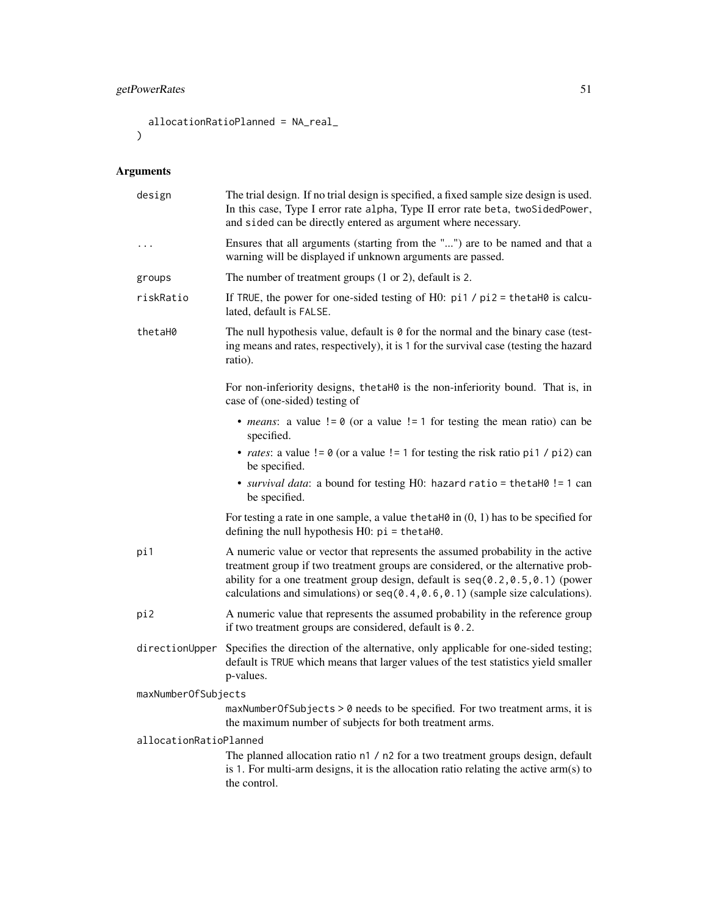```
    allocationRatioPlanned = NA_real_
)
```

## Arguments

| | |
|---|---|
| design | The trial design. If no trial design is specified, a fixed sample size design is used. In this case, Type I error rate `alpha`, Type II error rate `beta`, `twoSidedPower`, and `sided` can be directly entered as argument where necessary. |
| ... | Ensures that all arguments (starting from the "...") are to be named and that a warning will be displayed if unknown arguments are passed. |
| groups | The number of treatment groups (1 or 2), default is `2`. |
| riskRatio | If `TRUE`, the power for one-sided testing of H0: `pi1 / pi2 = thetaH0` is calculated, default is `FALSE`. |
| thetaH0 | The null hypothesis value, default is `0` for the normal and the binary case (testing means and rates, respectively), it is `1` for the survival case (testing the hazard ratio).<br><br>For non-inferiority designs, `thetaH0` is the non-inferiority bound. That is, in case of (one-sided) testing of<br>• *means*: a value `!= 0` (or a value `!= 1` for testing the mean ratio) can be specified.<br>• *rates*: a value `!= 0` (or a value `!= 1` for testing the risk ratio `pi1 / pi2`) can be specified.<br>• *survival data*: a bound for testing H0: `hazard ratio = thetaH0 != 1` can be specified.<br><br>For testing a rate in one sample, a value `thetaH0` in (0, 1) has to be specified for defining the null hypothesis H0: `pi = thetaH0`. |
| pi1 | A numeric value or vector that represents the assumed probability in the active treatment group if two treatment groups are considered, or the alternative probability for a one treatment group design, default is `seq(0.2,0.5,0.1)` (power calculations and simulations) or `seq(0.4,0.6,0.1)` (sample size calculations). |
| pi2 | A numeric value that represents the assumed probability in the reference group if two treatment groups are considered, default is `0.2`. |
| directionUpper | Specifies the direction of the alternative, only applicable for one-sided testing; default is `TRUE` which means that larger values of the test statistics yield smaller p-values. |
| maxNumberOfSubjects | `maxNumberOfSubjects > 0` needs to be specified. For two treatment arms, it is the maximum number of subjects for both treatment arms. |
| allocationRatioPlanned | The planned allocation ratio `n1 / n2` for a two treatment groups design, default is `1`. For multi-arm designs, it is the allocation ratio relating the active arm(s) to the control. |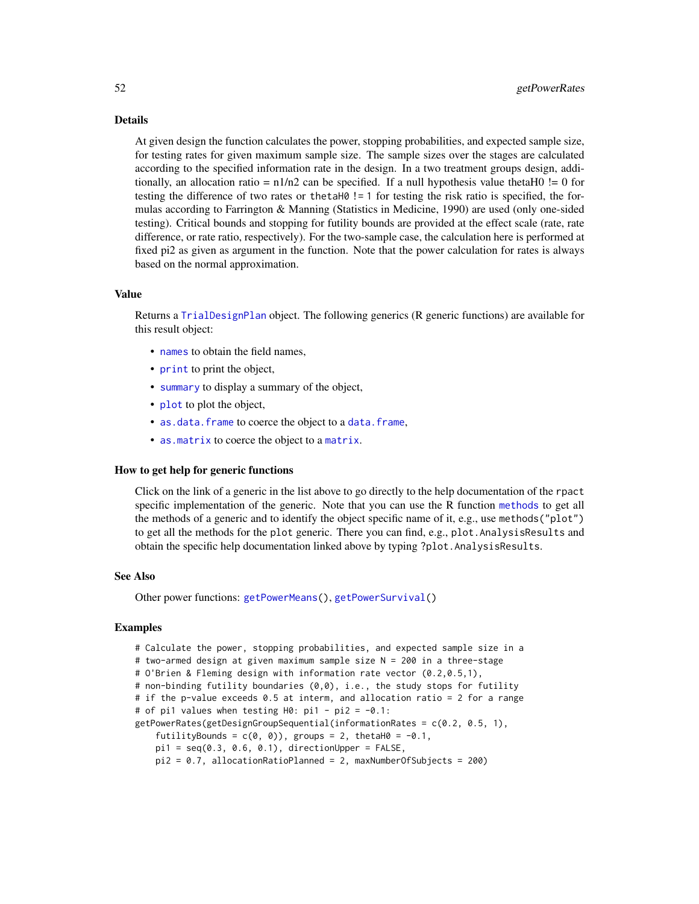## Details

At given design the function calculates the power, stopping probabilities, and expected sample size, for testing rates for given maximum sample size. The sample sizes over the stages are calculated according to the specified information rate in the design. In a two treatment groups design, additionally, an allocation ratio = n1/n2 can be specified. If a null hypothesis value thetaH0 != 0 for testing the difference of two rates or `thetaH0 != 1` for testing the risk ratio is specified, the formulas according to Farrington & Manning (Statistics in Medicine, 1990) are used (only one-sided testing). Critical bounds and stopping for futility bounds are provided at the effect scale (rate, rate difference, or rate ratio, respectively). For the two-sample case, the calculation here is performed at fixed pi2 as given as argument in the function. Note that the power calculation for rates is always based on the normal approximation.

## Value

Returns a `TrialDesignPlan` object. The following generics (R generic functions) are available for this result object:

- `names` to obtain the field names,
- `print` to print the object,
- `summary` to display a summary of the object,
- `plot` to plot the object,
- `as.data.frame` to coerce the object to a `data.frame`,
- `as.matrix` to coerce the object to a `matrix`.

## How to get help for generic functions

Click on the link of a generic in the list above to go directly to the help documentation of the `rpact` specific implementation of the generic. Note that you can use the R function `methods` to get all the methods of a generic and to identify the object specific name of it, e.g., use `methods("plot")` to get all the methods for the `plot` generic. There you can find, e.g., `plot.AnalysisResults` and obtain the specific help documentation linked above by typing `?plot.AnalysisResults`.

## See Also

Other power functions: `getPowerMeans()`, `getPowerSurvival()`

## Examples

```
# Calculate the power, stopping probabilities, and expected sample size in a
# two-armed design at given maximum sample size N = 200 in a three-stage
# O'Brien & Fleming design with information rate vector (0.2,0.5,1),
# non-binding futility boundaries (0,0), i.e., the study stops for futility
# if the p-value exceeds 0.5 at interm, and allocation ratio = 2 for a range
# of pi1 values when testing H0: pi1 - pi2 = -0.1:
getPowerRates(getDesignGroupSequential(informationRates = c(0.2, 0.5, 1),
    futilityBounds = c(0, 0)), groups = 2, thetaH0 = -0.1,
    pi1 = seq(0.3, 0.6, 0.1), directionUpper = FALSE,
    pi2 = 0.7, allocationRatioPlanned = 2, maxNumberOfSubjects = 200)
```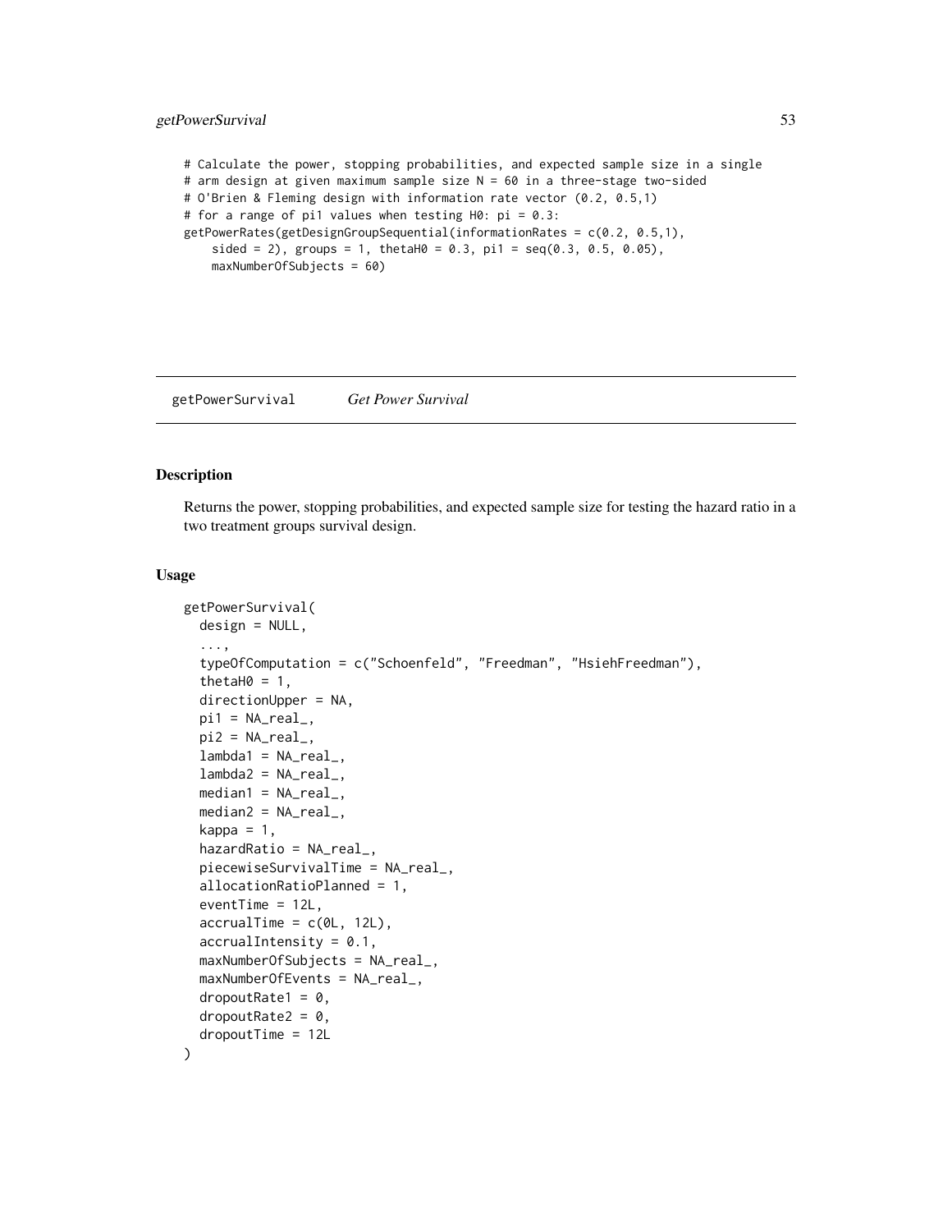```
# Calculate the power, stopping probabilities, and expected sample size in a single
# arm design at given maximum sample size N = 60 in a three-stage two-sided
# O'Brien & Fleming design with information rate vector (0.2, 0.5,1)
# for a range of pi1 values when testing H0: pi = 0.3:
getPowerRates(getDesignGroupSequential(informationRates = c(0.2, 0.5,1),
    sided = 2), groups = 1, thetaH0 = 0.3, pi1 = seq(0.3, 0.5, 0.05),
    maxNumberOfSubjects = 60)
```

## getPowerSurvival *Get Power Survival*

### Description

Returns the power, stopping probabilities, and expected sample size for testing the hazard ratio in a two treatment groups survival design.

### Usage

```
getPowerSurvival(
  design = NULL,
  ...,
  typeOfComputation = c("Schoenfeld", "Freedman", "HsiehFreedman"),
  thetaH0 = 1,
  directionUpper = NA,
  pi1 = NA_real_,
  pi2 = NA_real_,
  lambda1 = NA_real_,
  lambda2 = NA_real_,
  median1 = NA_real_,
  median2 = NA_real_,
  kappa = 1,
  hazardRatio = NA_real_,
  piecewiseSurvivalTime = NA_real_,
  allocationRatioPlanned = 1,
  eventTime = 12L,
  accrualTime = c(0L, 12L),
  accrualIntensity = 0.1,
  maxNumberOfSubjects = NA_real_,
  maxNumberOfEvents = NA_real_,
  dropoutRate1 = 0,
  dropoutRate2 = 0,
  dropoutTime = 12L
)
```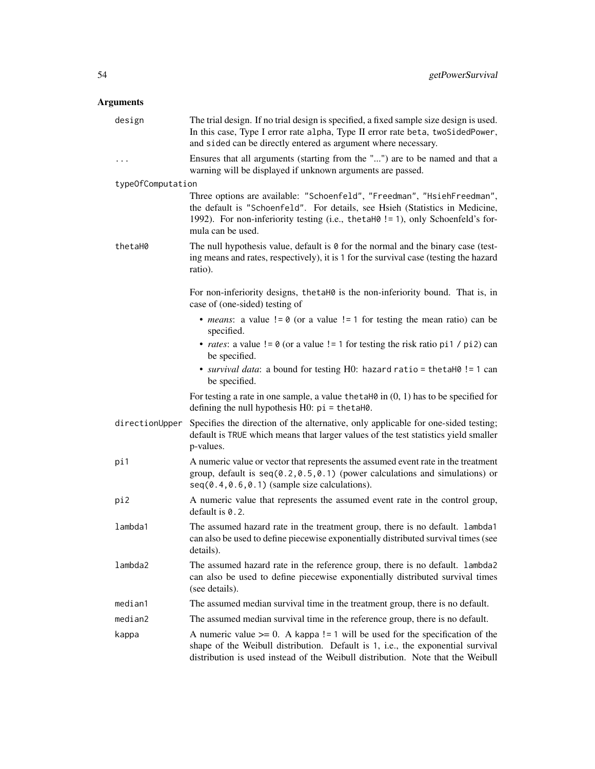## Arguments

**design** The trial design. If no trial design is specified, a fixed sample size design is used. In this case, Type I error rate `alpha`, Type II error rate `beta`, `twoSidedPower`, and `sided` can be directly entered as argument where necessary.

**...** Ensures that all arguments (starting from the "...") are to be named and that a warning will be displayed if unknown arguments are passed.

**typeOfComputation** Three options are available: `"Schoenfeld"`, `"Freedman"`, `"HsiehFreedman"`, the default is `"Schoenfeld"`. For details, see Hsieh (Statistics in Medicine, 1992). For non-inferiority testing (i.e., `thetaH0 != 1`), only Schoenfeld's formula can be used.

**thetaH0** The null hypothesis value, default is `0` for the normal and the binary case (testing means and rates, respectively), it is `1` for the survival case (testing the hazard ratio).

For non-inferiority designs, `thetaH0` is the non-inferiority bound. That is, in case of (one-sided) testing of

- *means*: a value `!= 0` (or a value `!= 1` for testing the mean ratio) can be specified.
- *rates*: a value `!= 0` (or a value `!= 1` for testing the risk ratio `pi1 / pi2`) can be specified.
- *survival data*: a bound for testing H0: `hazard ratio = thetaH0 != 1` can be specified.

For testing a rate in one sample, a value `thetaH0` in (0, 1) has to be specified for defining the null hypothesis H0: `pi = thetaH0`.

**directionUpper** Specifies the direction of the alternative, only applicable for one-sided testing; default is `TRUE` which means that larger values of the test statistics yield smaller p-values.

**pi1** A numeric value or vector that represents the assumed event rate in the treatment group, default is `seq(0.2,0.5,0.1)` (power calculations and simulations) or `seq(0.4,0.6,0.1)` (sample size calculations).

**pi2** A numeric value that represents the assumed event rate in the control group, default is `0.2`.

**lambda1** The assumed hazard rate in the treatment group, there is no default. `lambda1` can also be used to define piecewise exponentially distributed survival times (see details).

**lambda2** The assumed hazard rate in the reference group, there is no default. `lambda2` can also be used to define piecewise exponentially distributed survival times (see details).

**median1** The assumed median survival time in the treatment group, there is no default.

**median2** The assumed median survival time in the reference group, there is no default.

**kappa** A numeric value >= 0. A `kappa != 1` will be used for the specification of the shape of the Weibull distribution. Default is `1`, i.e., the exponential survival distribution is used instead of the Weibull distribution. Note that the Weibull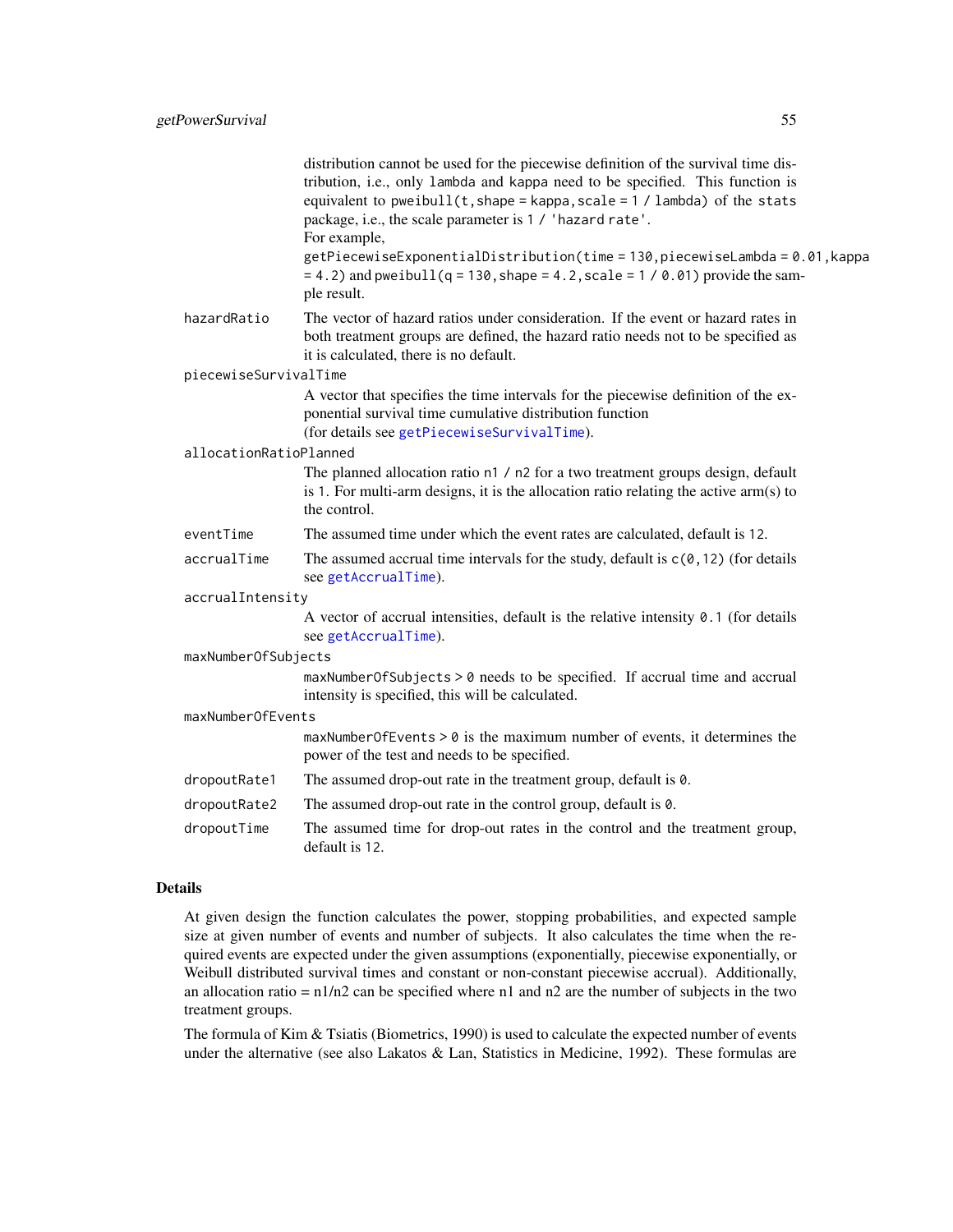distribution cannot be used for the piecewise definition of the survival time distribution, i.e., only `lambda` and `kappa` need to be specified. This function is equivalent to `pweibull(t, shape = kappa, scale = 1 / lambda)` of the `stats` package, i.e., the scale parameter is `1 / 'hazard rate'`.
For example, `getPiecewiseExponentialDistribution(time = 130, piecewiseLambda = 0.01, kappa = 4.2)` and `pweibull(q = 130, shape = 4.2, scale = 1 / 0.01)` provide the sample result.

`hazardRatio`
: The vector of hazard ratios under consideration. If the event or hazard rates in both treatment groups are defined, the hazard ratio needs not to be specified as it is calculated, there is no default.

`piecewiseSurvivalTime`
: A vector that specifies the time intervals for the piecewise definition of the exponential survival time cumulative distribution function (for details see `getPiecewiseSurvivalTime`).

`allocationRatioPlanned`
: The planned allocation ratio `n1 / n2` for a two treatment groups design, default is `1`. For multi-arm designs, it is the allocation ratio relating the active arm(s) to the control.

`eventTime`
: The assumed time under which the event rates are calculated, default is `12`.

`accrualTime`
: The assumed accrual time intervals for the study, default is `c(0,12)` (for details see `getAccrualTime`).

`accrualIntensity`
: A vector of accrual intensities, default is the relative intensity `0.1` (for details see `getAccrualTime`).

`maxNumberOfSubjects`
: `maxNumberOfSubjects > 0` needs to be specified. If accrual time and accrual intensity is specified, this will be calculated.

`maxNumberOfEvents`
: `maxNumberOfEvents > 0` is the maximum number of events, it determines the power of the test and needs to be specified.

`dropoutRate1`
: The assumed drop-out rate in the treatment group, default is `0`.

`dropoutRate2`
: The assumed drop-out rate in the control group, default is `0`.

`dropoutTime`
: The assumed time for drop-out rates in the control and the treatment group, default is `12`.

## Details

At given design the function calculates the power, stopping probabilities, and expected sample size at given number of events and number of subjects. It also calculates the time when the required events are expected under the given assumptions (exponentially, piecewise exponentially, or Weibull distributed survival times and constant or non-constant piecewise accrual). Additionally, an allocation ratio = n1/n2 can be specified where n1 and n2 are the number of subjects in the two treatment groups.

The formula of Kim & Tsiatis (Biometrics, 1990) is used to calculate the expected number of events under the alternative (see also Lakatos & Lan, Statistics in Medicine, 1992). These formulas are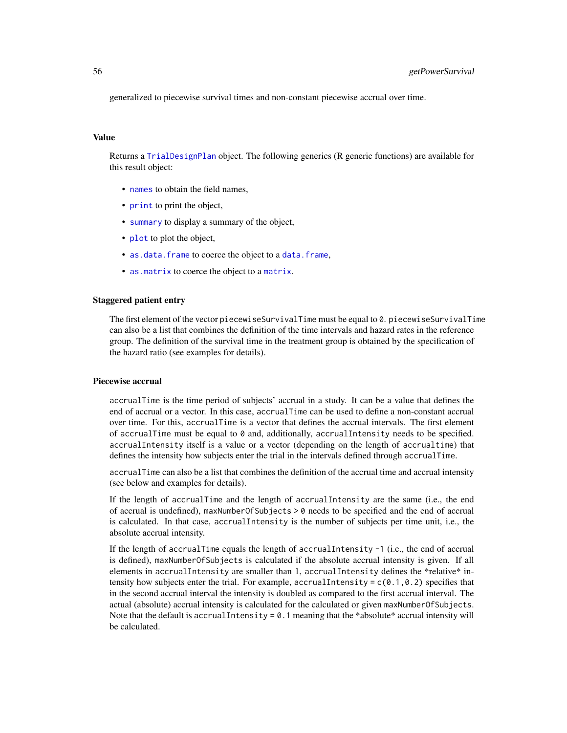generalized to piecewise survival times and non-constant piecewise accrual over time.

## Value

Returns a `TrialDesignPlan` object. The following generics (R generic functions) are available for this result object:

- `names` to obtain the field names,
- `print` to print the object,
- `summary` to display a summary of the object,
- `plot` to plot the object,
- `as.data.frame` to coerce the object to a `data.frame`,
- `as.matrix` to coerce the object to a `matrix`.

## Staggered patient entry

The first element of the vector `piecewiseSurvivalTime` must be equal to `0`. `piecewiseSurvivalTime` can also be a list that combines the definition of the time intervals and hazard rates in the reference group. The definition of the survival time in the treatment group is obtained by the specification of the hazard ratio (see examples for details).

## Piecewise accrual

`accrualTime` is the time period of subjects' accrual in a study. It can be a value that defines the end of accrual or a vector. In this case, `accrualTime` can be used to define a non-constant accrual over time. For this, `accrualTime` is a vector that defines the accrual intervals. The first element of `accrualTime` must be equal to `0` and, additionally, `accrualIntensity` needs to be specified. `accrualIntensity` itself is a value or a vector (depending on the length of `accrualtime`) that defines the intensity how subjects enter the trial in the intervals defined through `accrualTime`.

`accrualTime` can also be a list that combines the definition of the accrual time and accrual intensity (see below and examples for details).

If the length of `accrualTime` and the length of `accrualIntensity` are the same (i.e., the end of accrual is undefined), `maxNumberOfSubjects > 0` needs to be specified and the end of accrual is calculated. In that case, `accrualIntensity` is the number of subjects per time unit, i.e., the absolute accrual intensity.

If the length of `accrualTime` equals the length of `accrualIntensity -1` (i.e., the end of accrual is defined), `maxNumberOfSubjects` is calculated if the absolute accrual intensity is given. If all elements in `accrualIntensity` are smaller than 1, `accrualIntensity` defines the *relative* intensity how subjects enter the trial. For example, `accrualIntensity = c(0.1,0.2)` specifies that in the second accrual interval the intensity is doubled as compared to the first accrual interval. The actual (absolute) accrual intensity is calculated for the calculated or given `maxNumberOfSubjects`. Note that the default is `accrualIntensity = 0.1` meaning that the *absolute* accrual intensity will be calculated.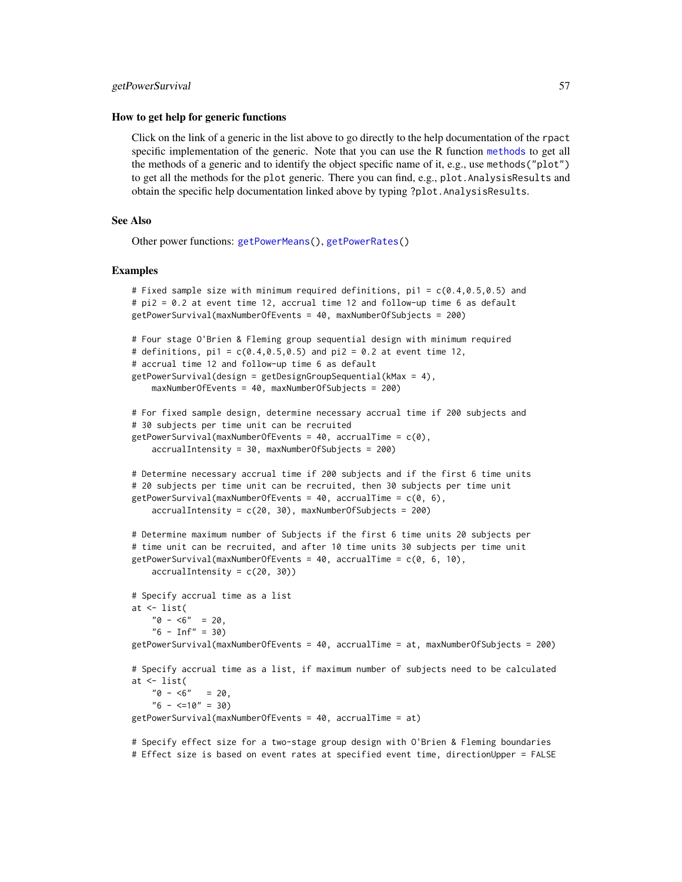### How to get help for generic functions

Click on the link of a generic in the list above to go directly to the help documentation of the rpact specific implementation of the generic. Note that you can use the R function methods to get all the methods of a generic and to identify the object specific name of it, e.g., use methods("plot") to get all the methods for the plot generic. There you can find, e.g., plot.AnalysisResults and obtain the specific help documentation linked above by typing ?plot.AnalysisResults.

### See Also

Other power functions: getPowerMeans(), getPowerRates()

### Examples

```
# Fixed sample size with minimum required definitions, pi1 = c(0.4,0.5,0.5) and
# pi2 = 0.2 at event time 12, accrual time 12 and follow-up time 6 as default
getPowerSurvival(maxNumberOfEvents = 40, maxNumberOfSubjects = 200)

# Four stage O'Brien & Fleming group sequential design with minimum required
# definitions, pi1 = c(0.4,0.5,0.5) and pi2 = 0.2 at event time 12,
# accrual time 12 and follow-up time 6 as default
getPowerSurvival(design = getDesignGroupSequential(kMax = 4),
    maxNumberOfEvents = 40, maxNumberOfSubjects = 200)

# For fixed sample design, determine necessary accrual time if 200 subjects and
# 30 subjects per time unit can be recruited
getPowerSurvival(maxNumberOfEvents = 40, accrualTime = c(0),
    accrualIntensity = 30, maxNumberOfSubjects = 200)

# Determine necessary accrual time if 200 subjects and if the first 6 time units
# 20 subjects per time unit can be recruited, then 30 subjects per time unit
getPowerSurvival(maxNumberOfEvents = 40, accrualTime = c(0, 6),
    accrualIntensity = c(20, 30), maxNumberOfSubjects = 200)

# Determine maximum number of Subjects if the first 6 time units 20 subjects per
# time unit can be recruited, and after 10 time units 30 subjects per time unit
getPowerSurvival(maxNumberOfEvents = 40, accrualTime = c(0, 6, 10),
    accrualIntensity = c(20, 30))

# Specify accrual time as a list
at <- list(
    "0 - <6"  = 20,
    "6 - Inf" = 30)
getPowerSurvival(maxNumberOfEvents = 40, accrualTime = at, maxNumberOfSubjects = 200)

# Specify accrual time as a list, if maximum number of subjects need to be calculated
at <- list(
    "0 - <6"   = 20,
    "6 - <=10" = 30)
getPowerSurvival(maxNumberOfEvents = 40, accrualTime = at)

# Specify effect size for a two-stage group design with O'Brien & Fleming boundaries
# Effect size is based on event rates at specified event time, directionUpper = FALSE
```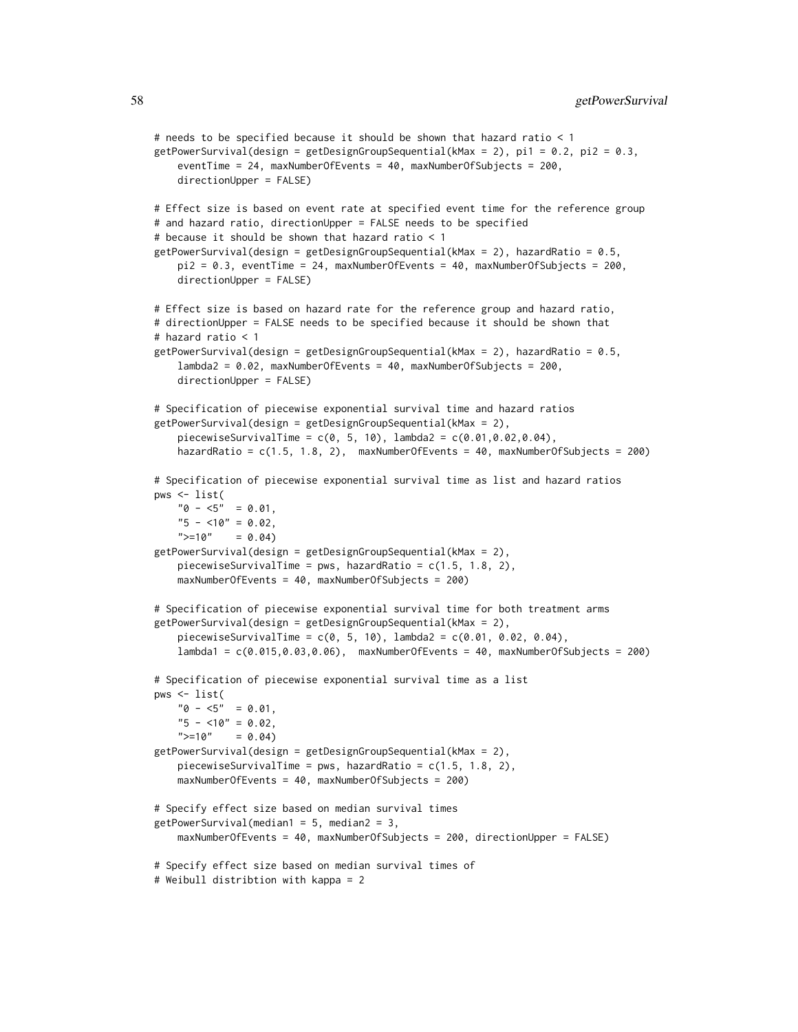```
# needs to be specified because it should be shown that hazard ratio < 1
getPowerSurvival(design = getDesignGroupSequential(kMax = 2), pi1 = 0.2, pi2 = 0.3,
    eventTime = 24, maxNumberOfEvents = 40, maxNumberOfSubjects = 200,
    directionUpper = FALSE)

# Effect size is based on event rate at specified event time for the reference group
# and hazard ratio, directionUpper = FALSE needs to be specified
# because it should be shown that hazard ratio < 1
getPowerSurvival(design = getDesignGroupSequential(kMax = 2), hazardRatio = 0.5,
    pi2 = 0.3, eventTime = 24, maxNumberOfEvents = 40, maxNumberOfSubjects = 200,
    directionUpper = FALSE)

# Effect size is based on hazard rate for the reference group and hazard ratio,
# directionUpper = FALSE needs to be specified because it should be shown that
# hazard ratio < 1
getPowerSurvival(design = getDesignGroupSequential(kMax = 2), hazardRatio = 0.5,
    lambda2 = 0.02, maxNumberOfEvents = 40, maxNumberOfSubjects = 200,
    directionUpper = FALSE)

# Specification of piecewise exponential survival time and hazard ratios
getPowerSurvival(design = getDesignGroupSequential(kMax = 2),
    piecewiseSurvivalTime = c(0, 5, 10), lambda2 = c(0.01,0.02,0.04),
    hazardRatio = c(1.5, 1.8, 2),  maxNumberOfEvents = 40, maxNumberOfSubjects = 200)

# Specification of piecewise exponential survival time as list and hazard ratios
pws <- list(
    "0 - <5"  = 0.01,
    "5 - <10" = 0.02,
    ">=10"    = 0.04)
getPowerSurvival(design = getDesignGroupSequential(kMax = 2),
    piecewiseSurvivalTime = pws, hazardRatio = c(1.5, 1.8, 2),
    maxNumberOfEvents = 40, maxNumberOfSubjects = 200)

# Specification of piecewise exponential survival time for both treatment arms
getPowerSurvival(design = getDesignGroupSequential(kMax = 2),
    piecewiseSurvivalTime = c(0, 5, 10), lambda2 = c(0.01, 0.02, 0.04),
    lambda1 = c(0.015,0.03,0.06),  maxNumberOfEvents = 40, maxNumberOfSubjects = 200)

# Specification of piecewise exponential survival time as a list
pws <- list(
    "0 - <5"  = 0.01,
    "5 - <10" = 0.02,
    ">=10"    = 0.04)
getPowerSurvival(design = getDesignGroupSequential(kMax = 2),
    piecewiseSurvivalTime = pws, hazardRatio = c(1.5, 1.8, 2),
    maxNumberOfEvents = 40, maxNumberOfSubjects = 200)

# Specify effect size based on median survival times
getPowerSurvival(median1 = 5, median2 = 3,
    maxNumberOfEvents = 40, maxNumberOfSubjects = 200, directionUpper = FALSE)

# Specify effect size based on median survival times of
# Weibull distribtion with kappa = 2
```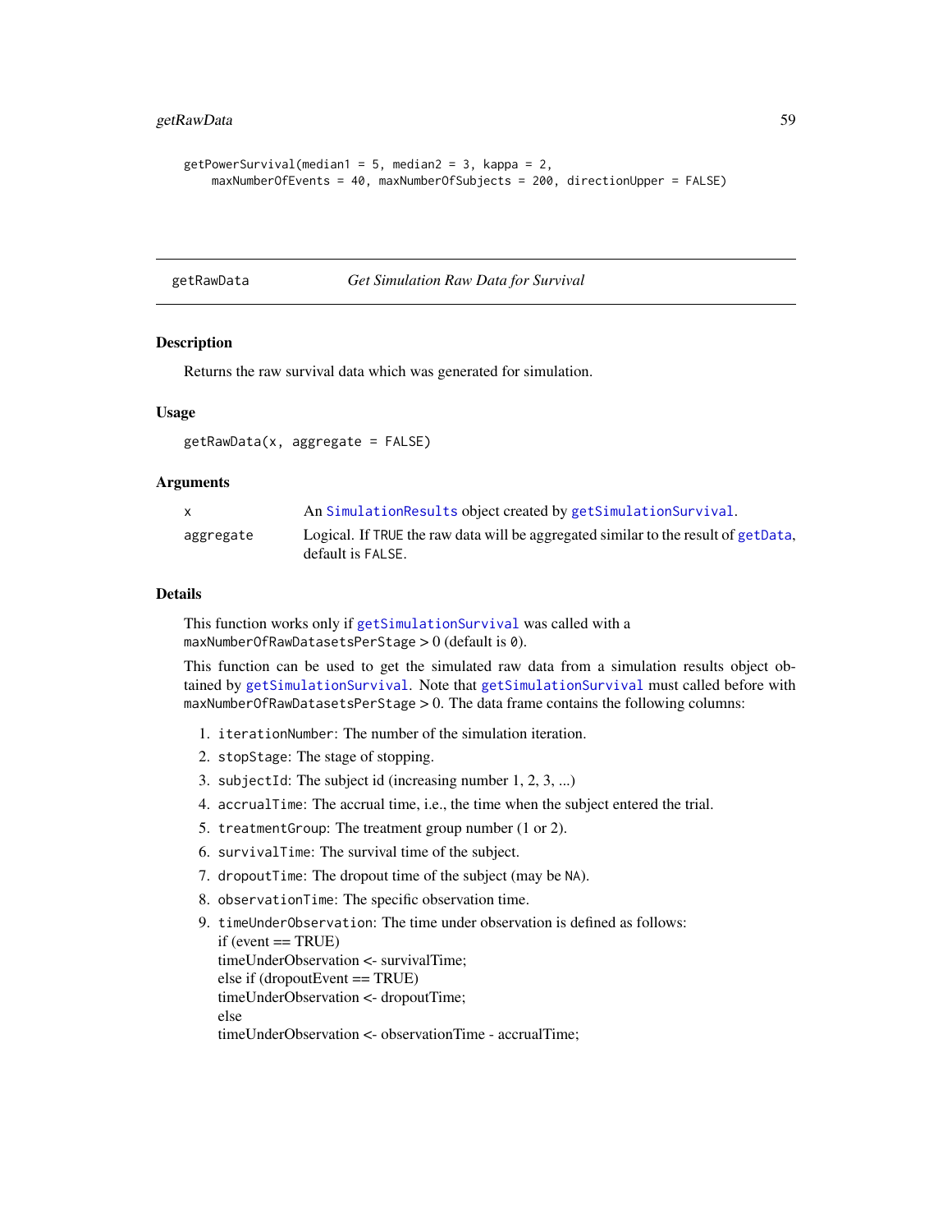```
getPowerSurvival(median1 = 5, median2 = 3, kappa = 2,
    maxNumberOfEvents = 40, maxNumberOfSubjects = 200, directionUpper = FALSE)
```

---

## getRawData &nbsp;&nbsp;&nbsp;&nbsp; *Get Simulation Raw Data for Survival*

---

### Description

Returns the raw survival data which was generated for simulation.

### Usage

```
getRawData(x, aggregate = FALSE)
```

### Arguments

| | |
|---|---|
| `x` | An `SimulationResults` object created by `getSimulationSurvival`. |
| `aggregate` | Logical. If `TRUE` the raw data will be aggregated similar to the result of `getData`, default is `FALSE`. |

### Details

This function works only if `getSimulationSurvival` was called with a `maxNumberOfRawDatasetsPerStage` > 0 (default is `0`).

This function can be used to get the simulated raw data from a simulation results object obtained by `getSimulationSurvival`. Note that `getSimulationSurvival` must called before with `maxNumberOfRawDatasetsPerStage` > 0. The data frame contains the following columns:

1. `iterationNumber`: The number of the simulation iteration.
2. `stopStage`: The stage of stopping.
3. `subjectId`: The subject id (increasing number 1, 2, 3, ...)
4. `accrualTime`: The accrual time, i.e., the time when the subject entered the trial.
5. `treatmentGroup`: The treatment group number (1 or 2).
6. `survivalTime`: The survival time of the subject.
7. `dropoutTime`: The dropout time of the subject (may be `NA`).
8. `observationTime`: The specific observation time.
9. `timeUnderObservation`: The time under observation is defined as follows:
   if (event == TRUE)
   timeUnderObservation <- survivalTime;
   else if (dropoutEvent == TRUE)
   timeUnderObservation <- dropoutTime;
   else
   timeUnderObservation <- observationTime - accrualTime;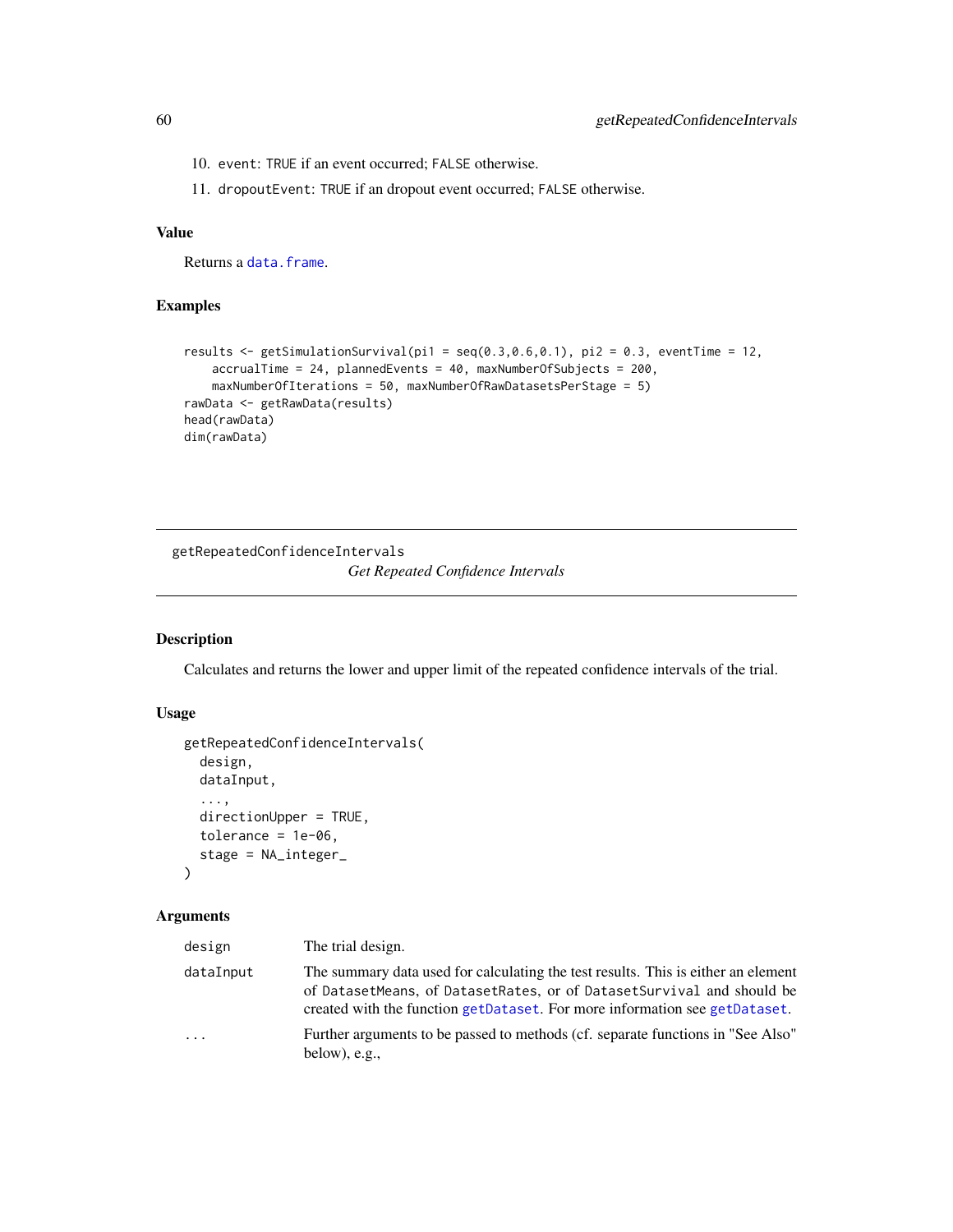10. `event`: `TRUE` if an event occurred; `FALSE` otherwise.
11. `dropoutEvent`: `TRUE` if an dropout event occurred; `FALSE` otherwise.

### Value

Returns a `data.frame`.

### Examples

```
results <- getSimulationSurvival(pi1 = seq(0.3,0.6,0.1), pi2 = 0.3, eventTime = 12,
    accrualTime = 24, plannedEvents = 40, maxNumberOfSubjects = 200,
    maxNumberOfIterations = 50, maxNumberOfRawDatasetsPerStage = 5)
rawData <- getRawData(results)
head(rawData)
dim(rawData)
```

---

## getRepeatedConfidenceIntervals

*Get Repeated Confidence Intervals*

---

### Description

Calculates and returns the lower and upper limit of the repeated confidence intervals of the trial.

### Usage

```
getRepeatedConfidenceIntervals(
  design,
  dataInput,
  ...,
  directionUpper = TRUE,
  tolerance = 1e-06,
  stage = NA_integer_
)
```

### Arguments

| | |
|---|---|
| `design` | The trial design. |
| `dataInput` | The summary data used for calculating the test results. This is either an element of `DatasetMeans`, of `DatasetRates`, or of `DatasetSurvival` and should be created with the function `getDataset`. For more information see `getDataset`. |
| `...` | Further arguments to be passed to methods (cf. separate functions in "See Also" below), e.g., |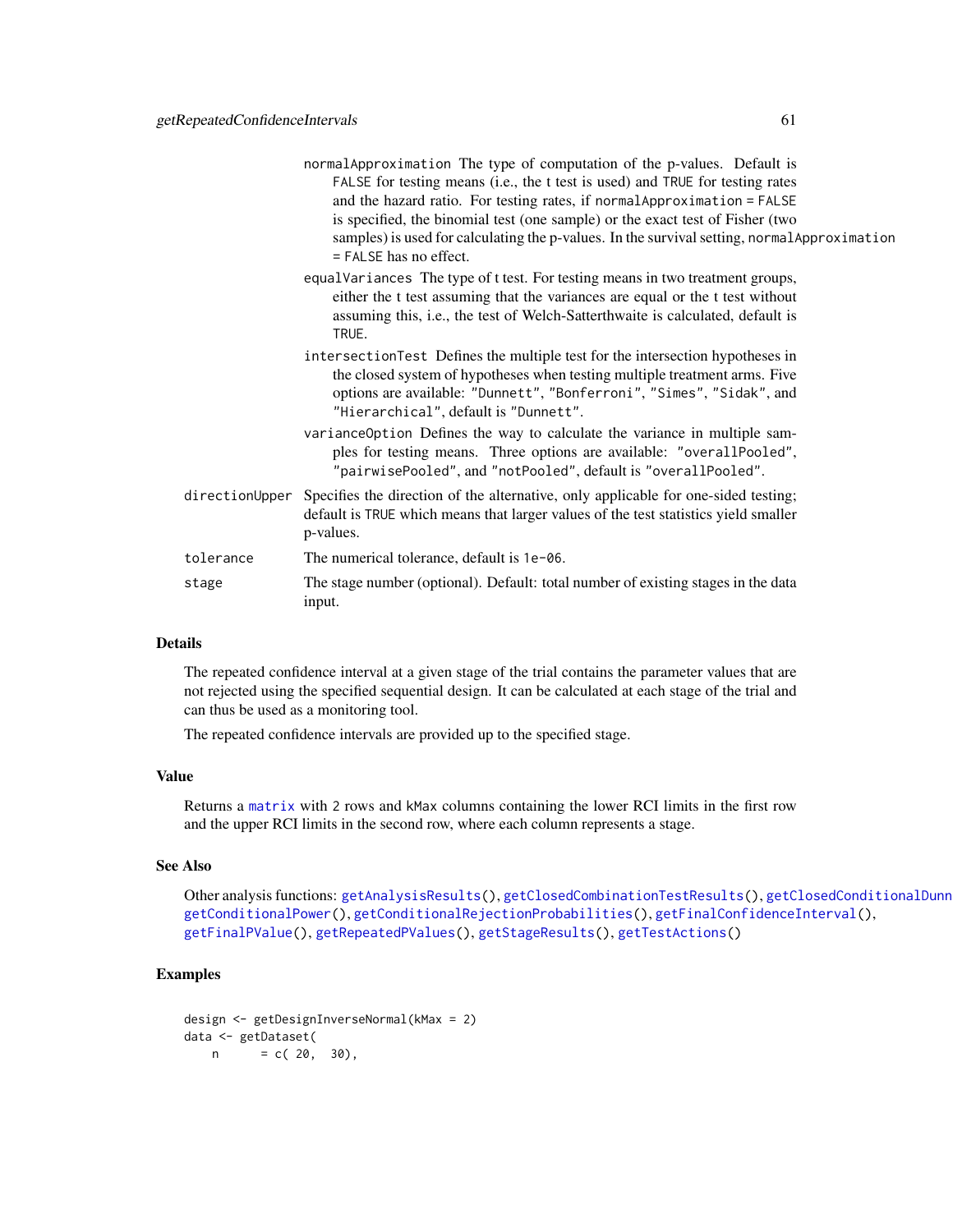normalApproximation The type of computation of the p-values. Default is FALSE for testing means (i.e., the t test is used) and TRUE for testing rates and the hazard ratio. For testing rates, if normalApproximation = FALSE is specified, the binomial test (one sample) or the exact test of Fisher (two samples) is used for calculating the p-values. In the survival setting, normalApproximation = FALSE has no effect.

equalVariances The type of t test. For testing means in two treatment groups, either the t test assuming that the variances are equal or the t test without assuming this, i.e., the test of Welch-Satterthwaite is calculated, default is TRUE.

intersectionTest Defines the multiple test for the intersection hypotheses in the closed system of hypotheses when testing multiple treatment arms. Five options are available: "Dunnett", "Bonferroni", "Simes", "Sidak", and "Hierarchical", default is "Dunnett".

varianceOption Defines the way to calculate the variance in multiple samples for testing means. Three options are available: "overallPooled", "pairwisePooled", and "notPooled", default is "overallPooled".

| | |
|---|---|
| directionUpper | Specifies the direction of the alternative, only applicable for one-sided testing; default is TRUE which means that larger values of the test statistics yield smaller p-values. |
| tolerance | The numerical tolerance, default is 1e-06. |
| stage | The stage number (optional). Default: total number of existing stages in the data input. |

## Details

The repeated confidence interval at a given stage of the trial contains the parameter values that are not rejected using the specified sequential design. It can be calculated at each stage of the trial and can thus be used as a monitoring tool.

The repeated confidence intervals are provided up to the specified stage.

## Value

Returns a matrix with 2 rows and kMax columns containing the lower RCI limits in the first row and the upper RCI limits in the second row, where each column represents a stage.

## See Also

Other analysis functions: getAnalysisResults(), getClosedCombinationTestResults(), getClosedConditionalDunn getConditionalPower(), getConditionalRejectionProbabilities(), getFinalConfidenceInterval(), getFinalPValue(), getRepeatedPValues(), getStageResults(), getTestActions()

## Examples

```
design <- getDesignInverseNormal(kMax = 2)
data <- getDataset(
    n      = c( 20,  30),
```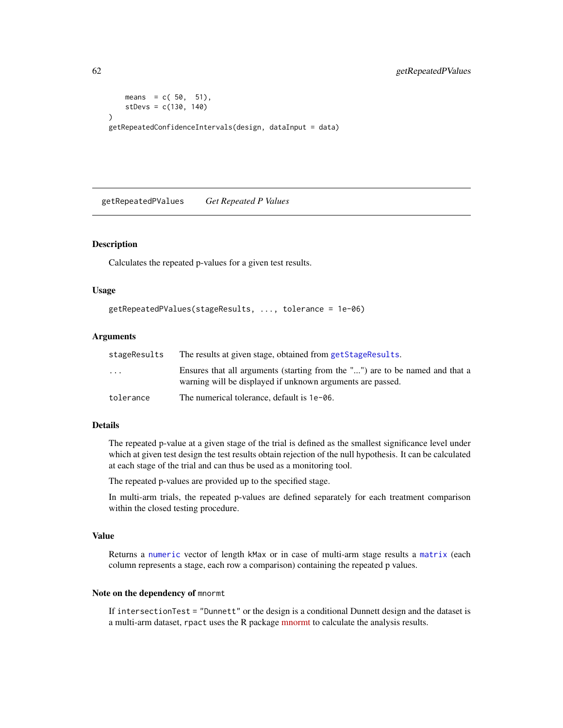```
    means  = c( 50,  51),
    stDevs = c(130, 140)
)
getRepeatedConfidenceIntervals(design, dataInput = data)
```

---

## getRepeatedPValues    *Get Repeated P Values*

---

### Description

Calculates the repeated p-values for a given test results.

### Usage

```
getRepeatedPValues(stageResults, ..., tolerance = 1e-06)
```

### Arguments

| | |
|---|---|
| stageResults | The results at given stage, obtained from getStageResults. |
| ... | Ensures that all arguments (starting from the "...") are to be named and that a warning will be displayed if unknown arguments are passed. |
| tolerance | The numerical tolerance, default is 1e-06. |

### Details

The repeated p-value at a given stage of the trial is defined as the smallest significance level under which at given test design the test results obtain rejection of the null hypothesis. It can be calculated at each stage of the trial and can thus be used as a monitoring tool.

The repeated p-values are provided up to the specified stage.

In multi-arm trials, the repeated p-values are defined separately for each treatment comparison within the closed testing procedure.

### Value

Returns a numeric vector of length kMax or in case of multi-arm stage results a matrix (each column represents a stage, each row a comparison) containing the repeated p values.

### Note on the dependency of mnormt

If intersectionTest = "Dunnett" or the design is a conditional Dunnett design and the dataset is a multi-arm dataset, rpact uses the R package mnormt to calculate the analysis results.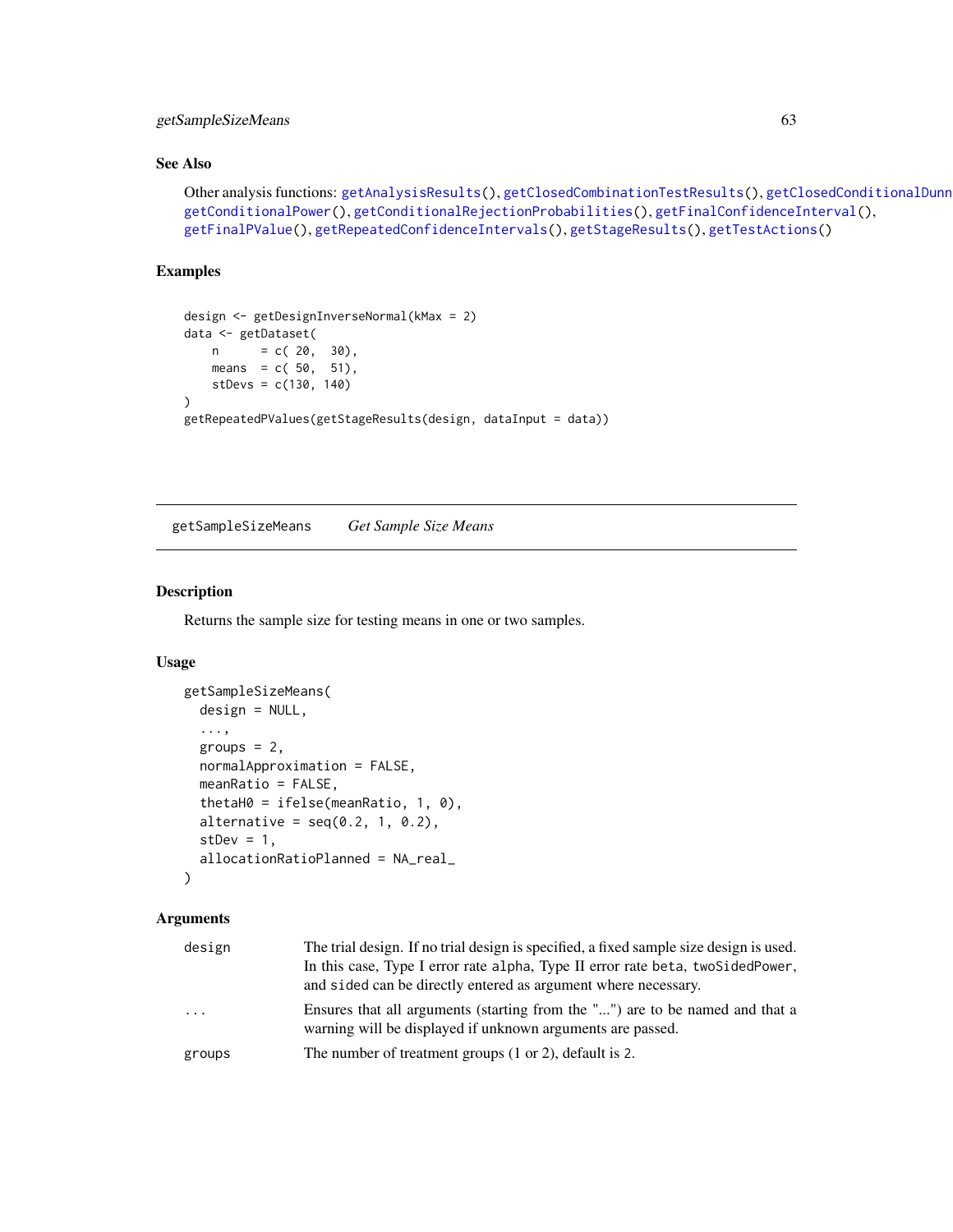## See Also

Other analysis functions: getAnalysisResults(), getClosedCombinationTestResults(), getClosedConditionalDunn getConditionalPower(), getConditionalRejectionProbabilities(), getFinalConfidenceInterval(), getFinalPValue(), getRepeatedConfidenceIntervals(), getStageResults(), getTestActions()

## Examples

```
design <- getDesignInverseNormal(kMax = 2)
data <- getDataset(
    n      = c( 20,  30),
    means  = c( 50,  51),
    stDevs = c(130, 140)
)
getRepeatedPValues(getStageResults(design, dataInput = data))
```

---

# getSampleSizeMeans    *Get Sample Size Means*

---

## Description

Returns the sample size for testing means in one or two samples.

## Usage

```
getSampleSizeMeans(
  design = NULL,
  ...,
  groups = 2,
  normalApproximation = FALSE,
  meanRatio = FALSE,
  thetaH0 = ifelse(meanRatio, 1, 0),
  alternative = seq(0.2, 1, 0.2),
  stDev = 1,
  allocationRatioPlanned = NA_real_
)
```

## Arguments

| | |
|---|---|
| design | The trial design. If no trial design is specified, a fixed sample size design is used. In this case, Type I error rate alpha, Type II error rate beta, twoSidedPower, and sided can be directly entered as argument where necessary. |
| ... | Ensures that all arguments (starting from the "...") are to be named and that a warning will be displayed if unknown arguments are passed. |
| groups | The number of treatment groups (1 or 2), default is 2. |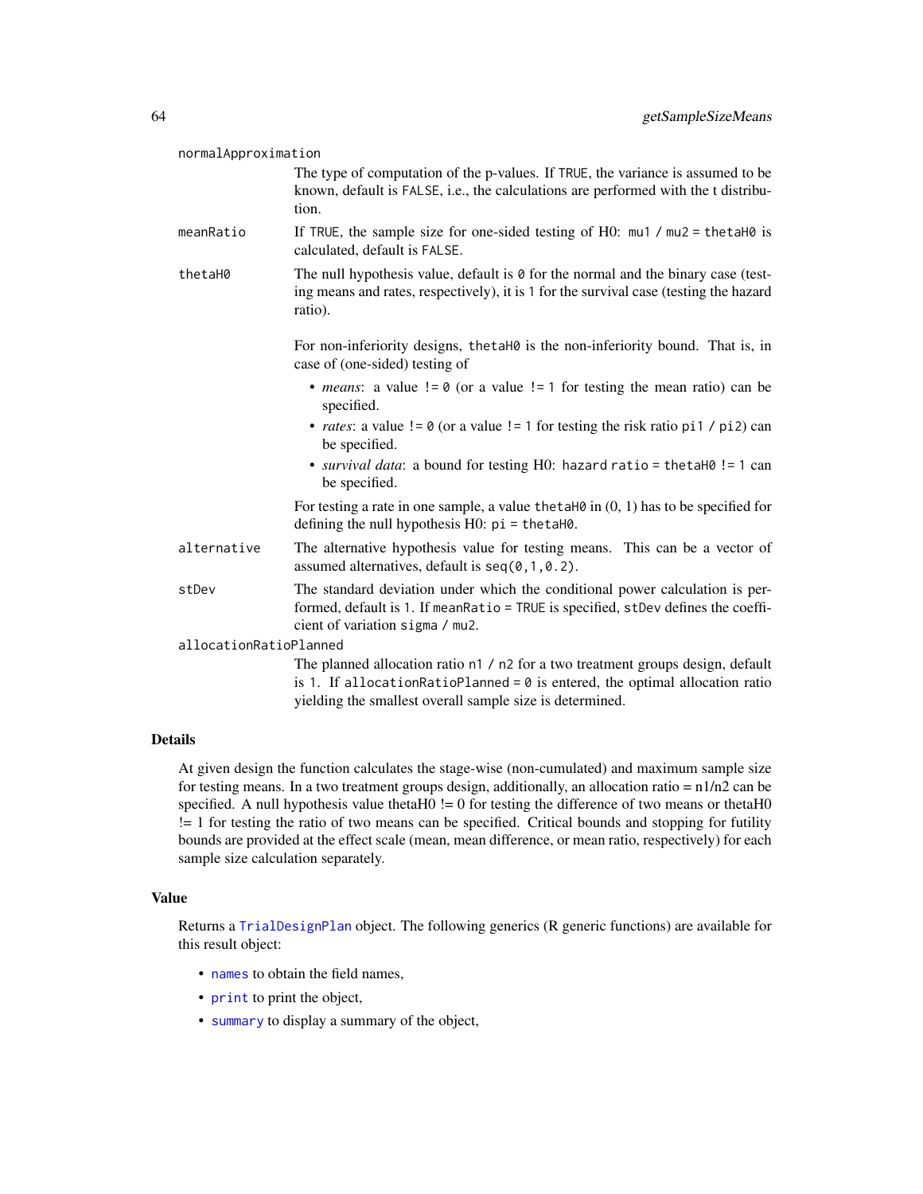`normalApproximation`
: The type of computation of the p-values. If `TRUE`, the variance is assumed to be known, default is `FALSE`, i.e., the calculations are performed with the t distribution.

`meanRatio`
: If `TRUE`, the sample size for one-sided testing of H0: `mu1 / mu2 = thetaH0` is calculated, default is `FALSE`.

`thetaH0`
: The null hypothesis value, default is `0` for the normal and the binary case (testing means and rates, respectively), it is `1` for the survival case (testing the hazard ratio).

  For non-inferiority designs, `thetaH0` is the non-inferiority bound. That is, in case of (one-sided) testing of

  - *means*: a value `!= 0` (or a value `!= 1` for testing the mean ratio) can be specified.
  - *rates*: a value `!= 0` (or a value `!= 1` for testing the risk ratio `pi1 / pi2`) can be specified.
  - *survival data*: a bound for testing H0: `hazard ratio = thetaH0 != 1` can be specified.

  For testing a rate in one sample, a value `thetaH0` in (0, 1) has to be specified for defining the null hypothesis H0: `pi = thetaH0`.

`alternative`
: The alternative hypothesis value for testing means. This can be a vector of assumed alternatives, default is `seq(0,1,0.2)`.

`stDev`
: The standard deviation under which the conditional power calculation is performed, default is `1`. If `meanRatio = TRUE` is specified, `stDev` defines the coefficient of variation `sigma / mu2`.

`allocationRatioPlanned`
: The planned allocation ratio `n1 / n2` for a two treatment groups design, default is `1`. If `allocationRatioPlanned = 0` is entered, the optimal allocation ratio yielding the smallest overall sample size is determined.

## Details

At given design the function calculates the stage-wise (non-cumulated) and maximum sample size for testing means. In a two treatment groups design, additionally, an allocation ratio = n1/n2 can be specified. A null hypothesis value thetaH0 != 0 for testing the difference of two means or thetaH0 != 1 for testing the ratio of two means can be specified. Critical bounds and stopping for futility bounds are provided at the effect scale (mean, mean difference, or mean ratio, respectively) for each sample size calculation separately.

## Value

Returns a `TrialDesignPlan` object. The following generics (R generic functions) are available for this result object:

- `names` to obtain the field names,
- `print` to print the object,
- `summary` to display a summary of the object,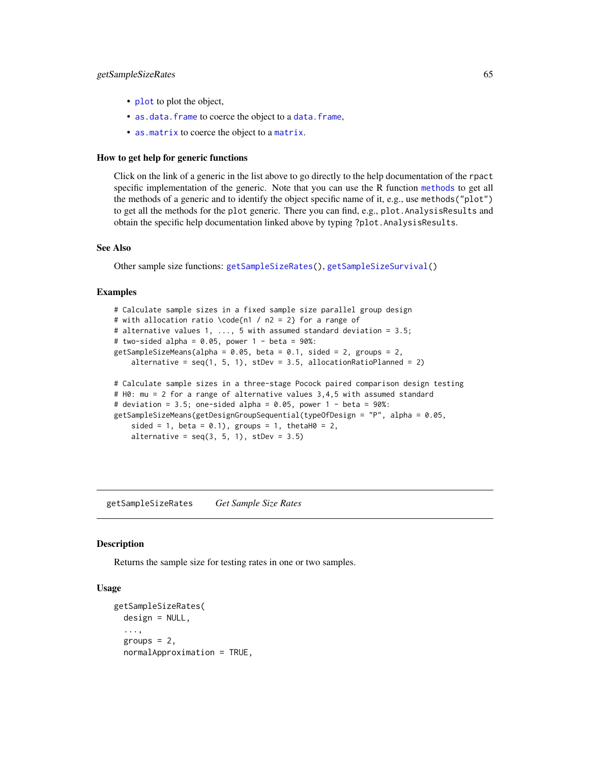- `plot` to plot the object,
- `as.data.frame` to coerce the object to a `data.frame`,
- `as.matrix` to coerce the object to a `matrix`.

### How to get help for generic functions

Click on the link of a generic in the list above to go directly to the help documentation of the `rpact` specific implementation of the generic. Note that you can use the R function `methods` to get all the methods of a generic and to identify the object specific name of it, e.g., use `methods("plot")` to get all the methods for the `plot` generic. There you can find, e.g., `plot.AnalysisResults` and obtain the specific help documentation linked above by typing `?plot.AnalysisResults`.

### See Also

Other sample size functions: `getSampleSizeRates()`, `getSampleSizeSurvival()`

### Examples

```
# Calculate sample sizes in a fixed sample size parallel group design
# with allocation ratio \code{n1 / n2 = 2} for a range of
# alternative values 1, ..., 5 with assumed standard deviation = 3.5;
# two-sided alpha = 0.05, power 1 - beta = 90%:
getSampleSizeMeans(alpha = 0.05, beta = 0.1, sided = 2, groups = 2,
    alternative = seq(1, 5, 1), stDev = 3.5, allocationRatioPlanned = 2)

# Calculate sample sizes in a three-stage Pocock paired comparison design testing
# H0: mu = 2 for a range of alternative values 3,4,5 with assumed standard
# deviation = 3.5; one-sided alpha = 0.05, power 1 - beta = 90%:
getSampleSizeMeans(getDesignGroupSequential(typeOfDesign = "P", alpha = 0.05,
    sided = 1, beta = 0.1), groups = 1, thetaH0 = 2,
    alternative = seq(3, 5, 1), stDev = 3.5)
```

---

## getSampleSizeRates    *Get Sample Size Rates*

### Description

Returns the sample size for testing rates in one or two samples.

### Usage

```
getSampleSizeRates(
  design = NULL,
  ...,
  groups = 2,
  normalApproximation = TRUE,
```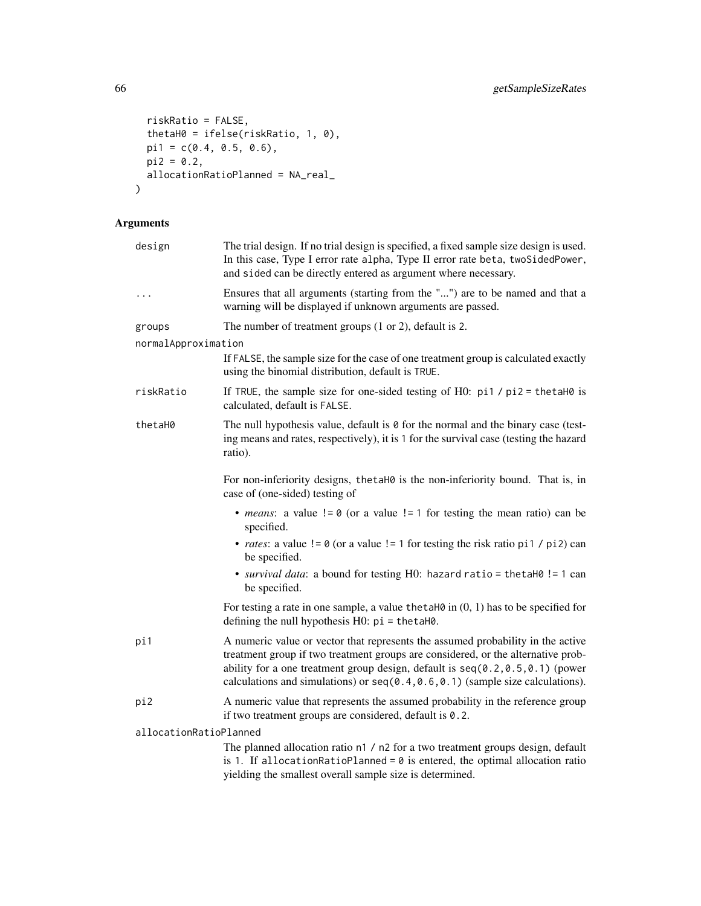```
  riskRatio = FALSE,
  thetaH0 = ifelse(riskRatio, 1, 0),
  pi1 = c(0.4, 0.5, 0.6),
  pi2 = 0.2,
  allocationRatioPlanned = NA_real_
)
```

## Arguments

**design** The trial design. If no trial design is specified, a fixed sample size design is used. In this case, Type I error rate `alpha`, Type II error rate `beta`, `twoSidedPower`, and `sided` can be directly entered as argument where necessary.

**...** Ensures that all arguments (starting from the "...") are to be named and that a warning will be displayed if unknown arguments are passed.

**groups** The number of treatment groups (1 or 2), default is `2`.

**normalApproximation** If `FALSE`, the sample size for the case of one treatment group is calculated exactly using the binomial distribution, default is `TRUE`.

**riskRatio** If `TRUE`, the sample size for one-sided testing of H0: `pi1 / pi2 = thetaH0` is calculated, default is `FALSE`.

**thetaH0** The null hypothesis value, default is `0` for the normal and the binary case (testing means and rates, respectively), it is `1` for the survival case (testing the hazard ratio).

For non-inferiority designs, `thetaH0` is the non-inferiority bound. That is, in case of (one-sided) testing of

- *means*: a value `!= 0` (or a value `!= 1` for testing the mean ratio) can be specified.
- *rates*: a value `!= 0` (or a value `!= 1` for testing the risk ratio `pi1 / pi2`) can be specified.
- *survival data*: a bound for testing H0: `hazard ratio = thetaH0 != 1` can be specified.

For testing a rate in one sample, a value `thetaH0` in (0, 1) has to be specified for defining the null hypothesis H0: `pi = thetaH0`.

**pi1** A numeric value or vector that represents the assumed probability in the active treatment group if two treatment groups are considered, or the alternative probability for a one treatment group design, default is `seq(0.2,0.5,0.1)` (power calculations and simulations) or `seq(0.4,0.6,0.1)` (sample size calculations).

**pi2** A numeric value that represents the assumed probability in the reference group if two treatment groups are considered, default is `0.2`.

**allocationRatioPlanned** The planned allocation ratio `n1 / n2` for a two treatment groups design, default is `1`. If `allocationRatioPlanned = 0` is entered, the optimal allocation ratio yielding the smallest overall sample size is determined.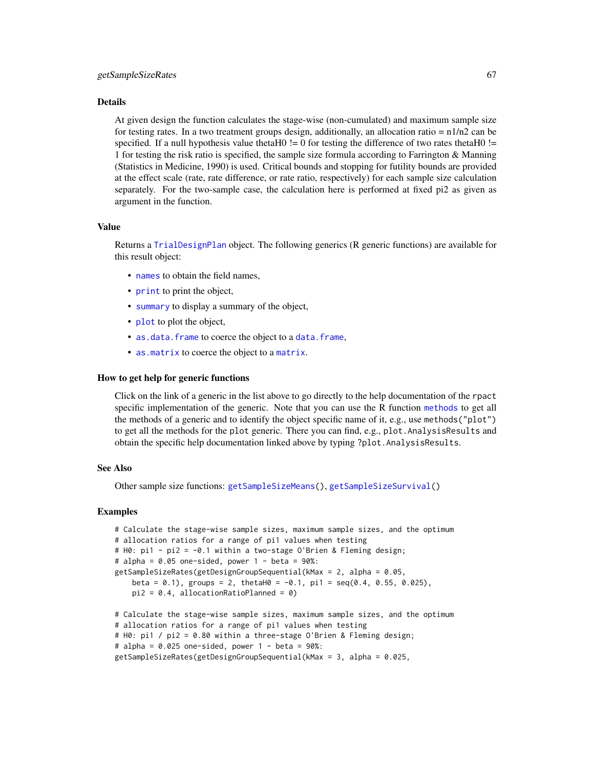## Details

At given design the function calculates the stage-wise (non-cumulated) and maximum sample size for testing rates. In a two treatment groups design, additionally, an allocation ratio = n1/n2 can be specified. If a null hypothesis value thetaH0 != 0 for testing the difference of two rates thetaH0 != 1 for testing the risk ratio is specified, the sample size formula according to Farrington & Manning (Statistics in Medicine, 1990) is used. Critical bounds and stopping for futility bounds are provided at the effect scale (rate, rate difference, or rate ratio, respectively) for each sample size calculation separately. For the two-sample case, the calculation here is performed at fixed pi2 as given as argument in the function.

## Value

Returns a `TrialDesignPlan` object. The following generics (R generic functions) are available for this result object:

- `names` to obtain the field names,
- `print` to print the object,
- `summary` to display a summary of the object,
- `plot` to plot the object,
- `as.data.frame` to coerce the object to a `data.frame`,
- `as.matrix` to coerce the object to a `matrix`.

## How to get help for generic functions

Click on the link of a generic in the list above to go directly to the help documentation of the `rpact` specific implementation of the generic. Note that you can use the R function `methods` to get all the methods of a generic and to identify the object specific name of it, e.g., use `methods("plot")` to get all the methods for the `plot` generic. There you can find, e.g., `plot.AnalysisResults` and obtain the specific help documentation linked above by typing `?plot.AnalysisResults`.

## See Also

Other sample size functions: `getSampleSizeMeans()`, `getSampleSizeSurvival()`

## Examples

```
# Calculate the stage-wise sample sizes, maximum sample sizes, and the optimum
# allocation ratios for a range of pi1 values when testing
# H0: pi1 - pi2 = -0.1 within a two-stage O'Brien & Fleming design;
# alpha = 0.05 one-sided, power 1 - beta = 90%:
getSampleSizeRates(getDesignGroupSequential(kMax = 2, alpha = 0.05,
    beta = 0.1), groups = 2, thetaH0 = -0.1, pi1 = seq(0.4, 0.55, 0.025),
    pi2 = 0.4, allocationRatioPlanned = 0)

# Calculate the stage-wise sample sizes, maximum sample sizes, and the optimum
# allocation ratios for a range of pi1 values when testing
# H0: pi1 / pi2 = 0.80 within a three-stage O'Brien & Fleming design;
# alpha = 0.025 one-sided, power 1 - beta = 90%:
getSampleSizeRates(getDesignGroupSequential(kMax = 3, alpha = 0.025,
```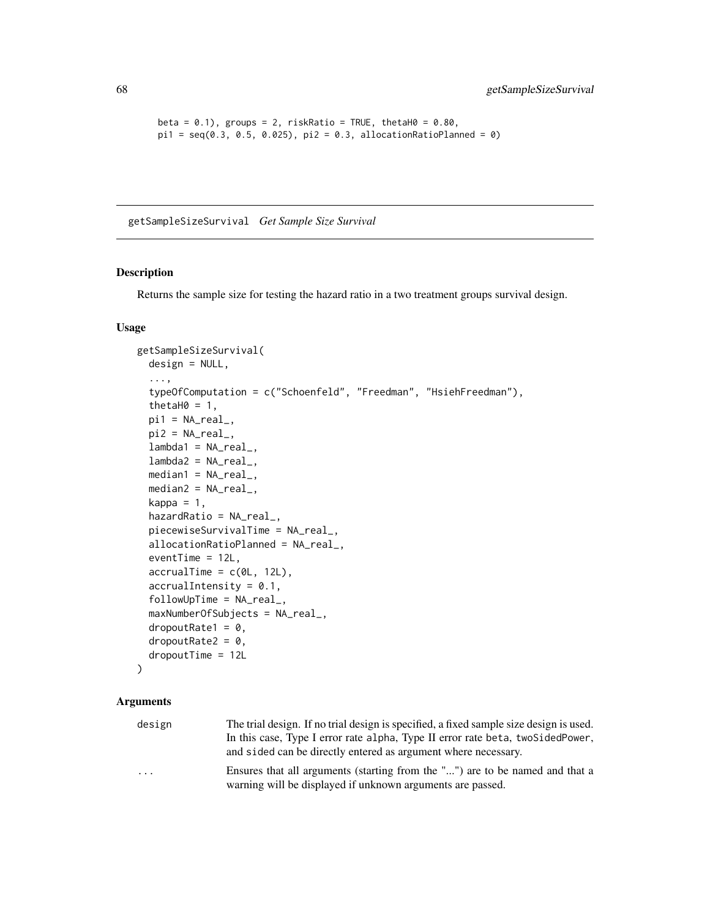```
beta = 0.1), groups = 2, riskRatio = TRUE, thetaH0 = 0.80,
pi1 = seq(0.3, 0.5, 0.025), pi2 = 0.3, allocationRatioPlanned = 0)
```

## getSampleSizeSurvival *Get Sample Size Survival*

### Description

Returns the sample size for testing the hazard ratio in a two treatment groups survival design.

### Usage

```
getSampleSizeSurvival(
  design = NULL,
  ...,
  typeOfComputation = c("Schoenfeld", "Freedman", "HsiehFreedman"),
  thetaH0 = 1,
  pi1 = NA_real_,
  pi2 = NA_real_,
  lambda1 = NA_real_,
  lambda2 = NA_real_,
  median1 = NA_real_,
  median2 = NA_real_,
  kappa = 1,
  hazardRatio = NA_real_,
  piecewiseSurvivalTime = NA_real_,
  allocationRatioPlanned = NA_real_,
  eventTime = 12L,
  accrualTime = c(0L, 12L),
  accrualIntensity = 0.1,
  followUpTime = NA_real_,
  maxNumberOfSubjects = NA_real_,
  dropoutRate1 = 0,
  dropoutRate2 = 0,
  dropoutTime = 12L
)
```

### Arguments

| | |
|---|---|
| design | The trial design. If no trial design is specified, a fixed sample size design is used. In this case, Type I error rate alpha, Type II error rate beta, twoSidedPower, and sided can be directly entered as argument where necessary. |
| ... | Ensures that all arguments (starting from the "...") are to be named and that a warning will be displayed if unknown arguments are passed. |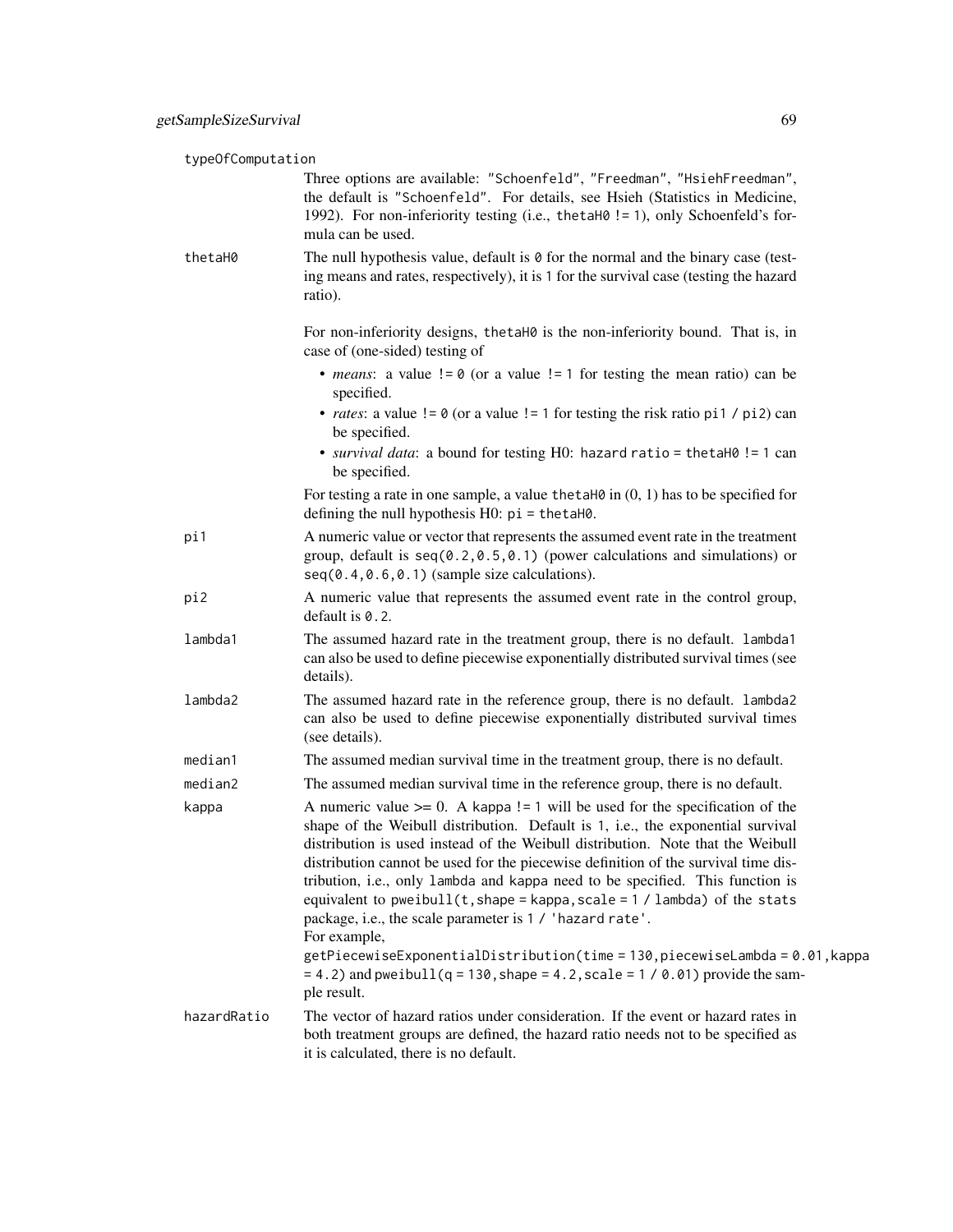**typeOfComputation**

Three options are available: "Schoenfeld", "Freedman", "HsiehFreedman", the default is "Schoenfeld". For details, see Hsieh (Statistics in Medicine, 1992). For non-inferiority testing (i.e., `thetaH0 != 1`), only Schoenfeld's formula can be used.

**thetaH0**

The null hypothesis value, default is `0` for the normal and the binary case (testing means and rates, respectively), it is `1` for the survival case (testing the hazard ratio).

For non-inferiority designs, `thetaH0` is the non-inferiority bound. That is, in case of (one-sided) testing of

- *means*: a value `!= 0` (or a value `!= 1` for testing the mean ratio) can be specified.
- *rates*: a value `!= 0` (or a value `!= 1` for testing the risk ratio `pi1 / pi2`) can be specified.
- *survival data*: a bound for testing H0: `hazard ratio = thetaH0 != 1` can be specified.

For testing a rate in one sample, a value `thetaH0` in (0, 1) has to be specified for defining the null hypothesis H0: `pi = thetaH0`.

**pi1**

A numeric value or vector that represents the assumed event rate in the treatment group, default is `seq(0.2,0.5,0.1)` (power calculations and simulations) or `seq(0.4,0.6,0.1)` (sample size calculations).

**pi2**

A numeric value that represents the assumed event rate in the control group, default is `0.2`.

**lambda1**

The assumed hazard rate in the treatment group, there is no default. `lambda1` can also be used to define piecewise exponentially distributed survival times (see details).

**lambda2**

The assumed hazard rate in the reference group, there is no default. `lambda2` can also be used to define piecewise exponentially distributed survival times (see details).

**median1**

The assumed median survival time in the treatment group, there is no default.

**median2**

The assumed median survival time in the reference group, there is no default.

**kappa**

A numeric value >= 0. A `kappa != 1` will be used for the specification of the shape of the Weibull distribution. Default is `1`, i.e., the exponential survival distribution is used instead of the Weibull distribution. Note that the Weibull distribution cannot be used for the piecewise definition of the survival time distribution, i.e., only `lambda` and `kappa` need to be specified. This function is equivalent to `pweibull(t,shape = kappa,scale = 1 / lambda)` of the `stats` package, i.e., the scale parameter is `1 / 'hazard rate'`.
For example,
`getPiecewiseExponentialDistribution(time = 130,piecewiseLambda = 0.01,kappa = 4.2)` and `pweibull(q = 130,shape = 4.2,scale = 1 / 0.01)` provide the sample result.

**hazardRatio**

The vector of hazard ratios under consideration. If the event or hazard rates in both treatment groups are defined, the hazard ratio needs not to be specified as it is calculated, there is no default.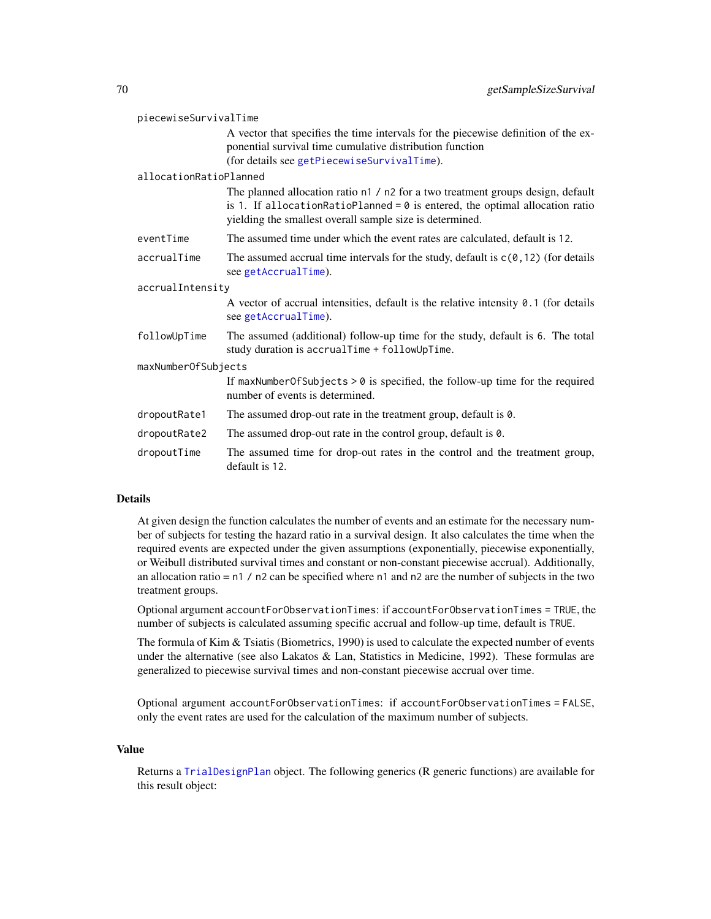`piecewiseSurvivalTime`
: A vector that specifies the time intervals for the piecewise definition of the exponential survival time cumulative distribution function (for details see `getPiecewiseSurvivalTime`).

`allocationRatioPlanned`
: The planned allocation ratio `n1 / n2` for a two treatment groups design, default is `1`. If `allocationRatioPlanned = 0` is entered, the optimal allocation ratio yielding the smallest overall sample size is determined.

`eventTime`
: The assumed time under which the event rates are calculated, default is `12`.

`accrualTime`
: The assumed accrual time intervals for the study, default is `c(0,12)` (for details see `getAccrualTime`).

`accrualIntensity`
: A vector of accrual intensities, default is the relative intensity `0.1` (for details see `getAccrualTime`).

`followUpTime`
: The assumed (additional) follow-up time for the study, default is `6`. The total study duration is `accrualTime + followUpTime`.

`maxNumberOfSubjects`
: If `maxNumberOfSubjects > 0` is specified, the follow-up time for the required number of events is determined.

`dropoutRate1`
: The assumed drop-out rate in the treatment group, default is `0`.

`dropoutRate2`
: The assumed drop-out rate in the control group, default is `0`.

`dropoutTime`
: The assumed time for drop-out rates in the control and the treatment group, default is `12`.

## Details

At given design the function calculates the number of events and an estimate for the necessary number of subjects for testing the hazard ratio in a survival design. It also calculates the time when the required events are expected under the given assumptions (exponentially, piecewise exponentially, or Weibull distributed survival times and constant or non-constant piecewise accrual). Additionally, an allocation ratio = `n1 / n2` can be specified where `n1` and `n2` are the number of subjects in the two treatment groups.

Optional argument `accountForObservationTimes`: if `accountForObservationTimes = TRUE`, the number of subjects is calculated assuming specific accrual and follow-up time, default is `TRUE`.

The formula of Kim & Tsiatis (Biometrics, 1990) is used to calculate the expected number of events under the alternative (see also Lakatos & Lan, Statistics in Medicine, 1992). These formulas are generalized to piecewise survival times and non-constant piecewise accrual over time.

Optional argument `accountForObservationTimes`: if `accountForObservationTimes = FALSE`, only the event rates are used for the calculation of the maximum number of subjects.

## Value

Returns a `TrialDesignPlan` object. The following generics (R generic functions) are available for this result object: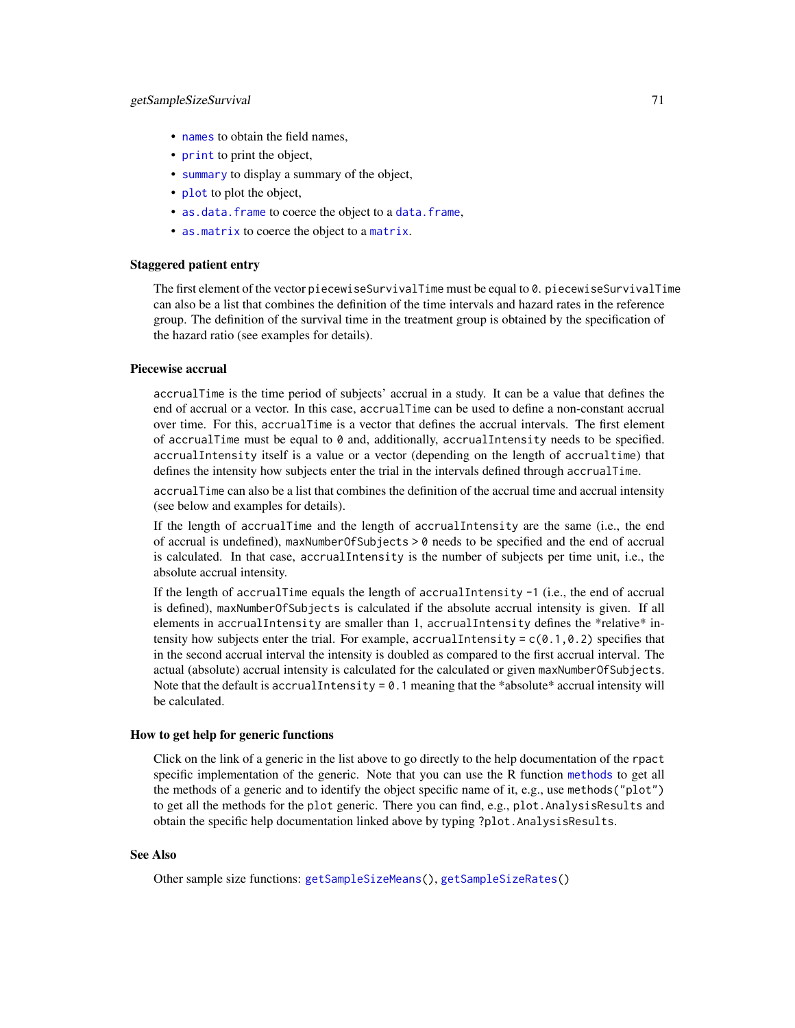- `names` to obtain the field names,
- `print` to print the object,
- `summary` to display a summary of the object,
- `plot` to plot the object,
- `as.data.frame` to coerce the object to a `data.frame`,
- `as.matrix` to coerce the object to a `matrix`.

### Staggered patient entry

The first element of the vector `piecewiseSurvivalTime` must be equal to `0`. `piecewiseSurvivalTime` can also be a list that combines the definition of the time intervals and hazard rates in the reference group. The definition of the survival time in the treatment group is obtained by the specification of the hazard ratio (see examples for details).

### Piecewise accrual

`accrualTime` is the time period of subjects' accrual in a study. It can be a value that defines the end of accrual or a vector. In this case, `accrualTime` can be used to define a non-constant accrual over time. For this, `accrualTime` is a vector that defines the accrual intervals. The first element of `accrualTime` must be equal to `0` and, additionally, `accrualIntensity` needs to be specified. `accrualIntensity` itself is a value or a vector (depending on the length of `accrualtime`) that defines the intensity how subjects enter the trial in the intervals defined through `accrualTime`.

`accrualTime` can also be a list that combines the definition of the accrual time and accrual intensity (see below and examples for details).

If the length of `accrualTime` and the length of `accrualIntensity` are the same (i.e., the end of accrual is undefined), `maxNumberOfSubjects > 0` needs to be specified and the end of accrual is calculated. In that case, `accrualIntensity` is the number of subjects per time unit, i.e., the absolute accrual intensity.

If the length of `accrualTime` equals the length of `accrualIntensity -1` (i.e., the end of accrual is defined), `maxNumberOfSubjects` is calculated if the absolute accrual intensity is given. If all elements in `accrualIntensity` are smaller than 1, `accrualIntensity` defines the *relative* intensity how subjects enter the trial. For example, `accrualIntensity = c(0.1,0.2)` specifies that in the second accrual interval the intensity is doubled as compared to the first accrual interval. The actual (absolute) accrual intensity is calculated for the calculated or given `maxNumberOfSubjects`. Note that the default is `accrualIntensity = 0.1` meaning that the *absolute* accrual intensity will be calculated.

### How to get help for generic functions

Click on the link of a generic in the list above to go directly to the help documentation of the `rpact` specific implementation of the generic. Note that you can use the R function `methods` to get all the methods of a generic and to identify the object specific name of it, e.g., use `methods("plot")` to get all the methods for the `plot` generic. There you can find, e.g., `plot.AnalysisResults` and obtain the specific help documentation linked above by typing `?plot.AnalysisResults`.

### See Also

Other sample size functions: `getSampleSizeMeans()`, `getSampleSizeRates()`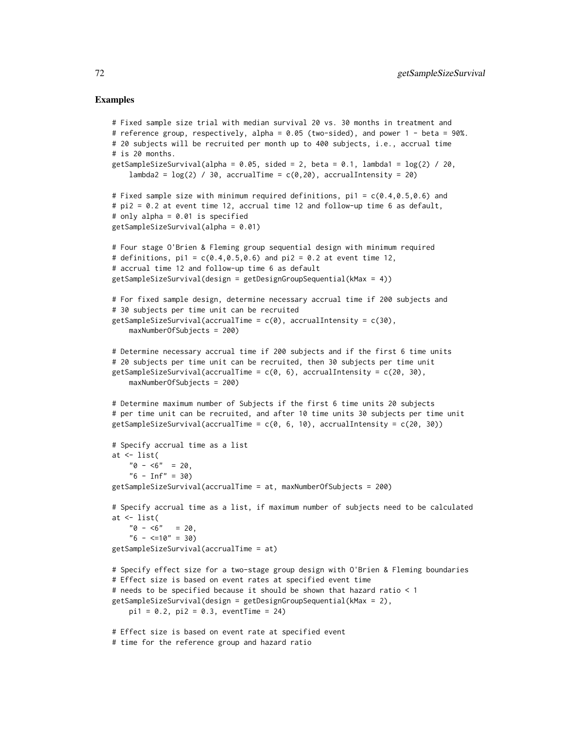### Examples

```
# Fixed sample size trial with median survival 20 vs. 30 months in treatment and
# reference group, respectively, alpha = 0.05 (two-sided), and power 1 - beta = 90%.
# 20 subjects will be recruited per month up to 400 subjects, i.e., accrual time
# is 20 months.
getSampleSizeSurvival(alpha = 0.05, sided = 2, beta = 0.1, lambda1 = log(2) / 20,
    lambda2 = log(2) / 30, accrualTime = c(0,20), accrualIntensity = 20)

# Fixed sample size with minimum required definitions, pi1 = c(0.4,0.5,0.6) and
# pi2 = 0.2 at event time 12, accrual time 12 and follow-up time 6 as default,
# only alpha = 0.01 is specified
getSampleSizeSurvival(alpha = 0.01)

# Four stage O'Brien & Fleming group sequential design with minimum required
# definitions, pi1 = c(0.4,0.5,0.6) and pi2 = 0.2 at event time 12,
# accrual time 12 and follow-up time 6 as default
getSampleSizeSurvival(design = getDesignGroupSequential(kMax = 4))

# For fixed sample design, determine necessary accrual time if 200 subjects and
# 30 subjects per time unit can be recruited
getSampleSizeSurvival(accrualTime = c(0), accrualIntensity = c(30),
    maxNumberOfSubjects = 200)

# Determine necessary accrual time if 200 subjects and if the first 6 time units
# 20 subjects per time unit can be recruited, then 30 subjects per time unit
getSampleSizeSurvival(accrualTime = c(0, 6), accrualIntensity = c(20, 30),
    maxNumberOfSubjects = 200)

# Determine maximum number of Subjects if the first 6 time units 20 subjects
# per time unit can be recruited, and after 10 time units 30 subjects per time unit
getSampleSizeSurvival(accrualTime = c(0, 6, 10), accrualIntensity = c(20, 30))

# Specify accrual time as a list
at <- list(
    "0 - <6"  = 20,
    "6 - Inf" = 30)
getSampleSizeSurvival(accrualTime = at, maxNumberOfSubjects = 200)

# Specify accrual time as a list, if maximum number of subjects need to be calculated
at <- list(
    "0 - <6"   = 20,
    "6 - <=10" = 30)
getSampleSizeSurvival(accrualTime = at)

# Specify effect size for a two-stage group design with O'Brien & Fleming boundaries
# Effect size is based on event rates at specified event time
# needs to be specified because it should be shown that hazard ratio < 1
getSampleSizeSurvival(design = getDesignGroupSequential(kMax = 2),
    pi1 = 0.2, pi2 = 0.3, eventTime = 24)

# Effect size is based on event rate at specified event
# time for the reference group and hazard ratio
```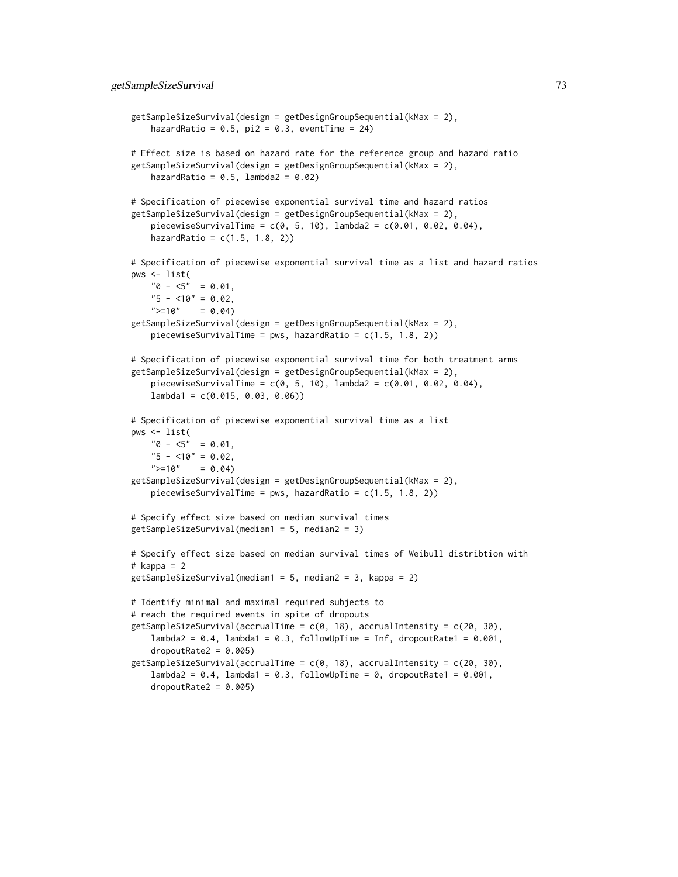```
getSampleSizeSurvival(design = getDesignGroupSequential(kMax = 2),
    hazardRatio = 0.5, pi2 = 0.3, eventTime = 24)

# Effect size is based on hazard rate for the reference group and hazard ratio
getSampleSizeSurvival(design = getDesignGroupSequential(kMax = 2),
    hazardRatio = 0.5, lambda2 = 0.02)

# Specification of piecewise exponential survival time and hazard ratios
getSampleSizeSurvival(design = getDesignGroupSequential(kMax = 2),
    piecewiseSurvivalTime = c(0, 5, 10), lambda2 = c(0.01, 0.02, 0.04),
    hazardRatio = c(1.5, 1.8, 2))

# Specification of piecewise exponential survival time as a list and hazard ratios
pws <- list(
    "0 - <5"  = 0.01,
    "5 - <10" = 0.02,
    ">=10"    = 0.04)
getSampleSizeSurvival(design = getDesignGroupSequential(kMax = 2),
    piecewiseSurvivalTime = pws, hazardRatio = c(1.5, 1.8, 2))

# Specification of piecewise exponential survival time for both treatment arms
getSampleSizeSurvival(design = getDesignGroupSequential(kMax = 2),
    piecewiseSurvivalTime = c(0, 5, 10), lambda2 = c(0.01, 0.02, 0.04),
    lambda1 = c(0.015, 0.03, 0.06))

# Specification of piecewise exponential survival time as a list
pws <- list(
    "0 - <5"  = 0.01,
    "5 - <10" = 0.02,
    ">=10"    = 0.04)
getSampleSizeSurvival(design = getDesignGroupSequential(kMax = 2),
    piecewiseSurvivalTime = pws, hazardRatio = c(1.5, 1.8, 2))

# Specify effect size based on median survival times
getSampleSizeSurvival(median1 = 5, median2 = 3)

# Specify effect size based on median survival times of Weibull distribtion with
# kappa = 2
getSampleSizeSurvival(median1 = 5, median2 = 3, kappa = 2)

# Identify minimal and maximal required subjects to
# reach the required events in spite of dropouts
getSampleSizeSurvival(accrualTime = c(0, 18), accrualIntensity = c(20, 30),
    lambda2 = 0.4, lambda1 = 0.3, followUpTime = Inf, dropoutRate1 = 0.001,
    dropoutRate2 = 0.005)
getSampleSizeSurvival(accrualTime = c(0, 18), accrualIntensity = c(20, 30),
    lambda2 = 0.4, lambda1 = 0.3, followUpTime = 0, dropoutRate1 = 0.001,
    dropoutRate2 = 0.005)
```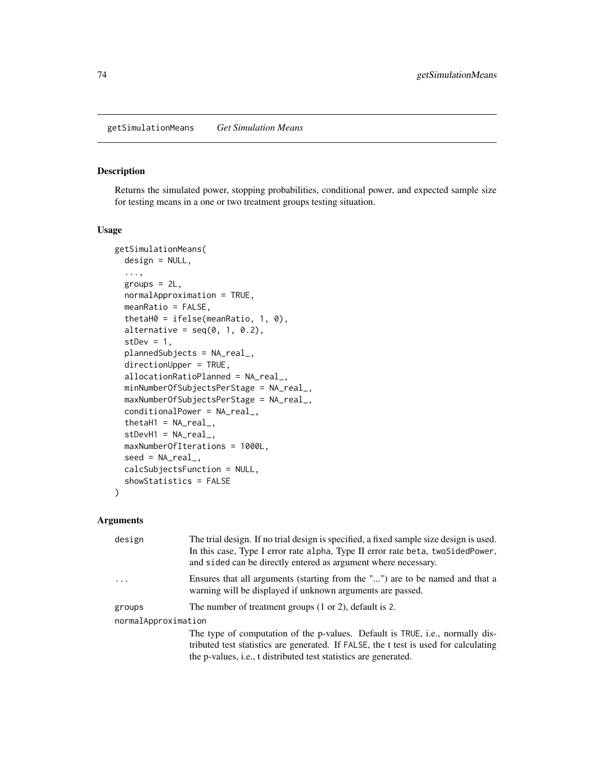getSimulationMeans *Get Simulation Means*

## Description

Returns the simulated power, stopping probabilities, conditional power, and expected sample size for testing means in a one or two treatment groups testing situation.

## Usage

```
getSimulationMeans(
  design = NULL,
  ...,
  groups = 2L,
  normalApproximation = TRUE,
  meanRatio = FALSE,
  thetaH0 = ifelse(meanRatio, 1, 0),
  alternative = seq(0, 1, 0.2),
  stDev = 1,
  plannedSubjects = NA_real_,
  directionUpper = TRUE,
  allocationRatioPlanned = NA_real_,
  minNumberOfSubjectsPerStage = NA_real_,
  maxNumberOfSubjectsPerStage = NA_real_,
  conditionalPower = NA_real_,
  thetaH1 = NA_real_,
  stDevH1 = NA_real_,
  maxNumberOfIterations = 1000L,
  seed = NA_real_,
  calcSubjectsFunction = NULL,
  showStatistics = FALSE
)
```

## Arguments

`design` The trial design. If no trial design is specified, a fixed sample size design is used. In this case, Type I error rate `alpha`, Type II error rate `beta`, `twoSidedPower`, and `sided` can be directly entered as argument where necessary.

`...` Ensures that all arguments (starting from the "...") are to be named and that a warning will be displayed if unknown arguments are passed.

`groups` The number of treatment groups (1 or 2), default is `2`.

`normalApproximation` The type of computation of the p-values. Default is `TRUE`, i.e., normally distributed test statistics are generated. If `FALSE`, the t test is used for calculating the p-values, i.e., t distributed test statistics are generated.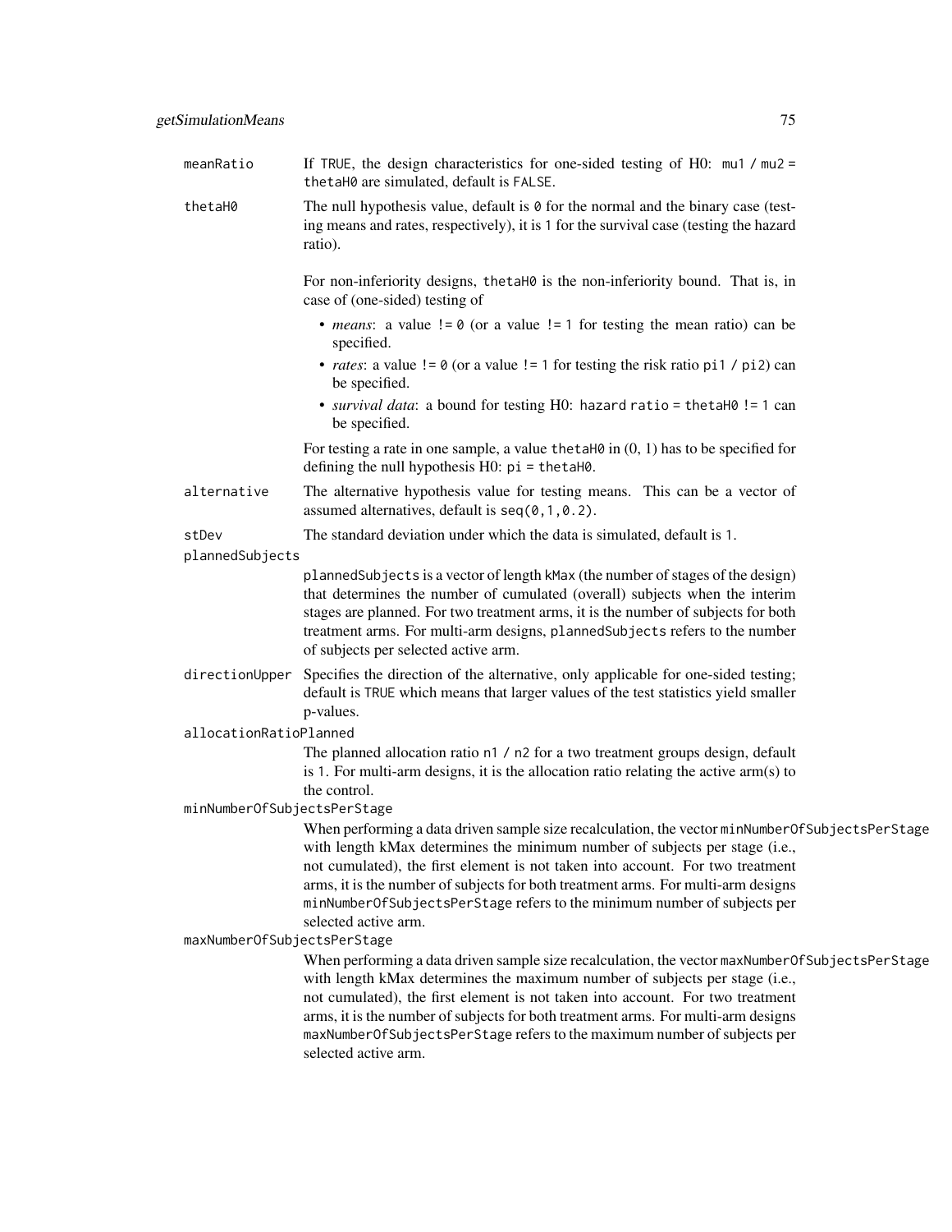**meanRatio**
If TRUE, the design characteristics for one-sided testing of H0: `mu1 / mu2 = thetaH0` are simulated, default is FALSE.

**thetaH0**
The null hypothesis value, default is 0 for the normal and the binary case (testing means and rates, respectively), it is 1 for the survival case (testing the hazard ratio).

For non-inferiority designs, thetaH0 is the non-inferiority bound. That is, in case of (one-sided) testing of

- *means*: a value != 0 (or a value != 1 for testing the mean ratio) can be specified.
- *rates*: a value != 0 (or a value != 1 for testing the risk ratio pi1 / pi2) can be specified.
- *survival data*: a bound for testing H0: hazard ratio = thetaH0 != 1 can be specified.

For testing a rate in one sample, a value thetaH0 in (0, 1) has to be specified for defining the null hypothesis H0: pi = thetaH0.

**alternative**
The alternative hypothesis value for testing means. This can be a vector of assumed alternatives, default is `seq(0,1,0.2)`.

**stDev**
The standard deviation under which the data is simulated, default is 1.

**plannedSubjects**
plannedSubjects is a vector of length kMax (the number of stages of the design) that determines the number of cumulated (overall) subjects when the interim stages are planned. For two treatment arms, it is the number of subjects for both treatment arms. For multi-arm designs, plannedSubjects refers to the number of subjects per selected active arm.

**directionUpper**
Specifies the direction of the alternative, only applicable for one-sided testing; default is TRUE which means that larger values of the test statistics yield smaller p-values.

**allocationRatioPlanned**
The planned allocation ratio n1 / n2 for a two treatment groups design, default is 1. For multi-arm designs, it is the allocation ratio relating the active arm(s) to the control.

**minNumberOfSubjectsPerStage**
When performing a data driven sample size recalculation, the vector minNumberOfSubjectsPerStage with length kMax determines the minimum number of subjects per stage (i.e., not cumulated), the first element is not taken into account. For two treatment arms, it is the number of subjects for both treatment arms. For multi-arm designs minNumberOfSubjectsPerStage refers to the minimum number of subjects per selected active arm.

**maxNumberOfSubjectsPerStage**
When performing a data driven sample size recalculation, the vector maxNumberOfSubjectsPerStage with length kMax determines the maximum number of subjects per stage (i.e., not cumulated), the first element is not taken into account. For two treatment arms, it is the number of subjects for both treatment arms. For multi-arm designs maxNumberOfSubjectsPerStage refers to the maximum number of subjects per selected active arm.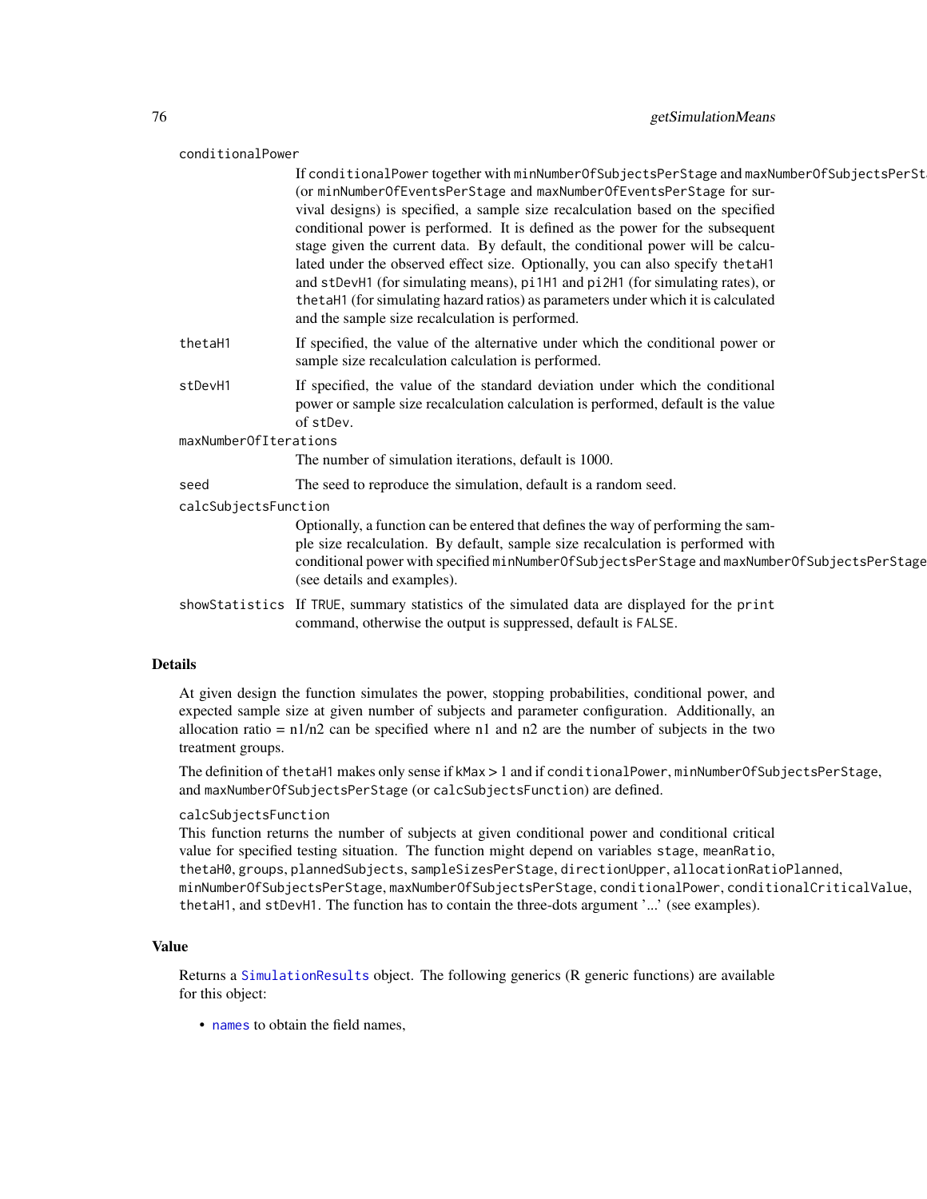`conditionalPower`
: If `conditionalPower` together with `minNumberOfSubjectsPerStage` and `maxNumberOfSubjectsPerStage` (or `minNumberOfEventsPerStage` and `maxNumberOfEventsPerStage` for survival designs) is specified, a sample size recalculation based on the specified conditional power is performed. It is defined as the power for the subsequent stage given the current data. By default, the conditional power will be calculated under the observed effect size. Optionally, you can also specify `thetaH1` and `stDevH1` (for simulating means), `pi1H1` and `pi2H1` (for simulating rates), or `thetaH1` (for simulating hazard ratios) as parameters under which it is calculated and the sample size recalculation is performed.

`thetaH1`
: If specified, the value of the alternative under which the conditional power or sample size recalculation calculation is performed.

`stDevH1`
: If specified, the value of the standard deviation under which the conditional power or sample size recalculation calculation is performed, default is the value of `stDev`.

`maxNumberOfIterations`
: The number of simulation iterations, default is 1000.

`seed`
: The seed to reproduce the simulation, default is a random seed.

`calcSubjectsFunction`
: Optionally, a function can be entered that defines the way of performing the sample size recalculation. By default, sample size recalculation is performed with conditional power with specified `minNumberOfSubjectsPerStage` and `maxNumberOfSubjectsPerStage` (see details and examples).

`showStatistics`
: If `TRUE`, summary statistics of the simulated data are displayed for the `print` command, otherwise the output is suppressed, default is `FALSE`.

## Details

At given design the function simulates the power, stopping probabilities, conditional power, and expected sample size at given number of subjects and parameter configuration. Additionally, an allocation ratio = n1/n2 can be specified where n1 and n2 are the number of subjects in the two treatment groups.

The definition of `thetaH1` makes only sense if `kMax` > 1 and if `conditionalPower`, `minNumberOfSubjectsPerStage`, and `maxNumberOfSubjectsPerStage` (or `calcSubjectsFunction`) are defined.

`calcSubjectsFunction`

This function returns the number of subjects at given conditional power and conditional critical value for specified testing situation. The function might depend on variables `stage`, `meanRatio`, `thetaH0`, `groups`, `plannedSubjects`, `sampleSizesPerStage`, `directionUpper`, `allocationRatioPlanned`, `minNumberOfSubjectsPerStage`, `maxNumberOfSubjectsPerStage`, `conditionalPower`, `conditionalCriticalValue`, `thetaH1`, and `stDevH1`. The function has to contain the three-dots argument '...' (see examples).

## Value

Returns a `SimulationResults` object. The following generics (R generic functions) are available for this object:

- `names` to obtain the field names,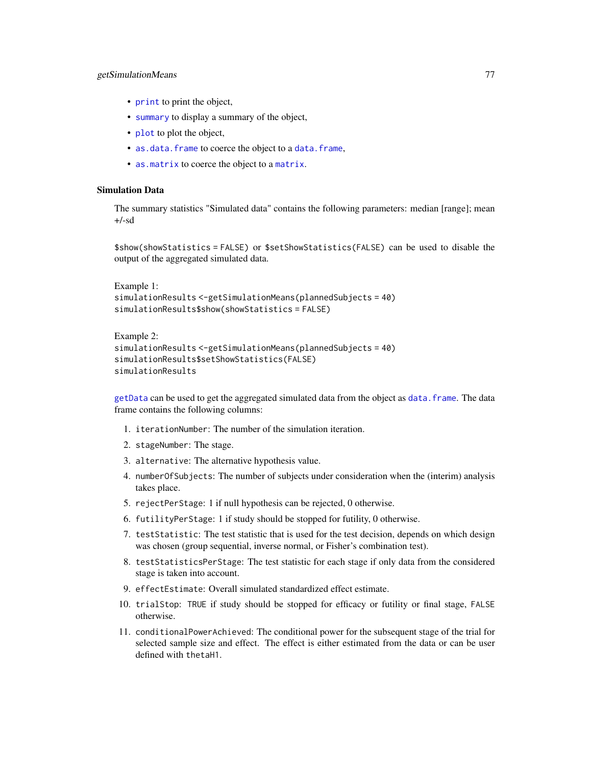- `print` to print the object,
- `summary` to display a summary of the object,
- `plot` to plot the object,
- `as.data.frame` to coerce the object to a `data.frame`,
- `as.matrix` to coerce the object to a `matrix`.

### Simulation Data

The summary statistics "Simulated data" contains the following parameters: median [range]; mean +/-sd

`$show(showStatistics = FALSE)` or `$setShowStatistics(FALSE)` can be used to disable the output of the aggregated simulated data.

Example 1:

```
simulationResults <-getSimulationMeans(plannedSubjects = 40)
simulationResults$show(showStatistics = FALSE)
```

Example 2:

```
simulationResults <-getSimulationMeans(plannedSubjects = 40)
simulationResults$setShowStatistics(FALSE)
simulationResults
```

`getData` can be used to get the aggregated simulated data from the object as `data.frame`. The data frame contains the following columns:

1. `iterationNumber`: The number of the simulation iteration.
2. `stageNumber`: The stage.
3. `alternative`: The alternative hypothesis value.
4. `numberOfSubjects`: The number of subjects under consideration when the (interim) analysis takes place.
5. `rejectPerStage`: 1 if null hypothesis can be rejected, 0 otherwise.
6. `futilityPerStage`: 1 if study should be stopped for futility, 0 otherwise.
7. `testStatistic`: The test statistic that is used for the test decision, depends on which design was chosen (group sequential, inverse normal, or Fisher's combination test).
8. `testStatisticsPerStage`: The test statistic for each stage if only data from the considered stage is taken into account.
9. `effectEstimate`: Overall simulated standardized effect estimate.
10. `trialStop`: `TRUE` if study should be stopped for efficacy or futility or final stage, `FALSE` otherwise.
11. `conditionalPowerAchieved`: The conditional power for the subsequent stage of the trial for selected sample size and effect. The effect is either estimated from the data or can be user defined with `thetaH1`.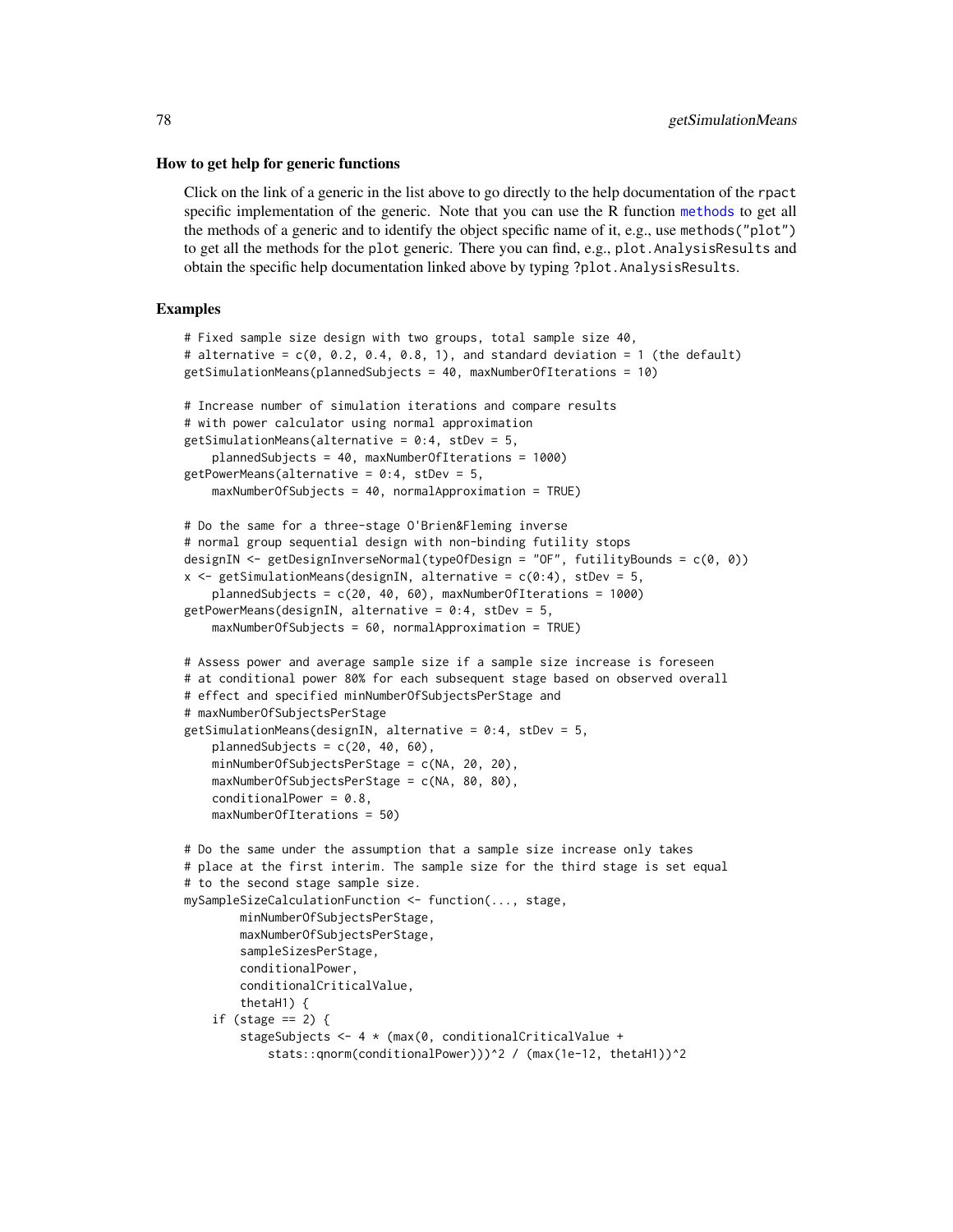### How to get help for generic functions

Click on the link of a generic in the list above to go directly to the help documentation of the rpact specific implementation of the generic. Note that you can use the R function methods to get all the methods of a generic and to identify the object specific name of it, e.g., use methods("plot") to get all the methods for the plot generic. There you can find, e.g., plot.AnalysisResults and obtain the specific help documentation linked above by typing ?plot.AnalysisResults.

### Examples

```
# Fixed sample size design with two groups, total sample size 40,
# alternative = c(0, 0.2, 0.4, 0.8, 1), and standard deviation = 1 (the default)
getSimulationMeans(plannedSubjects = 40, maxNumberOfIterations = 10)

# Increase number of simulation iterations and compare results
# with power calculator using normal approximation
getSimulationMeans(alternative = 0:4, stDev = 5,
    plannedSubjects = 40, maxNumberOfIterations = 1000)
getPowerMeans(alternative = 0:4, stDev = 5,
    maxNumberOfSubjects = 40, normalApproximation = TRUE)

# Do the same for a three-stage O'Brien&Fleming inverse
# normal group sequential design with non-binding futility stops
designIN <- getDesignInverseNormal(typeOfDesign = "OF", futilityBounds = c(0, 0))
x <- getSimulationMeans(designIN, alternative = c(0:4), stDev = 5,
    plannedSubjects = c(20, 40, 60), maxNumberOfIterations = 1000)
getPowerMeans(designIN, alternative = 0:4, stDev = 5,
    maxNumberOfSubjects = 60, normalApproximation = TRUE)

# Assess power and average sample size if a sample size increase is foreseen
# at conditional power 80% for each subsequent stage based on observed overall
# effect and specified minNumberOfSubjectsPerStage and
# maxNumberOfSubjectsPerStage
getSimulationMeans(designIN, alternative = 0:4, stDev = 5,
    plannedSubjects = c(20, 40, 60),
    minNumberOfSubjectsPerStage = c(NA, 20, 20),
    maxNumberOfSubjectsPerStage = c(NA, 80, 80),
    conditionalPower = 0.8,
    maxNumberOfIterations = 50)

# Do the same under the assumption that a sample size increase only takes
# place at the first interim. The sample size for the third stage is set equal
# to the second stage sample size.
mySampleSizeCalculationFunction <- function(..., stage,
        minNumberOfSubjectsPerStage,
        maxNumberOfSubjectsPerStage,
        sampleSizesPerStage,
        conditionalPower,
        conditionalCriticalValue,
        thetaH1) {
    if (stage == 2) {
        stageSubjects <- 4 * (max(0, conditionalCriticalValue +
            stats::qnorm(conditionalPower)))^2 / (max(1e-12, thetaH1))^2
```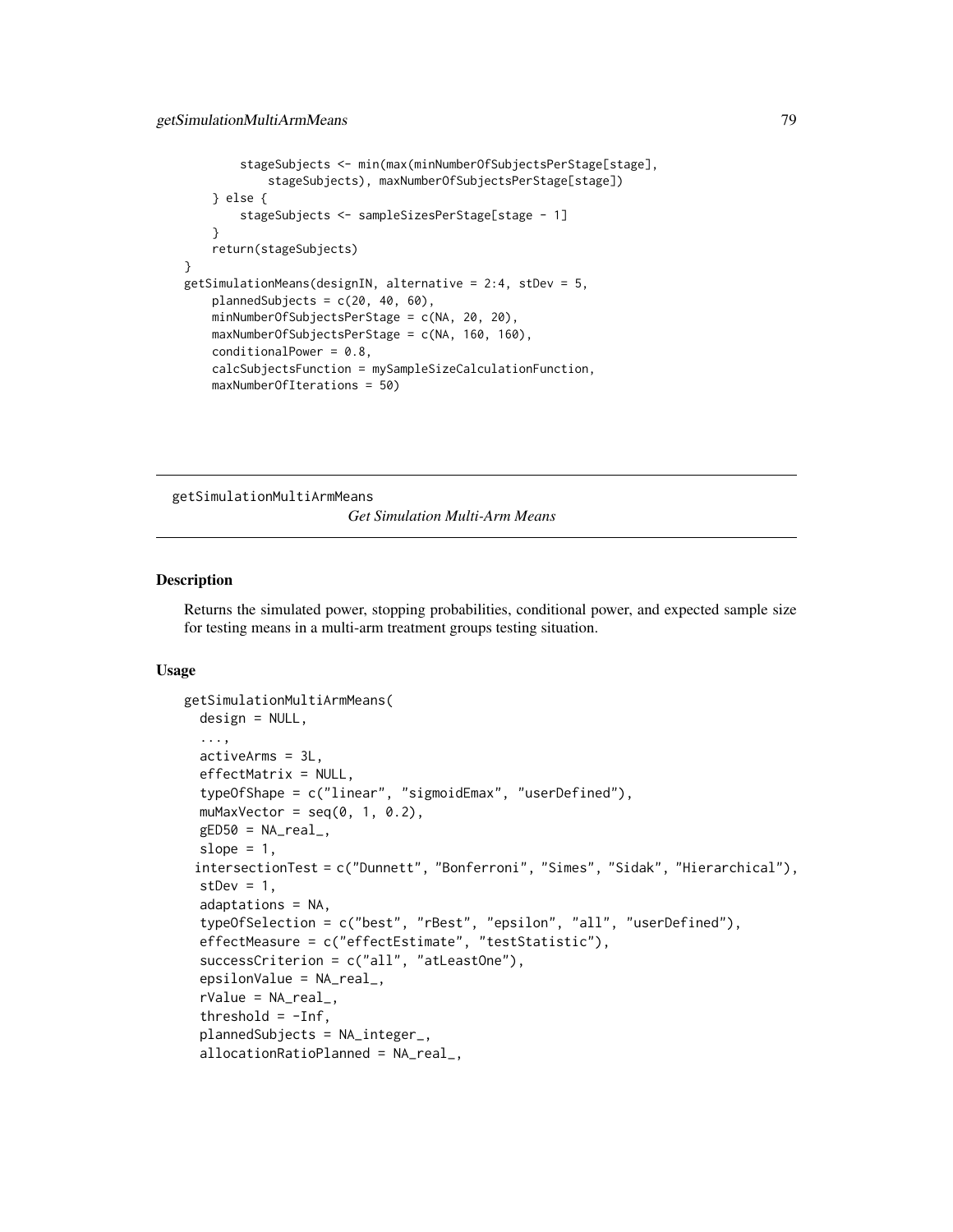```
        stageSubjects <- min(max(minNumberOfSubjectsPerStage[stage],
            stageSubjects), maxNumberOfSubjectsPerStage[stage])
    } else {
        stageSubjects <- sampleSizesPerStage[stage - 1]
    }
    return(stageSubjects)
}
getSimulationMeans(designIN, alternative = 2:4, stDev = 5,
    plannedSubjects = c(20, 40, 60),
    minNumberOfSubjectsPerStage = c(NA, 20, 20),
    maxNumberOfSubjectsPerStage = c(NA, 160, 160),
    conditionalPower = 0.8,
    calcSubjectsFunction = mySampleSizeCalculationFunction,
    maxNumberOfIterations = 50)
```

---

## getSimulationMultiArmMeans    *Get Simulation Multi-Arm Means*

---

### Description

Returns the simulated power, stopping probabilities, conditional power, and expected sample size for testing means in a multi-arm treatment groups testing situation.

### Usage

```
getSimulationMultiArmMeans(
  design = NULL,
  ...,
  activeArms = 3L,
  effectMatrix = NULL,
  typeOfShape = c("linear", "sigmoidEmax", "userDefined"),
  muMaxVector = seq(0, 1, 0.2),
  gED50 = NA_real_,
  slope = 1,
  intersectionTest = c("Dunnett", "Bonferroni", "Simes", "Sidak", "Hierarchical"),
  stDev = 1,
  adaptations = NA,
  typeOfSelection = c("best", "rBest", "epsilon", "all", "userDefined"),
  effectMeasure = c("effectEstimate", "testStatistic"),
  successCriterion = c("all", "atLeastOne"),
  epsilonValue = NA_real_,
  rValue = NA_real_,
  threshold = -Inf,
  plannedSubjects = NA_integer_,
  allocationRatioPlanned = NA_real_,
```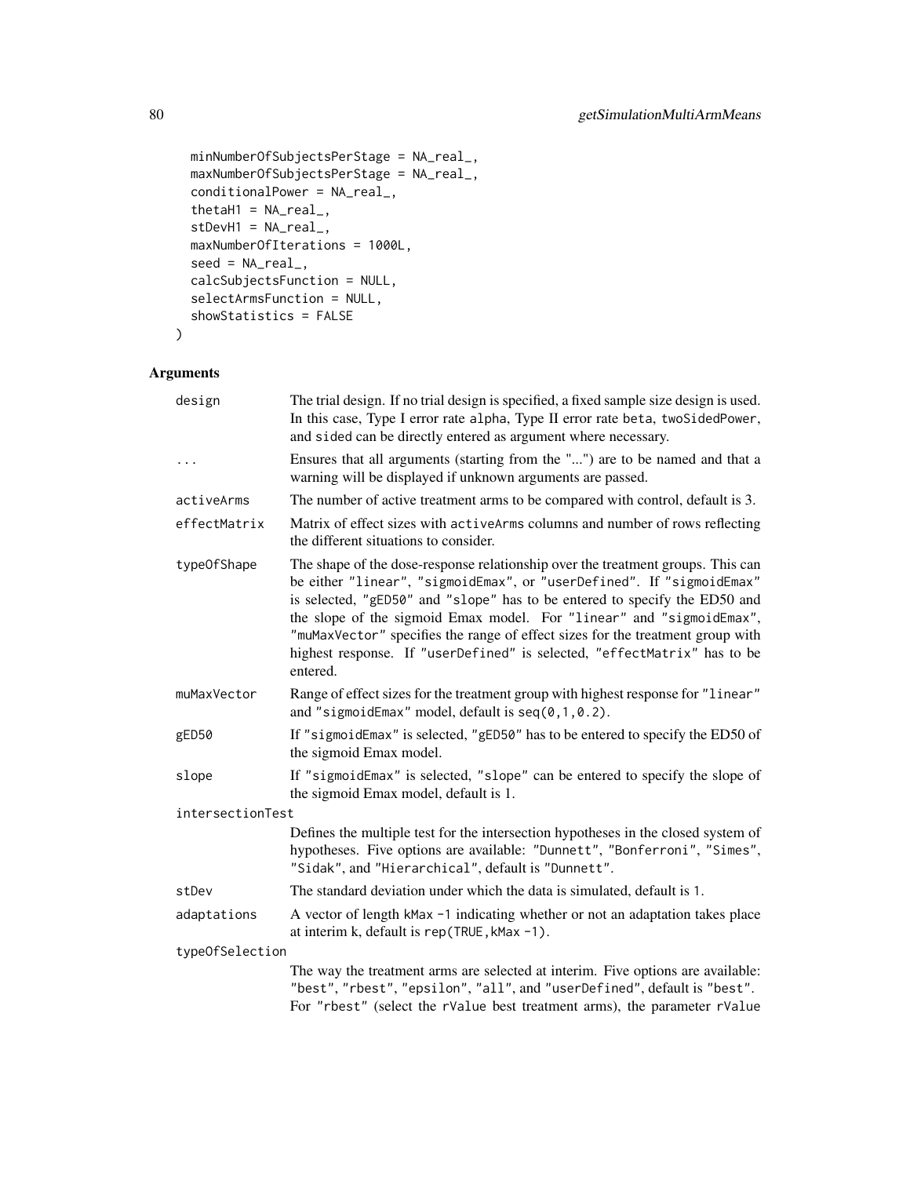```
  minNumberOfSubjectsPerStage = NA_real_,
  maxNumberOfSubjectsPerStage = NA_real_,
  conditionalPower = NA_real_,
  thetaH1 = NA_real_,
  stDevH1 = NA_real_,
  maxNumberOfIterations = 1000L,
  seed = NA_real_,
  calcSubjectsFunction = NULL,
  selectArmsFunction = NULL,
  showStatistics = FALSE
)
```

## Arguments

| Argument | Description |
|---|---|
| design | The trial design. If no trial design is specified, a fixed sample size design is used. In this case, Type I error rate alpha, Type II error rate beta, twoSidedPower, and sided can be directly entered as argument where necessary. |
| ... | Ensures that all arguments (starting from the "...") are to be named and that a warning will be displayed if unknown arguments are passed. |
| activeArms | The number of active treatment arms to be compared with control, default is 3. |
| effectMatrix | Matrix of effect sizes with activeArms columns and number of rows reflecting the different situations to consider. |
| typeOfShape | The shape of the dose-response relationship over the treatment groups. This can be either "linear", "sigmoidEmax", or "userDefined". If "sigmoidEmax" is selected, "gED50" and "slope" has to be entered to specify the ED50 and the slope of the sigmoid Emax model. For "linear" and "sigmoidEmax", "muMaxVector" specifies the range of effect sizes for the treatment group with highest response. If "userDefined" is selected, "effectMatrix" has to be entered. |
| muMaxVector | Range of effect sizes for the treatment group with highest response for "linear" and "sigmoidEmax" model, default is seq(0,1,0.2). |
| gED50 | If "sigmoidEmax" is selected, "gED50" has to be entered to specify the ED50 of the sigmoid Emax model. |
| slope | If "sigmoidEmax" is selected, "slope" can be entered to specify the slope of the sigmoid Emax model, default is 1. |
| intersectionTest | Defines the multiple test for the intersection hypotheses in the closed system of hypotheses. Five options are available: "Dunnett", "Bonferroni", "Simes", "Sidak", and "Hierarchical", default is "Dunnett". |
| stDev | The standard deviation under which the data is simulated, default is 1. |
| adaptations | A vector of length kMax -1 indicating whether or not an adaptation takes place at interim k, default is rep(TRUE,kMax -1). |
| typeOfSelection | The way the treatment arms are selected at interim. Five options are available: "best", "rbest", "epsilon", "all", and "userDefined", default is "best". For "rbest" (select the rValue best treatment arms), the parameter rValue |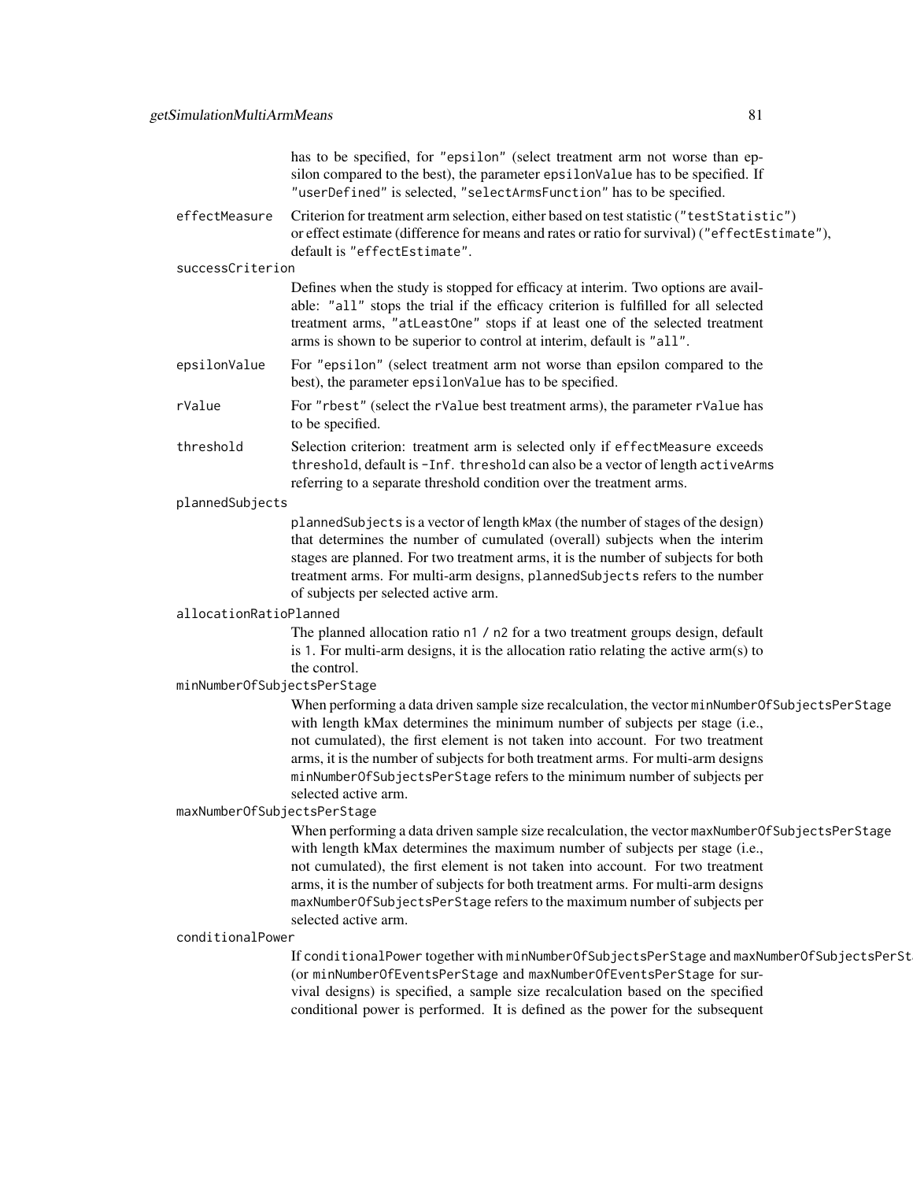has to be specified, for "epsilon" (select treatment arm not worse than epsilon compared to the best), the parameter epsilonValue has to be specified. If "userDefined" is selected, "selectArmsFunction" has to be specified.

**effectMeasure** Criterion for treatment arm selection, either based on test statistic ("testStatistic") or effect estimate (difference for means and rates or ratio for survival) ("effectEstimate"), default is "effectEstimate".

**successCriterion**
Defines when the study is stopped for efficacy at interim. Two options are available: "all" stops the trial if the efficacy criterion is fulfilled for all selected treatment arms, "atLeastOne" stops if at least one of the selected treatment arms is shown to be superior to control at interim, default is "all".

**epsilonValue** For "epsilon" (select treatment arm not worse than epsilon compared to the best), the parameter epsilonValue has to be specified.

**rValue** For "rbest" (select the rValue best treatment arms), the parameter rValue has to be specified.

**threshold** Selection criterion: treatment arm is selected only if effectMeasure exceeds threshold, default is -Inf. threshold can also be a vector of length activeArms referring to a separate threshold condition over the treatment arms.

**plannedSubjects**
plannedSubjects is a vector of length kMax (the number of stages of the design) that determines the number of cumulated (overall) subjects when the interim stages are planned. For two treatment arms, it is the number of subjects for both treatment arms. For multi-arm designs, plannedSubjects refers to the number of subjects per selected active arm.

**allocationRatioPlanned**
The planned allocation ratio n1 / n2 for a two treatment groups design, default is 1. For multi-arm designs, it is the allocation ratio relating the active arm(s) to the control.

**minNumberOfSubjectsPerStage**
When performing a data driven sample size recalculation, the vector minNumberOfSubjectsPerStage with length kMax determines the minimum number of subjects per stage (i.e., not cumulated), the first element is not taken into account. For two treatment arms, it is the number of subjects for both treatment arms. For multi-arm designs minNumberOfSubjectsPerStage refers to the minimum number of subjects per selected active arm.

**maxNumberOfSubjectsPerStage**
When performing a data driven sample size recalculation, the vector maxNumberOfSubjectsPerStage with length kMax determines the maximum number of subjects per stage (i.e., not cumulated), the first element is not taken into account. For two treatment arms, it is the number of subjects for both treatment arms. For multi-arm designs maxNumberOfSubjectsPerStage refers to the maximum number of subjects per selected active arm.

**conditionalPower**
If conditionalPower together with minNumberOfSubjectsPerStage and maxNumberOfSubjectsPerStage (or minNumberOfEventsPerStage and maxNumberOfEventsPerStage for survival designs) is specified, a sample size recalculation based on the specified conditional power is performed. It is defined as the power for the subsequent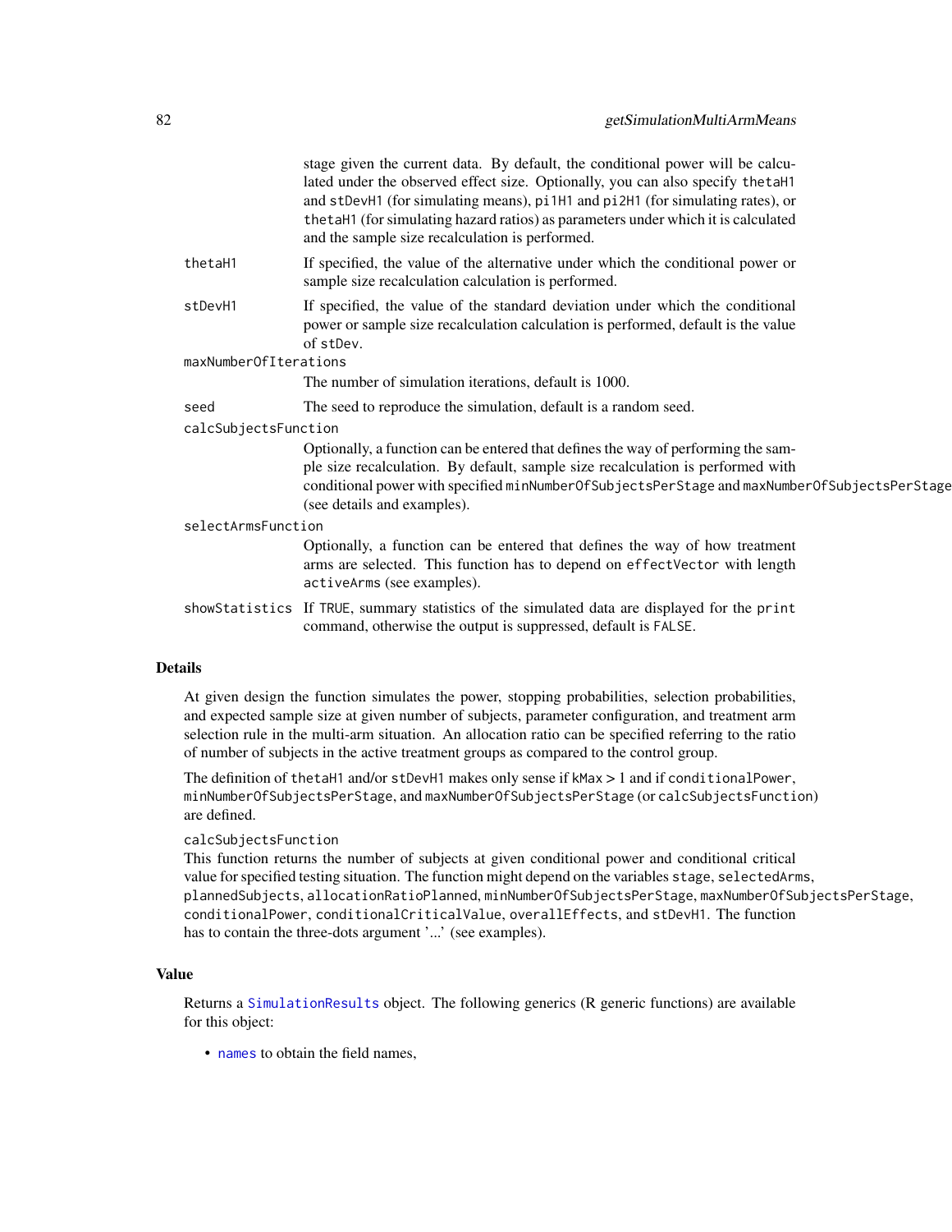stage given the current data. By default, the conditional power will be calculated under the observed effect size. Optionally, you can also specify `thetaH1` and `stDevH1` (for simulating means), `pi1H1` and `pi2H1` (for simulating rates), or `thetaH1` (for simulating hazard ratios) as parameters under which it is calculated and the sample size recalculation is performed.

`thetaH1`
: If specified, the value of the alternative under which the conditional power or sample size recalculation calculation is performed.

`stDevH1`
: If specified, the value of the standard deviation under which the conditional power or sample size recalculation calculation is performed, default is the value of `stDev`.

`maxNumberOfIterations`
: The number of simulation iterations, default is 1000.

`seed`
: The seed to reproduce the simulation, default is a random seed.

`calcSubjectsFunction`
: Optionally, a function can be entered that defines the way of performing the sample size recalculation. By default, sample size recalculation is performed with conditional power with specified `minNumberOfSubjectsPerStage` and `maxNumberOfSubjectsPerStage` (see details and examples).

`selectArmsFunction`
: Optionally, a function can be entered that defines the way of how treatment arms are selected. This function has to depend on `effectVector` with length `activeArms` (see examples).

`showStatistics`
: If `TRUE`, summary statistics of the simulated data are displayed for the `print` command, otherwise the output is suppressed, default is `FALSE`.

## Details

At given design the function simulates the power, stopping probabilities, selection probabilities, and expected sample size at given number of subjects, parameter configuration, and treatment arm selection rule in the multi-arm situation. An allocation ratio can be specified referring to the ratio of number of subjects in the active treatment groups as compared to the control group.

The definition of `thetaH1` and/or `stDevH1` makes only sense if `kMax` > 1 and if `conditionalPower`, `minNumberOfSubjectsPerStage`, and `maxNumberOfSubjectsPerStage` (or `calcSubjectsFunction`) are defined.

`calcSubjectsFunction`
This function returns the number of subjects at given conditional power and conditional critical value for specified testing situation. The function might depend on the variables `stage`, `selectedArms`, `plannedSubjects`, `allocationRatioPlanned`, `minNumberOfSubjectsPerStage`, `maxNumberOfSubjectsPerStage`, `conditionalPower`, `conditionalCriticalValue`, `overallEffects`, and `stDevH1`. The function has to contain the three-dots argument '...' (see examples).

## Value

Returns a `SimulationResults` object. The following generics (R generic functions) are available for this object:

- `names` to obtain the field names,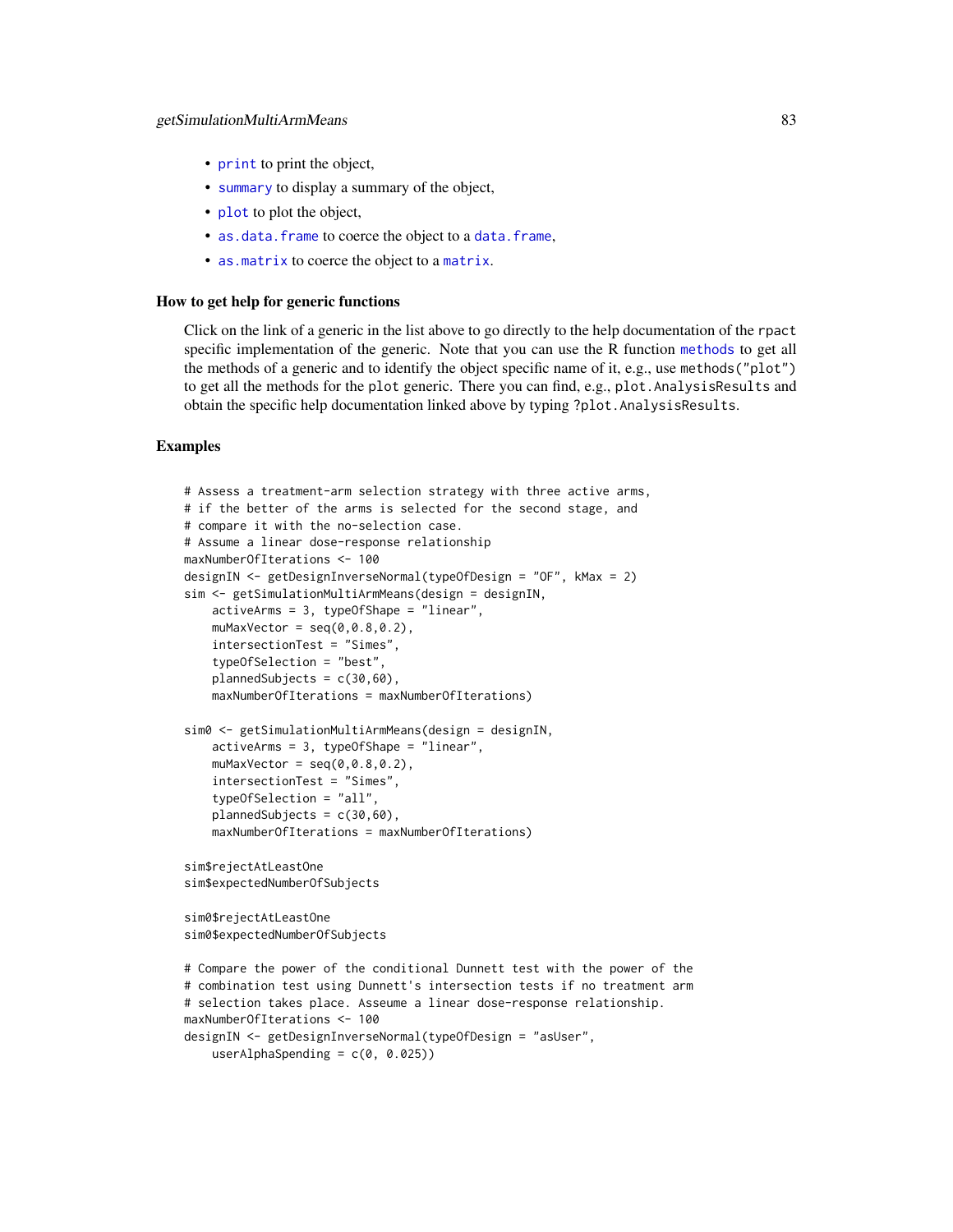- `print` to print the object,
- `summary` to display a summary of the object,
- `plot` to plot the object,
- `as.data.frame` to coerce the object to a `data.frame`,
- `as.matrix` to coerce the object to a `matrix`.

### How to get help for generic functions

Click on the link of a generic in the list above to go directly to the help documentation of the `rpact` specific implementation of the generic. Note that you can use the R function `methods` to get all the methods of a generic and to identify the object specific name of it, e.g., use `methods("plot")` to get all the methods for the `plot` generic. There you can find, e.g., `plot.AnalysisResults` and obtain the specific help documentation linked above by typing `?plot.AnalysisResults`.

### Examples

```
# Assess a treatment-arm selection strategy with three active arms,
# if the better of the arms is selected for the second stage, and
# compare it with the no-selection case.
# Assume a linear dose-response relationship
maxNumberOfIterations <- 100
designIN <- getDesignInverseNormal(typeOfDesign = "OF", kMax = 2)
sim <- getSimulationMultiArmMeans(design = designIN,
    activeArms = 3, typeOfShape = "linear",
    muMaxVector = seq(0,0.8,0.2),
    intersectionTest = "Simes",
    typeOfSelection = "best",
    plannedSubjects = c(30,60),
    maxNumberOfIterations = maxNumberOfIterations)

sim0 <- getSimulationMultiArmMeans(design = designIN,
    activeArms = 3, typeOfShape = "linear",
    muMaxVector = seq(0,0.8,0.2),
    intersectionTest = "Simes",
    typeOfSelection = "all",
    plannedSubjects = c(30,60),
    maxNumberOfIterations = maxNumberOfIterations)

sim$rejectAtLeastOne
sim$expectedNumberOfSubjects

sim0$rejectAtLeastOne
sim0$expectedNumberOfSubjects

# Compare the power of the conditional Dunnett test with the power of the
# combination test using Dunnett's intersection tests if no treatment arm
# selection takes place. Asseume a linear dose-response relationship.
maxNumberOfIterations <- 100
designIN <- getDesignInverseNormal(typeOfDesign = "asUser",
    userAlphaSpending = c(0, 0.025))
```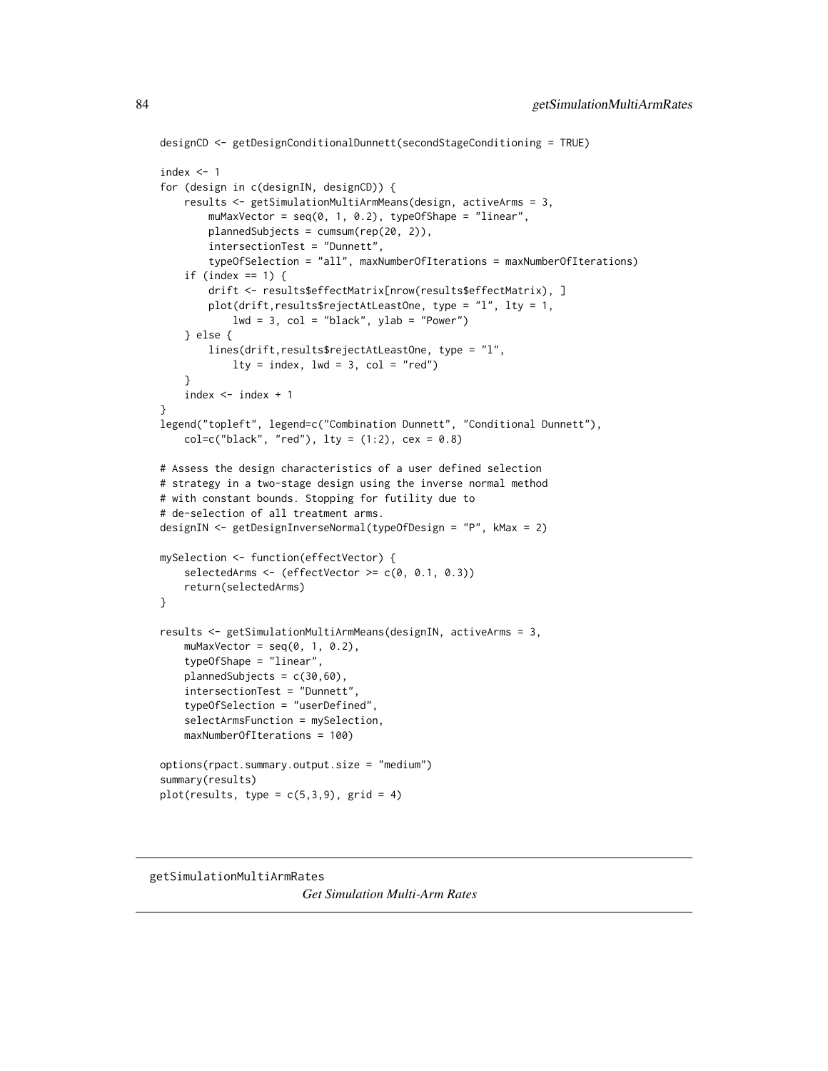```
designCD <- getDesignConditionalDunnett(secondStageConditioning = TRUE)

index <- 1
for (design in c(designIN, designCD)) {
    results <- getSimulationMultiArmMeans(design, activeArms = 3,
        muMaxVector = seq(0, 1, 0.2), typeOfShape = "linear",
        plannedSubjects = cumsum(rep(20, 2)),
        intersectionTest = "Dunnett",
        typeOfSelection = "all", maxNumberOfIterations = maxNumberOfIterations)
    if (index == 1) {
        drift <- results$effectMatrix[nrow(results$effectMatrix), ]
        plot(drift,results$rejectAtLeastOne, type = "l", lty = 1,
            lwd = 3, col = "black", ylab = "Power")
    } else {
        lines(drift,results$rejectAtLeastOne, type = "l",
            lty = index, lwd = 3, col = "red")
    }
    index <- index + 1
}
legend("topleft", legend=c("Combination Dunnett", "Conditional Dunnett"),
    col=c("black", "red"), lty = (1:2), cex = 0.8)

# Assess the design characteristics of a user defined selection
# strategy in a two-stage design using the inverse normal method
# with constant bounds. Stopping for futility due to
# de-selection of all treatment arms.
designIN <- getDesignInverseNormal(typeOfDesign = "P", kMax = 2)

mySelection <- function(effectVector) {
    selectedArms <- (effectVector >= c(0, 0.1, 0.3))
    return(selectedArms)
}

results <- getSimulationMultiArmMeans(designIN, activeArms = 3,
    muMaxVector = seq(0, 1, 0.2),
    typeOfShape = "linear",
    plannedSubjects = c(30,60),
    intersectionTest = "Dunnett",
    typeOfSelection = "userDefined",
    selectArmsFunction = mySelection,
    maxNumberOfIterations = 100)

options(rpact.summary.output.size = "medium")
summary(results)
plot(results, type = c(5,3,9), grid = 4)
```

---

getSimulationMultiArmRates    *Get Simulation Multi-Arm Rates*

---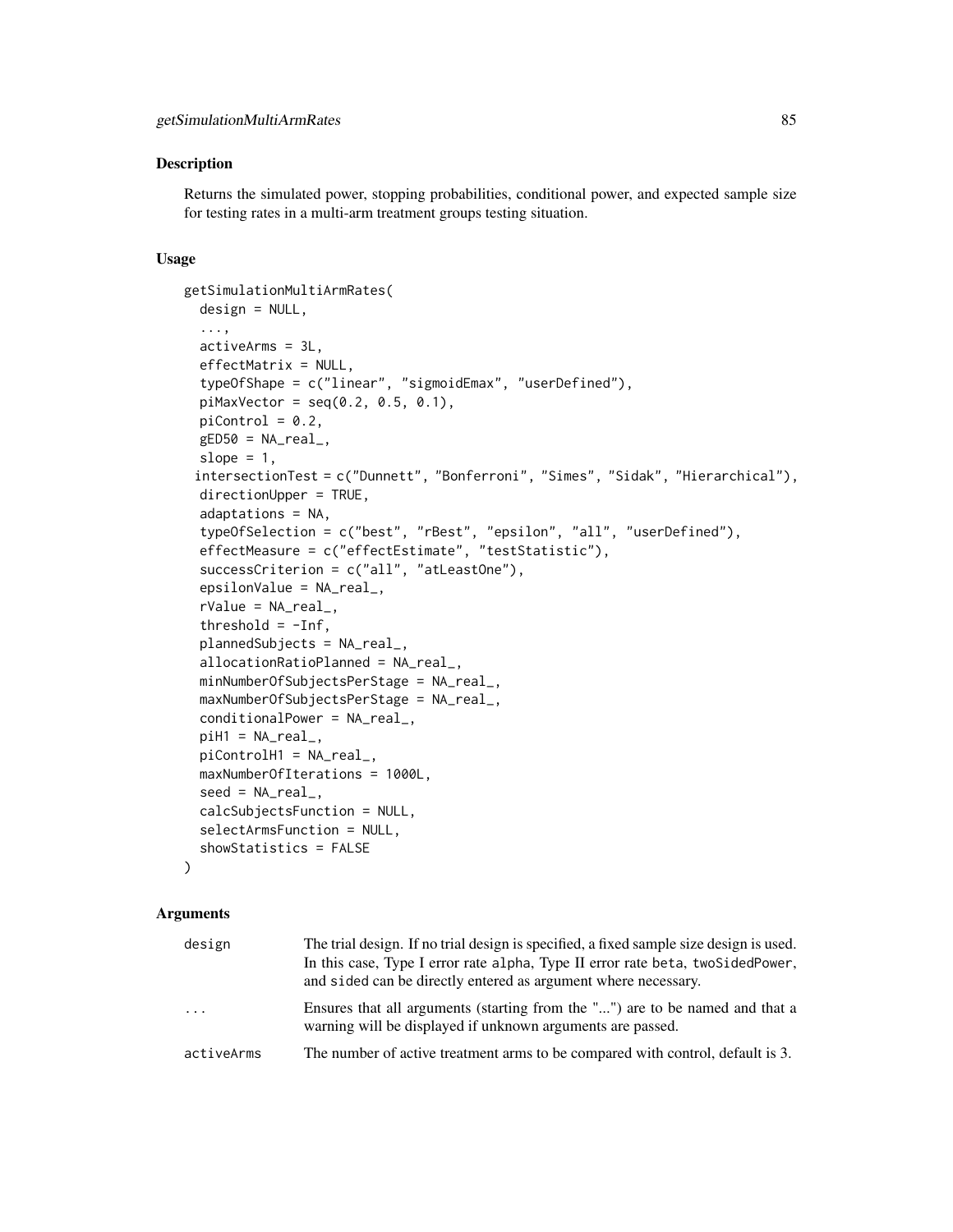## Description

Returns the simulated power, stopping probabilities, conditional power, and expected sample size for testing rates in a multi-arm treatment groups testing situation.

## Usage

```
getSimulationMultiArmRates(
  design = NULL,
  ...,
  activeArms = 3L,
  effectMatrix = NULL,
  typeOfShape = c("linear", "sigmoidEmax", "userDefined"),
  piMaxVector = seq(0.2, 0.5, 0.1),
  piControl = 0.2,
  gED50 = NA_real_,
  slope = 1,
  intersectionTest = c("Dunnett", "Bonferroni", "Simes", "Sidak", "Hierarchical"),
  directionUpper = TRUE,
  adaptations = NA,
  typeOfSelection = c("best", "rBest", "epsilon", "all", "userDefined"),
  effectMeasure = c("effectEstimate", "testStatistic"),
  successCriterion = c("all", "atLeastOne"),
  epsilonValue = NA_real_,
  rValue = NA_real_,
  threshold = -Inf,
  plannedSubjects = NA_real_,
  allocationRatioPlanned = NA_real_,
  minNumberOfSubjectsPerStage = NA_real_,
  maxNumberOfSubjectsPerStage = NA_real_,
  conditionalPower = NA_real_,
  piH1 = NA_real_,
  piControlH1 = NA_real_,
  maxNumberOfIterations = 1000L,
  seed = NA_real_,
  calcSubjectsFunction = NULL,
  selectArmsFunction = NULL,
  showStatistics = FALSE
)
```

## Arguments

| | |
|---|---|
| `design` | The trial design. If no trial design is specified, a fixed sample size design is used. In this case, Type I error rate `alpha`, Type II error rate `beta`, `twoSidedPower`, and `sided` can be directly entered as argument where necessary. |
| `...` | Ensures that all arguments (starting from the "...") are to be named and that a warning will be displayed if unknown arguments are passed. |
| `activeArms` | The number of active treatment arms to be compared with control, default is 3. |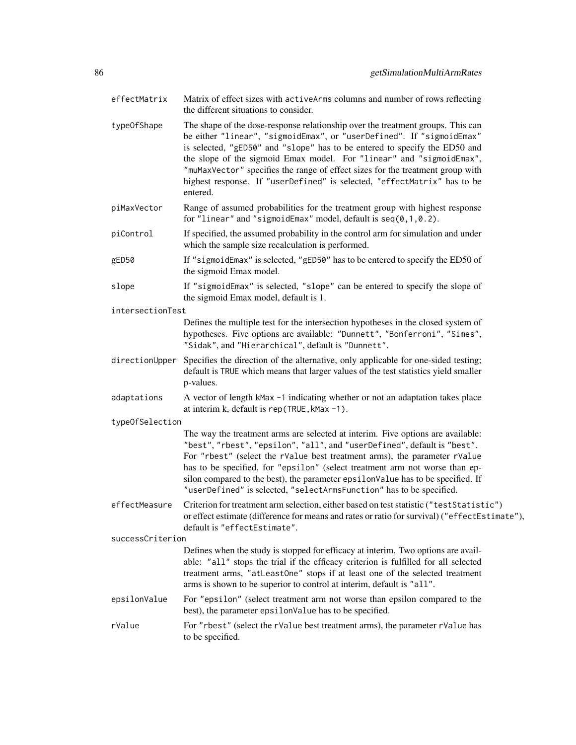`effectMatrix` Matrix of effect sizes with `activeArms` columns and number of rows reflecting the different situations to consider.

`typeOfShape` The shape of the dose-response relationship over the treatment groups. This can be either `"linear"`, `"sigmoidEmax"`, or `"userDefined"`. If `"sigmoidEmax"` is selected, `"gED50"` and `"slope"` has to be entered to specify the ED50 and the slope of the sigmoid Emax model. For `"linear"` and `"sigmoidEmax"`, `"muMaxVector"` specifies the range of effect sizes for the treatment group with highest response. If `"userDefined"` is selected, `"effectMatrix"` has to be entered.

`piMaxVector` Range of assumed probabilities for the treatment group with highest response for `"linear"` and `"sigmoidEmax"` model, default is `seq(0,1,0.2)`.

`piControl` If specified, the assumed probability in the control arm for simulation and under which the sample size recalculation is performed.

`gED50` If `"sigmoidEmax"` is selected, `"gED50"` has to be entered to specify the ED50 of the sigmoid Emax model.

`slope` If `"sigmoidEmax"` is selected, `"slope"` can be entered to specify the slope of the sigmoid Emax model, default is 1.

`intersectionTest` Defines the multiple test for the intersection hypotheses in the closed system of hypotheses. Five options are available: `"Dunnett"`, `"Bonferroni"`, `"Simes"`, `"Sidak"`, and `"Hierarchical"`, default is `"Dunnett"`.

`directionUpper` Specifies the direction of the alternative, only applicable for one-sided testing; default is `TRUE` which means that larger values of the test statistics yield smaller p-values.

`adaptations` A vector of length `kMax -1` indicating whether or not an adaptation takes place at interim k, default is `rep(TRUE,kMax -1)`.

`typeOfSelection` The way the treatment arms are selected at interim. Five options are available: `"best"`, `"rbest"`, `"epsilon"`, `"all"`, and `"userDefined"`, default is `"best"`. For `"rbest"` (select the `rValue` best treatment arms), the parameter `rValue` has to be specified, for `"epsilon"` (select treatment arm not worse than epsilon compared to the best), the parameter `epsilonValue` has to be specified. If `"userDefined"` is selected, `"selectArmsFunction"` has to be specified.

`effectMeasure` Criterion for treatment arm selection, either based on test statistic (`"testStatistic"`) or effect estimate (difference for means and rates or ratio for survival) (`"effectEstimate"`), default is `"effectEstimate"`.

`successCriterion` Defines when the study is stopped for efficacy at interim. Two options are available: `"all"` stops the trial if the efficacy criterion is fulfilled for all selected treatment arms, `"atLeastOne"` stops if at least one of the selected treatment arms is shown to be superior to control at interim, default is `"all"`.

`epsilonValue` For `"epsilon"` (select treatment arm not worse than epsilon compared to the best), the parameter `epsilonValue` has to be specified.

`rValue` For `"rbest"` (select the `rValue` best treatment arms), the parameter `rValue` has to be specified.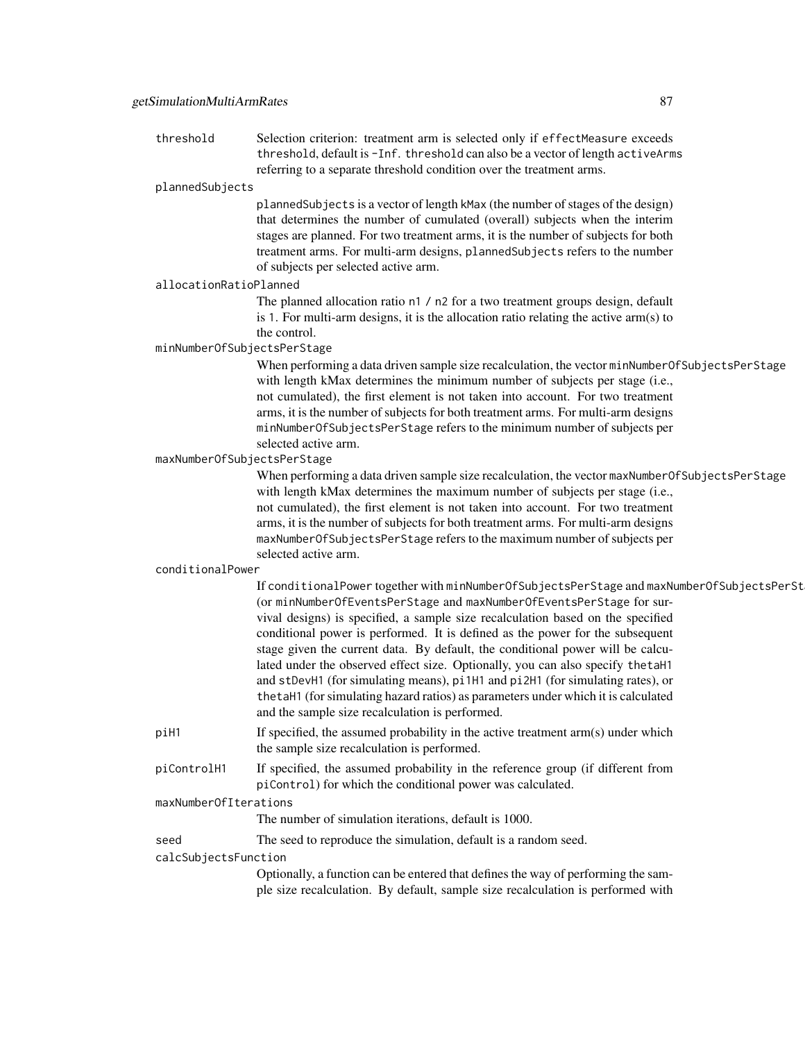`threshold`
: Selection criterion: treatment arm is selected only if `effectMeasure` exceeds `threshold`, default is `-Inf`. `threshold` can also be a vector of length `activeArms` referring to a separate threshold condition over the treatment arms.

`plannedSubjects`
: `plannedSubjects` is a vector of length `kMax` (the number of stages of the design) that determines the number of cumulated (overall) subjects when the interim stages are planned. For two treatment arms, it is the number of subjects for both treatment arms. For multi-arm designs, `plannedSubjects` refers to the number of subjects per selected active arm.

`allocationRatioPlanned`
: The planned allocation ratio `n1 / n2` for a two treatment groups design, default is `1`. For multi-arm designs, it is the allocation ratio relating the active arm(s) to the control.

`minNumberOfSubjectsPerStage`
: When performing a data driven sample size recalculation, the vector `minNumberOfSubjectsPerStage` with length kMax determines the minimum number of subjects per stage (i.e., not cumulated), the first element is not taken into account. For two treatment arms, it is the number of subjects for both treatment arms. For multi-arm designs `minNumberOfSubjectsPerStage` refers to the minimum number of subjects per selected active arm.

`maxNumberOfSubjectsPerStage`
: When performing a data driven sample size recalculation, the vector `maxNumberOfSubjectsPerStage` with length kMax determines the maximum number of subjects per stage (i.e., not cumulated), the first element is not taken into account. For two treatment arms, it is the number of subjects for both treatment arms. For multi-arm designs `maxNumberOfSubjectsPerStage` refers to the maximum number of subjects per selected active arm.

`conditionalPower`
: If `conditionalPower` together with `minNumberOfSubjectsPerStage` and `maxNumberOfSubjectsPerStage` (or `minNumberOfEventsPerStage` and `maxNumberOfEventsPerStage` for survival designs) is specified, a sample size recalculation based on the specified conditional power is performed. It is defined as the power for the subsequent stage given the current data. By default, the conditional power will be calculated under the observed effect size. Optionally, you can also specify `thetaH1` and `stDevH1` (for simulating means), `pi1H1` and `pi2H1` (for simulating rates), or `thetaH1` (for simulating hazard ratios) as parameters under which it is calculated and the sample size recalculation is performed.

`piH1`
: If specified, the assumed probability in the active treatment arm(s) under which the sample size recalculation is performed.

`piControlH1`
: If specified, the assumed probability in the reference group (if different from `piControl`) for which the conditional power was calculated.

`maxNumberOfIterations`
: The number of simulation iterations, default is 1000.

`seed`
: The seed to reproduce the simulation, default is a random seed.

`calcSubjectsFunction`
: Optionally, a function can be entered that defines the way of performing the sample size recalculation. By default, sample size recalculation is performed with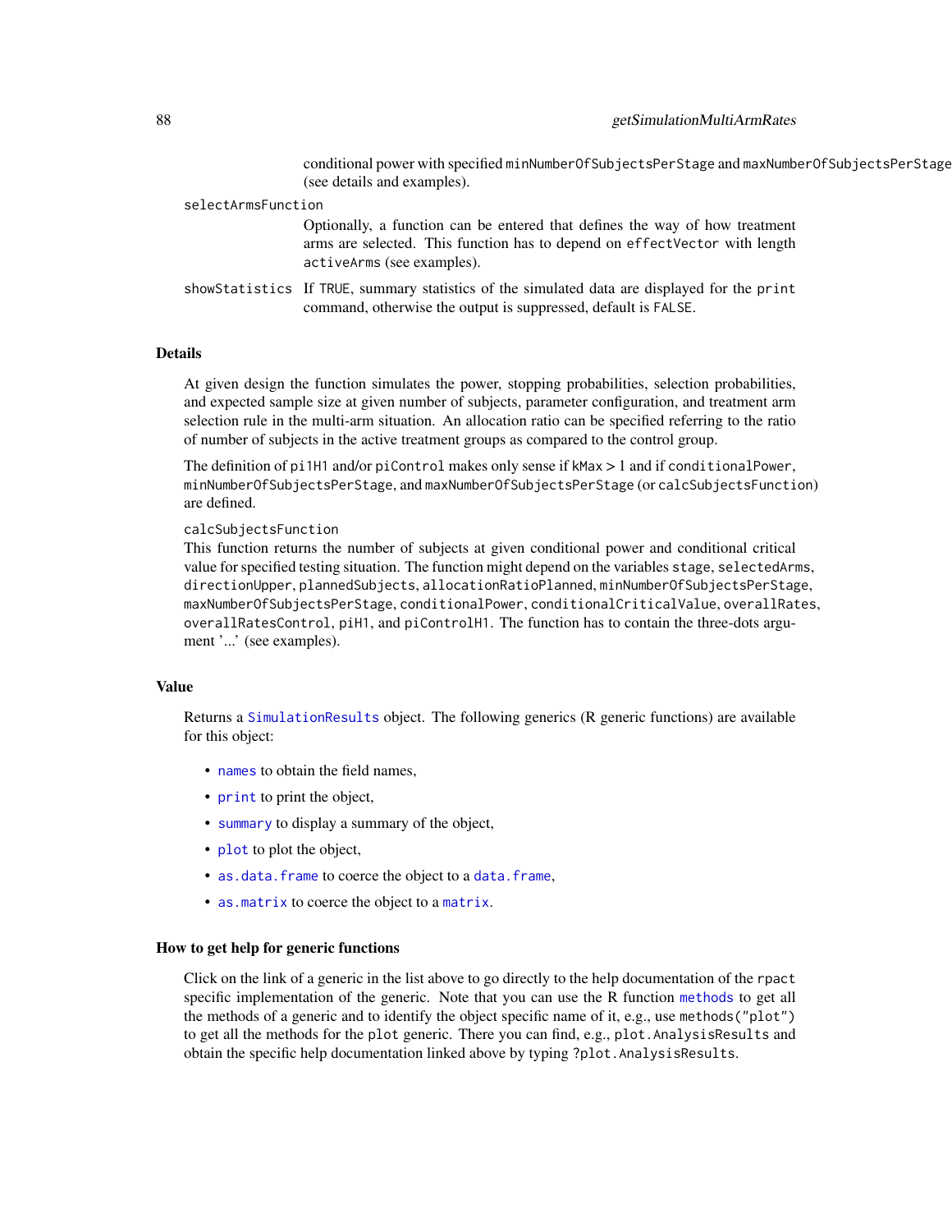conditional power with specified `minNumberOfSubjectsPerStage` and `maxNumberOfSubjectsPerStage` (see details and examples).

`selectArmsFunction`
: Optionally, a function can be entered that defines the way of how treatment arms are selected. This function has to depend on `effectVector` with length `activeArms` (see examples).

`showStatistics`
: If `TRUE`, summary statistics of the simulated data are displayed for the `print` command, otherwise the output is suppressed, default is `FALSE`.

## Details

At given design the function simulates the power, stopping probabilities, selection probabilities, and expected sample size at given number of subjects, parameter configuration, and treatment arm selection rule in the multi-arm situation. An allocation ratio can be specified referring to the ratio of number of subjects in the active treatment groups as compared to the control group.

The definition of `pi1H1` and/or `piControl` makes only sense if `kMax` > 1 and if `conditionalPower`, `minNumberOfSubjectsPerStage`, and `maxNumberOfSubjectsPerStage` (or `calcSubjectsFunction`) are defined.

`calcSubjectsFunction`
This function returns the number of subjects at given conditional power and conditional critical value for specified testing situation. The function might depend on the variables `stage`, `selectedArms`, `directionUpper`, `plannedSubjects`, `allocationRatioPlanned`, `minNumberOfSubjectsPerStage`, `maxNumberOfSubjectsPerStage`, `conditionalPower`, `conditionalCriticalValue`, `overallRates`, `overallRatesControl`, `piH1`, and `piControlH1`. The function has to contain the three-dots argument '...' (see examples).

## Value

Returns a `SimulationResults` object. The following generics (R generic functions) are available for this object:

- `names` to obtain the field names,
- `print` to print the object,
- `summary` to display a summary of the object,
- `plot` to plot the object,
- `as.data.frame` to coerce the object to a `data.frame`,
- `as.matrix` to coerce the object to a `matrix`.

### How to get help for generic functions

Click on the link of a generic in the list above to go directly to the help documentation of the `rpact` specific implementation of the generic. Note that you can use the R function `methods` to get all the methods of a generic and to identify the object specific name of it, e.g., use `methods("plot")` to get all the methods for the `plot` generic. There you can find, e.g., `plot.AnalysisResults` and obtain the specific help documentation linked above by typing `?plot.AnalysisResults`.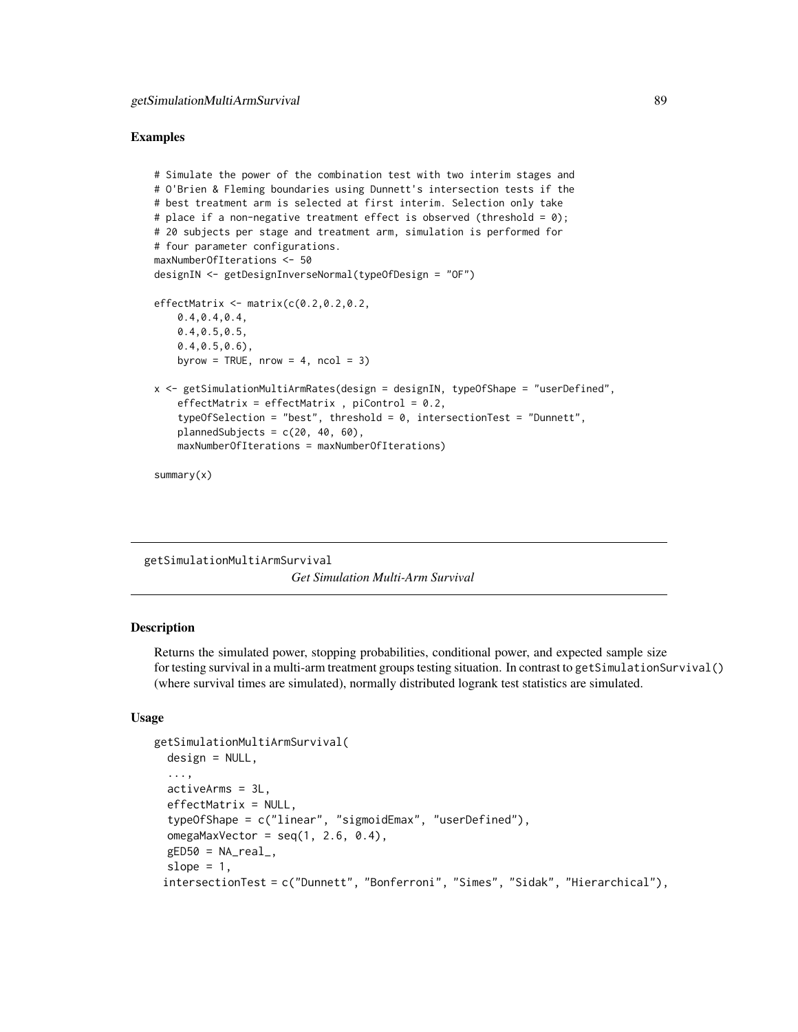## Examples

```
# Simulate the power of the combination test with two interim stages and
# O'Brien & Fleming boundaries using Dunnett's intersection tests if the
# best treatment arm is selected at first interim. Selection only take
# place if a non-negative treatment effect is observed (threshold = 0);
# 20 subjects per stage and treatment arm, simulation is performed for
# four parameter configurations.
maxNumberOfIterations <- 50
designIN <- getDesignInverseNormal(typeOfDesign = "OF")

effectMatrix <- matrix(c(0.2,0.2,0.2,
    0.4,0.4,0.4,
    0.4,0.5,0.5,
    0.4,0.5,0.6),
    byrow = TRUE, nrow = 4, ncol = 3)

x <- getSimulationMultiArmRates(design = designIN, typeOfShape = "userDefined",
    effectMatrix = effectMatrix , piControl = 0.2,
    typeOfSelection = "best", threshold = 0, intersectionTest = "Dunnett",
    plannedSubjects = c(20, 40, 60),
    maxNumberOfIterations = maxNumberOfIterations)

summary(x)
```

---

# getSimulationMultiArmSurvival

*Get Simulation Multi-Arm Survival*

---

## Description

Returns the simulated power, stopping probabilities, conditional power, and expected sample size for testing survival in a multi-arm treatment groups testing situation. In contrast to `getSimulationSurvival()` (where survival times are simulated), normally distributed logrank test statistics are simulated.

## Usage

```
getSimulationMultiArmSurvival(
  design = NULL,
  ...,
  activeArms = 3L,
  effectMatrix = NULL,
  typeOfShape = c("linear", "sigmoidEmax", "userDefined"),
  omegaMaxVector = seq(1, 2.6, 0.4),
  gED50 = NA_real_,
  slope = 1,
  intersectionTest = c("Dunnett", "Bonferroni", "Simes", "Sidak", "Hierarchical"),
```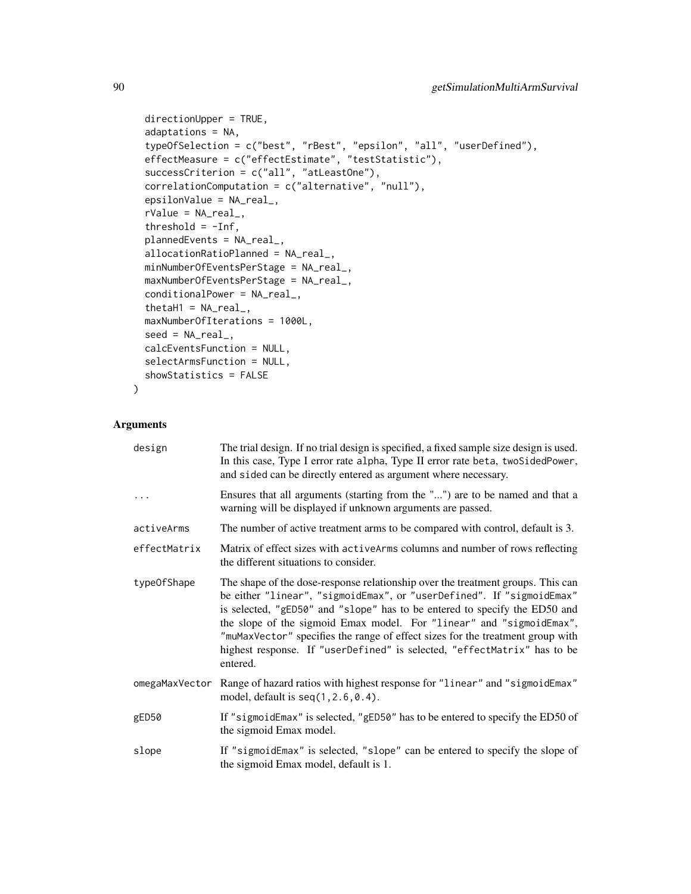```
  directionUpper = TRUE,
  adaptations = NA,
  typeOfSelection = c("best", "rBest", "epsilon", "all", "userDefined"),
  effectMeasure = c("effectEstimate", "testStatistic"),
  successCriterion = c("all", "atLeastOne"),
  correlationComputation = c("alternative", "null"),
  epsilonValue = NA_real_,
  rValue = NA_real_,
  threshold = -Inf,
  plannedEvents = NA_real_,
  allocationRatioPlanned = NA_real_,
  minNumberOfEventsPerStage = NA_real_,
  maxNumberOfEventsPerStage = NA_real_,
  conditionalPower = NA_real_,
  thetaH1 = NA_real_,
  maxNumberOfIterations = 1000L,
  seed = NA_real_,
  calcEventsFunction = NULL,
  selectArmsFunction = NULL,
  showStatistics = FALSE
)
```

## Arguments

| Argument | Description |
|---|---|
| design | The trial design. If no trial design is specified, a fixed sample size design is used. In this case, Type I error rate alpha, Type II error rate beta, twoSidedPower, and sided can be directly entered as argument where necessary. |
| ... | Ensures that all arguments (starting from the "...") are to be named and that a warning will be displayed if unknown arguments are passed. |
| activeArms | The number of active treatment arms to be compared with control, default is 3. |
| effectMatrix | Matrix of effect sizes with activeArms columns and number of rows reflecting the different situations to consider. |
| typeOfShape | The shape of the dose-response relationship over the treatment groups. This can be either "linear", "sigmoidEmax", or "userDefined". If "sigmoidEmax" is selected, "gED50" and "slope" has to be entered to specify the ED50 and the slope of the sigmoid Emax model. For "linear" and "sigmoidEmax", "muMaxVector" specifies the range of effect sizes for the treatment group with highest response. If "userDefined" is selected, "effectMatrix" has to be entered. |
| omegaMaxVector | Range of hazard ratios with highest response for "linear" and "sigmoidEmax" model, default is seq(1,2.6,0.4). |
| gED50 | If "sigmoidEmax" is selected, "gED50" has to be entered to specify the ED50 of the sigmoid Emax model. |
| slope | If "sigmoidEmax" is selected, "slope" can be entered to specify the slope of the sigmoid Emax model, default is 1. |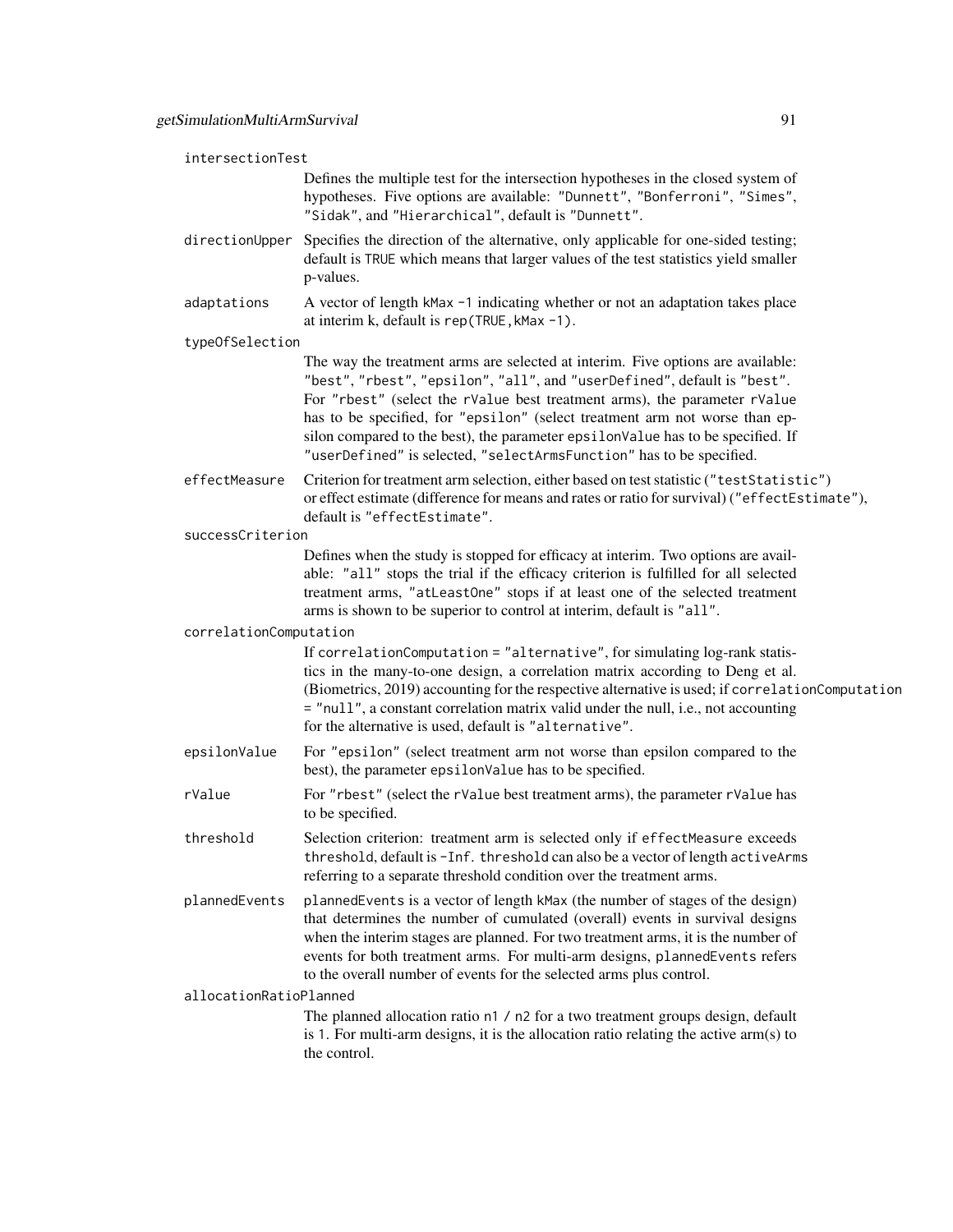`intersectionTest`
: Defines the multiple test for the intersection hypotheses in the closed system of hypotheses. Five options are available: `"Dunnett"`, `"Bonferroni"`, `"Simes"`, `"Sidak"`, and `"Hierarchical"`, default is `"Dunnett"`.

`directionUpper`
: Specifies the direction of the alternative, only applicable for one-sided testing; default is `TRUE` which means that larger values of the test statistics yield smaller p-values.

`adaptations`
: A vector of length `kMax -1` indicating whether or not an adaptation takes place at interim k, default is `rep(TRUE,kMax -1)`.

`typeOfSelection`
: The way the treatment arms are selected at interim. Five options are available: `"best"`, `"rbest"`, `"epsilon"`, `"all"`, and `"userDefined"`, default is `"best"`. For `"rbest"` (select the `rValue` best treatment arms), the parameter `rValue` has to be specified, for `"epsilon"` (select treatment arm not worse than epsilon compared to the best), the parameter `epsilonValue` has to be specified. If `"userDefined"` is selected, `"selectArmsFunction"` has to be specified.

`effectMeasure`
: Criterion for treatment arm selection, either based on test statistic (`"testStatistic"`) or effect estimate (difference for means and rates or ratio for survival) (`"effectEstimate"`), default is `"effectEstimate"`.

`successCriterion`
: Defines when the study is stopped for efficacy at interim. Two options are available: `"all"` stops the trial if the efficacy criterion is fulfilled for all selected treatment arms, `"atLeastOne"` stops if at least one of the selected treatment arms is shown to be superior to control at interim, default is `"all"`.

`correlationComputation`
: If `correlationComputation = "alternative"`, for simulating log-rank statistics in the many-to-one design, a correlation matrix according to Deng et al. (Biometrics, 2019) accounting for the respective alternative is used; if `correlationComputation = "null"`, a constant correlation matrix valid under the null, i.e., not accounting for the alternative is used, default is `"alternative"`.

`epsilonValue`
: For `"epsilon"` (select treatment arm not worse than epsilon compared to the best), the parameter `epsilonValue` has to be specified.

`rValue`
: For `"rbest"` (select the `rValue` best treatment arms), the parameter `rValue` has to be specified.

`threshold`
: Selection criterion: treatment arm is selected only if `effectMeasure` exceeds `threshold`, default is `-Inf`. `threshold` can also be a vector of length `activeArms` referring to a separate threshold condition over the treatment arms.

`plannedEvents`
: `plannedEvents` is a vector of length `kMax` (the number of stages of the design) that determines the number of cumulated (overall) events in survival designs when the interim stages are planned. For two treatment arms, it is the number of events for both treatment arms. For multi-arm designs, `plannedEvents` refers to the overall number of events for the selected arms plus control.

`allocationRatioPlanned`
: The planned allocation ratio `n1 / n2` for a two treatment groups design, default is `1`. For multi-arm designs, it is the allocation ratio relating the active arm(s) to the control.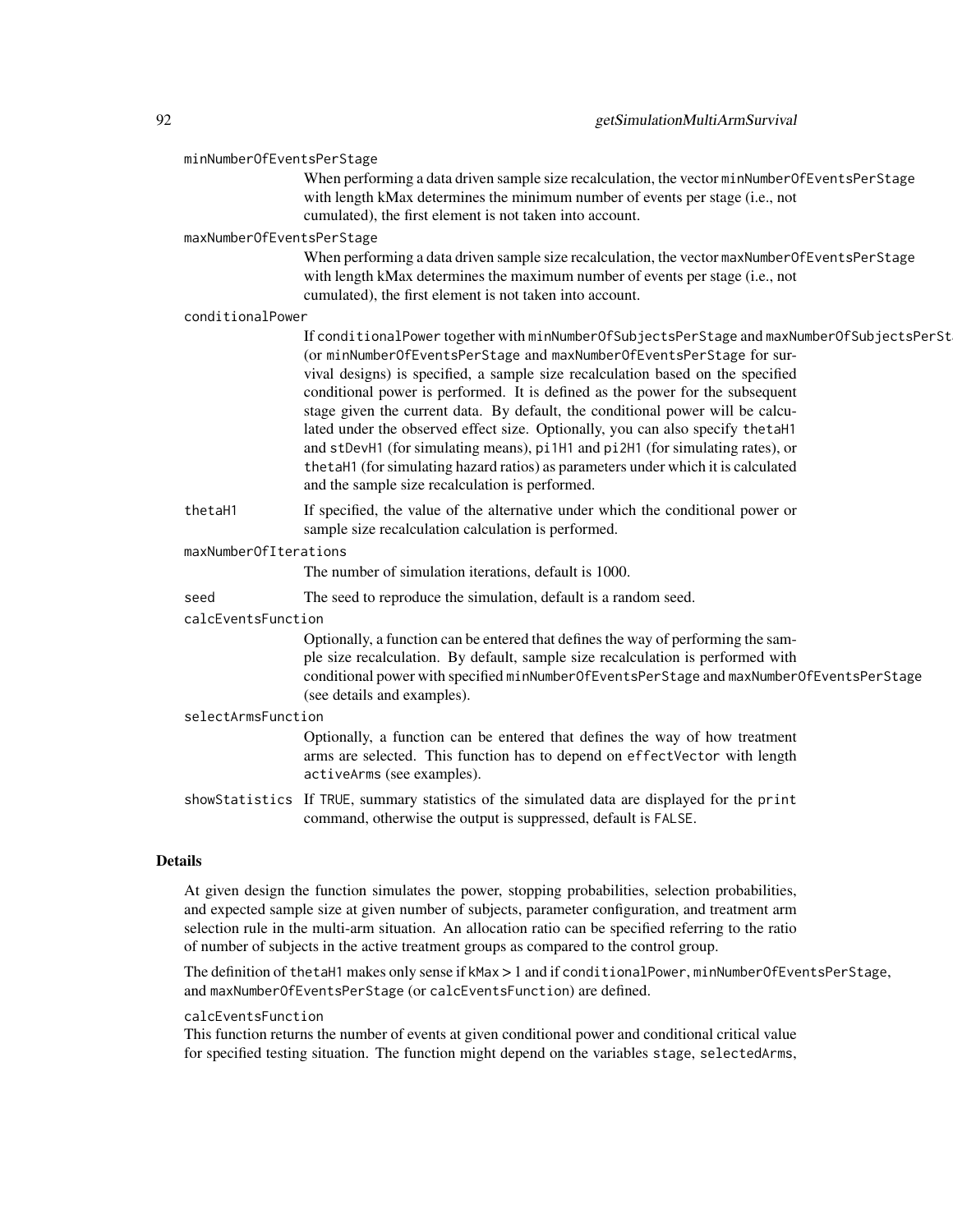minNumberOfEventsPerStage
: When performing a data driven sample size recalculation, the vector minNumberOfEventsPerStage with length kMax determines the minimum number of events per stage (i.e., not cumulated), the first element is not taken into account.

maxNumberOfEventsPerStage
: When performing a data driven sample size recalculation, the vector maxNumberOfEventsPerStage with length kMax determines the maximum number of events per stage (i.e., not cumulated), the first element is not taken into account.

conditionalPower
: If conditionalPower together with minNumberOfSubjectsPerStage and maxNumberOfSubjectsPerStage (or minNumberOfEventsPerStage and maxNumberOfEventsPerStage for survival designs) is specified, a sample size recalculation based on the specified conditional power is performed. It is defined as the power for the subsequent stage given the current data. By default, the conditional power will be calculated under the observed effect size. Optionally, you can also specify thetaH1 and stDevH1 (for simulating means), pi1H1 and pi2H1 (for simulating rates), or thetaH1 (for simulating hazard ratios) as parameters under which it is calculated and the sample size recalculation is performed.

thetaH1
: If specified, the value of the alternative under which the conditional power or sample size recalculation calculation is performed.

maxNumberOfIterations
: The number of simulation iterations, default is 1000.

seed
: The seed to reproduce the simulation, default is a random seed.

calcEventsFunction
: Optionally, a function can be entered that defines the way of performing the sample size recalculation. By default, sample size recalculation is performed with conditional power with specified minNumberOfEventsPerStage and maxNumberOfEventsPerStage (see details and examples).

selectArmsFunction
: Optionally, a function can be entered that defines the way of how treatment arms are selected. This function has to depend on effectVector with length activeArms (see examples).

showStatistics
: If TRUE, summary statistics of the simulated data are displayed for the print command, otherwise the output is suppressed, default is FALSE.

## Details

At given design the function simulates the power, stopping probabilities, selection probabilities, and expected sample size at given number of subjects, parameter configuration, and treatment arm selection rule in the multi-arm situation. An allocation ratio can be specified referring to the ratio of number of subjects in the active treatment groups as compared to the control group.

The definition of thetaH1 makes only sense if kMax > 1 and if conditionalPower, minNumberOfEventsPerStage, and maxNumberOfEventsPerStage (or calcEventsFunction) are defined.

calcEventsFunction

This function returns the number of events at given conditional power and conditional critical value for specified testing situation. The function might depend on the variables stage, selectedArms,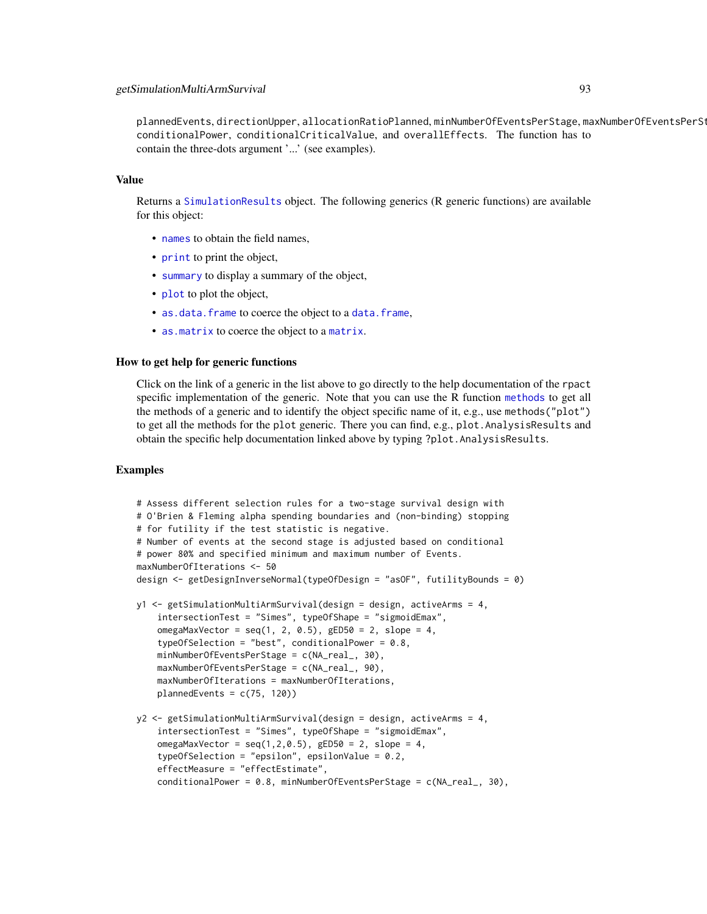plannedEvents, directionUpper, allocationRatioPlanned, minNumberOfEventsPerStage, maxNumberOfEventsPerSt conditionalPower, conditionalCriticalValue, and overallEffects. The function has to contain the three-dots argument '...' (see examples).

### Value

Returns a SimulationResults object. The following generics (R generic functions) are available for this object:

- names to obtain the field names,
- print to print the object,
- summary to display a summary of the object,
- plot to plot the object,
- as.data.frame to coerce the object to a data.frame,
- as.matrix to coerce the object to a matrix.

### How to get help for generic functions

Click on the link of a generic in the list above to go directly to the help documentation of the rpact specific implementation of the generic. Note that you can use the R function methods to get all the methods of a generic and to identify the object specific name of it, e.g., use methods("plot") to get all the methods for the plot generic. There you can find, e.g., plot.AnalysisResults and obtain the specific help documentation linked above by typing ?plot.AnalysisResults.

### Examples

```
# Assess different selection rules for a two-stage survival design with
# O'Brien & Fleming alpha spending boundaries and (non-binding) stopping
# for futility if the test statistic is negative.
# Number of events at the second stage is adjusted based on conditional
# power 80% and specified minimum and maximum number of Events.
maxNumberOfIterations <- 50
design <- getDesignInverseNormal(typeOfDesign = "asOF", futilityBounds = 0)

y1 <- getSimulationMultiArmSurvival(design = design, activeArms = 4,
    intersectionTest = "Simes", typeOfShape = "sigmoidEmax",
    omegaMaxVector = seq(1, 2, 0.5), gED50 = 2, slope = 4,
    typeOfSelection = "best", conditionalPower = 0.8,
    minNumberOfEventsPerStage = c(NA_real_, 30),
    maxNumberOfEventsPerStage = c(NA_real_, 90),
    maxNumberOfIterations = maxNumberOfIterations,
    plannedEvents = c(75, 120))

y2 <- getSimulationMultiArmSurvival(design = design, activeArms = 4,
    intersectionTest = "Simes", typeOfShape = "sigmoidEmax",
    omegaMaxVector = seq(1,2,0.5), gED50 = 2, slope = 4,
    typeOfSelection = "epsilon", epsilonValue = 0.2,
    effectMeasure = "effectEstimate",
    conditionalPower = 0.8, minNumberOfEventsPerStage = c(NA_real_, 30),
```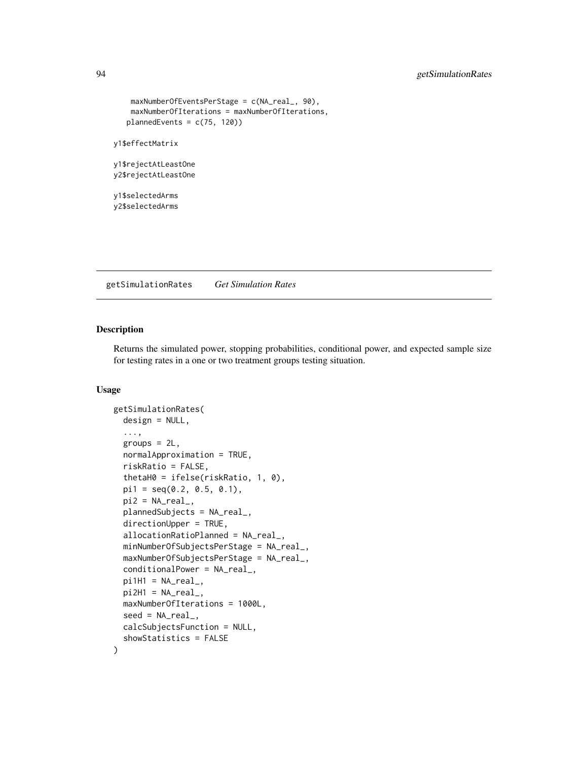```
    maxNumberOfEventsPerStage = c(NA_real_, 90),
    maxNumberOfIterations = maxNumberOfIterations,
  plannedEvents = c(75, 120))

y1$effectMatrix

y1$rejectAtLeastOne
y2$rejectAtLeastOne

y1$selectedArms
y2$selectedArms
```

---

## getSimulationRates    *Get Simulation Rates*

---

### Description

Returns the simulated power, stopping probabilities, conditional power, and expected sample size for testing rates in a one or two treatment groups testing situation.

### Usage

```
getSimulationRates(
  design = NULL,
  ...,
  groups = 2L,
  normalApproximation = TRUE,
  riskRatio = FALSE,
  thetaH0 = ifelse(riskRatio, 1, 0),
  pi1 = seq(0.2, 0.5, 0.1),
  pi2 = NA_real_,
  plannedSubjects = NA_real_,
  directionUpper = TRUE,
  allocationRatioPlanned = NA_real_,
  minNumberOfSubjectsPerStage = NA_real_,
  maxNumberOfSubjectsPerStage = NA_real_,
  conditionalPower = NA_real_,
  pi1H1 = NA_real_,
  pi2H1 = NA_real_,
  maxNumberOfIterations = 1000L,
  seed = NA_real_,
  calcSubjectsFunction = NULL,
  showStatistics = FALSE
)
```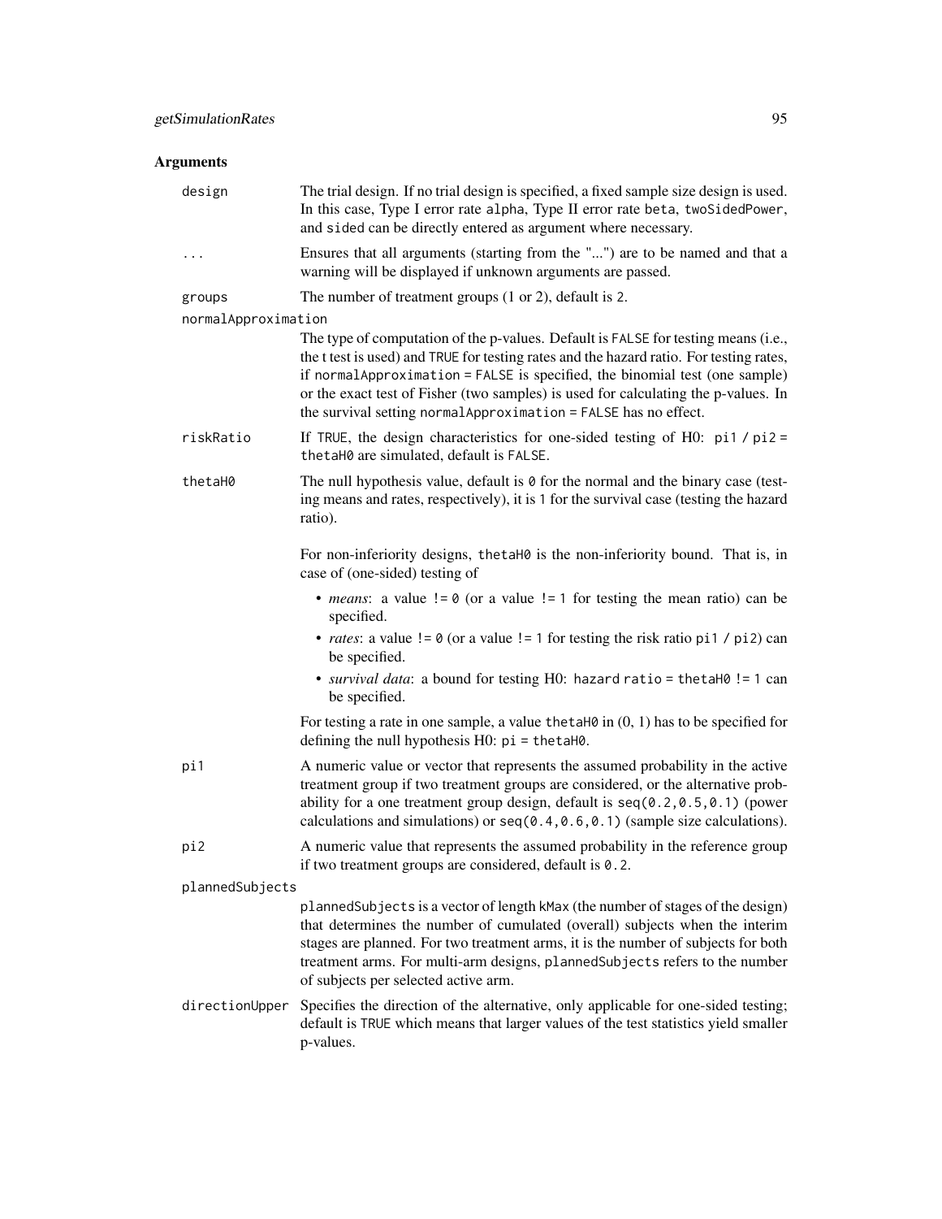## Arguments

design
: The trial design. If no trial design is specified, a fixed sample size design is used. In this case, Type I error rate `alpha`, Type II error rate `beta`, `twoSidedPower`, and `sided` can be directly entered as argument where necessary.

...
: Ensures that all arguments (starting from the "...") are to be named and that a warning will be displayed if unknown arguments are passed.

groups
: The number of treatment groups (1 or 2), default is `2`.

normalApproximation
: The type of computation of the p-values. Default is `FALSE` for testing means (i.e., the t test is used) and `TRUE` for testing rates and the hazard ratio. For testing rates, if `normalApproximation = FALSE` is specified, the binomial test (one sample) or the exact test of Fisher (two samples) is used for calculating the p-values. In the survival setting `normalApproximation = FALSE` has no effect.

riskRatio
: If `TRUE`, the design characteristics for one-sided testing of H0: `pi1 / pi2 = thetaH0` are simulated, default is `FALSE`.

thetaH0
: The null hypothesis value, default is `0` for the normal and the binary case (testing means and rates, respectively), it is `1` for the survival case (testing the hazard ratio).

  For non-inferiority designs, `thetaH0` is the non-inferiority bound. That is, in case of (one-sided) testing of

  - *means*: a value `!= 0` (or a value `!= 1` for testing the mean ratio) can be specified.
  - *rates*: a value `!= 0` (or a value `!= 1` for testing the risk ratio `pi1 / pi2`) can be specified.
  - *survival data*: a bound for testing H0: `hazard ratio = thetaH0 != 1` can be specified.

  For testing a rate in one sample, a value `thetaH0` in (0, 1) has to be specified for defining the null hypothesis H0: `pi = thetaH0`.

pi1
: A numeric value or vector that represents the assumed probability in the active treatment group if two treatment groups are considered, or the alternative probability for a one treatment group design, default is `seq(0.2,0.5,0.1)` (power calculations and simulations) or `seq(0.4,0.6,0.1)` (sample size calculations).

pi2
: A numeric value that represents the assumed probability in the reference group if two treatment groups are considered, default is `0.2`.

plannedSubjects
: `plannedSubjects` is a vector of length `kMax` (the number of stages of the design) that determines the number of cumulated (overall) subjects when the interim stages are planned. For two treatment arms, it is the number of subjects for both treatment arms. For multi-arm designs, `plannedSubjects` refers to the number of subjects per selected active arm.

directionUpper
: Specifies the direction of the alternative, only applicable for one-sided testing; default is `TRUE` which means that larger values of the test statistics yield smaller p-values.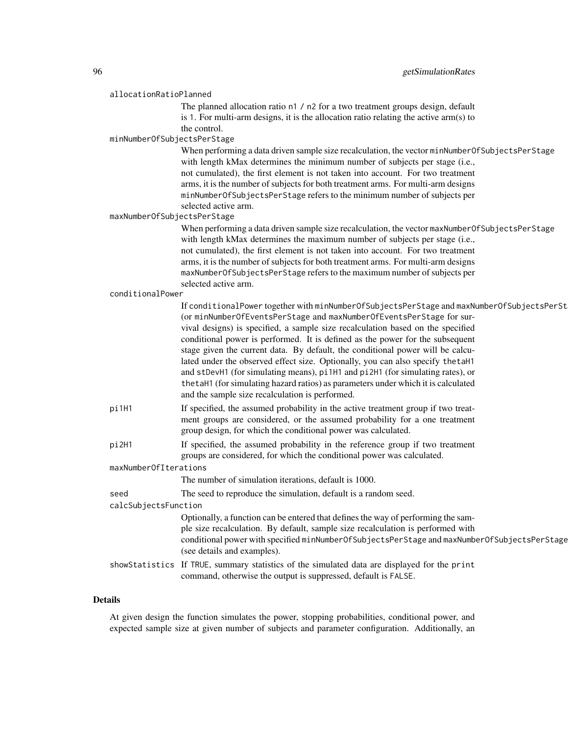allocationRatioPlanned

The planned allocation ratio n1 / n2 for a two treatment groups design, default is 1. For multi-arm designs, it is the allocation ratio relating the active arm(s) to the control.

minNumberOfSubjectsPerStage

When performing a data driven sample size recalculation, the vector minNumberOfSubjectsPerStage with length kMax determines the minimum number of subjects per stage (i.e., not cumulated), the first element is not taken into account. For two treatment arms, it is the number of subjects for both treatment arms. For multi-arm designs minNumberOfSubjectsPerStage refers to the minimum number of subjects per selected active arm.

maxNumberOfSubjectsPerStage

When performing a data driven sample size recalculation, the vector maxNumberOfSubjectsPerStage with length kMax determines the maximum number of subjects per stage (i.e., not cumulated), the first element is not taken into account. For two treatment arms, it is the number of subjects for both treatment arms. For multi-arm designs maxNumberOfSubjectsPerStage refers to the maximum number of subjects per selected active arm.

conditionalPower

If conditionalPower together with minNumberOfSubjectsPerStage and maxNumberOfSubjectsPerStage (or minNumberOfEventsPerStage and maxNumberOfEventsPerStage for survival designs) is specified, a sample size recalculation based on the specified conditional power is performed. It is defined as the power for the subsequent stage given the current data. By default, the conditional power will be calculated under the observed effect size. Optionally, you can also specify thetaH1 and stDevH1 (for simulating means), pi1H1 and pi2H1 (for simulating rates), or thetaH1 (for simulating hazard ratios) as parameters under which it is calculated and the sample size recalculation is performed.

pi1H1

If specified, the assumed probability in the active treatment group if two treatment groups are considered, or the assumed probability for a one treatment group design, for which the conditional power was calculated.

pi2H1

If specified, the assumed probability in the reference group if two treatment groups are considered, for which the conditional power was calculated.

maxNumberOfIterations

The number of simulation iterations, default is 1000.

seed

The seed to reproduce the simulation, default is a random seed.

calcSubjectsFunction

Optionally, a function can be entered that defines the way of performing the sample size recalculation. By default, sample size recalculation is performed with conditional power with specified minNumberOfSubjectsPerStage and maxNumberOfSubjectsPerStage (see details and examples).

showStatistics

If TRUE, summary statistics of the simulated data are displayed for the print command, otherwise the output is suppressed, default is FALSE.

## Details

At given design the function simulates the power, stopping probabilities, conditional power, and expected sample size at given number of subjects and parameter configuration. Additionally, an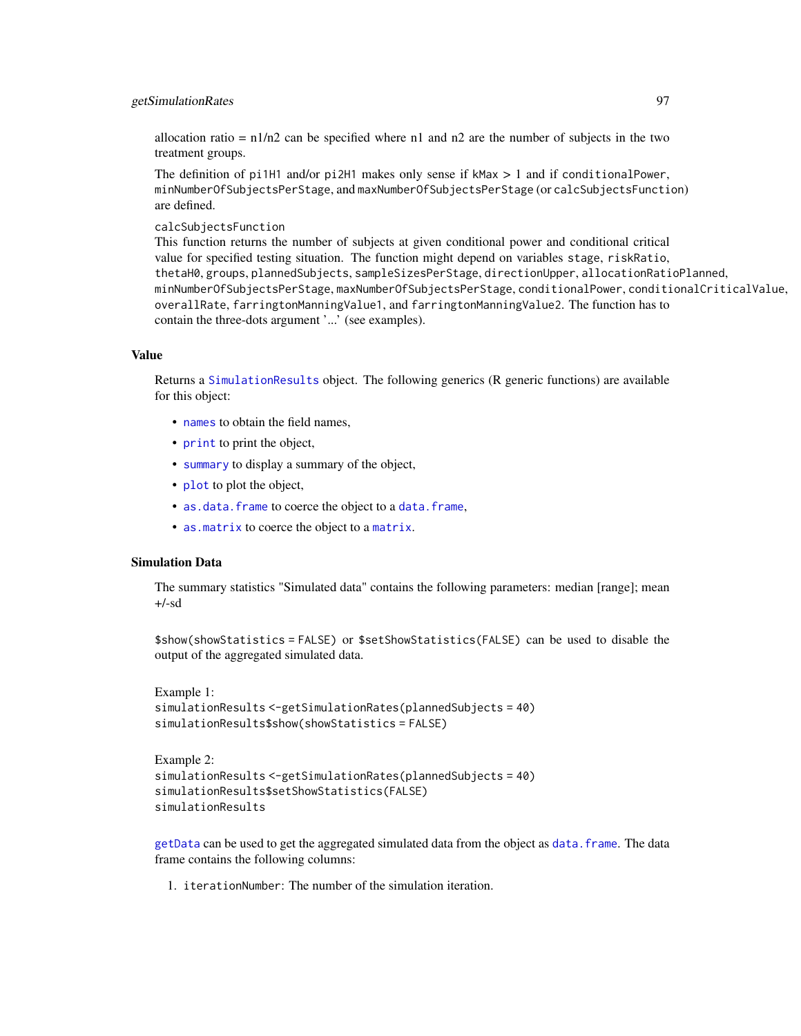allocation ratio = n1/n2 can be specified where n1 and n2 are the number of subjects in the two treatment groups.

The definition of `pi1H1` and/or `pi2H1` makes only sense if `kMax` > 1 and if `conditionalPower`, `minNumberOfSubjectsPerStage`, and `maxNumberOfSubjectsPerStage` (or `calcSubjectsFunction`) are defined.

`calcSubjectsFunction`
This function returns the number of subjects at given conditional power and conditional critical value for specified testing situation. The function might depend on variables `stage`, `riskRatio`, `thetaH0`, `groups`, `plannedSubjects`, `sampleSizesPerStage`, `directionUpper`, `allocationRatioPlanned`, `minNumberOfSubjectsPerStage`, `maxNumberOfSubjectsPerStage`, `conditionalPower`, `conditionalCriticalValue`, `overallRate`, `farringtonManningValue1`, and `farringtonManningValue2`. The function has to contain the three-dots argument '...' (see examples).

### Value

Returns a `SimulationResults` object. The following generics (R generic functions) are available for this object:

- `names` to obtain the field names,
- `print` to print the object,
- `summary` to display a summary of the object,
- `plot` to plot the object,
- `as.data.frame` to coerce the object to a `data.frame`,
- `as.matrix` to coerce the object to a `matrix`.

### Simulation Data

The summary statistics "Simulated data" contains the following parameters: median [range]; mean +/-sd

`$show(showStatistics = FALSE)` or `$setShowStatistics(FALSE)` can be used to disable the output of the aggregated simulated data.

Example 1:

```
simulationResults <-getSimulationRates(plannedSubjects = 40)
simulationResults$show(showStatistics = FALSE)
```

Example 2:

```
simulationResults <-getSimulationRates(plannedSubjects = 40)
simulationResults$setShowStatistics(FALSE)
simulationResults
```

`getData` can be used to get the aggregated simulated data from the object as `data.frame`. The data frame contains the following columns:

1. `iterationNumber`: The number of the simulation iteration.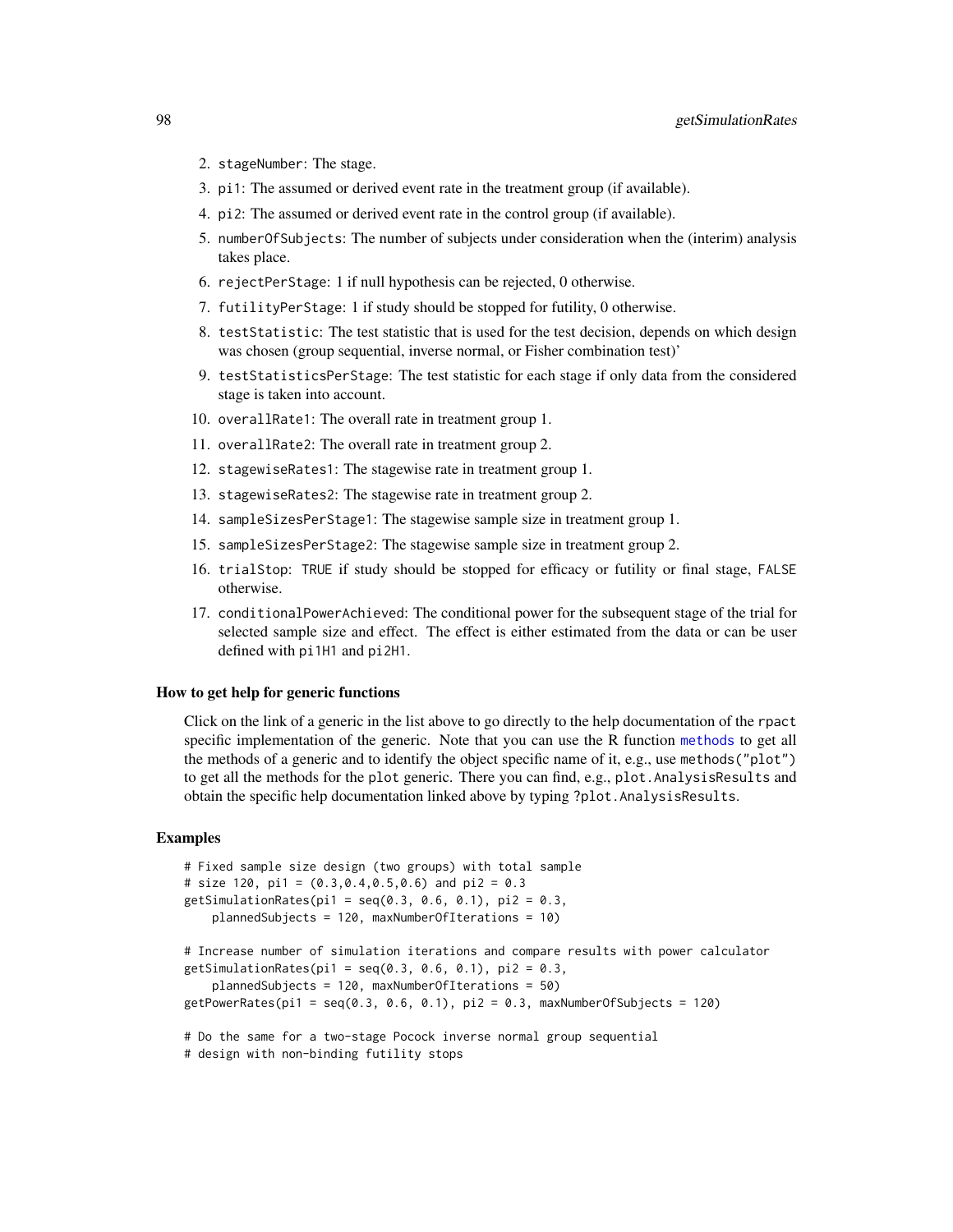2. `stageNumber`: The stage.
3. `pi1`: The assumed or derived event rate in the treatment group (if available).
4. `pi2`: The assumed or derived event rate in the control group (if available).
5. `numberOfSubjects`: The number of subjects under consideration when the (interim) analysis takes place.
6. `rejectPerStage`: 1 if null hypothesis can be rejected, 0 otherwise.
7. `futilityPerStage`: 1 if study should be stopped for futility, 0 otherwise.
8. `testStatistic`: The test statistic that is used for the test decision, depends on which design was chosen (group sequential, inverse normal, or Fisher combination test)'
9. `testStatisticsPerStage`: The test statistic for each stage if only data from the considered stage is taken into account.
10. `overallRate1`: The overall rate in treatment group 1.
11. `overallRate2`: The overall rate in treatment group 2.
12. `stagewiseRates1`: The stagewise rate in treatment group 1.
13. `stagewiseRates2`: The stagewise rate in treatment group 2.
14. `sampleSizesPerStage1`: The stagewise sample size in treatment group 1.
15. `sampleSizesPerStage2`: The stagewise sample size in treatment group 2.
16. `trialStop`: `TRUE` if study should be stopped for efficacy or futility or final stage, `FALSE` otherwise.
17. `conditionalPowerAchieved`: The conditional power for the subsequent stage of the trial for selected sample size and effect. The effect is either estimated from the data or can be user defined with `pi1H1` and `pi2H1`.

### How to get help for generic functions

Click on the link of a generic in the list above to go directly to the help documentation of the `rpact` specific implementation of the generic. Note that you can use the R function `methods` to get all the methods of a generic and to identify the object specific name of it, e.g., use `methods("plot")` to get all the methods for the `plot` generic. There you can find, e.g., `plot.AnalysisResults` and obtain the specific help documentation linked above by typing `?plot.AnalysisResults`.

### Examples

```
# Fixed sample size design (two groups) with total sample
# size 120, pi1 = (0.3,0.4,0.5,0.6) and pi2 = 0.3
getSimulationRates(pi1 = seq(0.3, 0.6, 0.1), pi2 = 0.3,
    plannedSubjects = 120, maxNumberOfIterations = 10)

# Increase number of simulation iterations and compare results with power calculator
getSimulationRates(pi1 = seq(0.3, 0.6, 0.1), pi2 = 0.3,
    plannedSubjects = 120, maxNumberOfIterations = 50)
getPowerRates(pi1 = seq(0.3, 0.6, 0.1), pi2 = 0.3, maxNumberOfSubjects = 120)

# Do the same for a two-stage Pocock inverse normal group sequential
# design with non-binding futility stops
```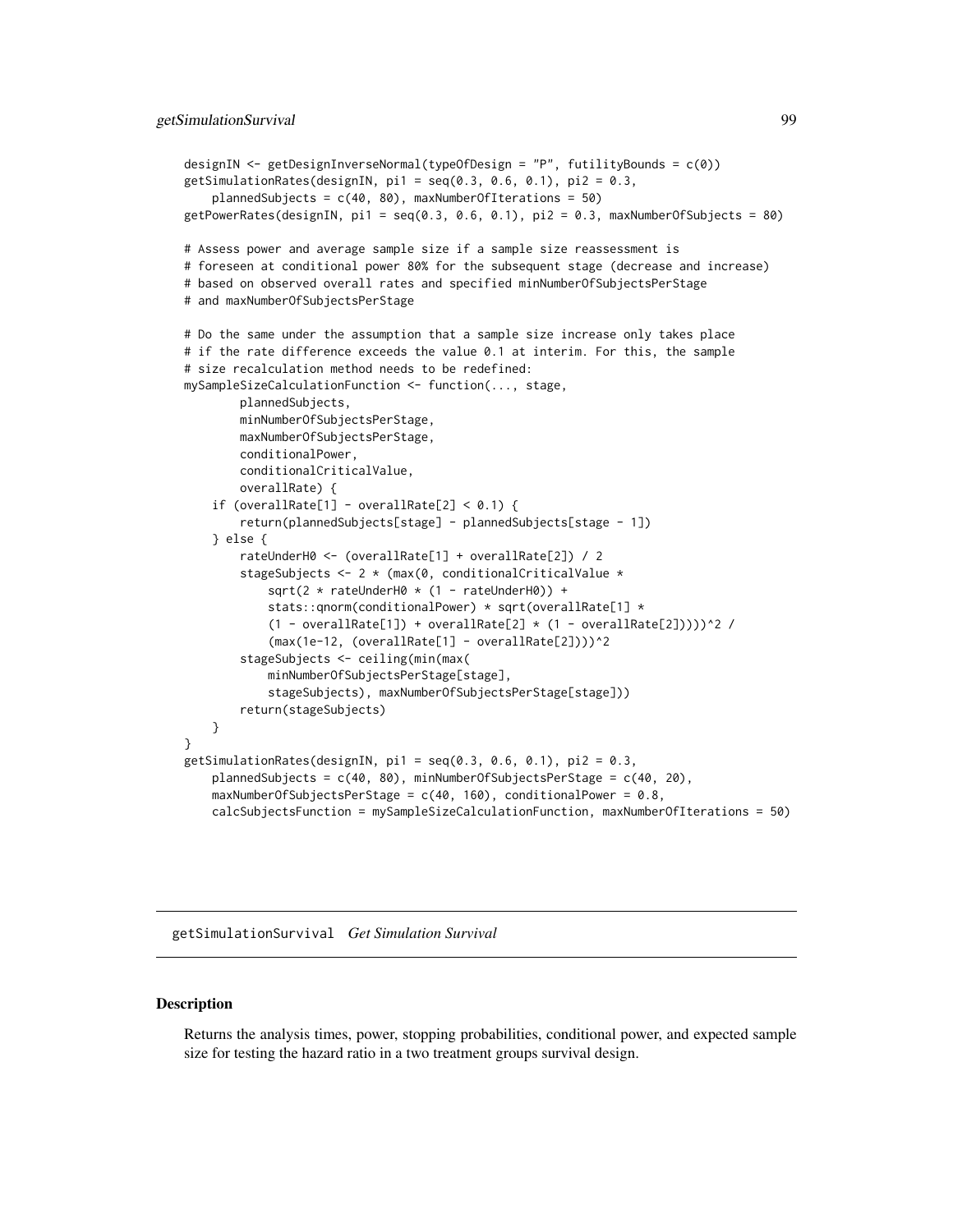```
designIN <- getDesignInverseNormal(typeOfDesign = "P", futilityBounds = c(0))
getSimulationRates(designIN, pi1 = seq(0.3, 0.6, 0.1), pi2 = 0.3,
    plannedSubjects = c(40, 80), maxNumberOfIterations = 50)
getPowerRates(designIN, pi1 = seq(0.3, 0.6, 0.1), pi2 = 0.3, maxNumberOfSubjects = 80)

# Assess power and average sample size if a sample size reassessment is
# foreseen at conditional power 80% for the subsequent stage (decrease and increase)
# based on observed overall rates and specified minNumberOfSubjectsPerStage
# and maxNumberOfSubjectsPerStage

# Do the same under the assumption that a sample size increase only takes place
# if the rate difference exceeds the value 0.1 at interim. For this, the sample
# size recalculation method needs to be redefined:
mySampleSizeCalculationFunction <- function(..., stage,
        plannedSubjects,
        minNumberOfSubjectsPerStage,
        maxNumberOfSubjectsPerStage,
        conditionalPower,
        conditionalCriticalValue,
        overallRate) {
    if (overallRate[1] - overallRate[2] < 0.1) {
        return(plannedSubjects[stage] - plannedSubjects[stage - 1])
    } else {
        rateUnderH0 <- (overallRate[1] + overallRate[2]) / 2
        stageSubjects <- 2 * (max(0, conditionalCriticalValue *
            sqrt(2 * rateUnderH0 * (1 - rateUnderH0)) +
            stats::qnorm(conditionalPower) * sqrt(overallRate[1] *
            (1 - overallRate[1]) + overallRate[2] * (1 - overallRate[2]))))^2 /
            (max(1e-12, (overallRate[1] - overallRate[2])))^2
        stageSubjects <- ceiling(min(max(
            minNumberOfSubjectsPerStage[stage],
            stageSubjects), maxNumberOfSubjectsPerStage[stage]))
        return(stageSubjects)
    }
}
getSimulationRates(designIN, pi1 = seq(0.3, 0.6, 0.1), pi2 = 0.3,
    plannedSubjects = c(40, 80), minNumberOfSubjectsPerStage = c(40, 20),
    maxNumberOfSubjectsPerStage = c(40, 160), conditionalPower = 0.8,
    calcSubjectsFunction = mySampleSizeCalculationFunction, maxNumberOfIterations = 50)
```

---

## getSimulationSurvival *Get Simulation Survival*

### Description

Returns the analysis times, power, stopping probabilities, conditional power, and expected sample size for testing the hazard ratio in a two treatment groups survival design.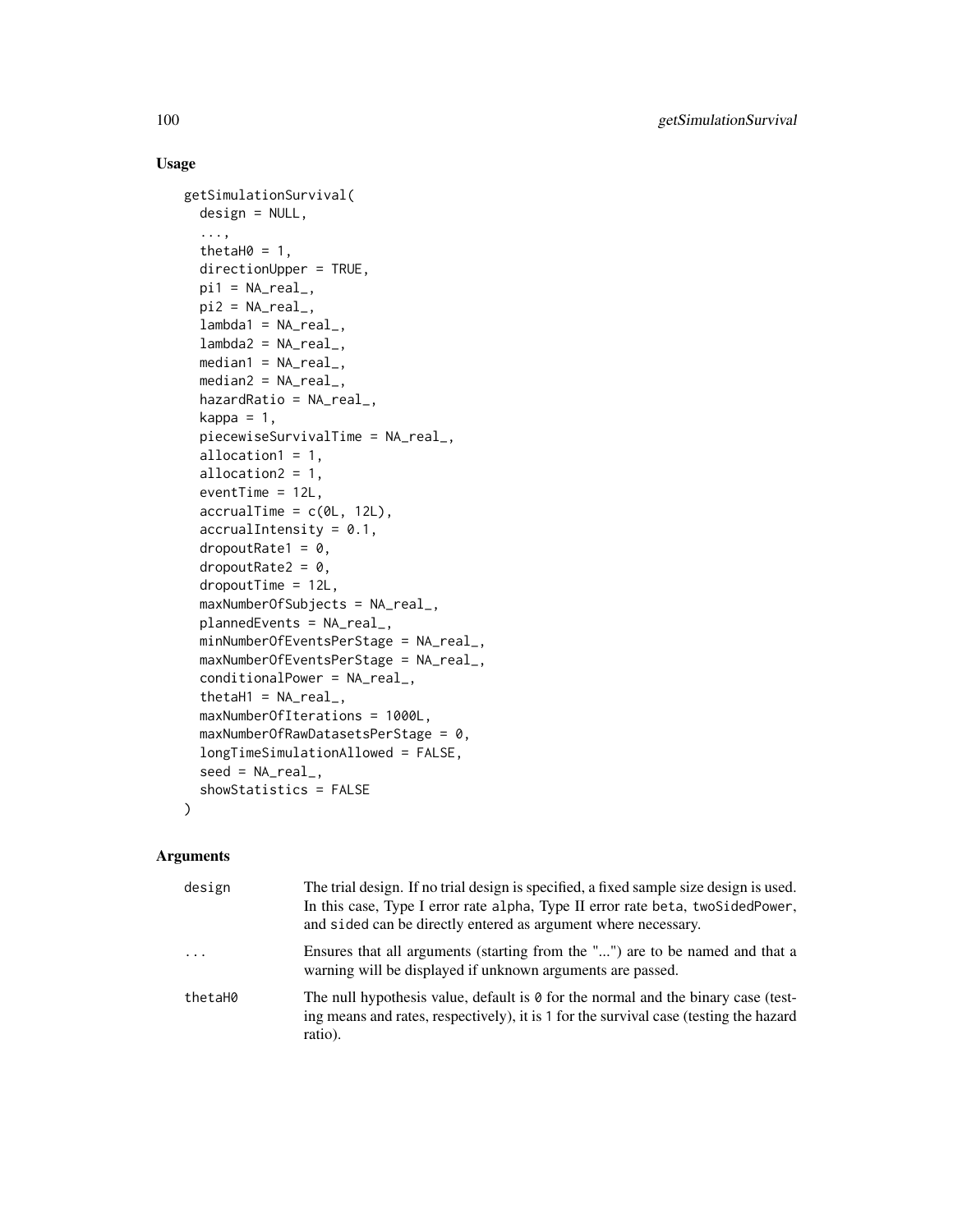## Usage

```
getSimulationSurvival(
  design = NULL,
  ...,
  thetaH0 = 1,
  directionUpper = TRUE,
  pi1 = NA_real_,
  pi2 = NA_real_,
  lambda1 = NA_real_,
  lambda2 = NA_real_,
  median1 = NA_real_,
  median2 = NA_real_,
  hazardRatio = NA_real_,
  kappa = 1,
  piecewiseSurvivalTime = NA_real_,
  allocation1 = 1,
  allocation2 = 1,
  eventTime = 12L,
  accrualTime = c(0L, 12L),
  accrualIntensity = 0.1,
  dropoutRate1 = 0,
  dropoutRate2 = 0,
  dropoutTime = 12L,
  maxNumberOfSubjects = NA_real_,
  plannedEvents = NA_real_,
  minNumberOfEventsPerStage = NA_real_,
  maxNumberOfEventsPerStage = NA_real_,
  conditionalPower = NA_real_,
  thetaH1 = NA_real_,
  maxNumberOfIterations = 1000L,
  maxNumberOfRawDatasetsPerStage = 0,
  longTimeSimulationAllowed = FALSE,
  seed = NA_real_,
  showStatistics = FALSE
)
```

## Arguments

| | |
|---|---|
| design | The trial design. If no trial design is specified, a fixed sample size design is used. In this case, Type I error rate `alpha`, Type II error rate `beta`, `twoSidedPower`, and `sided` can be directly entered as argument where necessary. |
| ... | Ensures that all arguments (starting from the "...") are to be named and that a warning will be displayed if unknown arguments are passed. |
| thetaH0 | The null hypothesis value, default is `0` for the normal and the binary case (testing means and rates, respectively), it is `1` for the survival case (testing the hazard ratio). |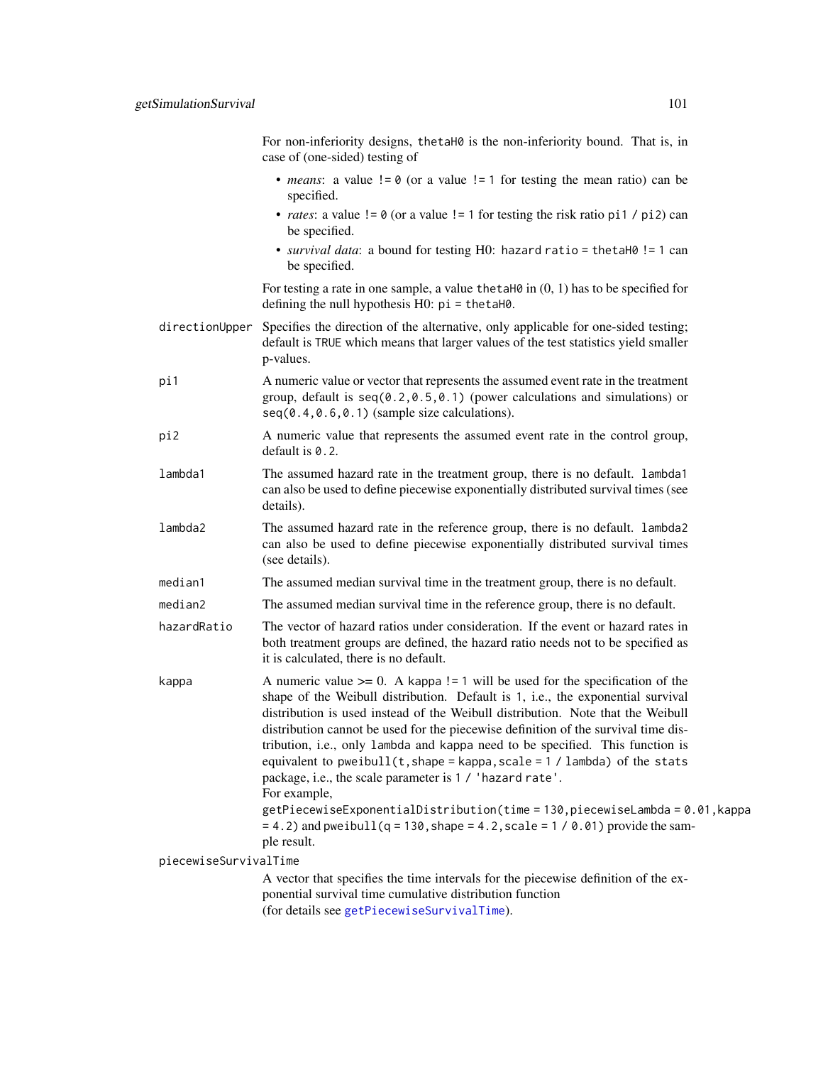For non-inferiority designs, `thetaH0` is the non-inferiority bound. That is, in case of (one-sided) testing of

- *means*: a value `!= 0` (or a value `!= 1` for testing the mean ratio) can be specified.
- *rates*: a value `!= 0` (or a value `!= 1` for testing the risk ratio `pi1 / pi2`) can be specified.
- *survival data*: a bound for testing H0: `hazard ratio = thetaH0 != 1` can be specified.

For testing a rate in one sample, a value `thetaH0` in (0, 1) has to be specified for defining the null hypothesis H0: `pi = thetaH0`.

`directionUpper`
: Specifies the direction of the alternative, only applicable for one-sided testing; default is `TRUE` which means that larger values of the test statistics yield smaller p-values.

`pi1`
: A numeric value or vector that represents the assumed event rate in the treatment group, default is `seq(0.2,0.5,0.1)` (power calculations and simulations) or `seq(0.4,0.6,0.1)` (sample size calculations).

`pi2`
: A numeric value that represents the assumed event rate in the control group, default is `0.2`.

`lambda1`
: The assumed hazard rate in the treatment group, there is no default. `lambda1` can also be used to define piecewise exponentially distributed survival times (see details).

`lambda2`
: The assumed hazard rate in the reference group, there is no default. `lambda2` can also be used to define piecewise exponentially distributed survival times (see details).

`median1`
: The assumed median survival time in the treatment group, there is no default.

`median2`
: The assumed median survival time in the reference group, there is no default.

`hazardRatio`
: The vector of hazard ratios under consideration. If the event or hazard rates in both treatment groups are defined, the hazard ratio needs not to be specified as it is calculated, there is no default.

`kappa`
: A numeric value >= 0. A `kappa != 1` will be used for the specification of the shape of the Weibull distribution. Default is `1`, i.e., the exponential survival distribution is used instead of the Weibull distribution. Note that the Weibull distribution cannot be used for the piecewise definition of the survival time distribution, i.e., only `lambda` and `kappa` need to be specified. This function is equivalent to `pweibull(t,shape = kappa,scale = 1 / lambda)` of the `stats` package, i.e., the scale parameter is `1 / 'hazard rate'`.
  For example,
  `getPiecewiseExponentialDistribution(time = 130,piecewiseLambda = 0.01,kappa = 4.2)` and `pweibull(q = 130,shape = 4.2,scale = 1 / 0.01)` provide the sample result.

`piecewiseSurvivalTime`
: A vector that specifies the time intervals for the piecewise definition of the exponential survival time cumulative distribution function
  (for details see `getPiecewiseSurvivalTime`).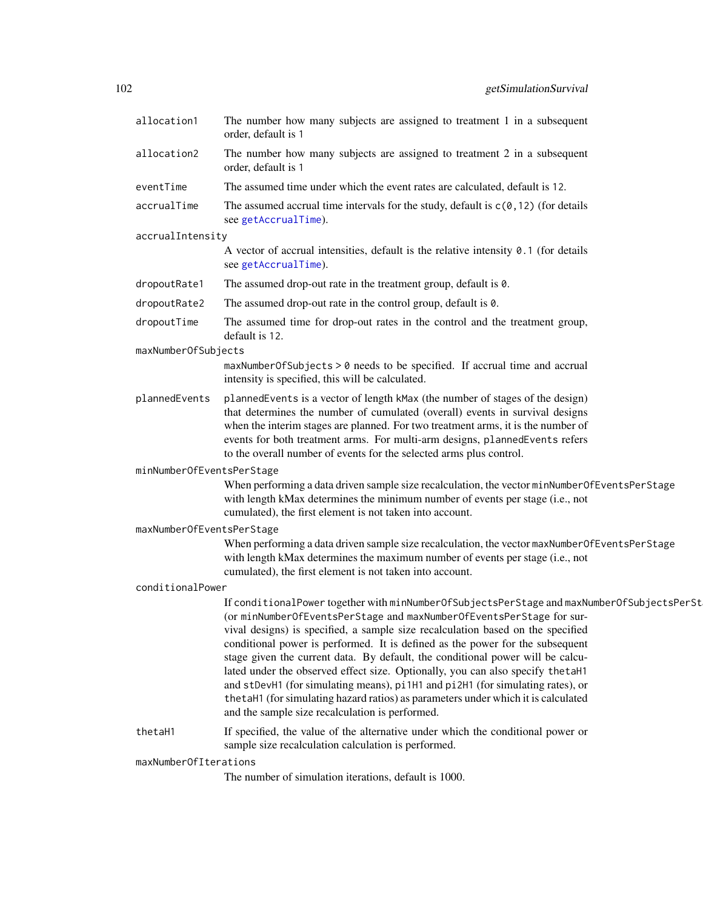`allocation1`
: The number how many subjects are assigned to treatment 1 in a subsequent order, default is 1

`allocation2`
: The number how many subjects are assigned to treatment 2 in a subsequent order, default is 1

`eventTime`
: The assumed time under which the event rates are calculated, default is 12.

`accrualTime`
: The assumed accrual time intervals for the study, default is `c(0,12)` (for details see `getAccrualTime`).

`accrualIntensity`
: A vector of accrual intensities, default is the relative intensity `0.1` (for details see `getAccrualTime`).

`dropoutRate1`
: The assumed drop-out rate in the treatment group, default is `0`.

`dropoutRate2`
: The assumed drop-out rate in the control group, default is `0`.

`dropoutTime`
: The assumed time for drop-out rates in the control and the treatment group, default is `12`.

`maxNumberOfSubjects`
: `maxNumberOfSubjects > 0` needs to be specified. If accrual time and accrual intensity is specified, this will be calculated.

`plannedEvents`
: `plannedEvents` is a vector of length `kMax` (the number of stages of the design) that determines the number of cumulated (overall) events in survival designs when the interim stages are planned. For two treatment arms, it is the number of events for both treatment arms. For multi-arm designs, `plannedEvents` refers to the overall number of events for the selected arms plus control.

`minNumberOfEventsPerStage`
: When performing a data driven sample size recalculation, the vector `minNumberOfEventsPerStage` with length kMax determines the minimum number of events per stage (i.e., not cumulated), the first element is not taken into account.

`maxNumberOfEventsPerStage`
: When performing a data driven sample size recalculation, the vector `maxNumberOfEventsPerStage` with length kMax determines the maximum number of events per stage (i.e., not cumulated), the first element is not taken into account.

`conditionalPower`
: If `conditionalPower` together with `minNumberOfSubjectsPerStage` and `maxNumberOfSubjectsPerStage` (or `minNumberOfEventsPerStage` and `maxNumberOfEventsPerStage` for survival designs) is specified, a sample size recalculation based on the specified conditional power is performed. It is defined as the power for the subsequent stage given the current data. By default, the conditional power will be calculated under the observed effect size. Optionally, you can also specify `thetaH1` and `stDevH1` (for simulating means), `pi1H1` and `pi2H1` (for simulating rates), or `thetaH1` (for simulating hazard ratios) as parameters under which it is calculated and the sample size recalculation is performed.

`thetaH1`
: If specified, the value of the alternative under which the conditional power or sample size recalculation calculation is performed.

`maxNumberOfIterations`
: The number of simulation iterations, default is 1000.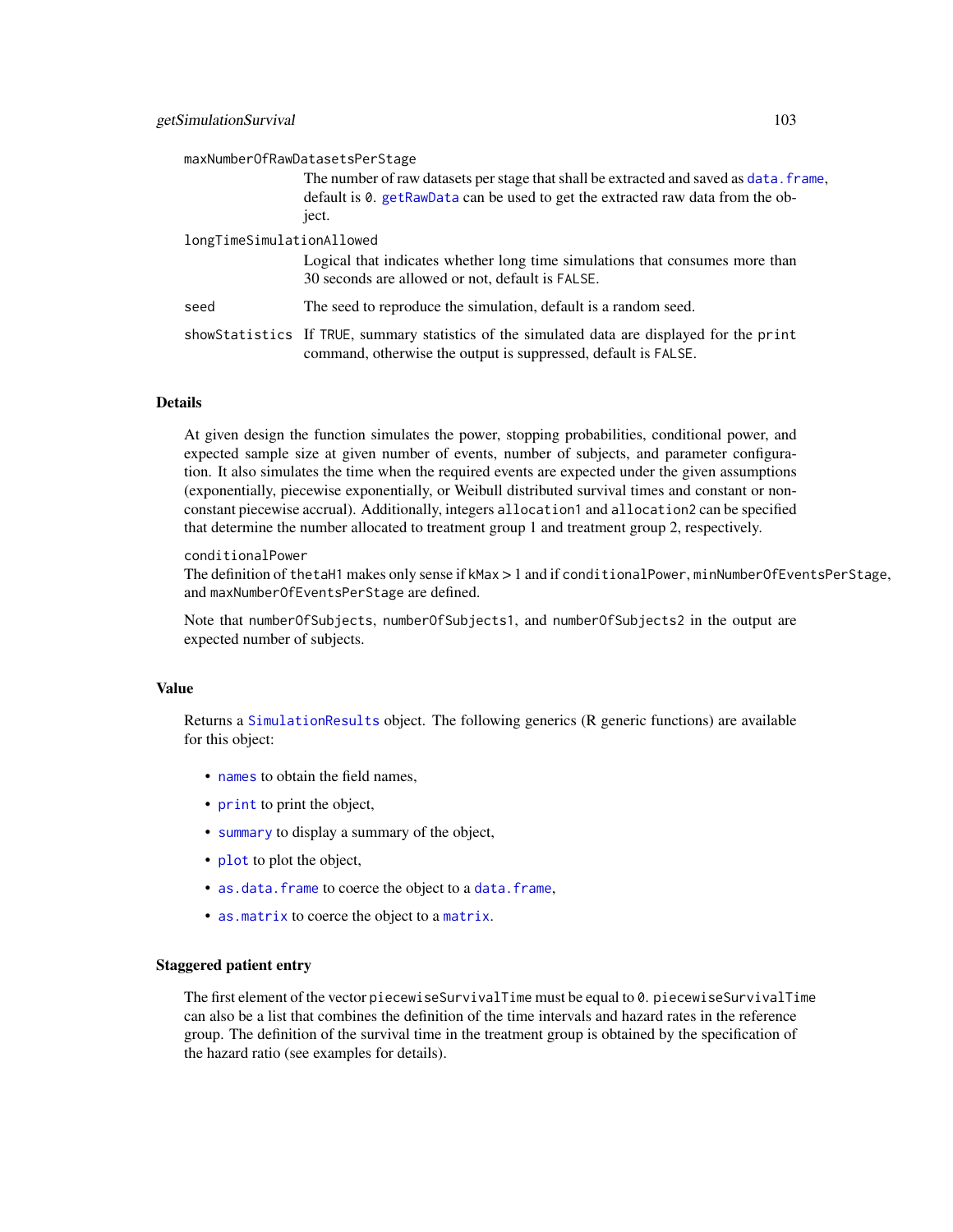`maxNumberOfRawDatasetsPerStage`
: The number of raw datasets per stage that shall be extracted and saved as `data.frame`, default is `0`. `getRawData` can be used to get the extracted raw data from the object.

`longTimeSimulationAllowed`
: Logical that indicates whether long time simulations that consumes more than 30 seconds are allowed or not, default is `FALSE`.

`seed`
: The seed to reproduce the simulation, default is a random seed.

`showStatistics`
: If `TRUE`, summary statistics of the simulated data are displayed for the `print` command, otherwise the output is suppressed, default is `FALSE`.

## Details

At given design the function simulates the power, stopping probabilities, conditional power, and expected sample size at given number of events, number of subjects, and parameter configuration. It also simulates the time when the required events are expected under the given assumptions (exponentially, piecewise exponentially, or Weibull distributed survival times and constant or non-constant piecewise accrual). Additionally, integers `allocation1` and `allocation2` can be specified that determine the number allocated to treatment group 1 and treatment group 2, respectively.

`conditionalPower`
The definition of `thetaH1` makes only sense if `kMax` > 1 and if `conditionalPower`, `minNumberOfEventsPerStage`, and `maxNumberOfEventsPerStage` are defined.

Note that `numberOfSubjects`, `numberOfSubjects1`, and `numberOfSubjects2` in the output are expected number of subjects.

## Value

Returns a `SimulationResults` object. The following generics (R generic functions) are available for this object:

- `names` to obtain the field names,
- `print` to print the object,
- `summary` to display a summary of the object,
- `plot` to plot the object,
- `as.data.frame` to coerce the object to a `data.frame`,
- `as.matrix` to coerce the object to a `matrix`.

## Staggered patient entry

The first element of the vector `piecewiseSurvivalTime` must be equal to `0`. `piecewiseSurvivalTime` can also be a list that combines the definition of the time intervals and hazard rates in the reference group. The definition of the survival time in the treatment group is obtained by the specification of the hazard ratio (see examples for details).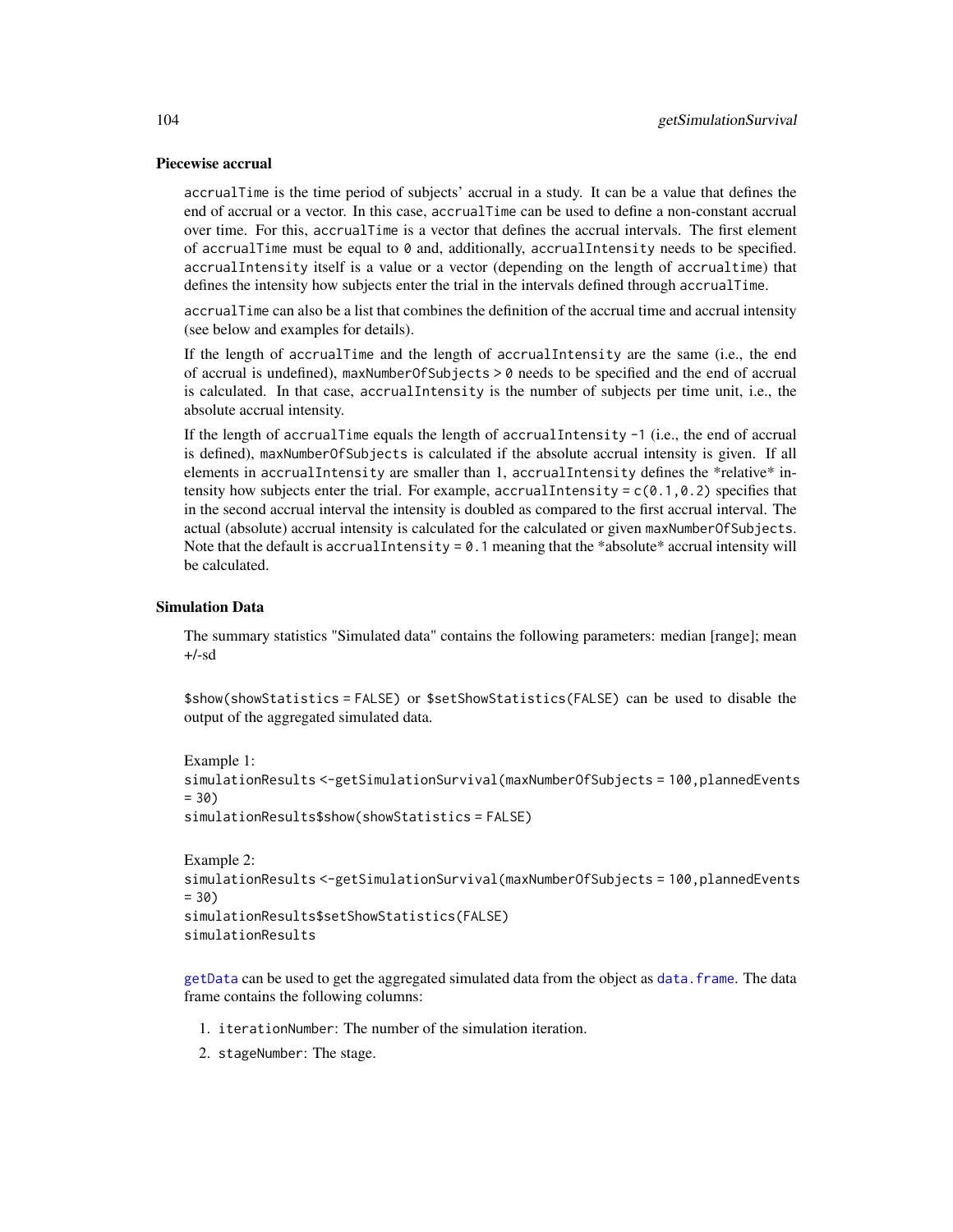### Piecewise accrual

`accrualTime` is the time period of subjects' accrual in a study. It can be a value that defines the end of accrual or a vector. In this case, `accrualTime` can be used to define a non-constant accrual over time. For this, `accrualTime` is a vector that defines the accrual intervals. The first element of `accrualTime` must be equal to `0` and, additionally, `accrualIntensity` needs to be specified. `accrualIntensity` itself is a value or a vector (depending on the length of `accrualtime`) that defines the intensity how subjects enter the trial in the intervals defined through `accrualTime`.

`accrualTime` can also be a list that combines the definition of the accrual time and accrual intensity (see below and examples for details).

If the length of `accrualTime` and the length of `accrualIntensity` are the same (i.e., the end of accrual is undefined), `maxNumberOfSubjects > 0` needs to be specified and the end of accrual is calculated. In that case, `accrualIntensity` is the number of subjects per time unit, i.e., the absolute accrual intensity.

If the length of `accrualTime` equals the length of `accrualIntensity -1` (i.e., the end of accrual is defined), `maxNumberOfSubjects` is calculated if the absolute accrual intensity is given. If all elements in `accrualIntensity` are smaller than 1, `accrualIntensity` defines the *relative* intensity how subjects enter the trial. For example, `accrualIntensity = c(0.1,0.2)` specifies that in the second accrual interval the intensity is doubled as compared to the first accrual interval. The actual (absolute) accrual intensity is calculated for the calculated or given `maxNumberOfSubjects`. Note that the default is `accrualIntensity = 0.1` meaning that the *absolute* accrual intensity will be calculated.

### Simulation Data

The summary statistics "Simulated data" contains the following parameters: median [range]; mean +/-sd

`$show(showStatistics = FALSE)` or `$setShowStatistics(FALSE)` can be used to disable the output of the aggregated simulated data.

Example 1:

```
simulationResults <-getSimulationSurvival(maxNumberOfSubjects = 100,plannedEvents
= 30)
simulationResults$show(showStatistics = FALSE)
```

Example 2:

```
simulationResults <-getSimulationSurvival(maxNumberOfSubjects = 100,plannedEvents
= 30)
simulationResults$setShowStatistics(FALSE)
simulationResults
```

`getData` can be used to get the aggregated simulated data from the object as `data.frame`. The data frame contains the following columns:

1. `iterationNumber`: The number of the simulation iteration.
2. `stageNumber`: The stage.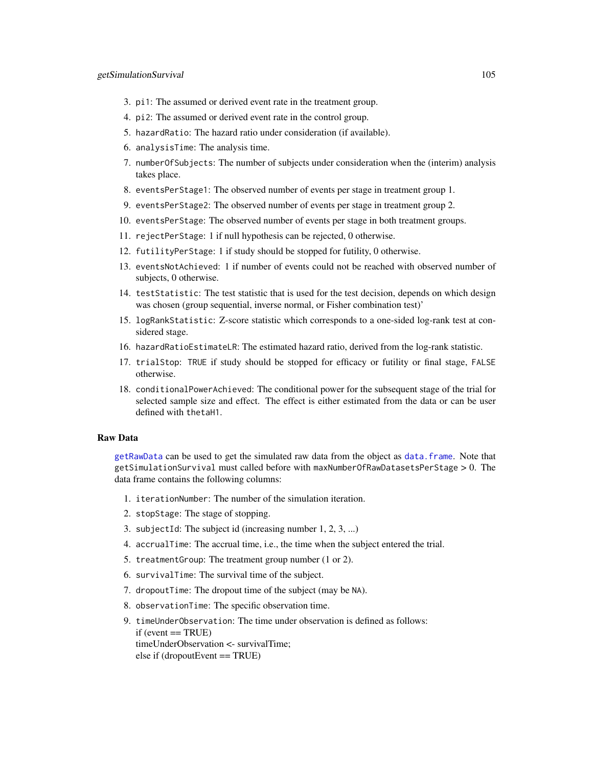3. `pi1`: The assumed or derived event rate in the treatment group.
4. `pi2`: The assumed or derived event rate in the control group.
5. `hazardRatio`: The hazard ratio under consideration (if available).
6. `analysisTime`: The analysis time.
7. `numberOfSubjects`: The number of subjects under consideration when the (interim) analysis takes place.
8. `eventsPerStage1`: The observed number of events per stage in treatment group 1.
9. `eventsPerStage2`: The observed number of events per stage in treatment group 2.
10. `eventsPerStage`: The observed number of events per stage in both treatment groups.
11. `rejectPerStage`: 1 if null hypothesis can be rejected, 0 otherwise.
12. `futilityPerStage`: 1 if study should be stopped for futility, 0 otherwise.
13. `eventsNotAchieved`: 1 if number of events could not be reached with observed number of subjects, 0 otherwise.
14. `testStatistic`: The test statistic that is used for the test decision, depends on which design was chosen (group sequential, inverse normal, or Fisher combination test)'
15. `logRankStatistic`: Z-score statistic which corresponds to a one-sided log-rank test at considered stage.
16. `hazardRatioEstimateLR`: The estimated hazard ratio, derived from the log-rank statistic.
17. `trialStop`: `TRUE` if study should be stopped for efficacy or futility or final stage, `FALSE` otherwise.
18. `conditionalPowerAchieved`: The conditional power for the subsequent stage of the trial for selected sample size and effect. The effect is either estimated from the data or can be user defined with `thetaH1`.

### Raw Data

`getRawData` can be used to get the simulated raw data from the object as `data.frame`. Note that `getSimulationSurvival` must called before with `maxNumberOfRawDatasetsPerStage` > 0. The data frame contains the following columns:

1. `iterationNumber`: The number of the simulation iteration.
2. `stopStage`: The stage of stopping.
3. `subjectId`: The subject id (increasing number 1, 2, 3, ...)
4. `accrualTime`: The accrual time, i.e., the time when the subject entered the trial.
5. `treatmentGroup`: The treatment group number (1 or 2).
6. `survivalTime`: The survival time of the subject.
7. `dropoutTime`: The dropout time of the subject (may be `NA`).
8. `observationTime`: The specific observation time.
9. `timeUnderObservation`: The time under observation is defined as follows:
   if (event == TRUE)
   timeUnderObservation <- survivalTime;
   else if (dropoutEvent == TRUE)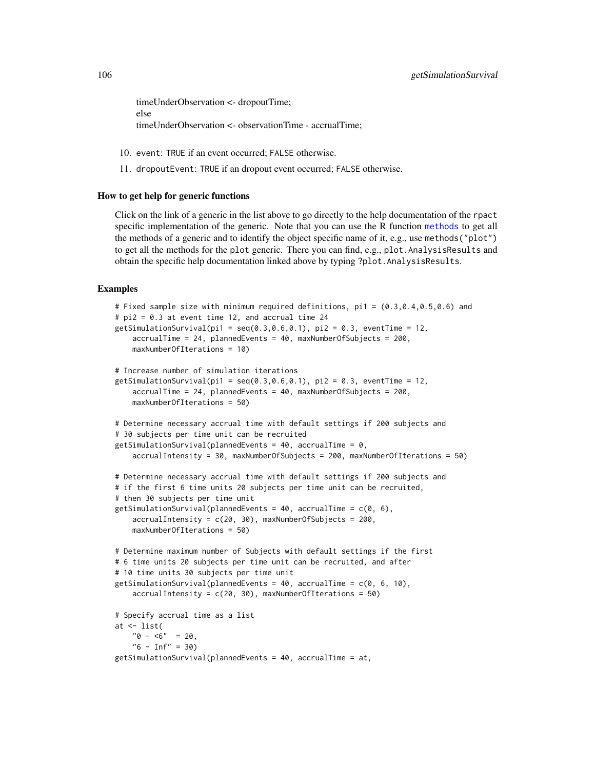timeUnderObservation <- dropoutTime;
else
timeUnderObservation <- observationTime - accrualTime;

10. `event`: `TRUE` if an event occurred; `FALSE` otherwise.
11. `dropoutEvent`: `TRUE` if an dropout event occurred; `FALSE` otherwise.

### How to get help for generic functions

Click on the link of a generic in the list above to go directly to the help documentation of the rpact specific implementation of the generic. Note that you can use the R function methods to get all the methods of a generic and to identify the object specific name of it, e.g., use `methods("plot")` to get all the methods for the `plot` generic. There you can find, e.g., `plot.AnalysisResults` and obtain the specific help documentation linked above by typing `?plot.AnalysisResults`.

### Examples

```
# Fixed sample size with minimum required definitions, pi1 = (0.3,0.4,0.5,0.6) and
# pi2 = 0.3 at event time 12, and accrual time 24
getSimulationSurvival(pi1 = seq(0.3,0.6,0.1), pi2 = 0.3, eventTime = 12,
    accrualTime = 24, plannedEvents = 40, maxNumberOfSubjects = 200,
    maxNumberOfIterations = 10)

# Increase number of simulation iterations
getSimulationSurvival(pi1 = seq(0.3,0.6,0.1), pi2 = 0.3, eventTime = 12,
    accrualTime = 24, plannedEvents = 40, maxNumberOfSubjects = 200,
    maxNumberOfIterations = 50)

# Determine necessary accrual time with default settings if 200 subjects and
# 30 subjects per time unit can be recruited
getSimulationSurvival(plannedEvents = 40, accrualTime = 0,
    accrualIntensity = 30, maxNumberOfSubjects = 200, maxNumberOfIterations = 50)

# Determine necessary accrual time with default settings if 200 subjects and
# if the first 6 time units 20 subjects per time unit can be recruited,
# then 30 subjects per time unit
getSimulationSurvival(plannedEvents = 40, accrualTime = c(0, 6),
    accrualIntensity = c(20, 30), maxNumberOfSubjects = 200,
    maxNumberOfIterations = 50)

# Determine maximum number of Subjects with default settings if the first
# 6 time units 20 subjects per time unit can be recruited, and after
# 10 time units 30 subjects per time unit
getSimulationSurvival(plannedEvents = 40, accrualTime = c(0, 6, 10),
    accrualIntensity = c(20, 30), maxNumberOfIterations = 50)

# Specify accrual time as a list
at <- list(
    "0 - <6"  = 20,
    "6 - Inf" = 30)
getSimulationSurvival(plannedEvents = 40, accrualTime = at,
```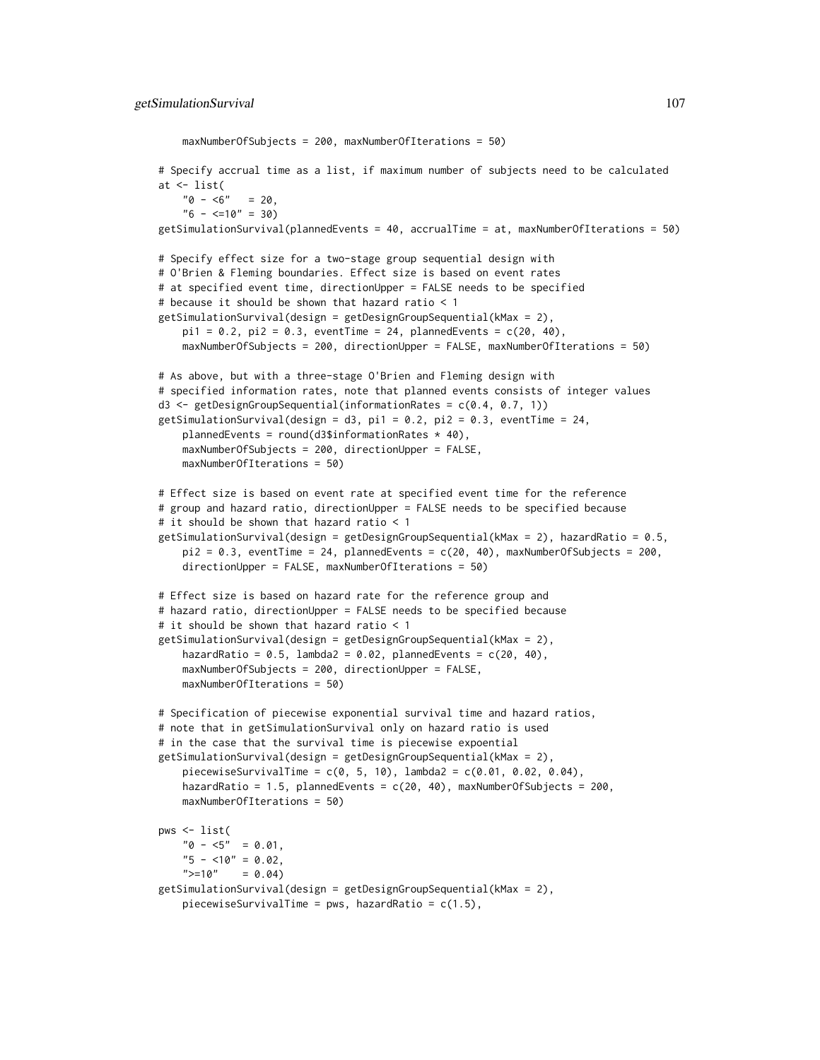```
    maxNumberOfSubjects = 200, maxNumberOfIterations = 50)

# Specify accrual time as a list, if maximum number of subjects need to be calculated
at <- list(
    "0 - <6"   = 20,
    "6 - <=10" = 30)
getSimulationSurvival(plannedEvents = 40, accrualTime = at, maxNumberOfIterations = 50)

# Specify effect size for a two-stage group sequential design with
# O'Brien & Fleming boundaries. Effect size is based on event rates
# at specified event time, directionUpper = FALSE needs to be specified
# because it should be shown that hazard ratio < 1
getSimulationSurvival(design = getDesignGroupSequential(kMax = 2),
    pi1 = 0.2, pi2 = 0.3, eventTime = 24, plannedEvents = c(20, 40),
    maxNumberOfSubjects = 200, directionUpper = FALSE, maxNumberOfIterations = 50)

# As above, but with a three-stage O'Brien and Fleming design with
# specified information rates, note that planned events consists of integer values
d3 <- getDesignGroupSequential(informationRates = c(0.4, 0.7, 1))
getSimulationSurvival(design = d3, pi1 = 0.2, pi2 = 0.3, eventTime = 24,
    plannedEvents = round(d3$informationRates * 40),
    maxNumberOfSubjects = 200, directionUpper = FALSE,
    maxNumberOfIterations = 50)

# Effect size is based on event rate at specified event time for the reference
# group and hazard ratio, directionUpper = FALSE needs to be specified because
# it should be shown that hazard ratio < 1
getSimulationSurvival(design = getDesignGroupSequential(kMax = 2), hazardRatio = 0.5,
    pi2 = 0.3, eventTime = 24, plannedEvents = c(20, 40), maxNumberOfSubjects = 200,
    directionUpper = FALSE, maxNumberOfIterations = 50)

# Effect size is based on hazard rate for the reference group and
# hazard ratio, directionUpper = FALSE needs to be specified because
# it should be shown that hazard ratio < 1
getSimulationSurvival(design = getDesignGroupSequential(kMax = 2),
    hazardRatio = 0.5, lambda2 = 0.02, plannedEvents = c(20, 40),
    maxNumberOfSubjects = 200, directionUpper = FALSE,
    maxNumberOfIterations = 50)

# Specification of piecewise exponential survival time and hazard ratios,
# note that in getSimulationSurvival only on hazard ratio is used
# in the case that the survival time is piecewise expoential
getSimulationSurvival(design = getDesignGroupSequential(kMax = 2),
    piecewiseSurvivalTime = c(0, 5, 10), lambda2 = c(0.01, 0.02, 0.04),
    hazardRatio = 1.5, plannedEvents = c(20, 40), maxNumberOfSubjects = 200,
    maxNumberOfIterations = 50)

pws <- list(
    "0 - <5"  = 0.01,
    "5 - <10" = 0.02,
    ">=10"    = 0.04)
getSimulationSurvival(design = getDesignGroupSequential(kMax = 2),
    piecewiseSurvivalTime = pws, hazardRatio = c(1.5),
```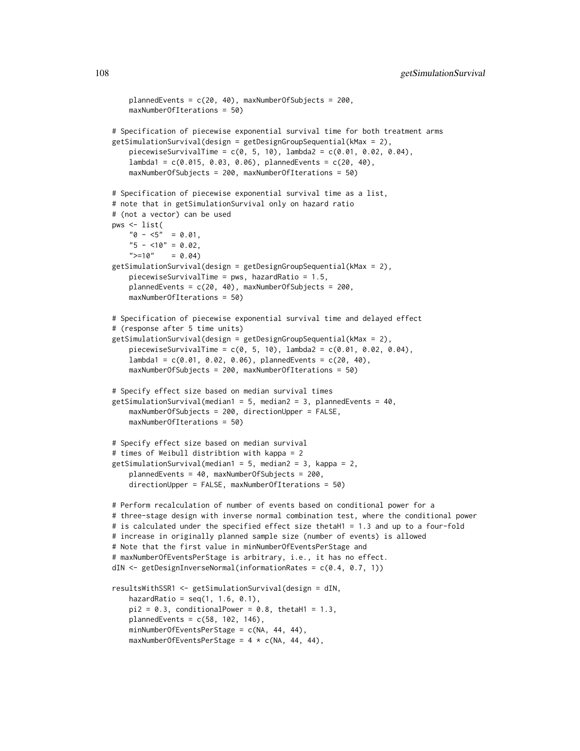```
    plannedEvents = c(20, 40), maxNumberOfSubjects = 200,
    maxNumberOfIterations = 50)

# Specification of piecewise exponential survival time for both treatment arms
getSimulationSurvival(design = getDesignGroupSequential(kMax = 2),
    piecewiseSurvivalTime = c(0, 5, 10), lambda2 = c(0.01, 0.02, 0.04),
    lambda1 = c(0.015, 0.03, 0.06), plannedEvents = c(20, 40),
    maxNumberOfSubjects = 200, maxNumberOfIterations = 50)

# Specification of piecewise exponential survival time as a list,
# note that in getSimulationSurvival only on hazard ratio
# (not a vector) can be used
pws <- list(
    "0 - <5"  = 0.01,
    "5 - <10" = 0.02,
    ">=10"    = 0.04)
getSimulationSurvival(design = getDesignGroupSequential(kMax = 2),
    piecewiseSurvivalTime = pws, hazardRatio = 1.5,
    plannedEvents = c(20, 40), maxNumberOfSubjects = 200,
    maxNumberOfIterations = 50)

# Specification of piecewise exponential survival time and delayed effect
# (response after 5 time units)
getSimulationSurvival(design = getDesignGroupSequential(kMax = 2),
    piecewiseSurvivalTime = c(0, 5, 10), lambda2 = c(0.01, 0.02, 0.04),
    lambda1 = c(0.01, 0.02, 0.06), plannedEvents = c(20, 40),
    maxNumberOfSubjects = 200, maxNumberOfIterations = 50)

# Specify effect size based on median survival times
getSimulationSurvival(median1 = 5, median2 = 3, plannedEvents = 40,
    maxNumberOfSubjects = 200, directionUpper = FALSE,
    maxNumberOfIterations = 50)

# Specify effect size based on median survival
# times of Weibull distribtion with kappa = 2
getSimulationSurvival(median1 = 5, median2 = 3, kappa = 2,
    plannedEvents = 40, maxNumberOfSubjects = 200,
    directionUpper = FALSE, maxNumberOfIterations = 50)

# Perform recalculation of number of events based on conditional power for a
# three-stage design with inverse normal combination test, where the conditional power
# is calculated under the specified effect size thetaH1 = 1.3 and up to a four-fold
# increase in originally planned sample size (number of events) is allowed
# Note that the first value in minNumberOfEventsPerStage and
# maxNumberOfEventsPerStage is arbitrary, i.e., it has no effect.
dIN <- getDesignInverseNormal(informationRates = c(0.4, 0.7, 1))

resultsWithSSR1 <- getSimulationSurvival(design = dIN,
    hazardRatio = seq(1, 1.6, 0.1),
    pi2 = 0.3, conditionalPower = 0.8, thetaH1 = 1.3,
    plannedEvents = c(58, 102, 146),
    minNumberOfEventsPerStage = c(NA, 44, 44),
    maxNumberOfEventsPerStage = 4 * c(NA, 44, 44),
```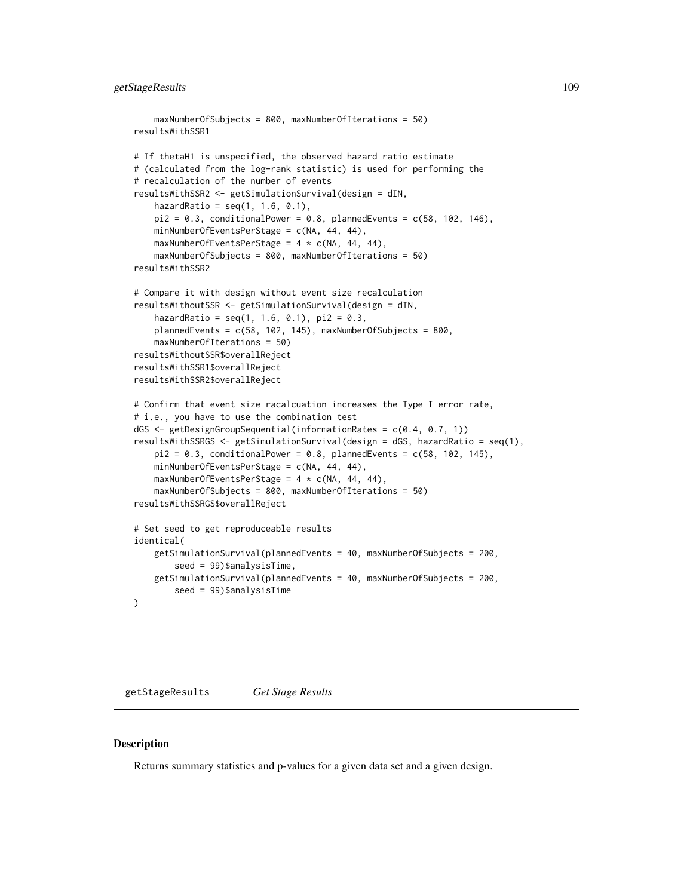```
    maxNumberOfSubjects = 800, maxNumberOfIterations = 50)
resultsWithSSR1

# If thetaH1 is unspecified, the observed hazard ratio estimate
# (calculated from the log-rank statistic) is used for performing the
# recalculation of the number of events
resultsWithSSR2 <- getSimulationSurvival(design = dIN,
    hazardRatio = seq(1, 1.6, 0.1),
    pi2 = 0.3, conditionalPower = 0.8, plannedEvents = c(58, 102, 146),
    minNumberOfEventsPerStage = c(NA, 44, 44),
    maxNumberOfEventsPerStage = 4 * c(NA, 44, 44),
    maxNumberOfSubjects = 800, maxNumberOfIterations = 50)
resultsWithSSR2

# Compare it with design without event size recalculation
resultsWithoutSSR <- getSimulationSurvival(design = dIN,
    hazardRatio = seq(1, 1.6, 0.1), pi2 = 0.3,
    plannedEvents = c(58, 102, 145), maxNumberOfSubjects = 800,
    maxNumberOfIterations = 50)
resultsWithoutSSR$overallReject
resultsWithSSR1$overallReject
resultsWithSSR2$overallReject

# Confirm that event size racalcuation increases the Type I error rate,
# i.e., you have to use the combination test
dGS <- getDesignGroupSequential(informationRates = c(0.4, 0.7, 1))
resultsWithSSRGS <- getSimulationSurvival(design = dGS, hazardRatio = seq(1),
    pi2 = 0.3, conditionalPower = 0.8, plannedEvents = c(58, 102, 145),
    minNumberOfEventsPerStage = c(NA, 44, 44),
    maxNumberOfEventsPerStage = 4 * c(NA, 44, 44),
    maxNumberOfSubjects = 800, maxNumberOfIterations = 50)
resultsWithSSRGS$overallReject

# Set seed to get reproduceable results
identical(
    getSimulationSurvival(plannedEvents = 40, maxNumberOfSubjects = 200,
        seed = 99)$analysisTime,
    getSimulationSurvival(plannedEvents = 40, maxNumberOfSubjects = 200,
        seed = 99)$analysisTime
)
```

---

## getStageResults *Get Stage Results*

---

### Description

Returns summary statistics and p-values for a given data set and a given design.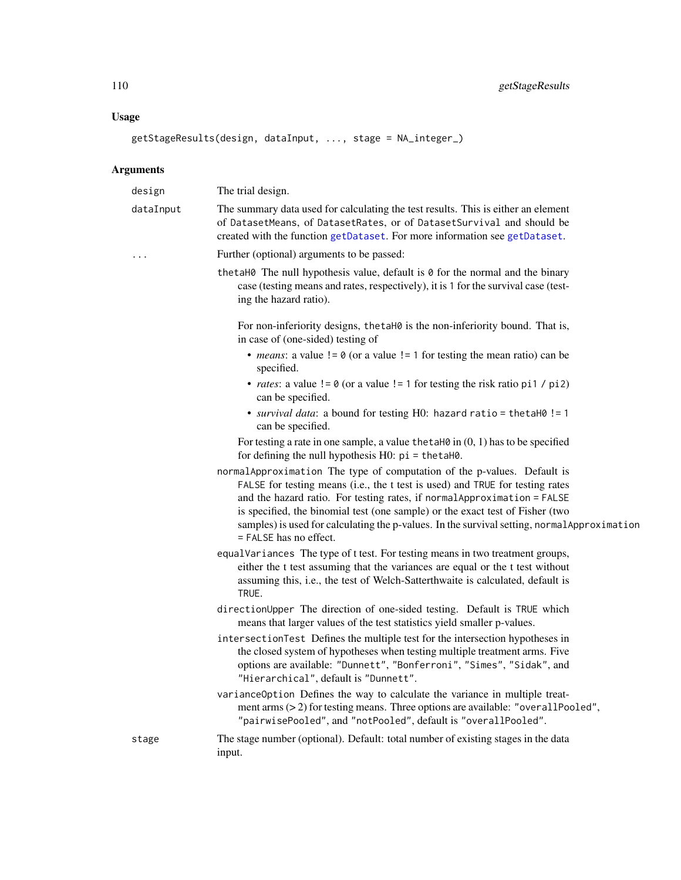### Usage

```
getStageResults(design, dataInput, ..., stage = NA_integer_)
```

### Arguments

| | |
|---|---|
| design | The trial design. |
| dataInput | The summary data used for calculating the test results. This is either an element of `DatasetMeans`, of `DatasetRates`, or of `DatasetSurvival` and should be created with the function `getDataset`. For more information see `getDataset`. |
| ... | Further (optional) arguments to be passed: |
| stage | The stage number (optional). Default: total number of existing stages in the data input. |

Further (optional) arguments to be passed via `...`:

`thetaH0` The null hypothesis value, default is `0` for the normal and the binary case (testing means and rates, respectively), it is `1` for the survival case (testing the hazard ratio).

For non-inferiority designs, `thetaH0` is the non-inferiority bound. That is, in case of (one-sided) testing of

- *means*: a value `!= 0` (or a value `!= 1` for testing the mean ratio) can be specified.
- *rates*: a value `!= 0` (or a value `!= 1` for testing the risk ratio `pi1 / pi2`) can be specified.
- *survival data*: a bound for testing H0: `hazard ratio = thetaH0 != 1` can be specified.

For testing a rate in one sample, a value `thetaH0` in (0, 1) has to be specified for defining the null hypothesis H0: `pi = thetaH0`.

`normalApproximation` The type of computation of the p-values. Default is `FALSE` for testing means (i.e., the t test is used) and `TRUE` for testing rates and the hazard ratio. For testing rates, if `normalApproximation = FALSE` is specified, the binomial test (one sample) or the exact test of Fisher (two samples) is used for calculating the p-values. In the survival setting, `normalApproximation = FALSE` has no effect.

`equalVariances` The type of t test. For testing means in two treatment groups, either the t test assuming that the variances are equal or the t test without assuming this, i.e., the test of Welch-Satterthwaite is calculated, default is `TRUE`.

`directionUpper` The direction of one-sided testing. Default is `TRUE` which means that larger values of the test statistics yield smaller p-values.

`intersectionTest` Defines the multiple test for the intersection hypotheses in the closed system of hypotheses when testing multiple treatment arms. Five options are available: `"Dunnett"`, `"Bonferroni"`, `"Simes"`, `"Sidak"`, and `"Hierarchical"`, default is `"Dunnett"`.

`varianceOption` Defines the way to calculate the variance in multiple treatment arms (> 2) for testing means. Three options are available: `"overallPooled"`, `"pairwisePooled"`, and `"notPooled"`, default is `"overallPooled"`.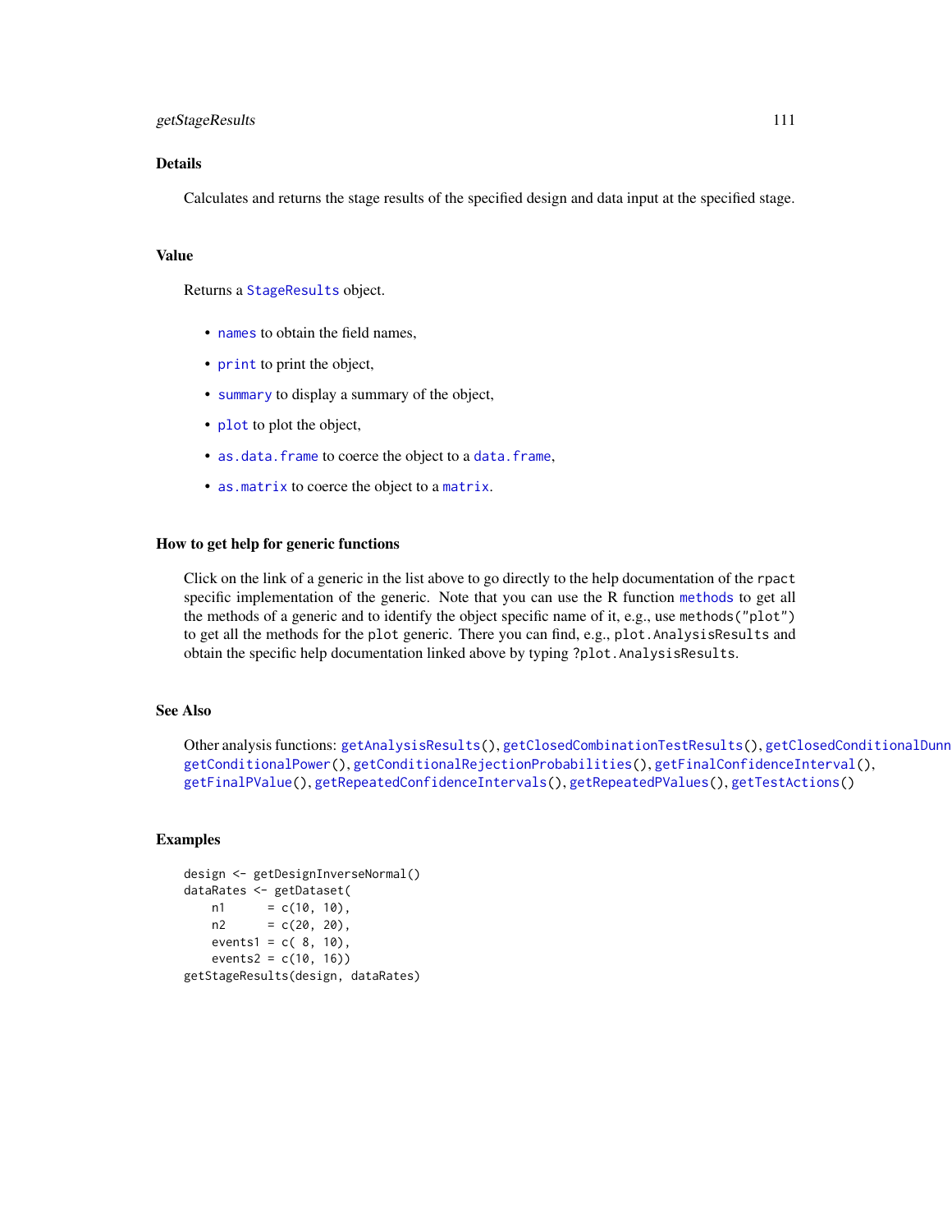## Details

Calculates and returns the stage results of the specified design and data input at the specified stage.

## Value

Returns a `StageResults` object.

- `names` to obtain the field names,
- `print` to print the object,
- `summary` to display a summary of the object,
- `plot` to plot the object,
- `as.data.frame` to coerce the object to a `data.frame`,
- `as.matrix` to coerce the object to a `matrix`.

## How to get help for generic functions

Click on the link of a generic in the list above to go directly to the help documentation of the `rpact` specific implementation of the generic. Note that you can use the R function `methods` to get all the methods of a generic and to identify the object specific name of it, e.g., use `methods("plot")` to get all the methods for the `plot` generic. There you can find, e.g., `plot.AnalysisResults` and obtain the specific help documentation linked above by typing `?plot.AnalysisResults`.

## See Also

Other analysis functions: `getAnalysisResults()`, `getClosedCombinationTestResults()`, `getClosedConditionalDunn` `getConditionalPower()`, `getConditionalRejectionProbabilities()`, `getFinalConfidenceInterval()`, `getFinalPValue()`, `getRepeatedConfidenceIntervals()`, `getRepeatedPValues()`, `getTestActions()`

## Examples

```
design <- getDesignInverseNormal()
dataRates <- getDataset(
    n1      = c(10, 10),
    n2      = c(20, 20),
    events1 = c( 8, 10),
    events2 = c(10, 16))
getStageResults(design, dataRates)
```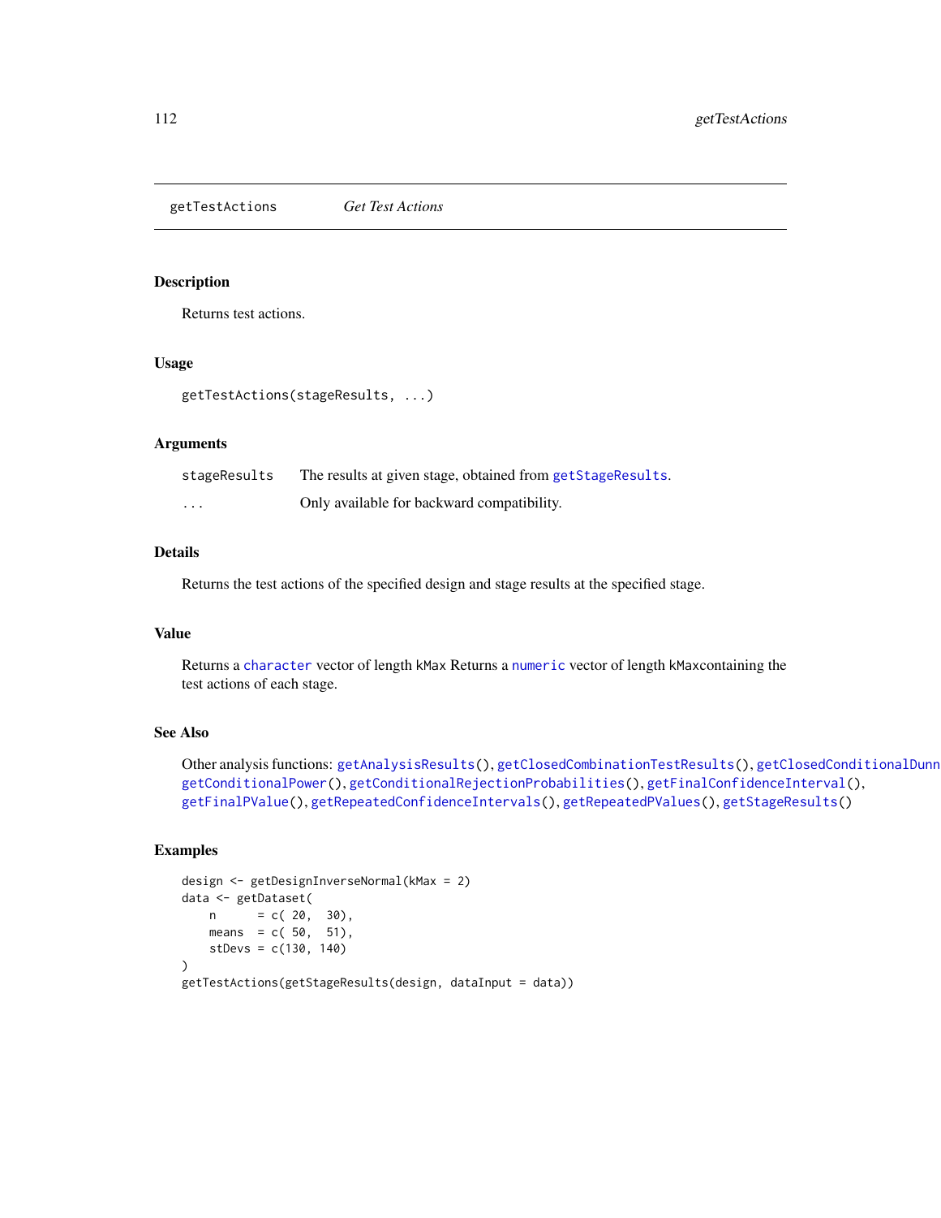# getTestActions *Get Test Actions*

## Description

Returns test actions.

## Usage

```
getTestActions(stageResults, ...)
```

## Arguments

| | |
|---|---|
| stageResults | The results at given stage, obtained from getStageResults. |
| ... | Only available for backward compatibility. |

## Details

Returns the test actions of the specified design and stage results at the specified stage.

## Value

Returns a character vector of length kMax Returns a numeric vector of length kMaxcontaining the test actions of each stage.

## See Also

Other analysis functions: getAnalysisResults(), getClosedCombinationTestResults(), getClosedConditionalDunn getConditionalPower(), getConditionalRejectionProbabilities(), getFinalConfidenceInterval(), getFinalPValue(), getRepeatedConfidenceIntervals(), getRepeatedPValues(), getStageResults()

## Examples

```
design <- getDesignInverseNormal(kMax = 2)
data <- getDataset(
    n      = c( 20,  30),
    means  = c( 50,  51),
    stDevs = c(130, 140)
)
getTestActions(getStageResults(design, dataInput = data))
```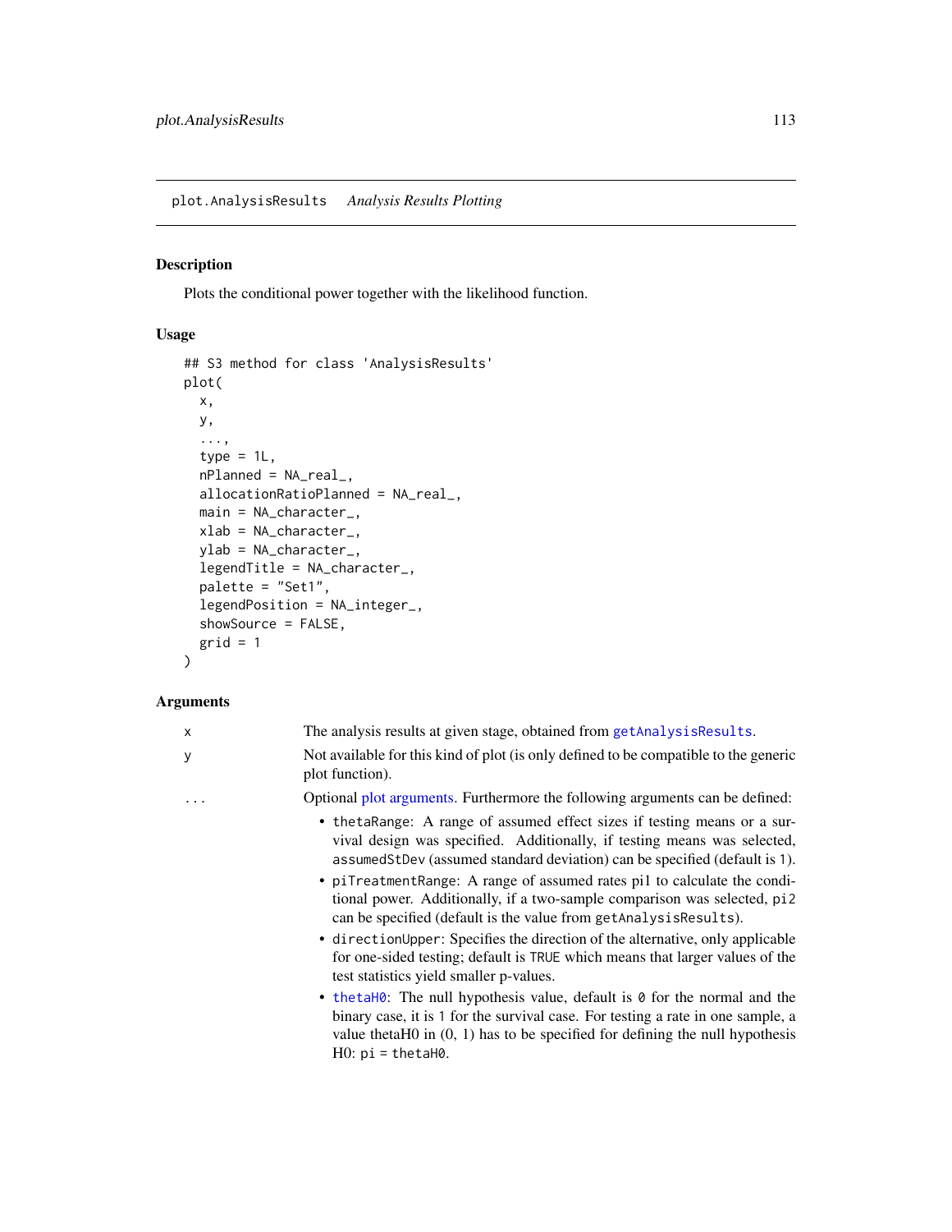plot.AnalysisResults    *Analysis Results Plotting*

## Description

Plots the conditional power together with the likelihood function.

## Usage

```
## S3 method for class 'AnalysisResults'
plot(
  x,
  y,
  ...,
  type = 1L,
  nPlanned = NA_real_,
  allocationRatioPlanned = NA_real_,
  main = NA_character_,
  xlab = NA_character_,
  ylab = NA_character_,
  legendTitle = NA_character_,
  palette = "Set1",
  legendPosition = NA_integer_,
  showSource = FALSE,
  grid = 1
)
```

## Arguments

| | |
|---|---|
| `x` | The analysis results at given stage, obtained from `getAnalysisResults`. |
| `y` | Not available for this kind of plot (is only defined to be compatible to the generic plot function). |
| `...` | Optional plot arguments. Furthermore the following arguments can be defined: <br> • `thetaRange`: A range of assumed effect sizes if testing means or a survival design was specified. Additionally, if testing means was selected, `assumedStDev` (assumed standard deviation) can be specified (default is `1`). <br> • `piTreatmentRange`: A range of assumed rates pi1 to calculate the conditional power. Additionally, if a two-sample comparison was selected, `pi2` can be specified (default is the value from `getAnalysisResults`). <br> • `directionUpper`: Specifies the direction of the alternative, only applicable for one-sided testing; default is `TRUE` which means that larger values of the test statistics yield smaller p-values. <br> • `thetaH0`: The null hypothesis value, default is `0` for the normal and the binary case, it is `1` for the survival case. For testing a rate in one sample, a value thetaH0 in (0, 1) has to be specified for defining the null hypothesis H0: `pi = thetaH0`. |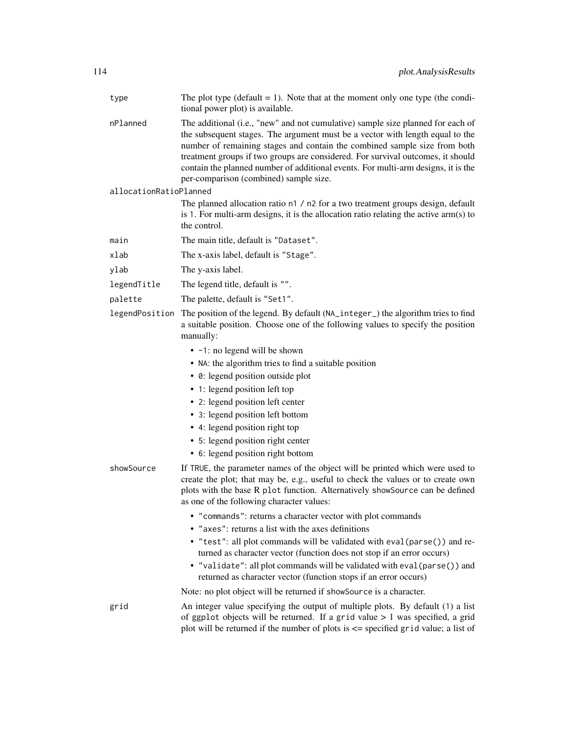`type` The plot type (default = 1). Note that at the moment only one type (the conditional power plot) is available.

`nPlanned` The additional (i.e., "new" and not cumulative) sample size planned for each of the subsequent stages. The argument must be a vector with length equal to the number of remaining stages and contain the combined sample size from both treatment groups if two groups are considered. For survival outcomes, it should contain the planned number of additional events. For multi-arm designs, it is the per-comparison (combined) sample size.

`allocationRatioPlanned`
The planned allocation ratio `n1 / n2` for a two treatment groups design, default is `1`. For multi-arm designs, it is the allocation ratio relating the active arm(s) to the control.

`main` The main title, default is `"Dataset"`.

`xlab` The x-axis label, default is `"Stage"`.

`ylab` The y-axis label.

`legendTitle` The legend title, default is `""`.

`palette` The palette, default is `"Set1"`.

`legendPosition` The position of the legend. By default (`NA_integer_`) the algorithm tries to find a suitable position. Choose one of the following values to specify the position manually:

- `-1`: no legend will be shown
- `NA`: the algorithm tries to find a suitable position
- `0`: legend position outside plot
- `1`: legend position left top
- `2`: legend position left center
- `3`: legend position left bottom
- `4`: legend position right top
- `5`: legend position right center
- `6`: legend position right bottom

`showSource` If `TRUE`, the parameter names of the object will be printed which were used to create the plot; that may be, e.g., useful to check the values or to create own plots with the base R `plot` function. Alternatively `showSource` can be defined as one of the following character values:

- `"commands"`: returns a character vector with plot commands
- `"axes"`: returns a list with the axes definitions
- `"test"`: all plot commands will be validated with `eval(parse())` and returned as character vector (function does not stop if an error occurs)
- `"validate"`: all plot commands will be validated with `eval(parse())` and returned as character vector (function stops if an error occurs)

Note: no plot object will be returned if `showSource` is a character.

`grid` An integer value specifying the output of multiple plots. By default (`1`) a list of `ggplot` objects will be returned. If a `grid` value > 1 was specified, a grid plot will be returned if the number of plots is <= specified `grid` value; a list of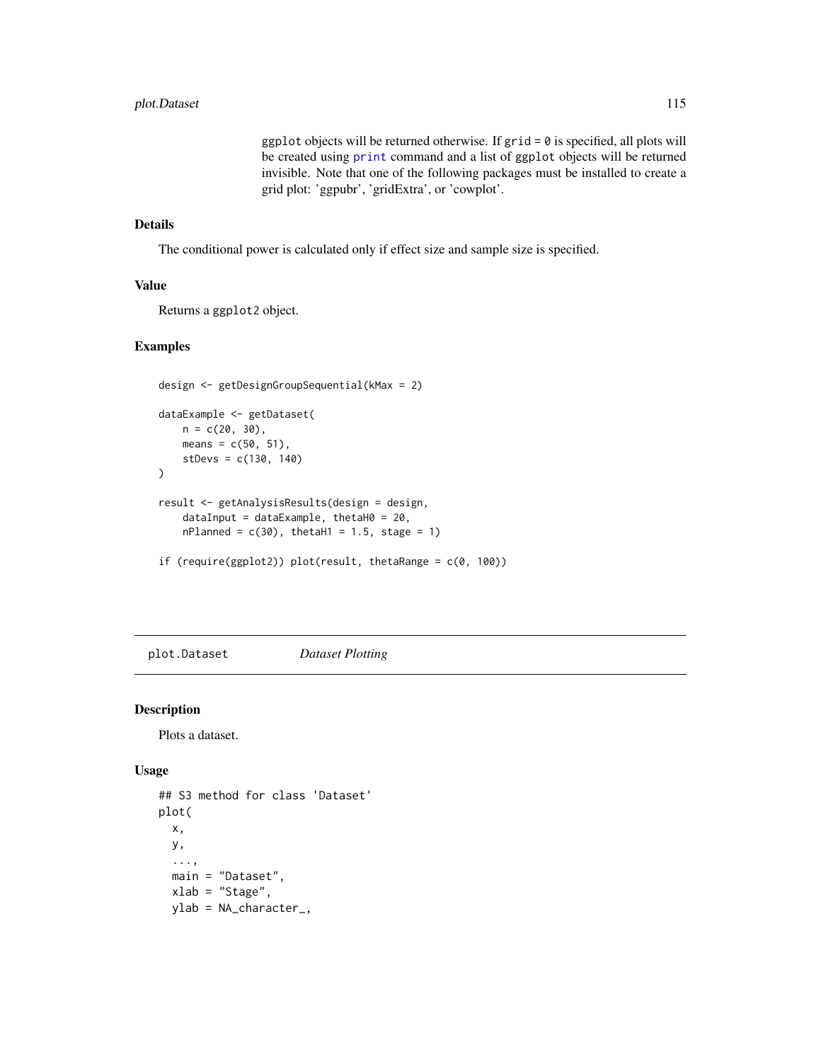ggplot objects will be returned otherwise. If grid = 0 is specified, all plots will be created using print command and a list of ggplot objects will be returned invisible. Note that one of the following packages must be installed to create a grid plot: 'ggpubr', 'gridExtra', or 'cowplot'.

### Details

The conditional power is calculated only if effect size and sample size is specified.

### Value

Returns a ggplot2 object.

### Examples

```
design <- getDesignGroupSequential(kMax = 2)

dataExample <- getDataset(
    n = c(20, 30),
    means = c(50, 51),
    stDevs = c(130, 140)
)

result <- getAnalysisResults(design = design,
    dataInput = dataExample, thetaH0 = 20,
    nPlanned = c(30), thetaH1 = 1.5, stage = 1)

if (require(ggplot2)) plot(result, thetaRange = c(0, 100))
```

---

## plot.Dataset *Dataset Plotting*

### Description

Plots a dataset.

### Usage

```
## S3 method for class 'Dataset'
plot(
  x,
  y,
  ...,
  main = "Dataset",
  xlab = "Stage",
  ylab = NA_character_,
```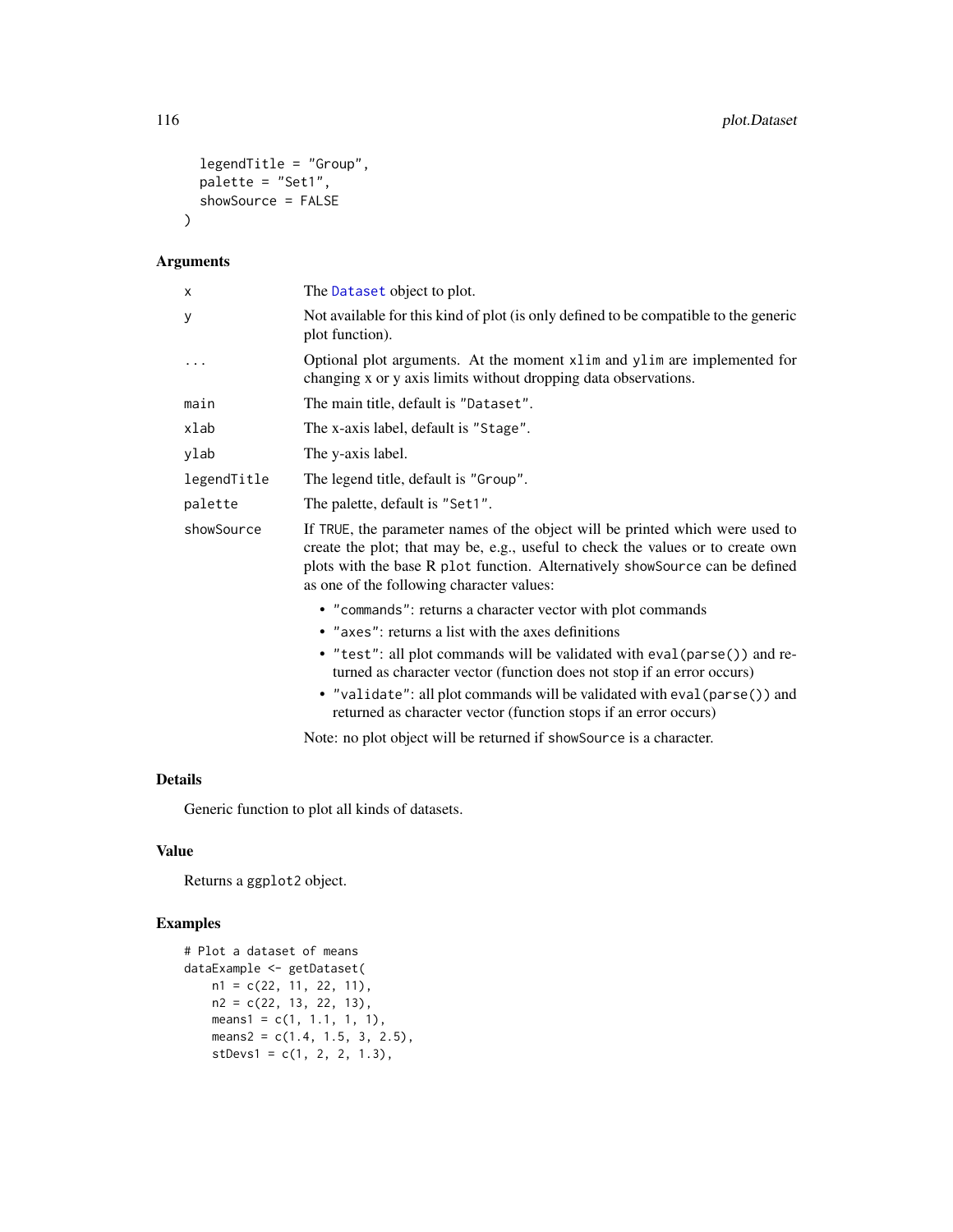```
  legendTitle = "Group",
  palette = "Set1",
  showSource = FALSE
)
```

## Arguments

| | |
|---|---|
| x | The Dataset object to plot. |
| y | Not available for this kind of plot (is only defined to be compatible to the generic plot function). |
| ... | Optional plot arguments. At the moment xlim and ylim are implemented for changing x or y axis limits without dropping data observations. |
| main | The main title, default is "Dataset". |
| xlab | The x-axis label, default is "Stage". |
| ylab | The y-axis label. |
| legendTitle | The legend title, default is "Group". |
| palette | The palette, default is "Set1". |
| showSource | If TRUE, the parameter names of the object will be printed which were used to create the plot; that may be, e.g., useful to check the values or to create own plots with the base R plot function. Alternatively showSource can be defined as one of the following character values:<br>• "commands": returns a character vector with plot commands<br>• "axes": returns a list with the axes definitions<br>• "test": all plot commands will be validated with eval(parse()) and returned as character vector (function does not stop if an error occurs)<br>• "validate": all plot commands will be validated with eval(parse()) and returned as character vector (function stops if an error occurs)<br>Note: no plot object will be returned if showSource is a character. |

## Details

Generic function to plot all kinds of datasets.

## Value

Returns a ggplot2 object.

## Examples

```
# Plot a dataset of means
dataExample <- getDataset(
    n1 = c(22, 11, 22, 11),
    n2 = c(22, 13, 22, 13),
    means1 = c(1, 1.1, 1, 1),
    means2 = c(1.4, 1.5, 3, 2.5),
    stDevs1 = c(1, 2, 2, 1.3),
```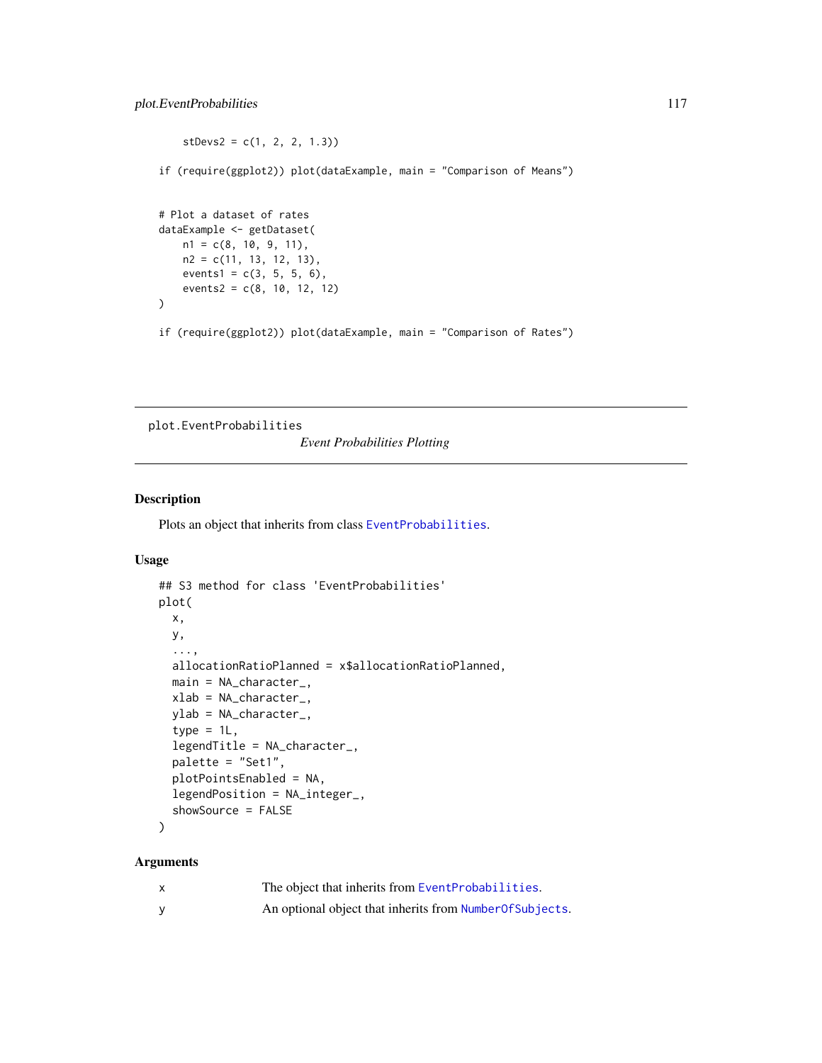```
    stDevs2 = c(1, 2, 2, 1.3))

if (require(ggplot2)) plot(dataExample, main = "Comparison of Means")


# Plot a dataset of rates
dataExample <- getDataset(
    n1 = c(8, 10, 9, 11),
    n2 = c(11, 13, 12, 13),
    events1 = c(3, 5, 5, 6),
    events2 = c(8, 10, 12, 12)
)

if (require(ggplot2)) plot(dataExample, main = "Comparison of Rates")
```

---

## plot.EventProbabilities

*Event Probabilities Plotting*

---

### Description

Plots an object that inherits from class `EventProbabilities`.

### Usage

```
## S3 method for class 'EventProbabilities'
plot(
  x,
  y,
  ...,
  allocationRatioPlanned = x$allocationRatioPlanned,
  main = NA_character_,
  xlab = NA_character_,
  ylab = NA_character_,
  type = 1L,
  legendTitle = NA_character_,
  palette = "Set1",
  plotPointsEnabled = NA,
  legendPosition = NA_integer_,
  showSource = FALSE
)
```

### Arguments

| | |
|---|---|
| x | The object that inherits from `EventProbabilities`. |
| y | An optional object that inherits from `NumberOfSubjects`. |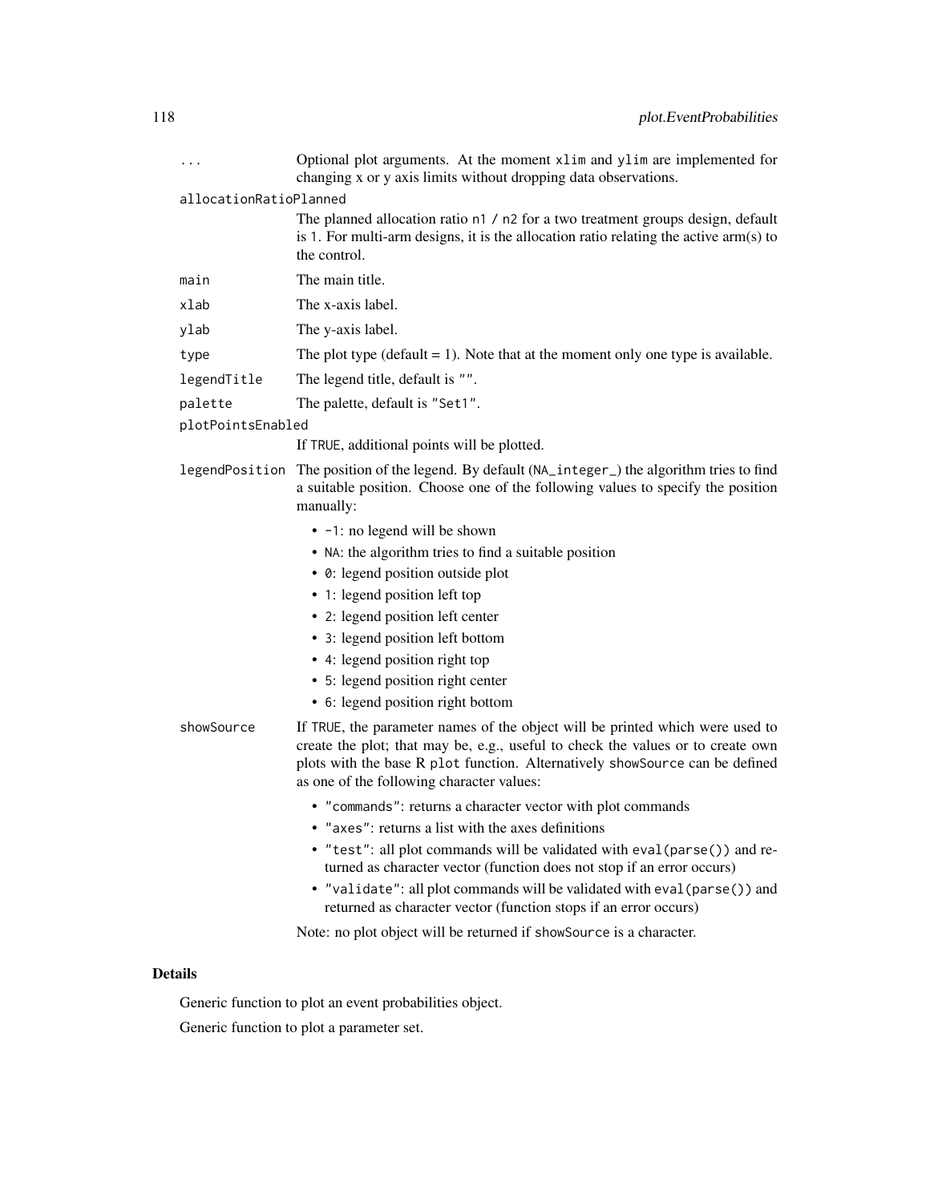`...` Optional plot arguments. At the moment `xlim` and `ylim` are implemented for changing x or y axis limits without dropping data observations.

`allocationRatioPlanned`
The planned allocation ratio `n1 / n2` for a two treatment groups design, default is `1`. For multi-arm designs, it is the allocation ratio relating the active arm(s) to the control.

`main` The main title.

`xlab` The x-axis label.

`ylab` The y-axis label.

`type` The plot type (default = 1). Note that at the moment only one type is available.

`legendTitle` The legend title, default is `""`.

`palette` The palette, default is `"Set1"`.

`plotPointsEnabled`
If `TRUE`, additional points will be plotted.

`legendPosition` The position of the legend. By default (`NA_integer_`) the algorithm tries to find a suitable position. Choose one of the following values to specify the position manually:

- `-1`: no legend will be shown
- `NA`: the algorithm tries to find a suitable position
- `0`: legend position outside plot
- `1`: legend position left top
- `2`: legend position left center
- `3`: legend position left bottom
- `4`: legend position right top
- `5`: legend position right center
- `6`: legend position right bottom

`showSource` If `TRUE`, the parameter names of the object will be printed which were used to create the plot; that may be, e.g., useful to check the values or to create own plots with the base R `plot` function. Alternatively `showSource` can be defined as one of the following character values:

- `"commands"`: returns a character vector with plot commands
- `"axes"`: returns a list with the axes definitions
- `"test"`: all plot commands will be validated with `eval(parse())` and returned as character vector (function does not stop if an error occurs)
- `"validate"`: all plot commands will be validated with `eval(parse())` and returned as character vector (function stops if an error occurs)

Note: no plot object will be returned if `showSource` is a character.

## Details

Generic function to plot an event probabilities object.

Generic function to plot a parameter set.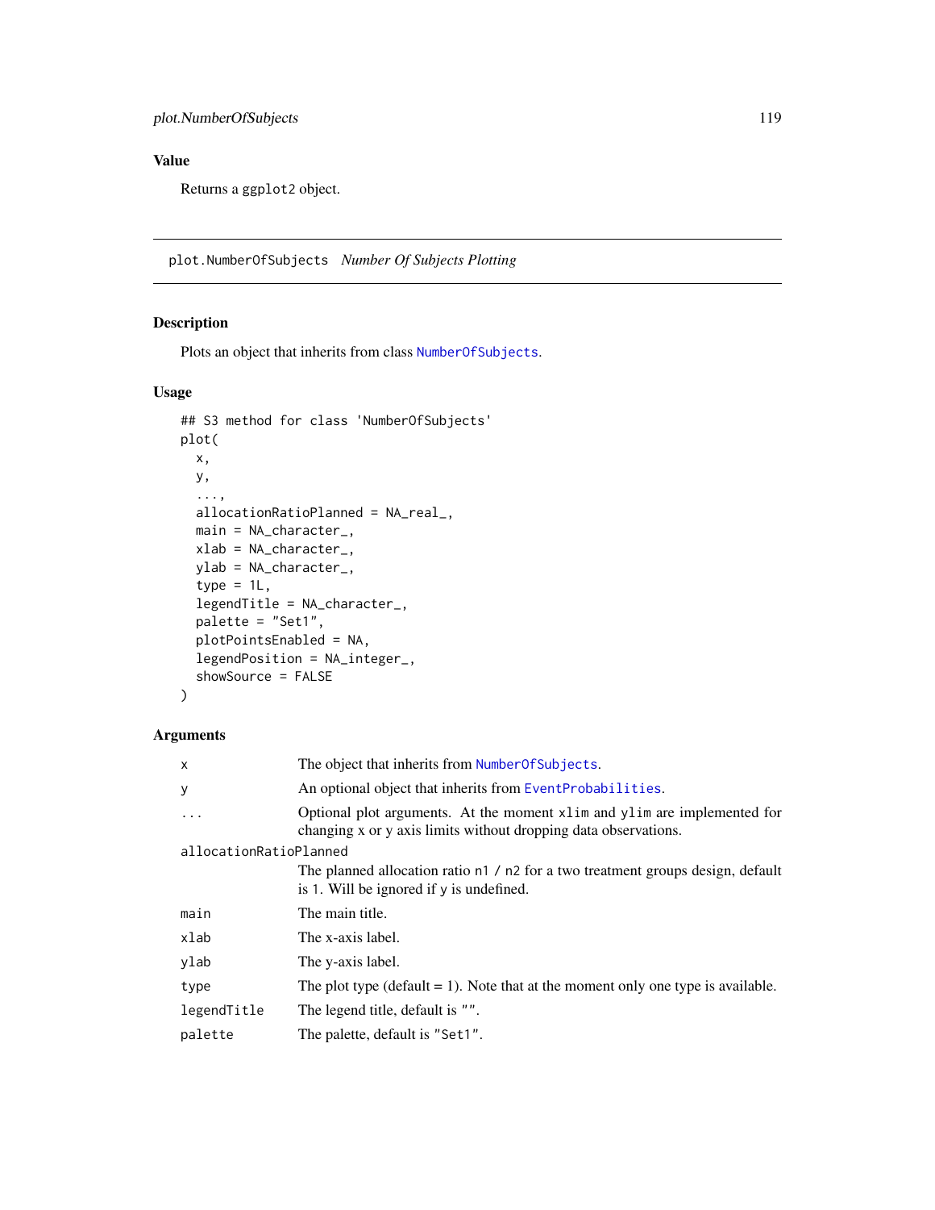## Value

Returns a `ggplot2` object.

---

## plot.NumberOfSubjects *Number Of Subjects Plotting*

### Description

Plots an object that inherits from class `NumberOfSubjects`.

### Usage

```
## S3 method for class 'NumberOfSubjects'
plot(
  x,
  y,
  ...,
  allocationRatioPlanned = NA_real_,
  main = NA_character_,
  xlab = NA_character_,
  ylab = NA_character_,
  type = 1L,
  legendTitle = NA_character_,
  palette = "Set1",
  plotPointsEnabled = NA,
  legendPosition = NA_integer_,
  showSource = FALSE
)
```

### Arguments

| | |
|---|---|
| `x` | The object that inherits from `NumberOfSubjects`. |
| `y` | An optional object that inherits from `EventProbabilities`. |
| `...` | Optional plot arguments. At the moment `xlim` and `ylim` are implemented for changing x or y axis limits without dropping data observations. |
| `allocationRatioPlanned` | The planned allocation ratio `n1 / n2` for a two treatment groups design, default is `1`. Will be ignored if `y` is undefined. |
| `main` | The main title. |
| `xlab` | The x-axis label. |
| `ylab` | The y-axis label. |
| `type` | The plot type (default = 1). Note that at the moment only one type is available. |
| `legendTitle` | The legend title, default is `""`. |
| `palette` | The palette, default is `"Set1"`. |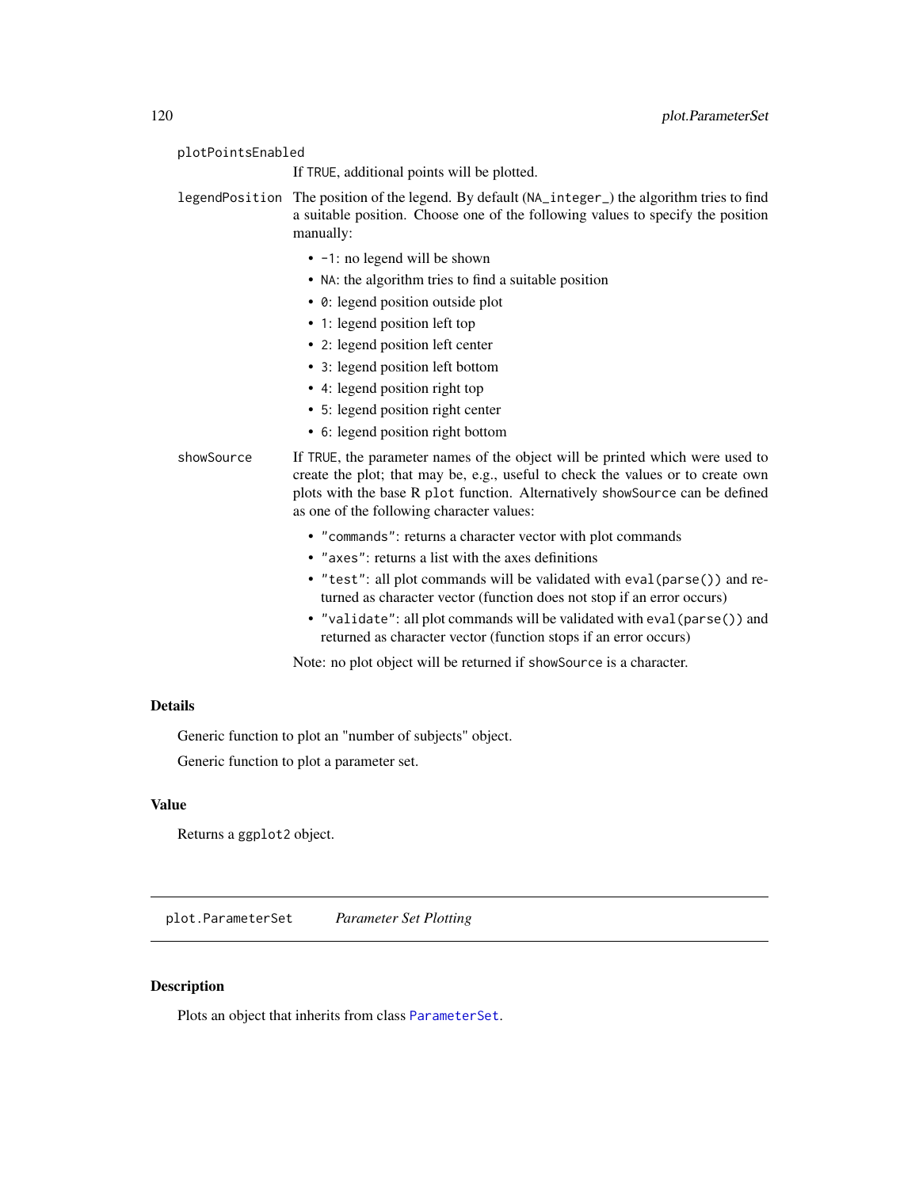`plotPointsEnabled`
: If `TRUE`, additional points will be plotted.

`legendPosition`
: The position of the legend. By default (`NA_integer_`) the algorithm tries to find a suitable position. Choose one of the following values to specify the position manually:

  - `-1`: no legend will be shown
  - `NA`: the algorithm tries to find a suitable position
  - `0`: legend position outside plot
  - `1`: legend position left top
  - `2`: legend position left center
  - `3`: legend position left bottom
  - `4`: legend position right top
  - `5`: legend position right center
  - `6`: legend position right bottom

`showSource`
: If `TRUE`, the parameter names of the object will be printed which were used to create the plot; that may be, e.g., useful to check the values or to create own plots with the base R `plot` function. Alternatively `showSource` can be defined as one of the following character values:

  - `"commands"`: returns a character vector with plot commands
  - `"axes"`: returns a list with the axes definitions
  - `"test"`: all plot commands will be validated with `eval(parse())` and returned as character vector (function does not stop if an error occurs)
  - `"validate"`: all plot commands will be validated with `eval(parse())` and returned as character vector (function stops if an error occurs)

  Note: no plot object will be returned if `showSource` is a character.

### Details

Generic function to plot an "number of subjects" object.

Generic function to plot a parameter set.

### Value

Returns a `ggplot2` object.

---

## `plot.ParameterSet` *Parameter Set Plotting*

---

### Description

Plots an object that inherits from class `ParameterSet`.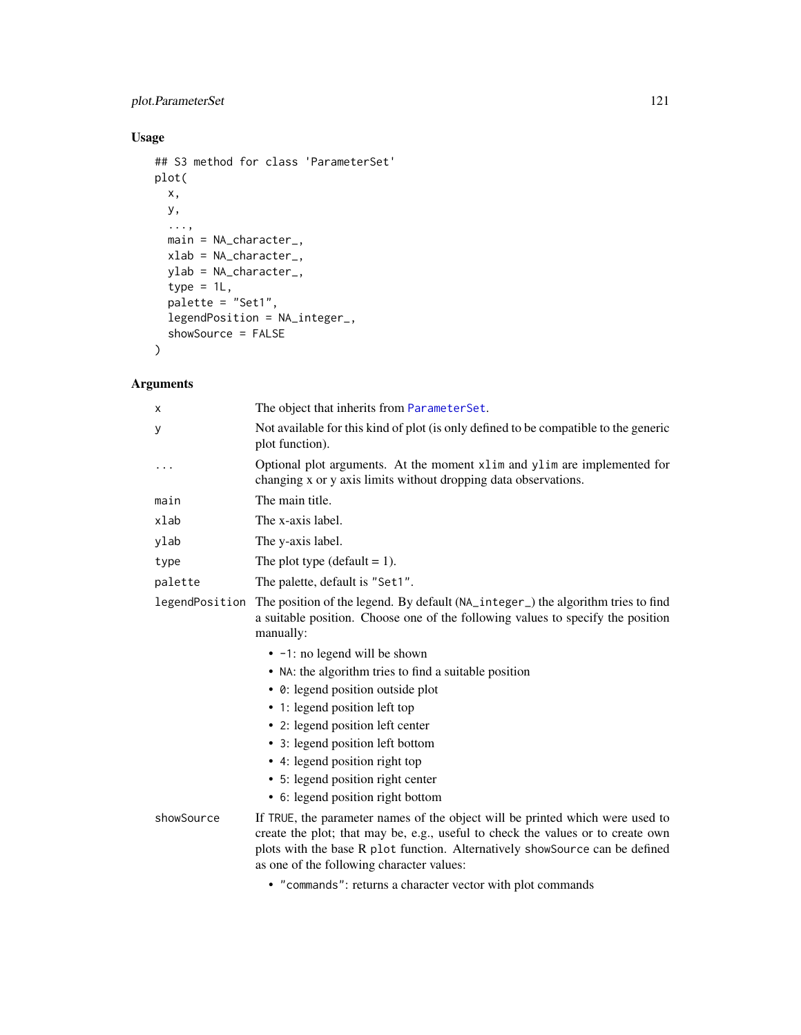## Usage

```
## S3 method for class 'ParameterSet'
plot(
  x,
  y,
  ...,
  main = NA_character_,
  xlab = NA_character_,
  ylab = NA_character_,
  type = 1L,
  palette = "Set1",
  legendPosition = NA_integer_,
  showSource = FALSE
)
```

## Arguments

| | |
|---|---|
| `x` | The object that inherits from `ParameterSet`. |
| `y` | Not available for this kind of plot (is only defined to be compatible to the generic plot function). |
| `...` | Optional plot arguments. At the moment `xlim` and `ylim` are implemented for changing x or y axis limits without dropping data observations. |
| `main` | The main title. |
| `xlab` | The x-axis label. |
| `ylab` | The y-axis label. |
| `type` | The plot type (default = 1). |
| `palette` | The palette, default is `"Set1"`. |
| `legendPosition` | The position of the legend. By default (`NA_integer_`) the algorithm tries to find a suitable position. Choose one of the following values to specify the position manually:<br>• `-1`: no legend will be shown<br>• `NA`: the algorithm tries to find a suitable position<br>• `0`: legend position outside plot<br>• `1`: legend position left top<br>• `2`: legend position left center<br>• `3`: legend position left bottom<br>• `4`: legend position right top<br>• `5`: legend position right center<br>• `6`: legend position right bottom |
| `showSource` | If `TRUE`, the parameter names of the object will be printed which were used to create the plot; that may be, e.g., useful to check the values or to create own plots with the base R `plot` function. Alternatively `showSource` can be defined as one of the following character values:<br>• `"commands"`: returns a character vector with plot commands |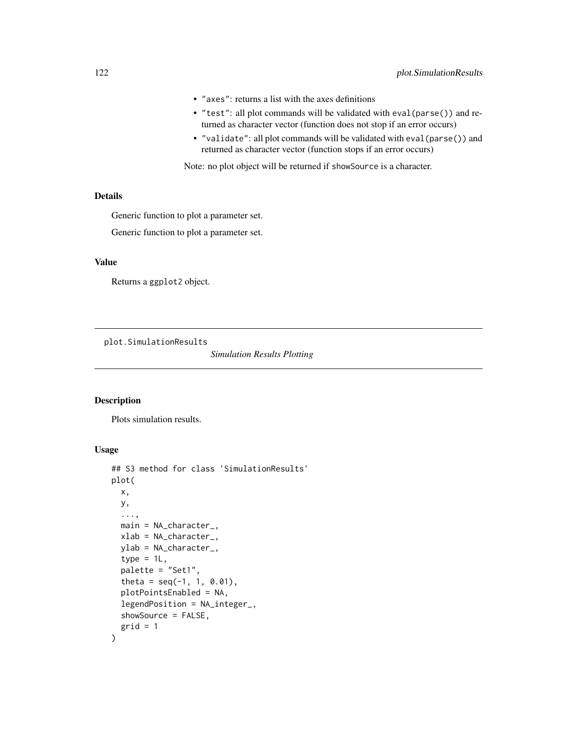- "axes": returns a list with the axes definitions
- "test": all plot commands will be validated with eval(parse()) and returned as character vector (function does not stop if an error occurs)
- "validate": all plot commands will be validated with eval(parse()) and returned as character vector (function stops if an error occurs)

Note: no plot object will be returned if showSource is a character.

### Details

Generic function to plot a parameter set.

Generic function to plot a parameter set.

### Value

Returns a ggplot2 object.

---

## plot.SimulationResults

*Simulation Results Plotting*

### Description

Plots simulation results.

### Usage

```
## S3 method for class 'SimulationResults'
plot(
  x,
  y,
  ...,
  main = NA_character_,
  xlab = NA_character_,
  ylab = NA_character_,
  type = 1L,
  palette = "Set1",
  theta = seq(-1, 1, 0.01),
  plotPointsEnabled = NA,
  legendPosition = NA_integer_,
  showSource = FALSE,
  grid = 1
)
```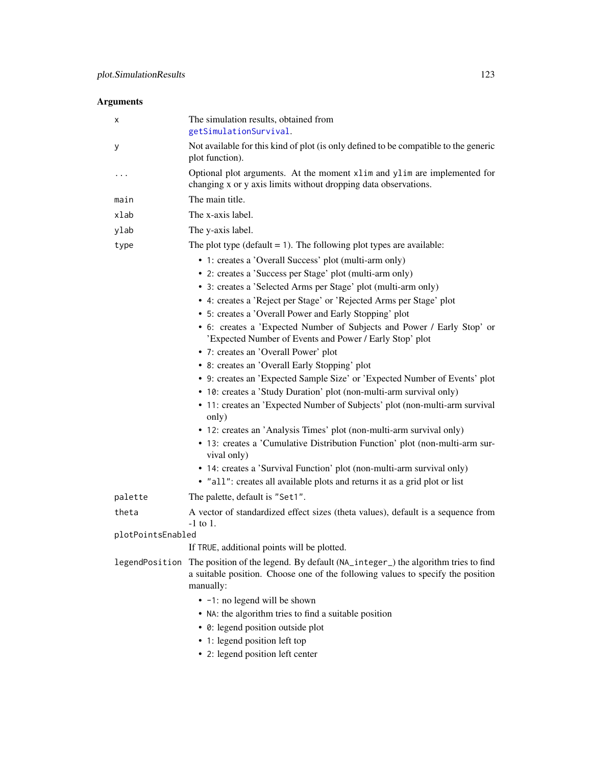## Arguments

| | |
|---|---|
| `x` | The simulation results, obtained from `getSimulationSurvival`. |
| `y` | Not available for this kind of plot (is only defined to be compatible to the generic plot function). |
| `...` | Optional plot arguments. At the moment `xlim` and `ylim` are implemented for changing x or y axis limits without dropping data observations. |
| `main` | The main title. |
| `xlab` | The x-axis label. |
| `ylab` | The y-axis label. |
| `type` | The plot type (default = `1`). The following plot types are available:<br>• `1`: creates a 'Overall Success' plot (multi-arm only)<br>• `2`: creates a 'Success per Stage' plot (multi-arm only)<br>• `3`: creates a 'Selected Arms per Stage' plot (multi-arm only)<br>• `4`: creates a 'Reject per Stage' or 'Rejected Arms per Stage' plot<br>• `5`: creates a 'Overall Power and Early Stopping' plot<br>• `6`: creates a 'Expected Number of Subjects and Power / Early Stop' or 'Expected Number of Events and Power / Early Stop' plot<br>• `7`: creates an 'Overall Power' plot<br>• `8`: creates an 'Overall Early Stopping' plot<br>• `9`: creates an 'Expected Sample Size' or 'Expected Number of Events' plot<br>• `10`: creates a 'Study Duration' plot (non-multi-arm survival only)<br>• `11`: creates an 'Expected Number of Subjects' plot (non-multi-arm survival only)<br>• `12`: creates an 'Analysis Times' plot (non-multi-arm survival only)<br>• `13`: creates a 'Cumulative Distribution Function' plot (non-multi-arm survival only)<br>• `14`: creates a 'Survival Function' plot (non-multi-arm survival only)<br>• `"all"`: creates all available plots and returns it as a grid plot or list |
| `palette` | The palette, default is `"Set1"`. |
| `theta` | A vector of standardized effect sizes (theta values), default is a sequence from -1 to 1. |
| `plotPointsEnabled` | If `TRUE`, additional points will be plotted. |
| `legendPosition` | The position of the legend. By default (`NA_integer_`) the algorithm tries to find a suitable position. Choose one of the following values to specify the position manually:<br>• `-1`: no legend will be shown<br>• `NA`: the algorithm tries to find a suitable position<br>• `0`: legend position outside plot<br>• `1`: legend position left top<br>• `2`: legend position left center |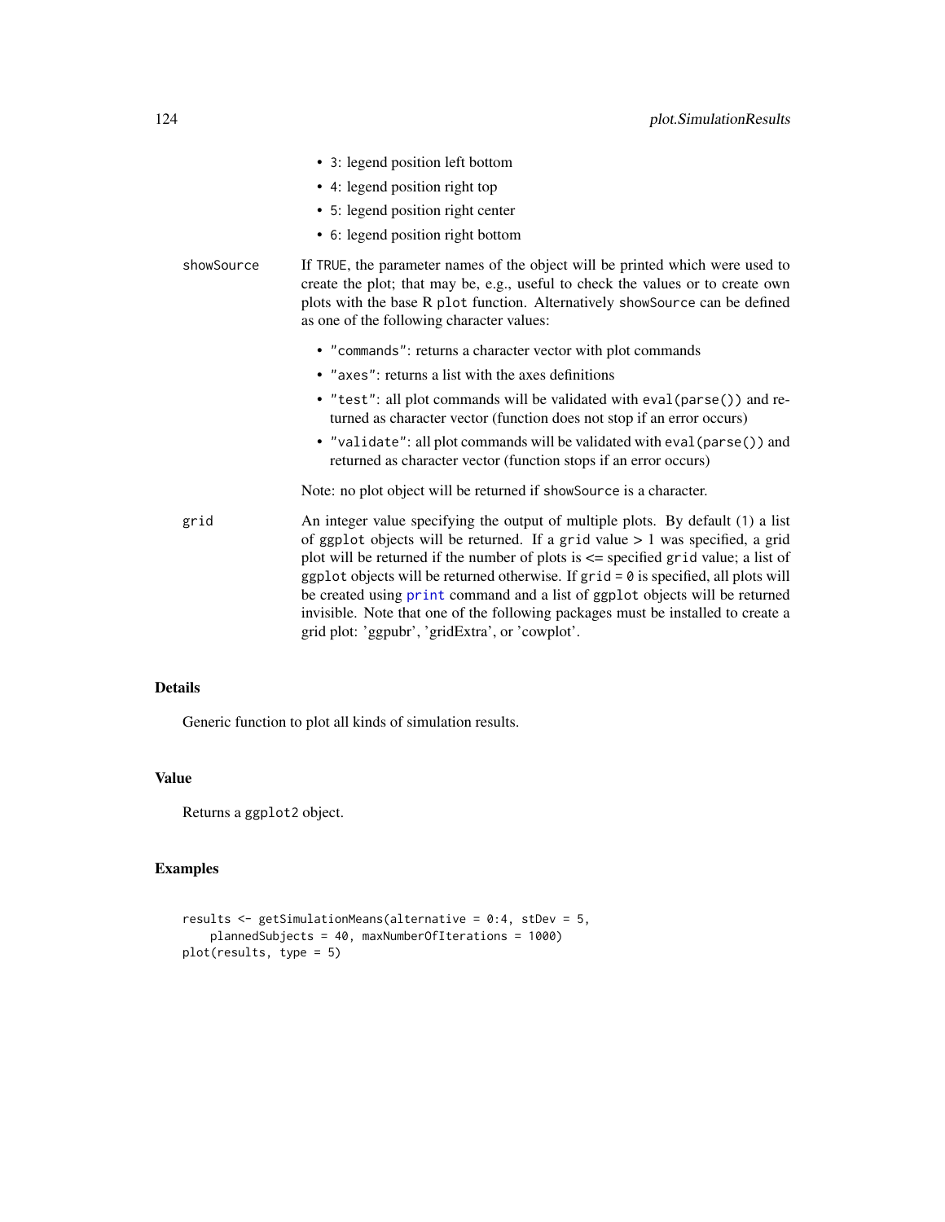- 3: legend position left bottom
- 4: legend position right top
- 5: legend position right center
- 6: legend position right bottom

**showSource** If TRUE, the parameter names of the object will be printed which were used to create the plot; that may be, e.g., useful to check the values or to create own plots with the base R plot function. Alternatively showSource can be defined as one of the following character values:

- "commands": returns a character vector with plot commands
- "axes": returns a list with the axes definitions
- "test": all plot commands will be validated with eval(parse()) and returned as character vector (function does not stop if an error occurs)
- "validate": all plot commands will be validated with eval(parse()) and returned as character vector (function stops if an error occurs)

Note: no plot object will be returned if showSource is a character.

**grid** An integer value specifying the output of multiple plots. By default (1) a list of ggplot objects will be returned. If a grid value > 1 was specified, a grid plot will be returned if the number of plots is <= specified grid value; a list of ggplot objects will be returned otherwise. If grid = 0 is specified, all plots will be created using print command and a list of ggplot objects will be returned invisible. Note that one of the following packages must be installed to create a grid plot: 'ggpubr', 'gridExtra', or 'cowplot'.

## Details

Generic function to plot all kinds of simulation results.

## Value

Returns a ggplot2 object.

## Examples

```
results <- getSimulationMeans(alternative = 0:4, stDev = 5,
    plannedSubjects = 40, maxNumberOfIterations = 1000)
plot(results, type = 5)
```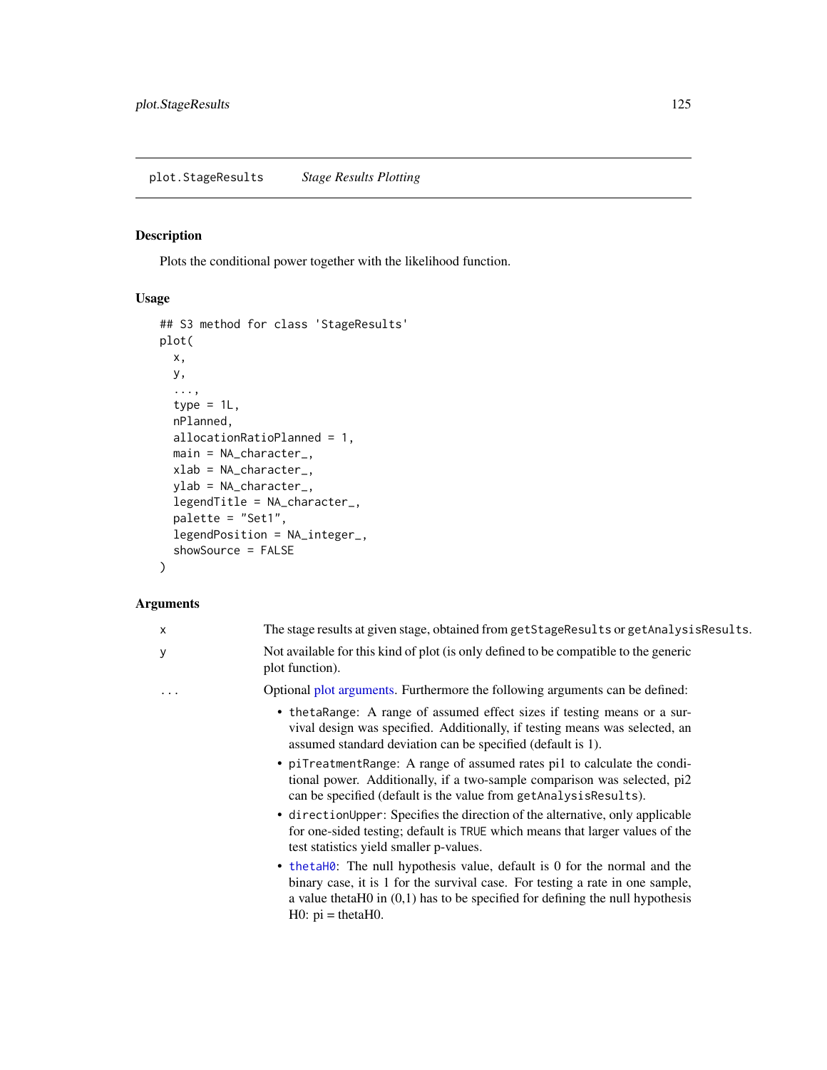## plot.StageResults *Stage Results Plotting*

### Description

Plots the conditional power together with the likelihood function.

### Usage

```
## S3 method for class 'StageResults'
plot(
  x,
  y,
  ...,
  type = 1L,
  nPlanned,
  allocationRatioPlanned = 1,
  main = NA_character_,
  xlab = NA_character_,
  ylab = NA_character_,
  legendTitle = NA_character_,
  palette = "Set1",
  legendPosition = NA_integer_,
  showSource = FALSE
)
```

### Arguments

| | |
|---|---|
| x | The stage results at given stage, obtained from `getStageResults` or `getAnalysisResults`. |
| y | Not available for this kind of plot (is only defined to be compatible to the generic plot function). |
| ... | Optional plot arguments. Furthermore the following arguments can be defined: <br>• `thetaRange`: A range of assumed effect sizes if testing means or a survival design was specified. Additionally, if testing means was selected, an assumed standard deviation can be specified (default is 1). <br>• `piTreatmentRange`: A range of assumed rates pi1 to calculate the conditional power. Additionally, if a two-sample comparison was selected, pi2 can be specified (default is the value from `getAnalysisResults`). <br>• `directionUpper`: Specifies the direction of the alternative, only applicable for one-sided testing; default is `TRUE` which means that larger values of the test statistics yield smaller p-values. <br>• `thetaH0`: The null hypothesis value, default is 0 for the normal and the binary case, it is 1 for the survival case. For testing a rate in one sample, a value thetaH0 in (0,1) has to be specified for defining the null hypothesis H0: pi = thetaH0. |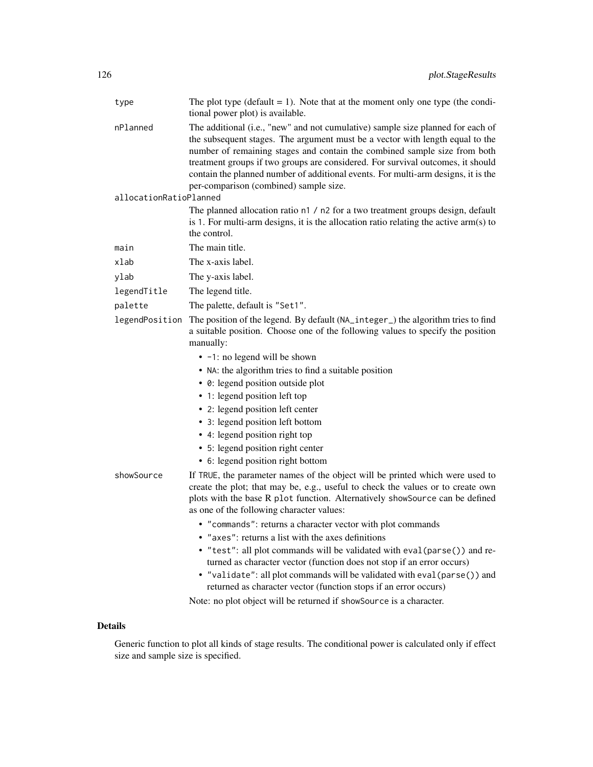| | |
|---|---|
| `type` | The plot type (default = 1). Note that at the moment only one type (the conditional power plot) is available. |
| `nPlanned` | The additional (i.e., "new" and not cumulative) sample size planned for each of the subsequent stages. The argument must be a vector with length equal to the number of remaining stages and contain the combined sample size from both treatment groups if two groups are considered. For survival outcomes, it should contain the planned number of additional events. For multi-arm designs, it is the per-comparison (combined) sample size. |
| `allocationRatioPlanned` | The planned allocation ratio `n1 / n2` for a two treatment groups design, default is `1`. For multi-arm designs, it is the allocation ratio relating the active arm(s) to the control. |
| `main` | The main title. |
| `xlab` | The x-axis label. |
| `ylab` | The y-axis label. |
| `legendTitle` | The legend title. |
| `palette` | The palette, default is `"Set1"`. |

`legendPosition`
: The position of the legend. By default (`NA_integer_`) the algorithm tries to find a suitable position. Choose one of the following values to specify the position manually:

- `-1`: no legend will be shown
- `NA`: the algorithm tries to find a suitable position
- `0`: legend position outside plot
- `1`: legend position left top
- `2`: legend position left center
- `3`: legend position left bottom
- `4`: legend position right top
- `5`: legend position right center
- `6`: legend position right bottom

`showSource`
: If `TRUE`, the parameter names of the object will be printed which were used to create the plot; that may be, e.g., useful to check the values or to create own plots with the base R `plot` function. Alternatively `showSource` can be defined as one of the following character values:

- `"commands"`: returns a character vector with plot commands
- `"axes"`: returns a list with the axes definitions
- `"test"`: all plot commands will be validated with `eval(parse())` and returned as character vector (function does not stop if an error occurs)
- `"validate"`: all plot commands will be validated with `eval(parse())` and returned as character vector (function stops if an error occurs)

Note: no plot object will be returned if `showSource` is a character.

## Details

Generic function to plot all kinds of stage results. The conditional power is calculated only if effect size and sample size is specified.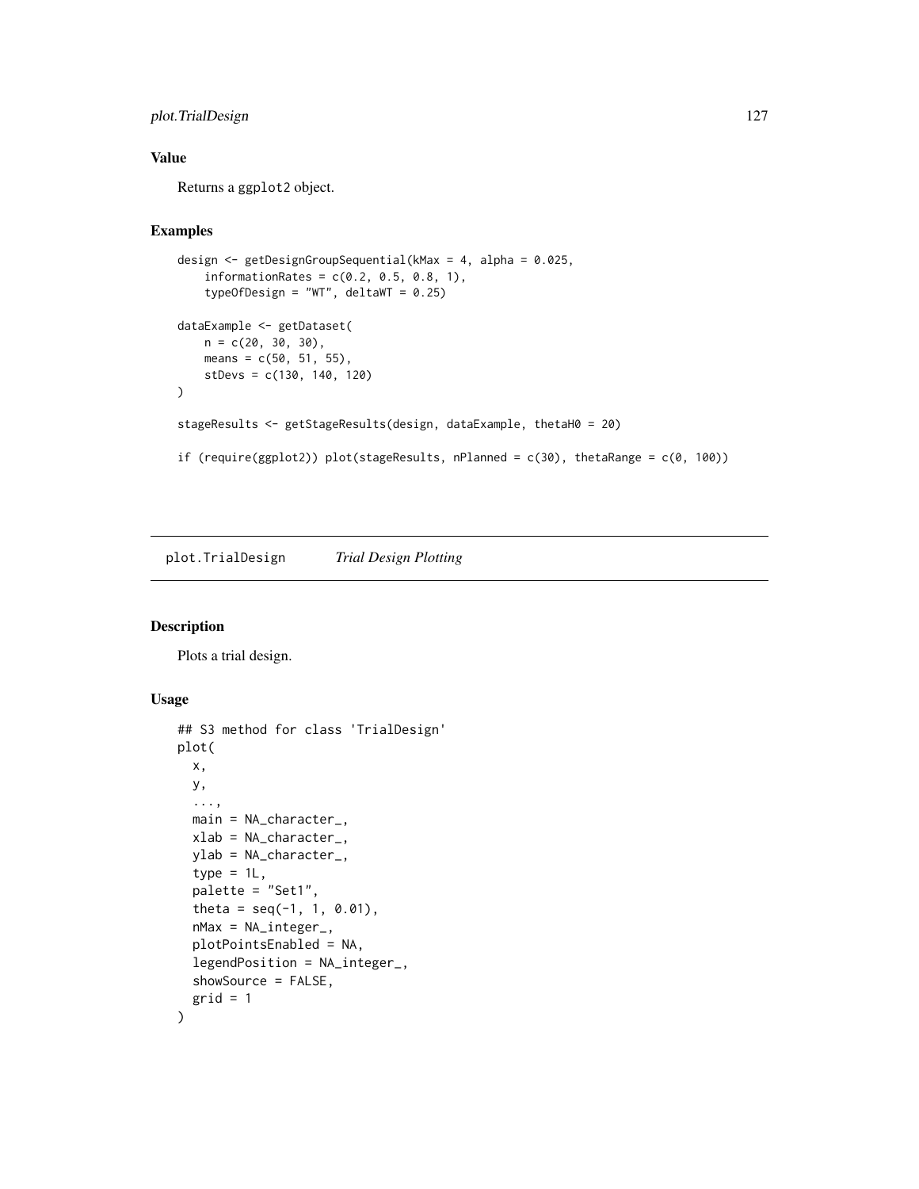## Value

Returns a `ggplot2` object.

## Examples

```
design <- getDesignGroupSequential(kMax = 4, alpha = 0.025,
    informationRates = c(0.2, 0.5, 0.8, 1),
    typeOfDesign = "WT", deltaWT = 0.25)

dataExample <- getDataset(
    n = c(20, 30, 30),
    means = c(50, 51, 55),
    stDevs = c(130, 140, 120)
)

stageResults <- getStageResults(design, dataExample, thetaH0 = 20)

if (require(ggplot2)) plot(stageResults, nPlanned = c(30), thetaRange = c(0, 100))
```

---

# plot.TrialDesign *Trial Design Plotting*

---

## Description

Plots a trial design.

## Usage

```
## S3 method for class 'TrialDesign'
plot(
  x,
  y,
  ...,
  main = NA_character_,
  xlab = NA_character_,
  ylab = NA_character_,
  type = 1L,
  palette = "Set1",
  theta = seq(-1, 1, 0.01),
  nMax = NA_integer_,
  plotPointsEnabled = NA,
  legendPosition = NA_integer_,
  showSource = FALSE,
  grid = 1
)
```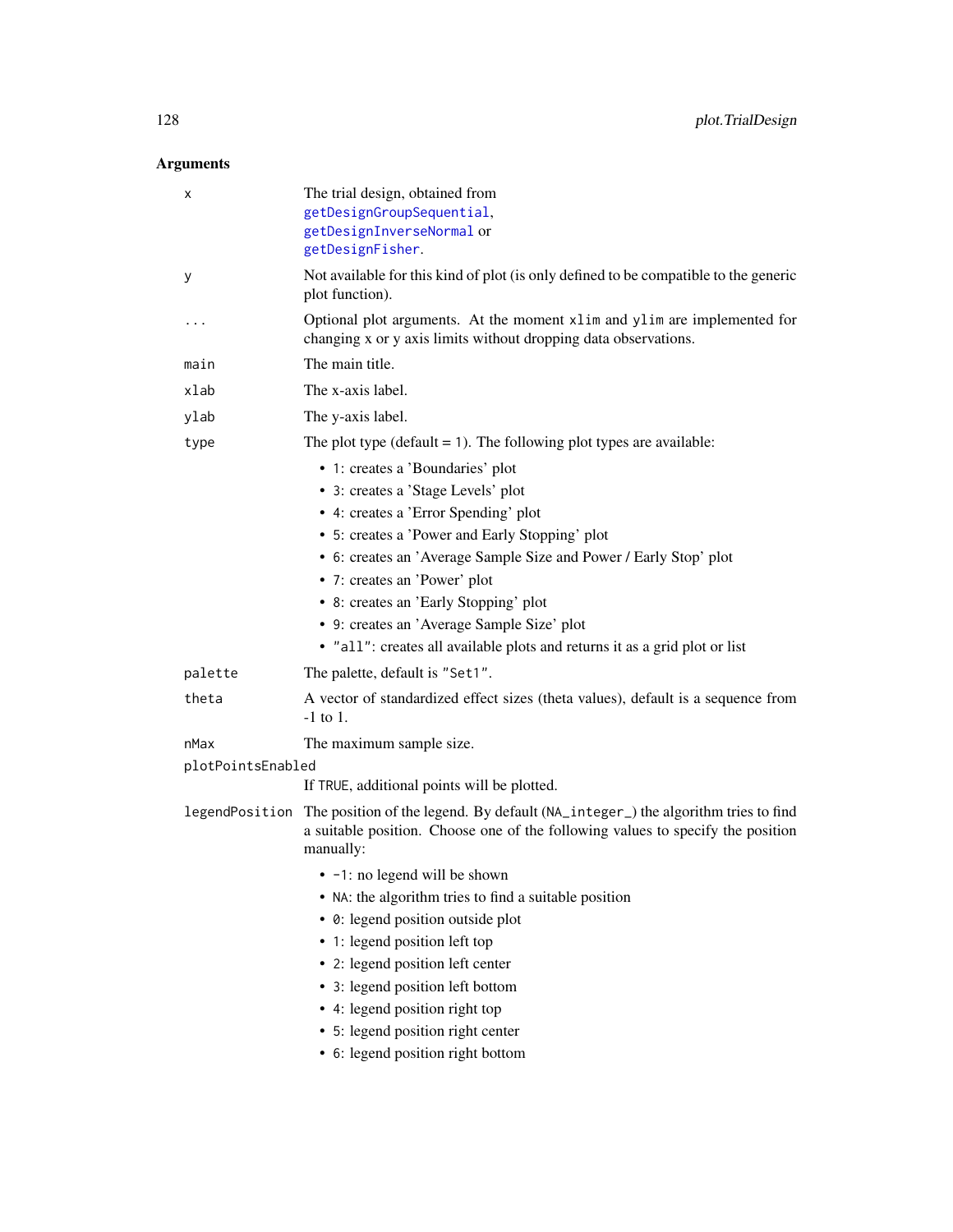## Arguments

| | |
|---|---|
| `x` | The trial design, obtained from `getDesignGroupSequential`, `getDesignInverseNormal` or `getDesignFisher`. |
| `y` | Not available for this kind of plot (is only defined to be compatible to the generic plot function). |
| `...` | Optional plot arguments. At the moment `xlim` and `ylim` are implemented for changing x or y axis limits without dropping data observations. |
| `main` | The main title. |
| `xlab` | The x-axis label. |
| `ylab` | The y-axis label. |
| `type` | The plot type (default = `1`). The following plot types are available:<br>• `1`: creates a 'Boundaries' plot<br>• `3`: creates a 'Stage Levels' plot<br>• `4`: creates a 'Error Spending' plot<br>• `5`: creates a 'Power and Early Stopping' plot<br>• `6`: creates an 'Average Sample Size and Power / Early Stop' plot<br>• `7`: creates an 'Power' plot<br>• `8`: creates an 'Early Stopping' plot<br>• `9`: creates an 'Average Sample Size' plot<br>• `"all"`: creates all available plots and returns it as a grid plot or list |
| `palette` | The palette, default is `"Set1"`. |
| `theta` | A vector of standardized effect sizes (theta values), default is a sequence from -1 to 1. |
| `nMax` | The maximum sample size. |
| `plotPointsEnabled` | If `TRUE`, additional points will be plotted. |
| `legendPosition` | The position of the legend. By default (`NA_integer_`) the algorithm tries to find a suitable position. Choose one of the following values to specify the position manually:<br>• `-1`: no legend will be shown<br>• `NA`: the algorithm tries to find a suitable position<br>• `0`: legend position outside plot<br>• `1`: legend position left top<br>• `2`: legend position left center<br>• `3`: legend position left bottom<br>• `4`: legend position right top<br>• `5`: legend position right center<br>• `6`: legend position right bottom |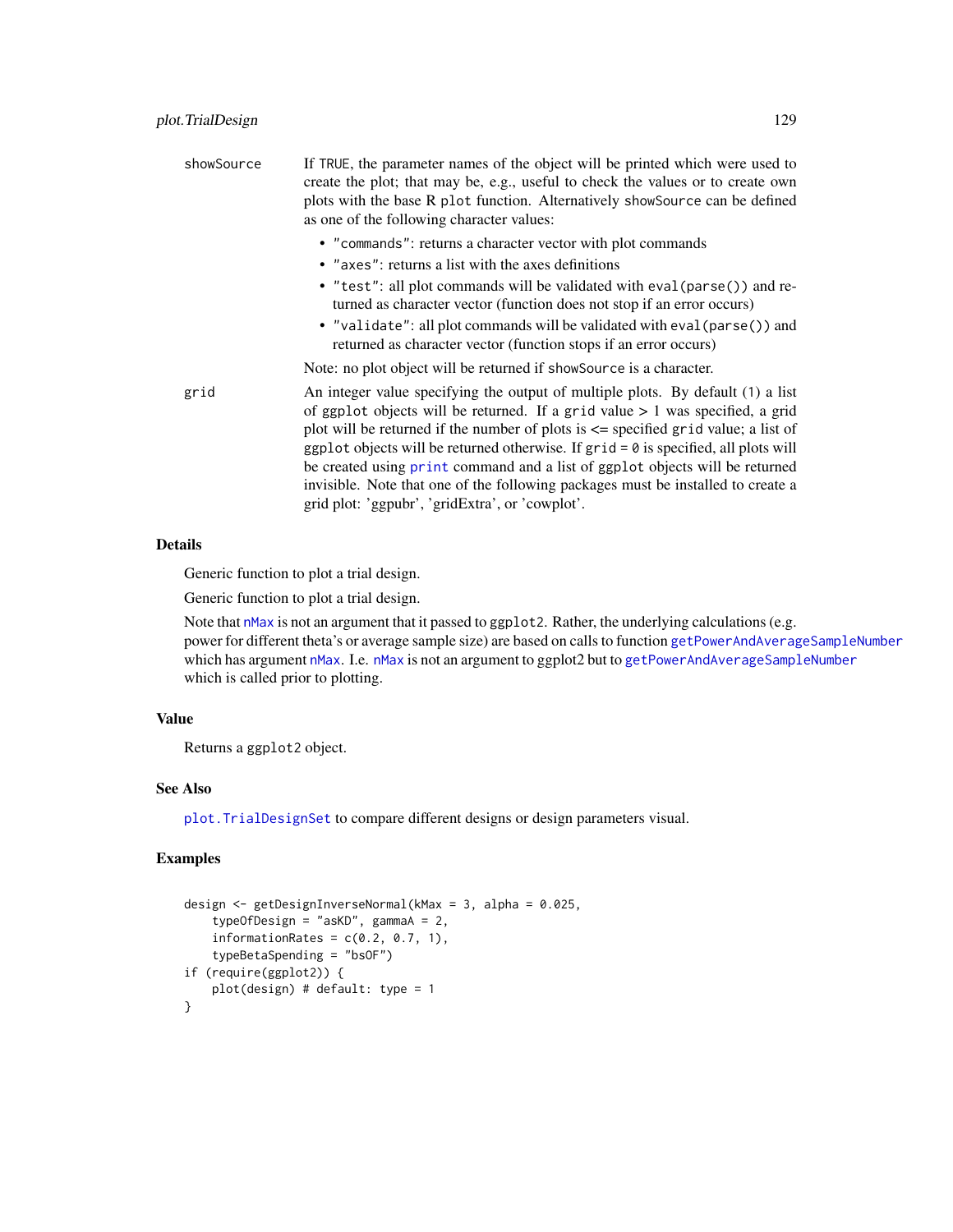showSource If TRUE, the parameter names of the object will be printed which were used to create the plot; that may be, e.g., useful to check the values or to create own plots with the base R plot function. Alternatively showSource can be defined as one of the following character values:

- "commands": returns a character vector with plot commands
- "axes": returns a list with the axes definitions
- "test": all plot commands will be validated with eval(parse()) and returned as character vector (function does not stop if an error occurs)
- "validate": all plot commands will be validated with eval(parse()) and returned as character vector (function stops if an error occurs)

Note: no plot object will be returned if showSource is a character.

grid An integer value specifying the output of multiple plots. By default (1) a list of ggplot objects will be returned. If a grid value > 1 was specified, a grid plot will be returned if the number of plots is <= specified grid value; a list of ggplot objects will be returned otherwise. If grid = 0 is specified, all plots will be created using print command and a list of ggplot objects will be returned invisible. Note that one of the following packages must be installed to create a grid plot: 'ggpubr', 'gridExtra', or 'cowplot'.

## Details

Generic function to plot a trial design.

Generic function to plot a trial design.

Note that nMax is not an argument that it passed to ggplot2. Rather, the underlying calculations (e.g. power for different theta's or average sample size) are based on calls to function getPowerAndAverageSampleNumber which has argument nMax. I.e. nMax is not an argument to ggplot2 but to getPowerAndAverageSampleNumber which is called prior to plotting.

## Value

Returns a ggplot2 object.

## See Also

plot.TrialDesignSet to compare different designs or design parameters visual.

## Examples

```
design <- getDesignInverseNormal(kMax = 3, alpha = 0.025,
    typeOfDesign = "asKD", gammaA = 2,
    informationRates = c(0.2, 0.7, 1),
    typeBetaSpending = "bsOF")
if (require(ggplot2)) {
    plot(design) # default: type = 1
}
```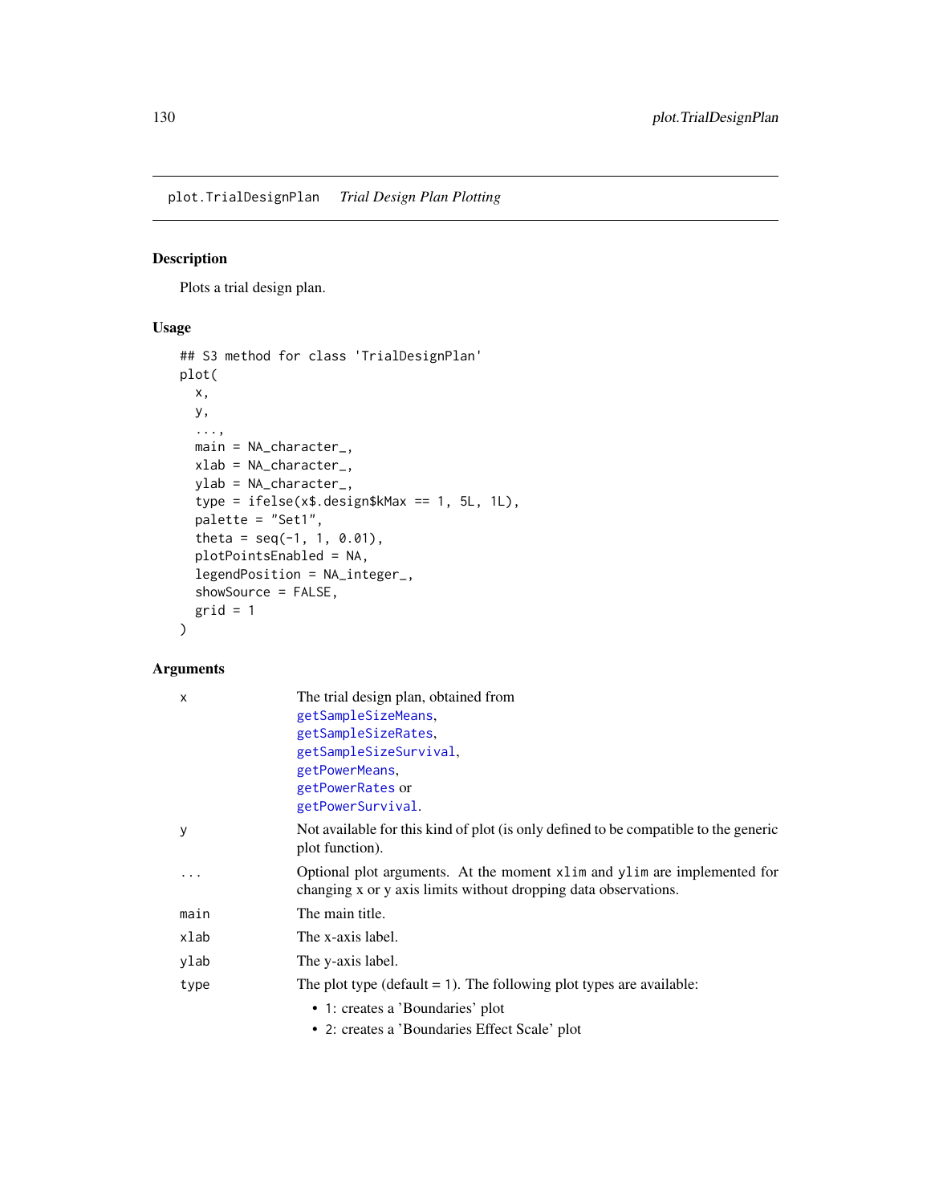## plot.TrialDesignPlan *Trial Design Plan Plotting*

### Description

Plots a trial design plan.

### Usage

```
## S3 method for class 'TrialDesignPlan'
plot(
  x,
  y,
  ...,
  main = NA_character_,
  xlab = NA_character_,
  ylab = NA_character_,
  type = ifelse(x$.design$kMax == 1, 5L, 1L),
  palette = "Set1",
  theta = seq(-1, 1, 0.01),
  plotPointsEnabled = NA,
  legendPosition = NA_integer_,
  showSource = FALSE,
  grid = 1
)
```

### Arguments

| | |
|---|---|
| x | The trial design plan, obtained from `getSampleSizeMeans`, `getSampleSizeRates`, `getSampleSizeSurvival`, `getPowerMeans`, `getPowerRates` or `getPowerSurvival`. |
| y | Not available for this kind of plot (is only defined to be compatible to the generic plot function). |
| ... | Optional plot arguments. At the moment `xlim` and `ylim` are implemented for changing x or y axis limits without dropping data observations. |
| main | The main title. |
| xlab | The x-axis label. |
| ylab | The y-axis label. |
| type | The plot type (default = 1). The following plot types are available:<br>• 1: creates a 'Boundaries' plot<br>• 2: creates a 'Boundaries Effect Scale' plot |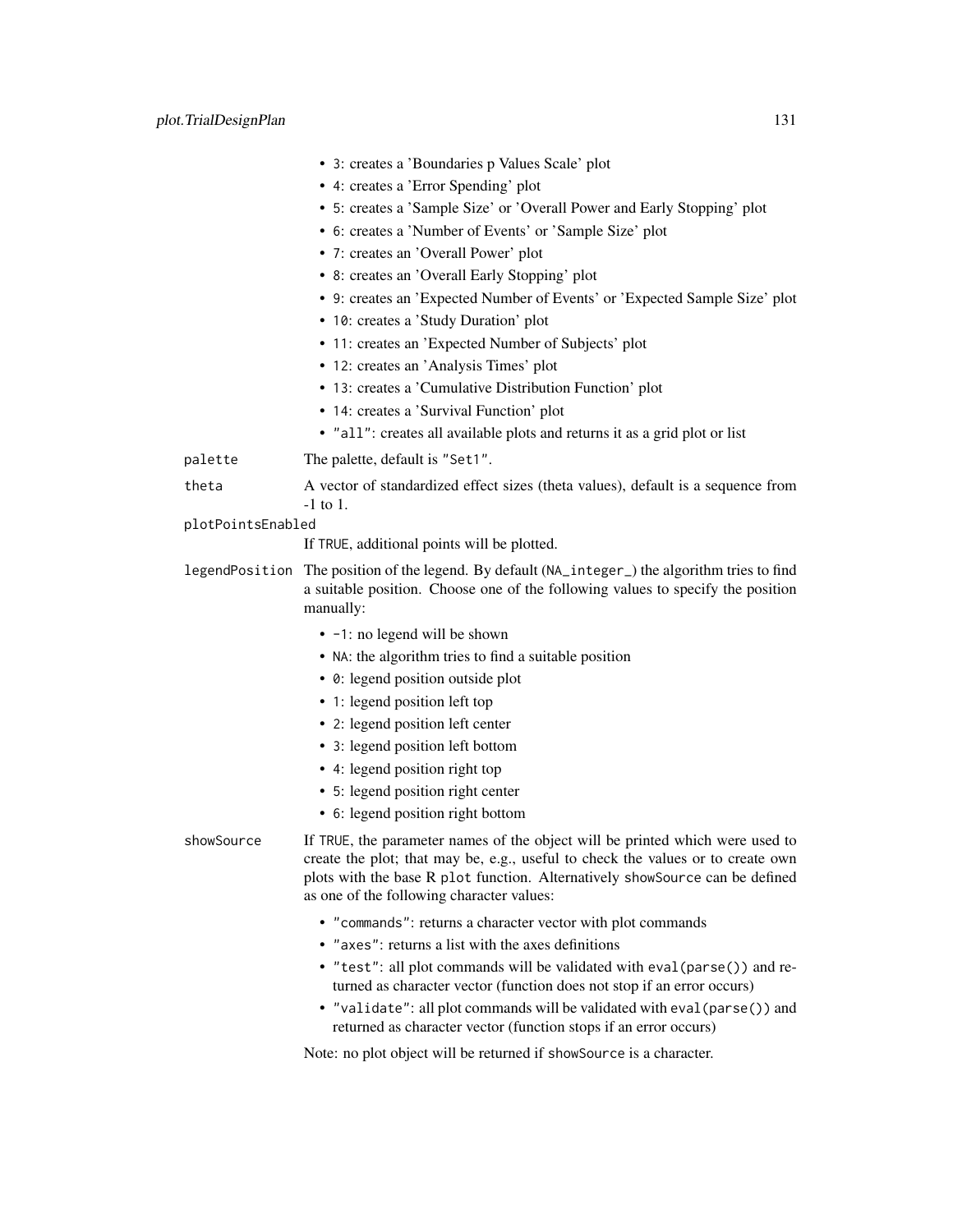- `3`: creates a 'Boundaries p Values Scale' plot
- `4`: creates a 'Error Spending' plot
- `5`: creates a 'Sample Size' or 'Overall Power and Early Stopping' plot
- `6`: creates a 'Number of Events' or 'Sample Size' plot
- `7`: creates an 'Overall Power' plot
- `8`: creates an 'Overall Early Stopping' plot
- `9`: creates an 'Expected Number of Events' or 'Expected Sample Size' plot
- `10`: creates a 'Study Duration' plot
- `11`: creates an 'Expected Number of Subjects' plot
- `12`: creates an 'Analysis Times' plot
- `13`: creates a 'Cumulative Distribution Function' plot
- `14`: creates a 'Survival Function' plot
- `"all"`: creates all available plots and returns it as a grid plot or list

`palette` The palette, default is `"Set1"`.

`theta` A vector of standardized effect sizes (theta values), default is a sequence from -1 to 1.

`plotPointsEnabled`
If `TRUE`, additional points will be plotted.

`legendPosition` The position of the legend. By default (`NA_integer_`) the algorithm tries to find a suitable position. Choose one of the following values to specify the position manually:

- `-1`: no legend will be shown
- `NA`: the algorithm tries to find a suitable position
- `0`: legend position outside plot
- `1`: legend position left top
- `2`: legend position left center
- `3`: legend position left bottom
- `4`: legend position right top
- `5`: legend position right center
- `6`: legend position right bottom

`showSource` If `TRUE`, the parameter names of the object will be printed which were used to create the plot; that may be, e.g., useful to check the values or to create own plots with the base R `plot` function. Alternatively `showSource` can be defined as one of the following character values:

- `"commands"`: returns a character vector with plot commands
- `"axes"`: returns a list with the axes definitions
- `"test"`: all plot commands will be validated with `eval(parse())` and returned as character vector (function does not stop if an error occurs)
- `"validate"`: all plot commands will be validated with `eval(parse())` and returned as character vector (function stops if an error occurs)

Note: no plot object will be returned if `showSource` is a character.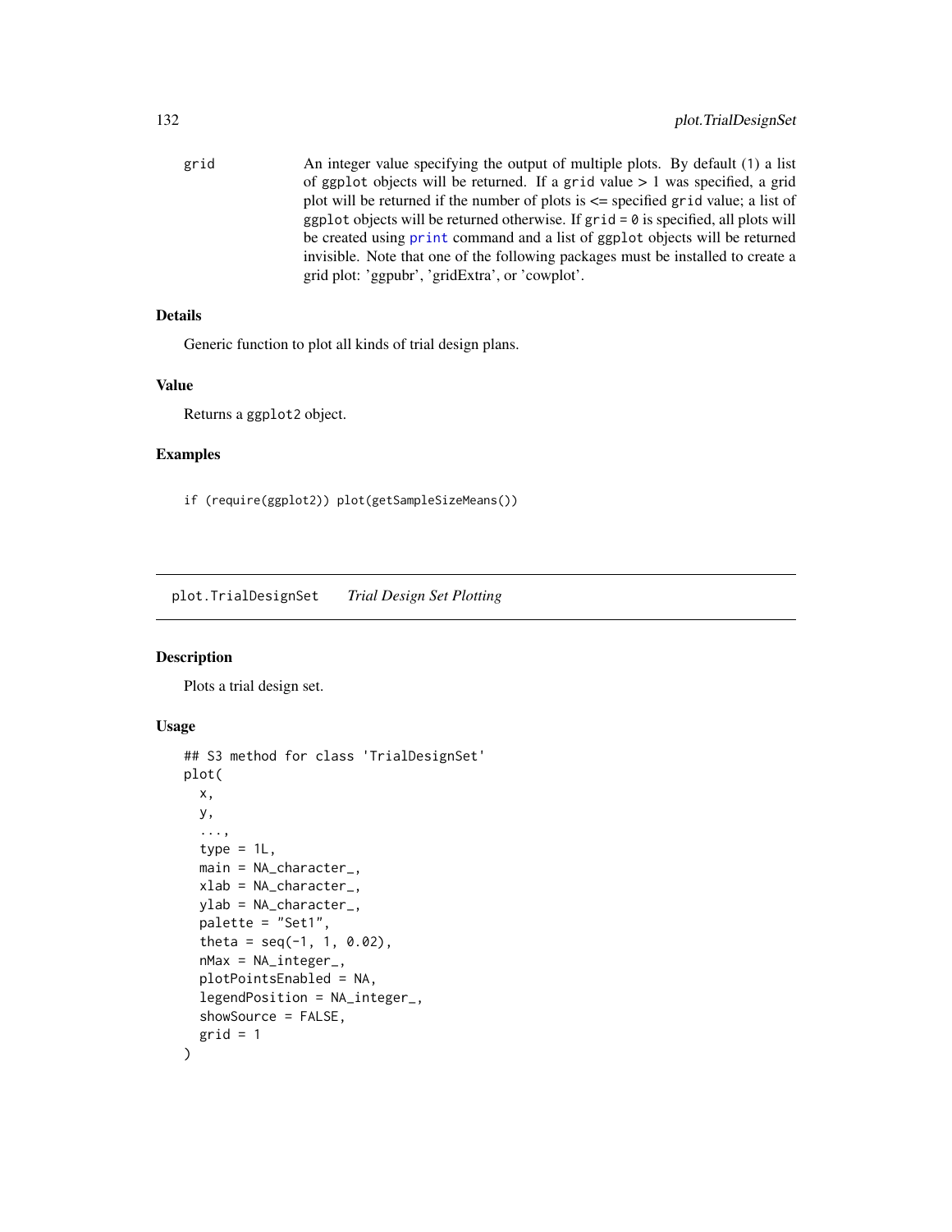grid    An integer value specifying the output of multiple plots. By default (1) a list of ggplot objects will be returned. If a grid value > 1 was specified, a grid plot will be returned if the number of plots is <= specified grid value; a list of ggplot objects will be returned otherwise. If grid = 0 is specified, all plots will be created using print command and a list of ggplot objects will be returned invisible. Note that one of the following packages must be installed to create a grid plot: 'ggpubr', 'gridExtra', or 'cowplot'.

### Details

Generic function to plot all kinds of trial design plans.

### Value

Returns a ggplot2 object.

### Examples

```
if (require(ggplot2)) plot(getSampleSizeMeans())
```

---

## plot.TrialDesignSet    *Trial Design Set Plotting*

### Description

Plots a trial design set.

### Usage

```
## S3 method for class 'TrialDesignSet'
plot(
  x,
  y,
  ...,
  type = 1L,
  main = NA_character_,
  xlab = NA_character_,
  ylab = NA_character_,
  palette = "Set1",
  theta = seq(-1, 1, 0.02),
  nMax = NA_integer_,
  plotPointsEnabled = NA,
  legendPosition = NA_integer_,
  showSource = FALSE,
  grid = 1
)
```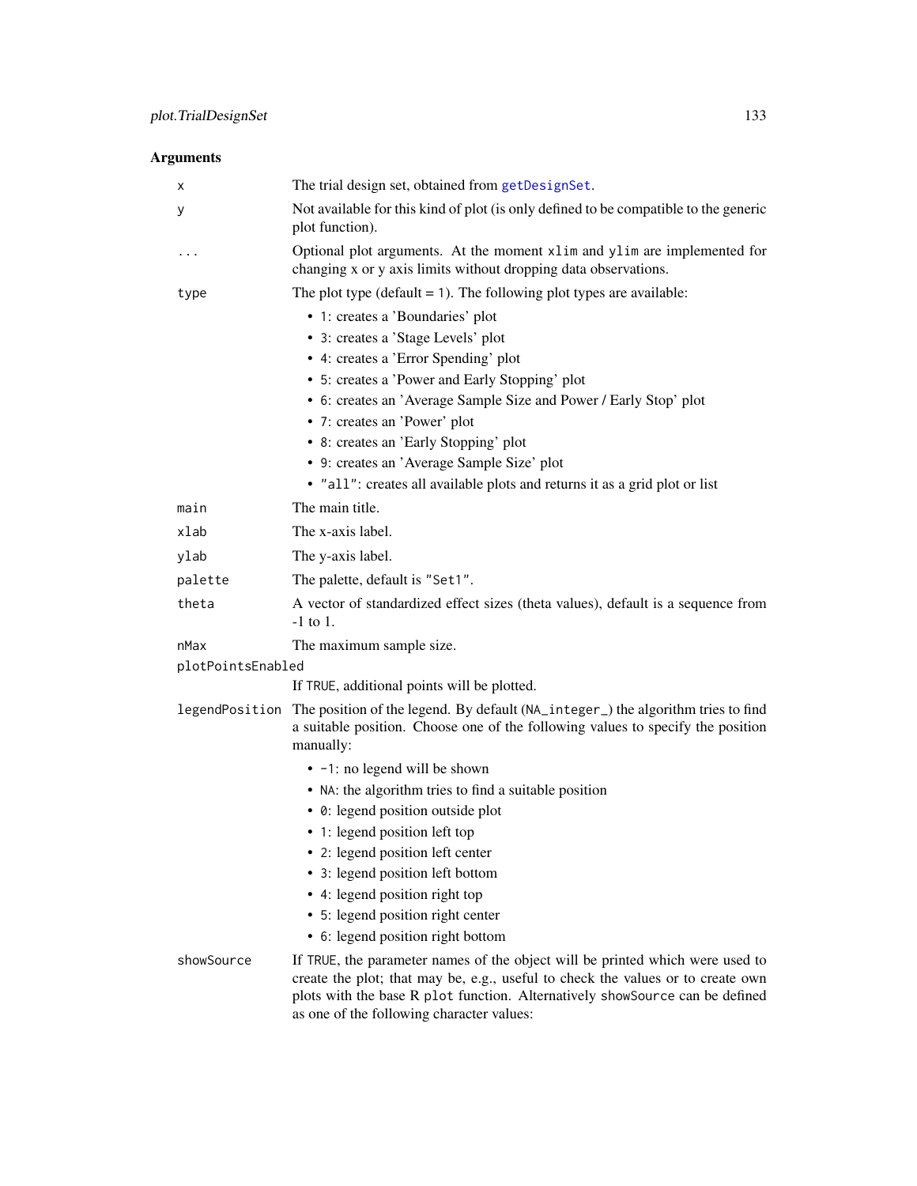## Arguments

| | |
|---|---|
| `x` | The trial design set, obtained from `getDesignSet`. |
| `y` | Not available for this kind of plot (is only defined to be compatible to the generic plot function). |
| `...` | Optional plot arguments. At the moment `xlim` and `ylim` are implemented for changing x or y axis limits without dropping data observations. |
| `type` | The plot type (default = `1`). The following plot types are available:<br>• `1`: creates a 'Boundaries' plot<br>• `3`: creates a 'Stage Levels' plot<br>• `4`: creates a 'Error Spending' plot<br>• `5`: creates a 'Power and Early Stopping' plot<br>• `6`: creates an 'Average Sample Size and Power / Early Stop' plot<br>• `7`: creates an 'Power' plot<br>• `8`: creates an 'Early Stopping' plot<br>• `9`: creates an 'Average Sample Size' plot<br>• `"all"`: creates all available plots and returns it as a grid plot or list |
| `main` | The main title. |
| `xlab` | The x-axis label. |
| `ylab` | The y-axis label. |
| `palette` | The palette, default is `"Set1"`. |
| `theta` | A vector of standardized effect sizes (theta values), default is a sequence from -1 to 1. |
| `nMax` | The maximum sample size. |
| `plotPointsEnabled` | If `TRUE`, additional points will be plotted. |
| `legendPosition` | The position of the legend. By default (`NA_integer_`) the algorithm tries to find a suitable position. Choose one of the following values to specify the position manually:<br>• `-1`: no legend will be shown<br>• `NA`: the algorithm tries to find a suitable position<br>• `0`: legend position outside plot<br>• `1`: legend position left top<br>• `2`: legend position left center<br>• `3`: legend position left bottom<br>• `4`: legend position right top<br>• `5`: legend position right center<br>• `6`: legend position right bottom |
| `showSource` | If `TRUE`, the parameter names of the object will be printed which were used to create the plot; that may be, e.g., useful to check the values or to create own plots with the base R `plot` function. Alternatively `showSource` can be defined as one of the following character values: |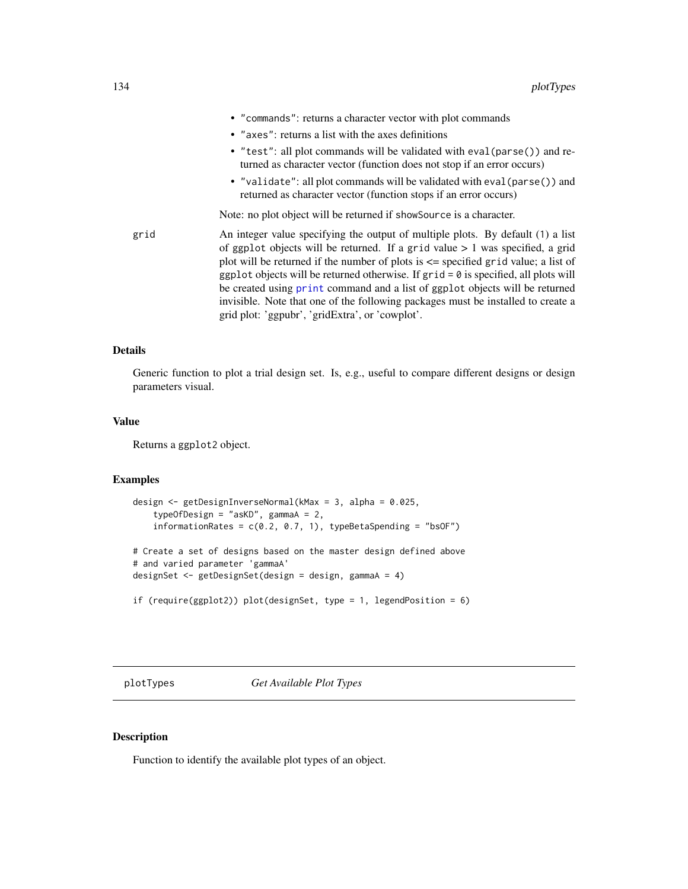- "commands": returns a character vector with plot commands
- "axes": returns a list with the axes definitions
- "test": all plot commands will be validated with eval(parse()) and returned as character vector (function does not stop if an error occurs)
- "validate": all plot commands will be validated with eval(parse()) and returned as character vector (function stops if an error occurs)

Note: no plot object will be returned if showSource is a character.

grid An integer value specifying the output of multiple plots. By default (1) a list of ggplot objects will be returned. If a grid value > 1 was specified, a grid plot will be returned if the number of plots is <= specified grid value; a list of ggplot objects will be returned otherwise. If grid = 0 is specified, all plots will be created using print command and a list of ggplot objects will be returned invisible. Note that one of the following packages must be installed to create a grid plot: 'ggpubr', 'gridExtra', or 'cowplot'.

## Details

Generic function to plot a trial design set. Is, e.g., useful to compare different designs or design parameters visual.

## Value

Returns a ggplot2 object.

## Examples

```
design <- getDesignInverseNormal(kMax = 3, alpha = 0.025,
    typeOfDesign = "asKD", gammaA = 2,
    informationRates = c(0.2, 0.7, 1), typeBetaSpending = "bsOF")

# Create a set of designs based on the master design defined above
# and varied parameter 'gammaA'
designSet <- getDesignSet(design = design, gammaA = 4)

if (require(ggplot2)) plot(designSet, type = 1, legendPosition = 6)
```

---

# plotTypes *Get Available Plot Types*

## Description

Function to identify the available plot types of an object.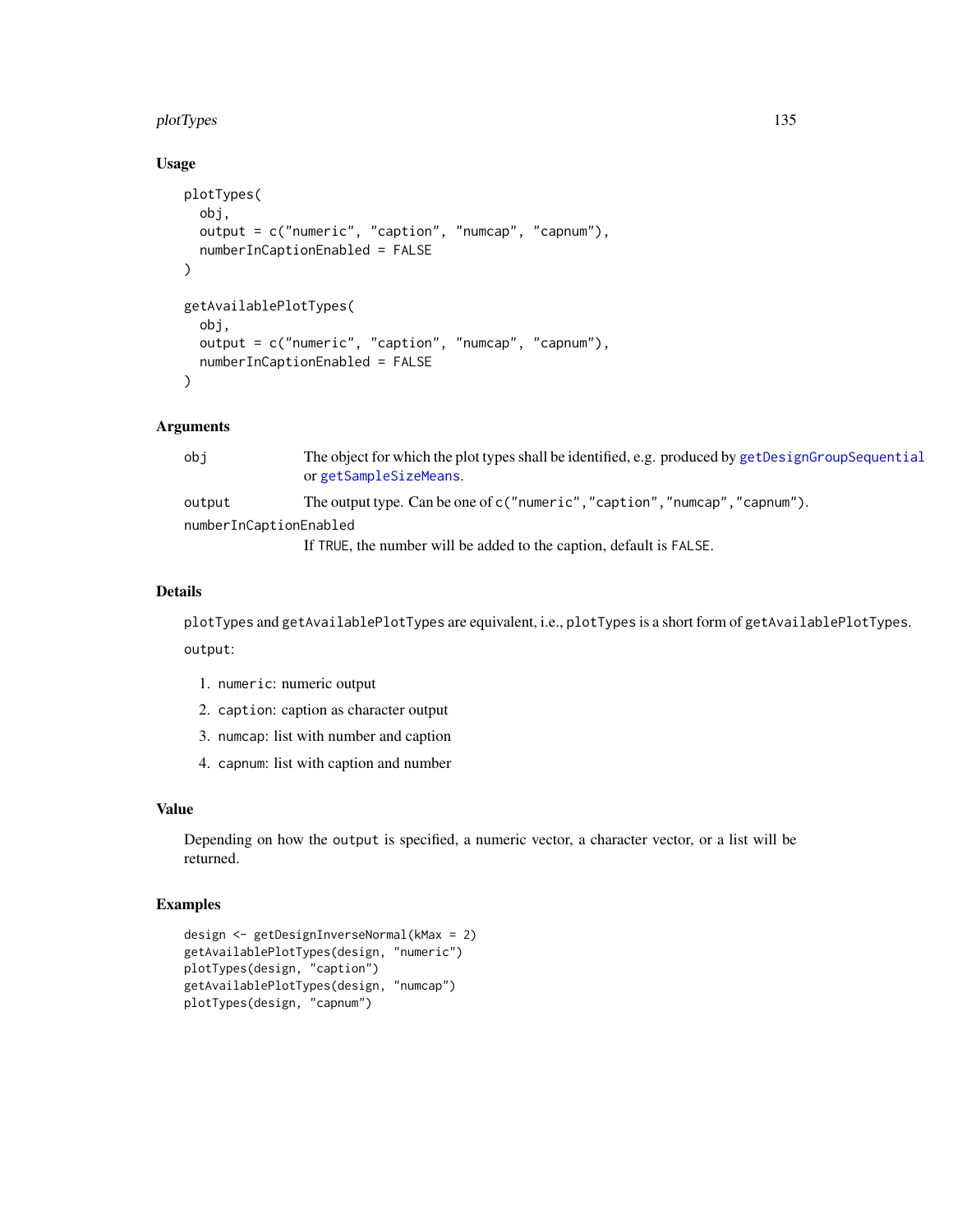## Usage

```
plotTypes(
  obj,
  output = c("numeric", "caption", "numcap", "capnum"),
  numberInCaptionEnabled = FALSE
)

getAvailablePlotTypes(
  obj,
  output = c("numeric", "caption", "numcap", "capnum"),
  numberInCaptionEnabled = FALSE
)
```

## Arguments

| | |
|---|---|
| `obj` | The object for which the plot types shall be identified, e.g. produced by `getDesignGroupSequential` or `getSampleSizeMeans`. |
| `output` | The output type. Can be one of `c("numeric","caption","numcap","capnum")`. |
| `numberInCaptionEnabled` | If `TRUE`, the number will be added to the caption, default is `FALSE`. |

## Details

`plotTypes` and `getAvailablePlotTypes` are equivalent, i.e., `plotTypes` is a short form of `getAvailablePlotTypes`.

`output`:

1. `numeric`: numeric output
2. `caption`: caption as character output
3. `numcap`: list with number and caption
4. `capnum`: list with caption and number

## Value

Depending on how the `output` is specified, a numeric vector, a character vector, or a list will be returned.

## Examples

```
design <- getDesignInverseNormal(kMax = 2)
getAvailablePlotTypes(design, "numeric")
plotTypes(design, "caption")
getAvailablePlotTypes(design, "numcap")
plotTypes(design, "capnum")
```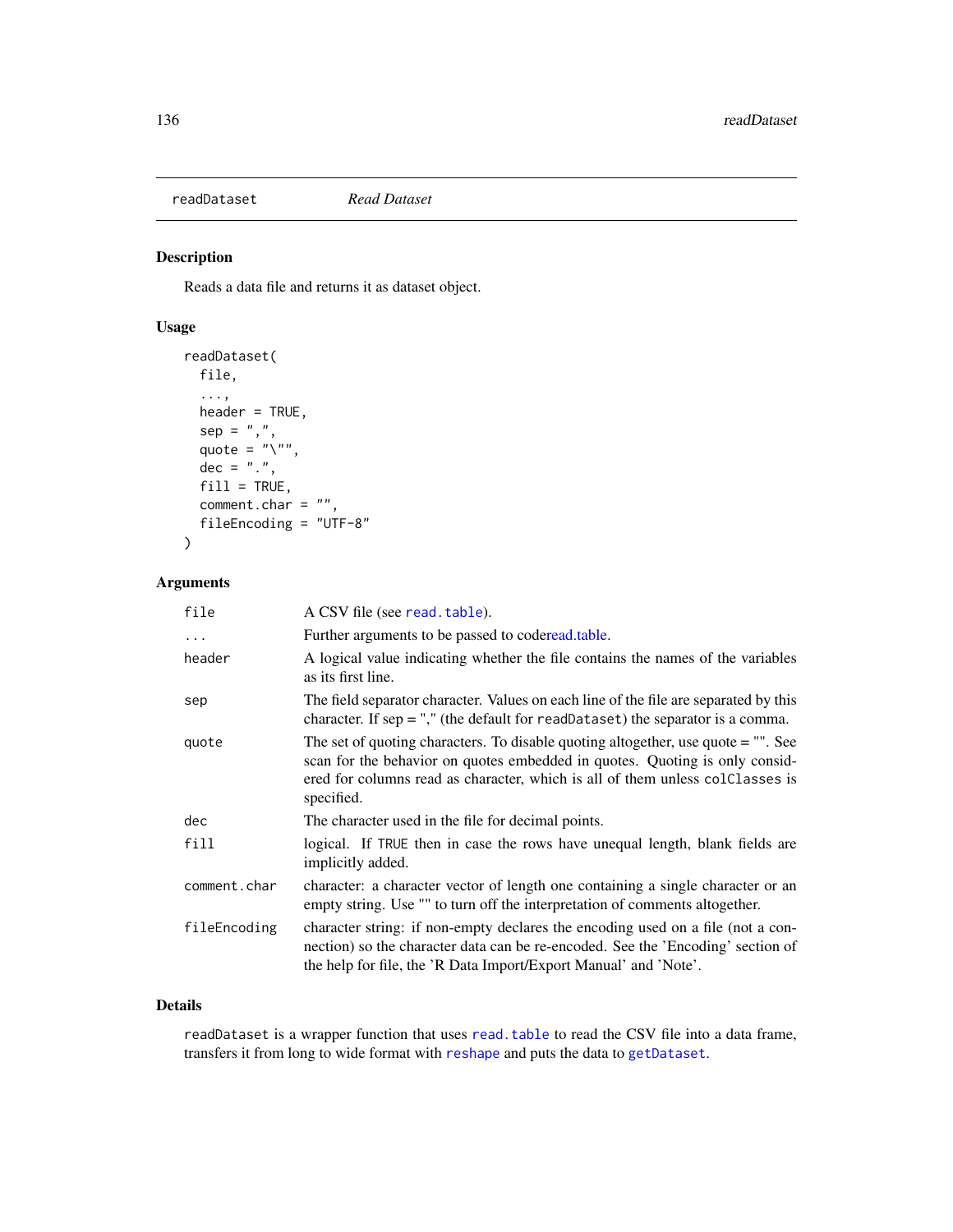readDataset *Read Dataset*

## Description

Reads a data file and returns it as dataset object.

## Usage

```
readDataset(
  file,
  ...,
  header = TRUE,
  sep = ",",
  quote = "\"",
  dec = ".",
  fill = TRUE,
  comment.char = "",
  fileEncoding = "UTF-8"
)
```

## Arguments

| | |
|---|---|
| `file` | A CSV file (see `read.table`). |
| `...` | Further arguments to be passed to coderead.table. |
| `header` | A logical value indicating whether the file contains the names of the variables as its first line. |
| `sep` | The field separator character. Values on each line of the file are separated by this character. If sep = "," (the default for `readDataset`) the separator is a comma. |
| `quote` | The set of quoting characters. To disable quoting altogether, use quote = "". See scan for the behavior on quotes embedded in quotes. Quoting is only considered for columns read as character, which is all of them unless `colClasses` is specified. |
| `dec` | The character used in the file for decimal points. |
| `fill` | logical. If `TRUE` then in case the rows have unequal length, blank fields are implicitly added. |
| `comment.char` | character: a character vector of length one containing a single character or an empty string. Use "" to turn off the interpretation of comments altogether. |
| `fileEncoding` | character string: if non-empty declares the encoding used on a file (not a connection) so the character data can be re-encoded. See the 'Encoding' section of the help for file, the 'R Data Import/Export Manual' and 'Note'. |

## Details

`readDataset` is a wrapper function that uses `read.table` to read the CSV file into a data frame, transfers it from long to wide format with `reshape` and puts the data to `getDataset`.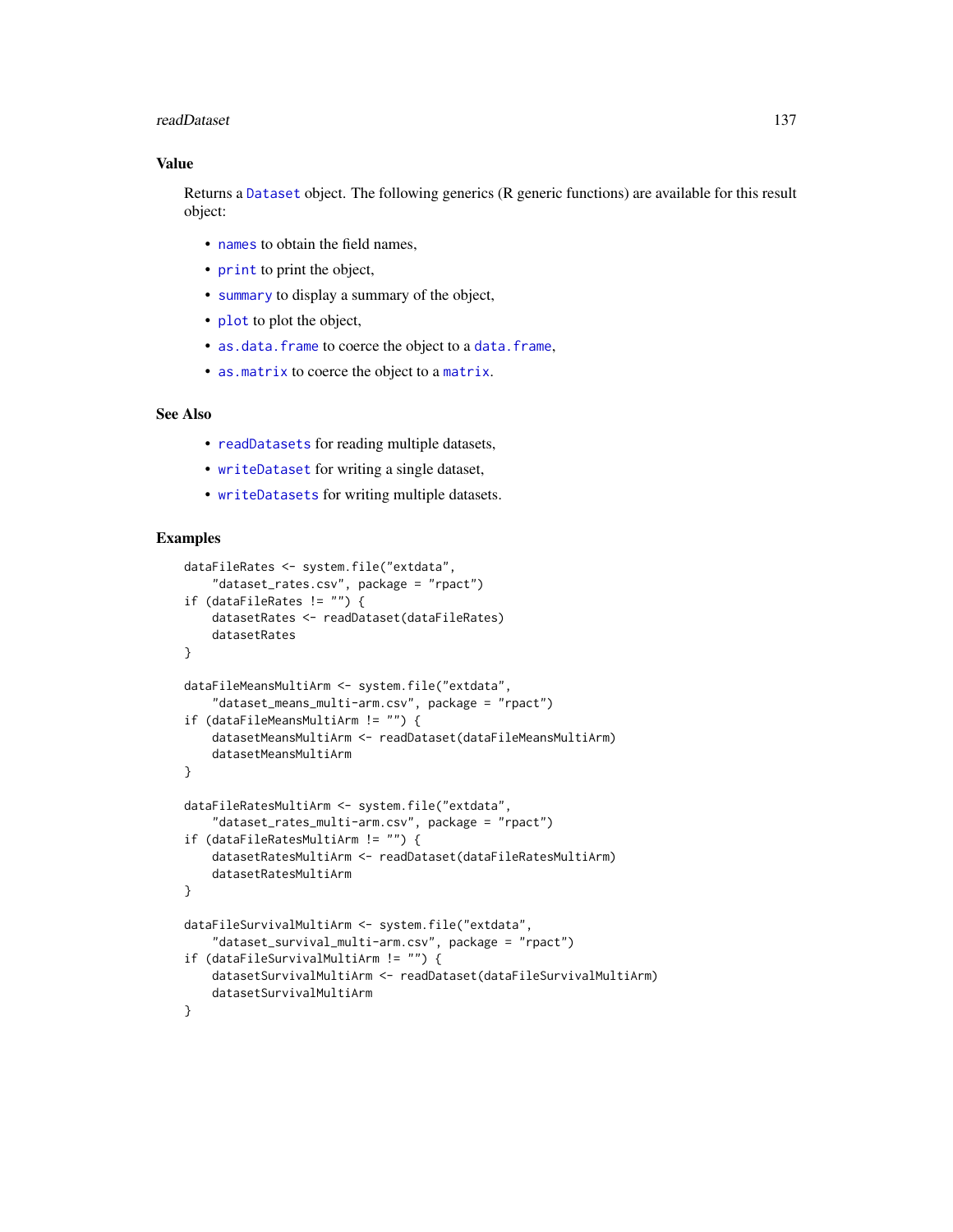## Value

Returns a `Dataset` object. The following generics (R generic functions) are available for this result object:

- `names` to obtain the field names,
- `print` to print the object,
- `summary` to display a summary of the object,
- `plot` to plot the object,
- `as.data.frame` to coerce the object to a `data.frame`,
- `as.matrix` to coerce the object to a `matrix`.

## See Also

- `readDatasets` for reading multiple datasets,
- `writeDataset` for writing a single dataset,
- `writeDatasets` for writing multiple datasets.

## Examples

```
dataFileRates <- system.file("extdata",
    "dataset_rates.csv", package = "rpact")
if (dataFileRates != "") {
    datasetRates <- readDataset(dataFileRates)
    datasetRates
}

dataFileMeansMultiArm <- system.file("extdata",
    "dataset_means_multi-arm.csv", package = "rpact")
if (dataFileMeansMultiArm != "") {
    datasetMeansMultiArm <- readDataset(dataFileMeansMultiArm)
    datasetMeansMultiArm
}

dataFileRatesMultiArm <- system.file("extdata",
    "dataset_rates_multi-arm.csv", package = "rpact")
if (dataFileRatesMultiArm != "") {
    datasetRatesMultiArm <- readDataset(dataFileRatesMultiArm)
    datasetRatesMultiArm
}

dataFileSurvivalMultiArm <- system.file("extdata",
    "dataset_survival_multi-arm.csv", package = "rpact")
if (dataFileSurvivalMultiArm != "") {
    datasetSurvivalMultiArm <- readDataset(dataFileSurvivalMultiArm)
    datasetSurvivalMultiArm
}
```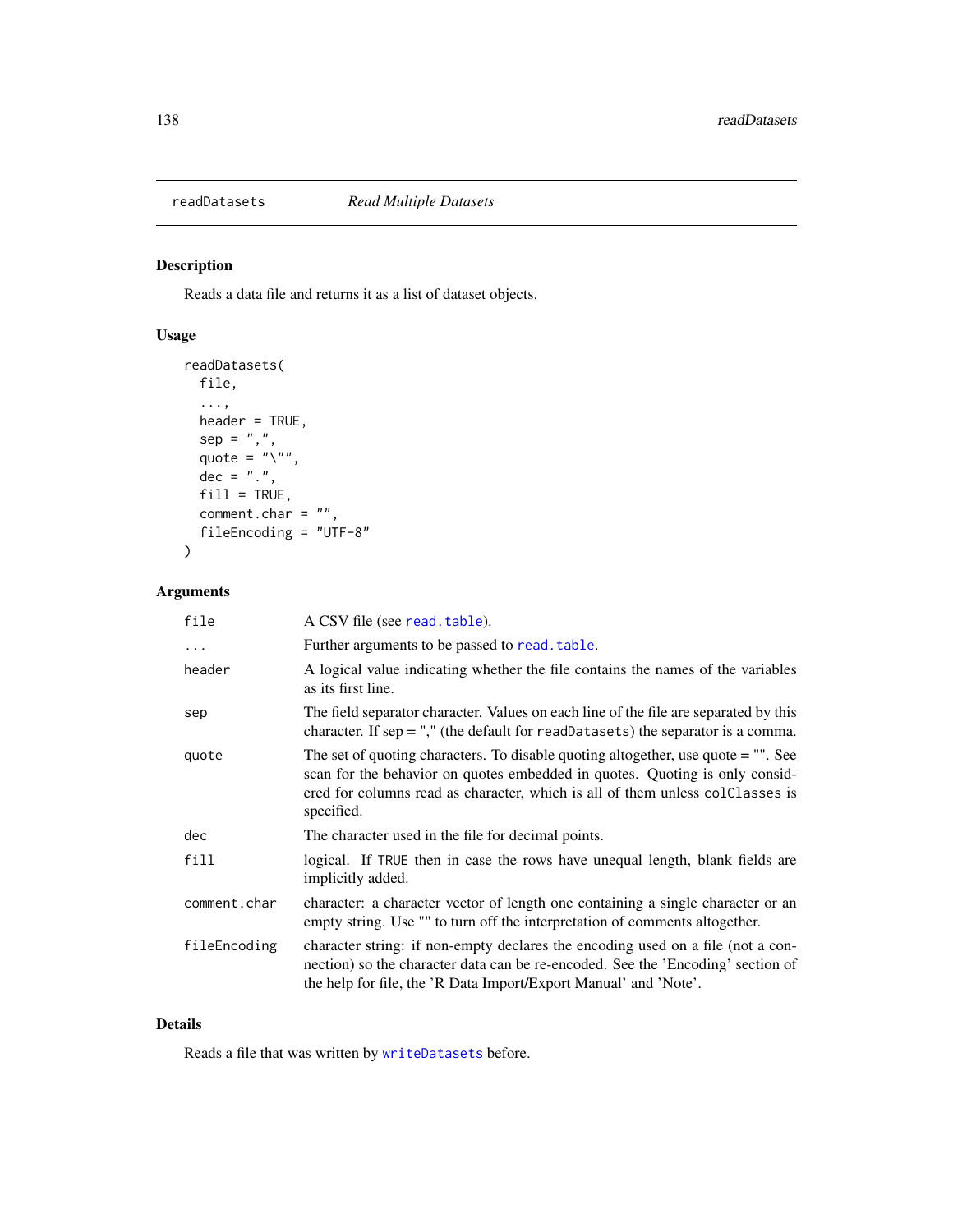## readDatasets *Read Multiple Datasets*

### Description

Reads a data file and returns it as a list of dataset objects.

### Usage

```
readDatasets(
  file,
  ...,
  header = TRUE,
  sep = ",",
  quote = "\"",
  dec = ".",
  fill = TRUE,
  comment.char = "",
  fileEncoding = "UTF-8"
)
```

### Arguments

| | |
|---|---|
| `file` | A CSV file (see `read.table`). |
| `...` | Further arguments to be passed to `read.table`. |
| `header` | A logical value indicating whether the file contains the names of the variables as its first line. |
| `sep` | The field separator character. Values on each line of the file are separated by this character. If sep = "," (the default for `readDatasets`) the separator is a comma. |
| `quote` | The set of quoting characters. To disable quoting altogether, use quote = "". See scan for the behavior on quotes embedded in quotes. Quoting is only considered for columns read as character, which is all of them unless `colClasses` is specified. |
| `dec` | The character used in the file for decimal points. |
| `fill` | logical. If `TRUE` then in case the rows have unequal length, blank fields are implicitly added. |
| `comment.char` | character: a character vector of length one containing a single character or an empty string. Use "" to turn off the interpretation of comments altogether. |
| `fileEncoding` | character string: if non-empty declares the encoding used on a file (not a connection) so the character data can be re-encoded. See the 'Encoding' section of the help for file, the 'R Data Import/Export Manual' and 'Note'. |

### Details

Reads a file that was written by `writeDatasets` before.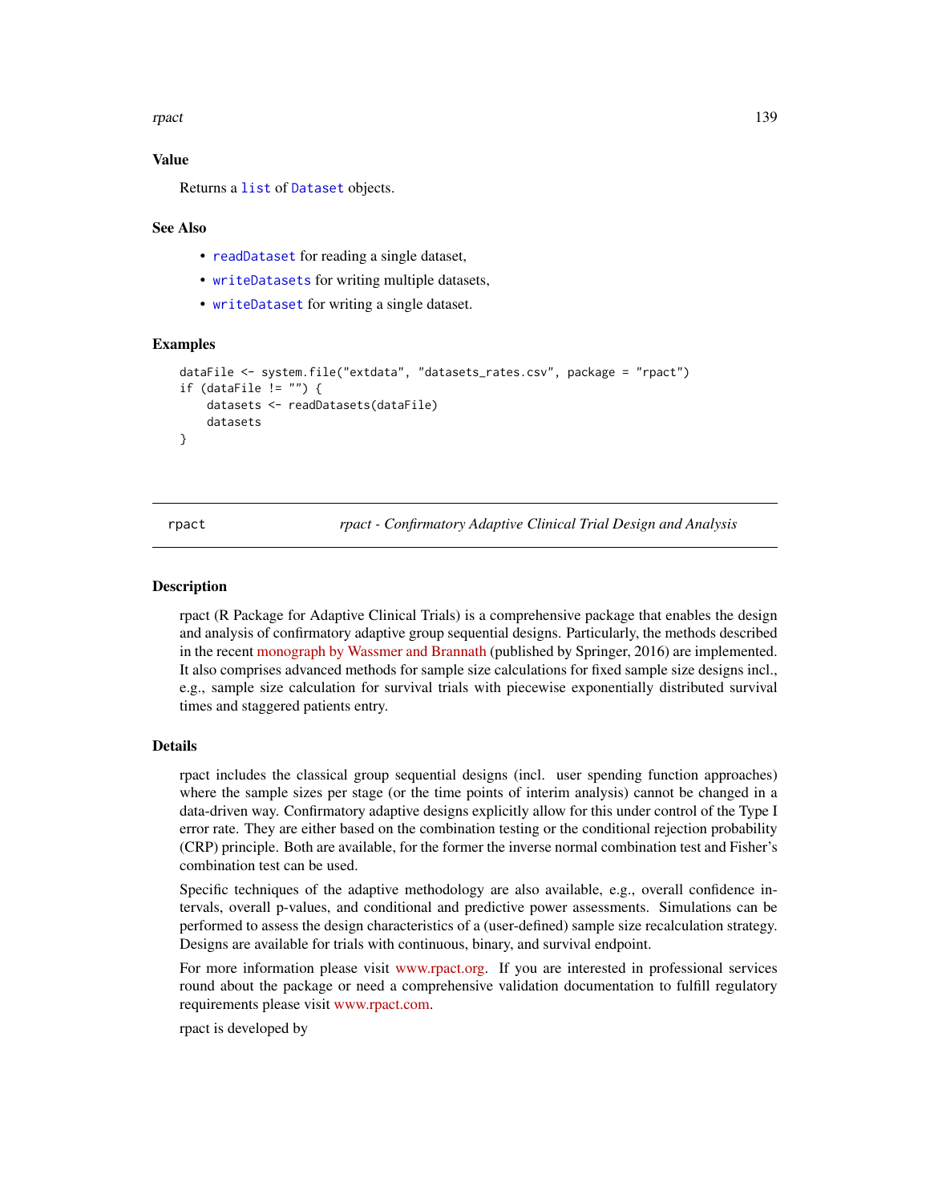### Value

Returns a `list` of `Dataset` objects.

### See Also

- `readDataset` for reading a single dataset,
- `writeDatasets` for writing multiple datasets,
- `writeDataset` for writing a single dataset.

### Examples

```
dataFile <- system.file("extdata", "datasets_rates.csv", package = "rpact")
if (dataFile != "") {
    datasets <- readDatasets(dataFile)
    datasets
}
```

---

## rpact — *rpact - Confirmatory Adaptive Clinical Trial Design and Analysis*

---

### Description

rpact (R Package for Adaptive Clinical Trials) is a comprehensive package that enables the design and analysis of confirmatory adaptive group sequential designs. Particularly, the methods described in the recent monograph by Wassmer and Brannath (published by Springer, 2016) are implemented. It also comprises advanced methods for sample size calculations for fixed sample size designs incl., e.g., sample size calculation for survival trials with piecewise exponentially distributed survival times and staggered patients entry.

### Details

rpact includes the classical group sequential designs (incl. user spending function approaches) where the sample sizes per stage (or the time points of interim analysis) cannot be changed in a data-driven way. Confirmatory adaptive designs explicitly allow for this under control of the Type I error rate. They are either based on the combination testing or the conditional rejection probability (CRP) principle. Both are available, for the former the inverse normal combination test and Fisher's combination test can be used.

Specific techniques of the adaptive methodology are also available, e.g., overall confidence intervals, overall p-values, and conditional and predictive power assessments. Simulations can be performed to assess the design characteristics of a (user-defined) sample size recalculation strategy. Designs are available for trials with continuous, binary, and survival endpoint.

For more information please visit www.rpact.org. If you are interested in professional services round about the package or need a comprehensive validation documentation to fulfill regulatory requirements please visit www.rpact.com.

rpact is developed by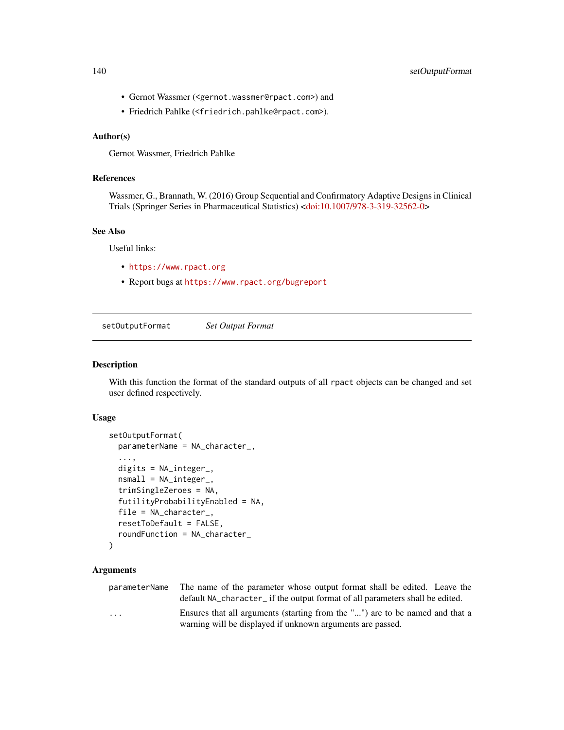- Gernot Wassmer (<gernot.wassmer@rpact.com>) and
- Friedrich Pahlke (<friedrich.pahlke@rpact.com>).

### Author(s)

Gernot Wassmer, Friedrich Pahlke

### References

Wassmer, G., Brannath, W. (2016) Group Sequential and Confirmatory Adaptive Designs in Clinical Trials (Springer Series in Pharmaceutical Statistics) <doi:10.1007/978-3-319-32562-0>

### See Also

Useful links:

- https://www.rpact.org
- Report bugs at https://www.rpact.org/bugreport

---

## setOutputFormat    *Set Output Format*

---

### Description

With this function the format of the standard outputs of all rpact objects can be changed and set user defined respectively.

### Usage

```
setOutputFormat(
  parameterName = NA_character_,
  ...,
  digits = NA_integer_,
  nsmall = NA_integer_,
  trimSingleZeroes = NA,
  futilityProbabilityEnabled = NA,
  file = NA_character_,
  resetToDefault = FALSE,
  roundFunction = NA_character_
)
```

### Arguments

| | |
|---|---|
| parameterName | The name of the parameter whose output format shall be edited. Leave the default NA_character_ if the output format of all parameters shall be edited. |
| ... | Ensures that all arguments (starting from the "...") are to be named and that a warning will be displayed if unknown arguments are passed. |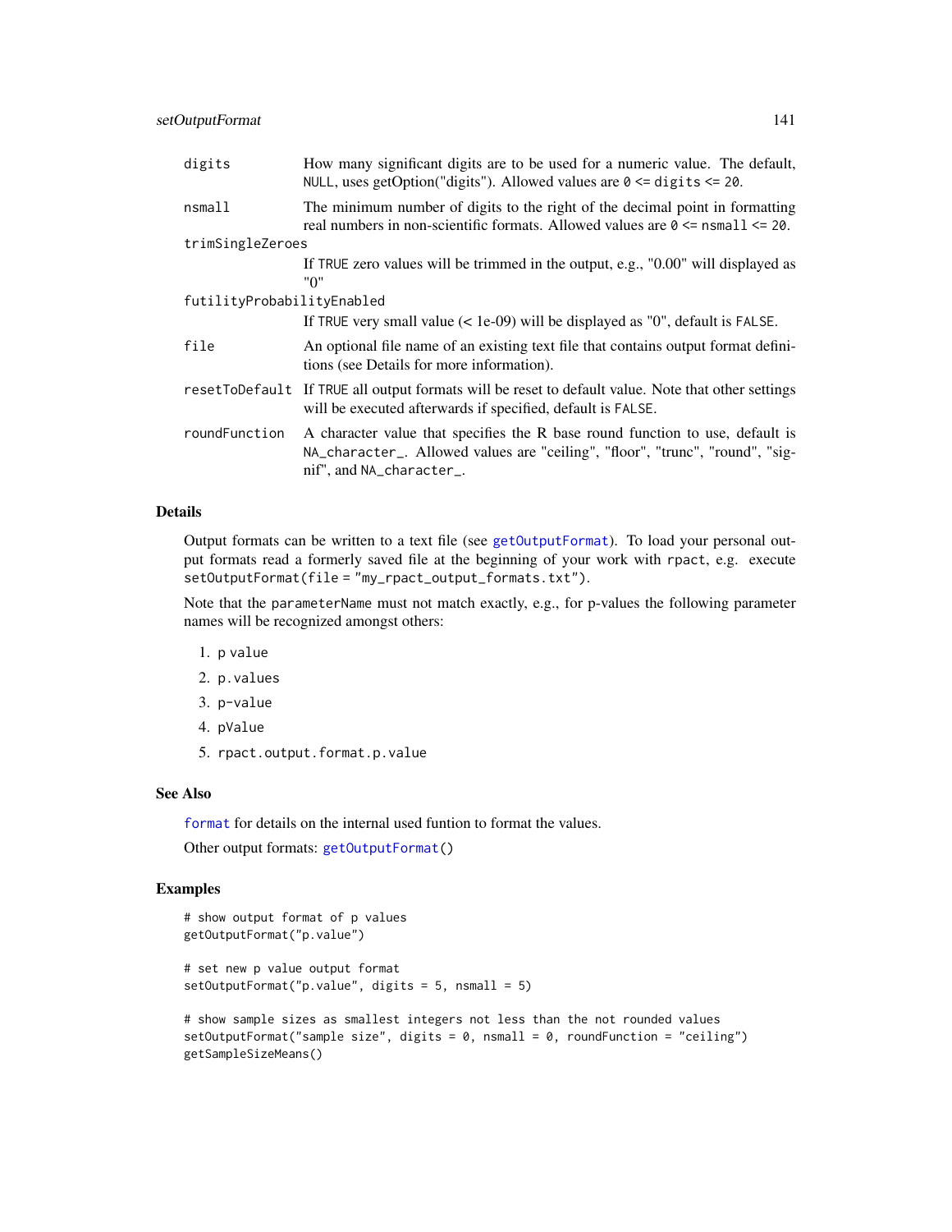| | |
|---|---|
| `digits` | How many significant digits are to be used for a numeric value. The default, `NULL`, uses getOption("digits"). Allowed values are `0 <= digits <= 20`. |
| `nsmall` | The minimum number of digits to the right of the decimal point in formatting real numbers in non-scientific formats. Allowed values are `0 <= nsmall <= 20`. |
| `trimSingleZeroes` | If `TRUE` zero values will be trimmed in the output, e.g., "0.00" will displayed as "0" |
| `futilityProbabilityEnabled` | If `TRUE` very small value (< 1e-09) will be displayed as "0", default is `FALSE`. |
| `file` | An optional file name of an existing text file that contains output format definitions (see Details for more information). |
| `resetToDefault` | If `TRUE` all output formats will be reset to default value. Note that other settings will be executed afterwards if specified, default is `FALSE`. |
| `roundFunction` | A character value that specifies the R base round function to use, default is `NA_character_`. Allowed values are "ceiling", "floor", "trunc", "round", "signif", and `NA_character_`. |

## Details

Output formats can be written to a text file (see `getOutputFormat`). To load your personal output formats read a formerly saved file at the beginning of your work with `rpact`, e.g. execute `setOutputFormat(file = "my_rpact_output_formats.txt")`.

Note that the `parameterName` must not match exactly, e.g., for p-values the following parameter names will be recognized amongst others:

1. `p value`
2. `p.values`
3. `p-value`
4. `pValue`
5. `rpact.output.format.p.value`

## See Also

`format` for details on the internal used funtion to format the values.

Other output formats: `getOutputFormat()`

## Examples

```
# show output format of p values
getOutputFormat("p.value")

# set new p value output format
setOutputFormat("p.value", digits = 5, nsmall = 5)

# show sample sizes as smallest integers not less than the not rounded values
setOutputFormat("sample size", digits = 0, nsmall = 0, roundFunction = "ceiling")
getSampleSizeMeans()
```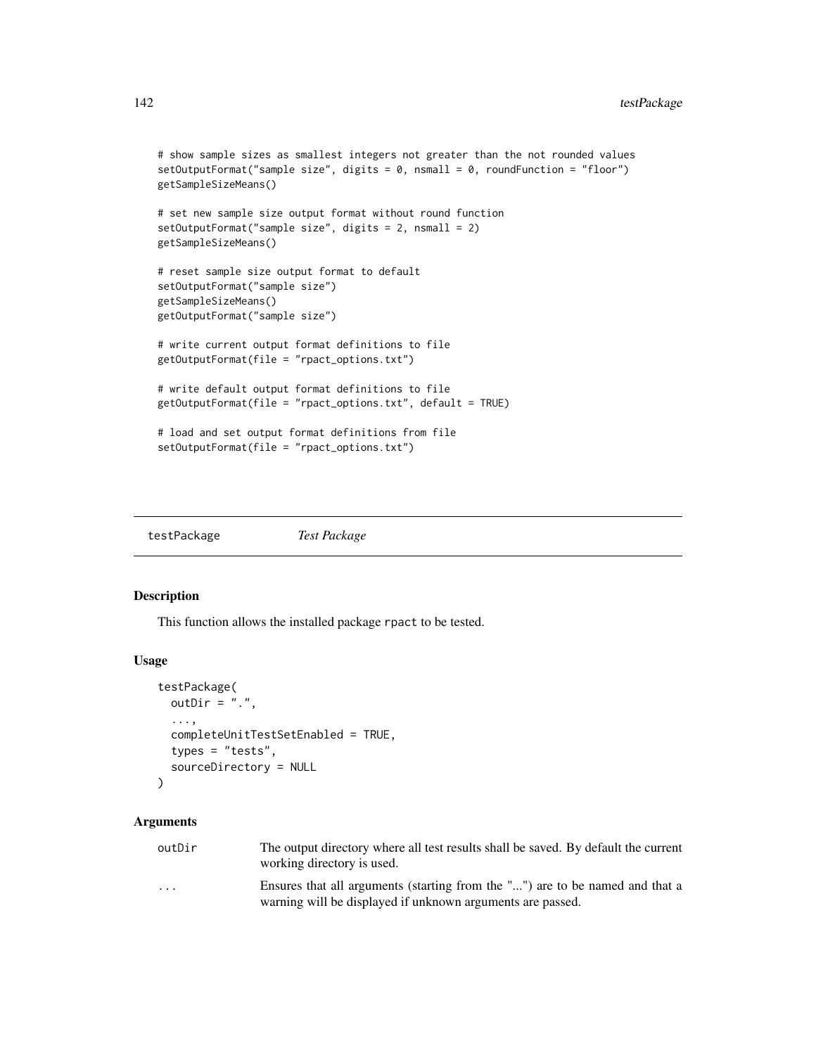```
# show sample sizes as smallest integers not greater than the not rounded values
setOutputFormat("sample size", digits = 0, nsmall = 0, roundFunction = "floor")
getSampleSizeMeans()

# set new sample size output format without round function
setOutputFormat("sample size", digits = 2, nsmall = 2)
getSampleSizeMeans()

# reset sample size output format to default
setOutputFormat("sample size")
getSampleSizeMeans()
getOutputFormat("sample size")

# write current output format definitions to file
getOutputFormat(file = "rpact_options.txt")

# write default output format definitions to file
getOutputFormat(file = "rpact_options.txt", default = TRUE)

# load and set output format definitions from file
setOutputFormat(file = "rpact_options.txt")
```

---

## testPackage *Test Package*

---

### Description

This function allows the installed package rpact to be tested.

### Usage

```
testPackage(
  outDir = ".",
  ...,
  completeUnitTestSetEnabled = TRUE,
  types = "tests",
  sourceDirectory = NULL
)
```

### Arguments

| | |
|---|---|
| outDir | The output directory where all test results shall be saved. By default the current working directory is used. |
| ... | Ensures that all arguments (starting from the "...") are to be named and that a warning will be displayed if unknown arguments are passed. |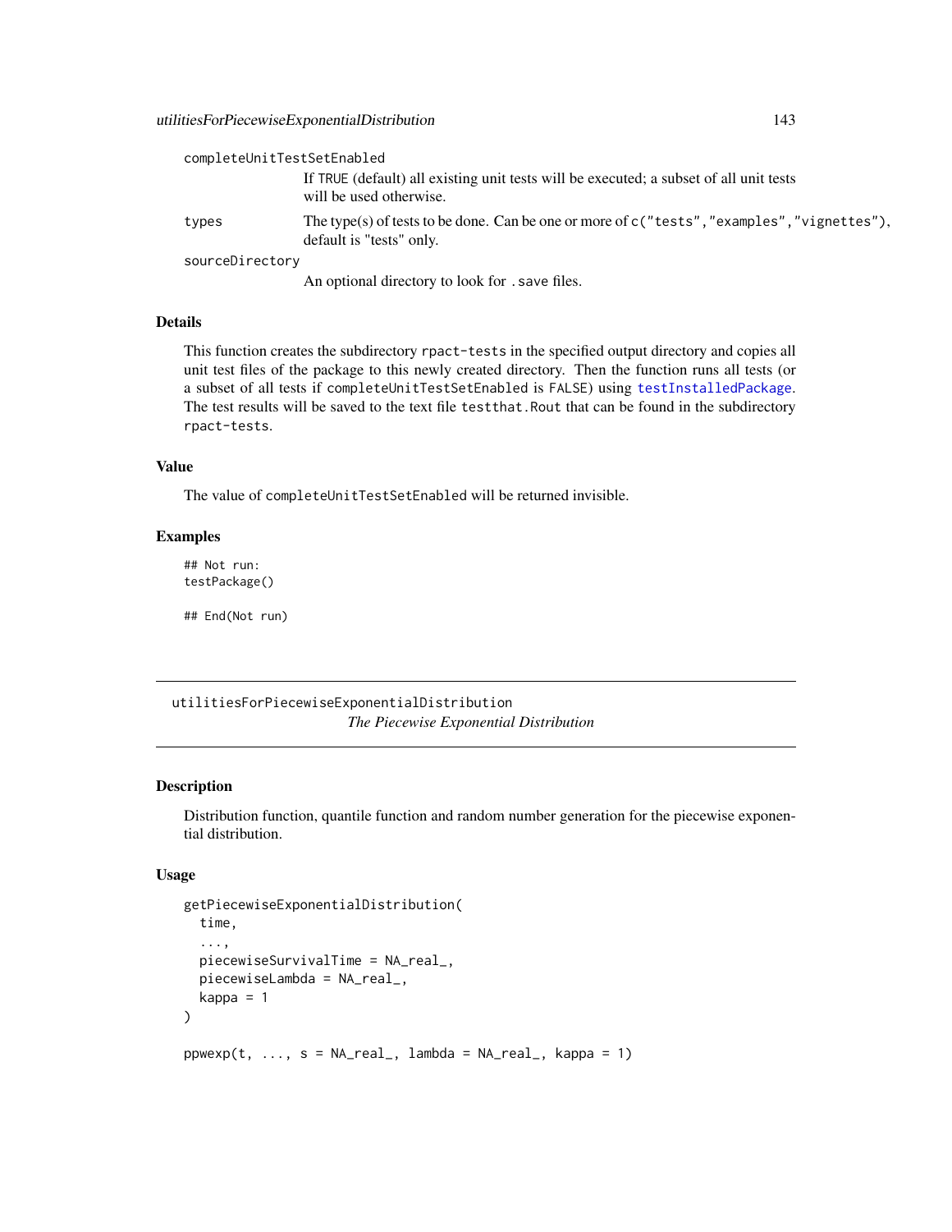completeUnitTestSetEnabled
: If TRUE (default) all existing unit tests will be executed; a subset of all unit tests will be used otherwise.

types
: The type(s) of tests to be done. Can be one or more of `c("tests","examples","vignettes")`, default is "tests" only.

sourceDirectory
: An optional directory to look for `.save` files.

### Details

This function creates the subdirectory `rpact-tests` in the specified output directory and copies all unit test files of the package to this newly created directory. Then the function runs all tests (or a subset of all tests if `completeUnitTestSetEnabled` is `FALSE`) using `testInstalledPackage`. The test results will be saved to the text file `testthat.Rout` that can be found in the subdirectory `rpact-tests`.

### Value

The value of `completeUnitTestSetEnabled` will be returned invisible.

### Examples

```
## Not run:
testPackage()

## End(Not run)
```

---

## utilitiesForPiecewiseExponentialDistribution
*The Piecewise Exponential Distribution*

---

### Description

Distribution function, quantile function and random number generation for the piecewise exponential distribution.

### Usage

```
getPiecewiseExponentialDistribution(
  time,
  ...,
  piecewiseSurvivalTime = NA_real_,
  piecewiseLambda = NA_real_,
  kappa = 1
)

ppwexp(t, ..., s = NA_real_, lambda = NA_real_, kappa = 1)
```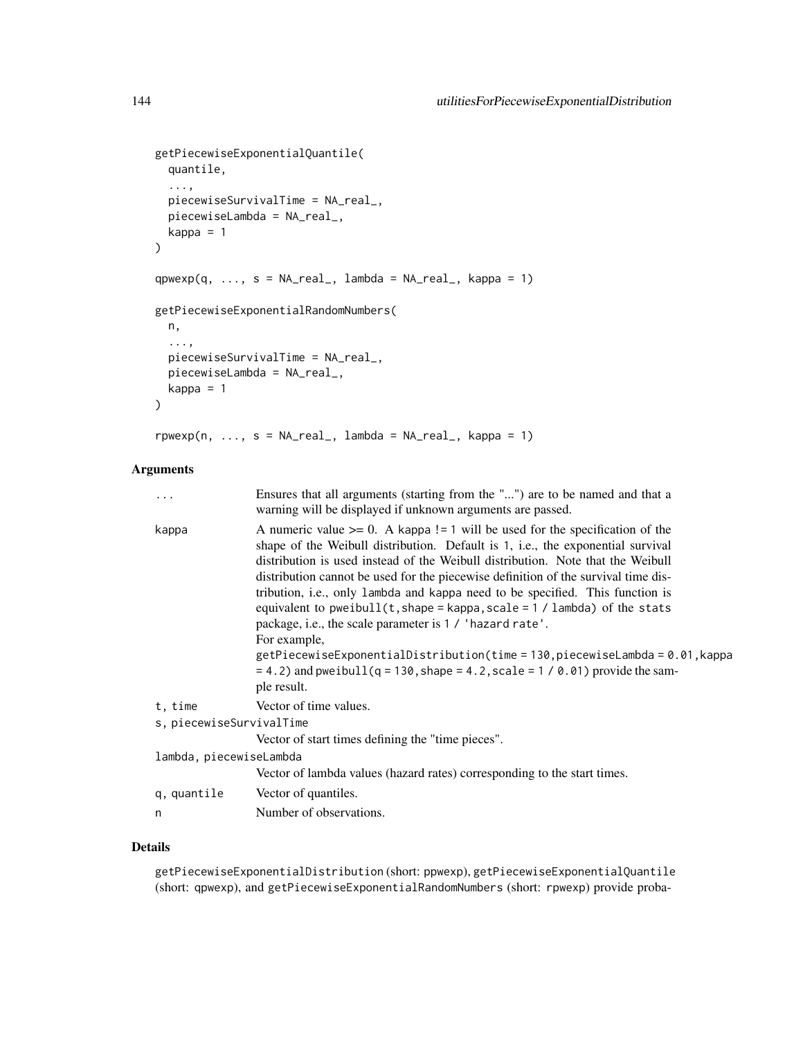```
getPiecewiseExponentialQuantile(
  quantile,
  ...,
  piecewiseSurvivalTime = NA_real_,
  piecewiseLambda = NA_real_,
  kappa = 1
)

qpwexp(q, ..., s = NA_real_, lambda = NA_real_, kappa = 1)

getPiecewiseExponentialRandomNumbers(
  n,
  ...,
  piecewiseSurvivalTime = NA_real_,
  piecewiseLambda = NA_real_,
  kappa = 1
)

rpwexp(n, ..., s = NA_real_, lambda = NA_real_, kappa = 1)
```

## Arguments

| | |
|---|---|
| `...` | Ensures that all arguments (starting from the "...") are to be named and that a warning will be displayed if unknown arguments are passed. |
| `kappa` | A numeric value >= 0. A `kappa != 1` will be used for the specification of the shape of the Weibull distribution. Default is `1`, i.e., the exponential survival distribution is used instead of the Weibull distribution. Note that the Weibull distribution cannot be used for the piecewise definition of the survival time distribution, i.e., only `lambda` and `kappa` need to be specified. This function is equivalent to `pweibull(t, shape = kappa, scale = 1 / lambda)` of the `stats` package, i.e., the scale parameter is `1 / 'hazard rate'`.<br>For example, `getPiecewiseExponentialDistribution(time = 130, piecewiseLambda = 0.01, kappa = 4.2)` and `pweibull(q = 130, shape = 4.2, scale = 1 / 0.01)` provide the sample result. |
| `t, time` | Vector of time values. |
| `s, piecewiseSurvivalTime` | Vector of start times defining the "time pieces". |
| `lambda, piecewiseLambda` | Vector of lambda values (hazard rates) corresponding to the start times. |
| `q, quantile` | Vector of quantiles. |
| `n` | Number of observations. |

## Details

`getPiecewiseExponentialDistribution` (short: `ppwexp`), `getPiecewiseExponentialQuantile` (short: `qpwexp`), and `getPiecewiseExponentialRandomNumbers` (short: `rpwexp`) provide proba-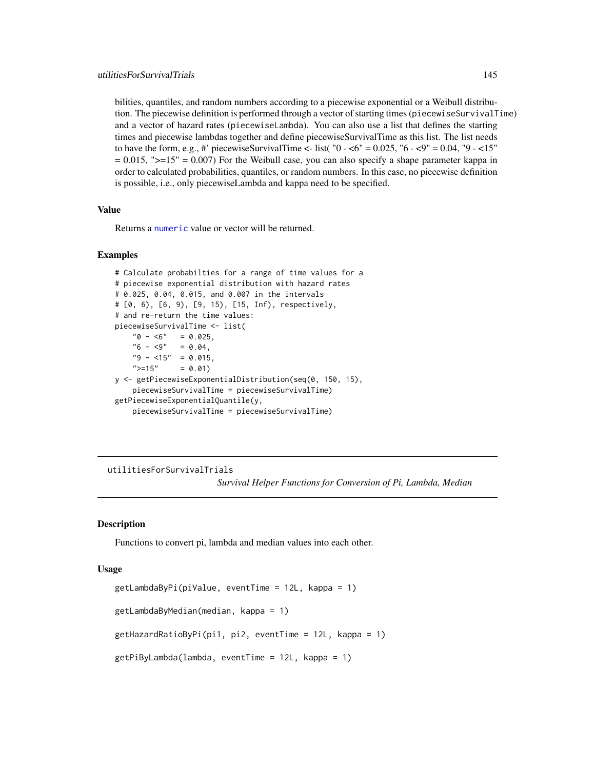bilities, quantiles, and random numbers according to a piecewise exponential or a Weibull distribution. The piecewise definition is performed through a vector of starting times (`piecewiseSurvivalTime`) and a vector of hazard rates (`piecewiseLambda`). You can also use a list that defines the starting times and piecewise lambdas together and define piecewiseSurvivalTime as this list. The list needs to have the form, e.g., #' piecewiseSurvivalTime <- list( "0 - <6" = 0.025, "6 - <9" = 0.04, "9 - <15" = 0.015, ">=15" = 0.007) For the Weibull case, you can also specify a shape parameter kappa in order to calculated probabilities, quantiles, or random numbers. In this case, no piecewise definition is possible, i.e., only piecewiseLambda and kappa need to be specified.

### Value

Returns a `numeric` value or vector will be returned.

### Examples

```
# Calculate probabilties for a range of time values for a
# piecewise exponential distribution with hazard rates
# 0.025, 0.04, 0.015, and 0.007 in the intervals
# [0, 6), [6, 9), [9, 15), [15, Inf), respectively,
# and re-return the time values:
piecewiseSurvivalTime <- list(
    "0 - <6"   = 0.025,
    "6 - <9"   = 0.04,
    "9 - <15"  = 0.015,
    ">=15"     = 0.01)
y <- getPiecewiseExponentialDistribution(seq(0, 150, 15),
    piecewiseSurvivalTime = piecewiseSurvivalTime)
getPiecewiseExponentialQuantile(y,
    piecewiseSurvivalTime = piecewiseSurvivalTime)
```

---

## utilitiesForSurvivalTrials

*Survival Helper Functions for Conversion of Pi, Lambda, Median*

---

### Description

Functions to convert pi, lambda and median values into each other.

### Usage

```
getLambdaByPi(piValue, eventTime = 12L, kappa = 1)

getLambdaByMedian(median, kappa = 1)

getHazardRatioByPi(pi1, pi2, eventTime = 12L, kappa = 1)

getPiByLambda(lambda, eventTime = 12L, kappa = 1)
```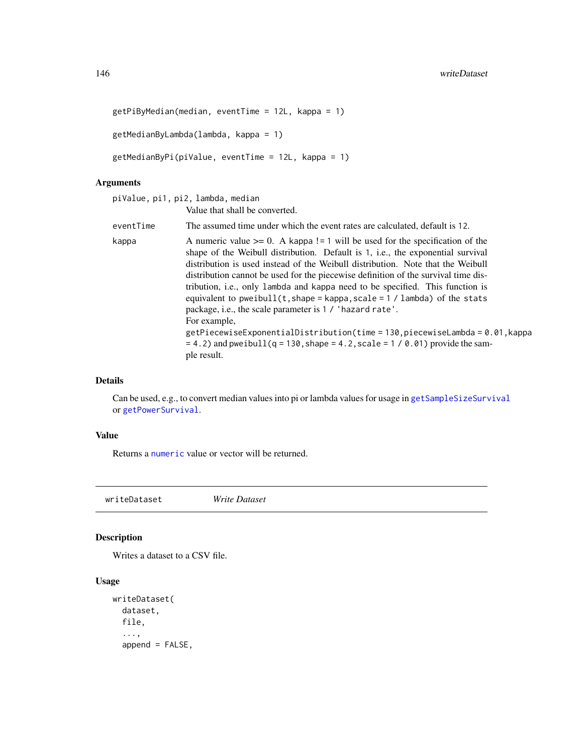```
getPiByMedian(median, eventTime = 12L, kappa = 1)

getMedianByLambda(lambda, kappa = 1)

getMedianByPi(piValue, eventTime = 12L, kappa = 1)
```

### Arguments

| | |
|---|---|
| `piValue, pi1, pi2, lambda, median` | Value that shall be converted. |
| `eventTime` | The assumed time under which the event rates are calculated, default is 12. |
| `kappa` | A numeric value >= 0. A kappa != 1 will be used for the specification of the shape of the Weibull distribution. Default is 1, i.e., the exponential survival distribution is used instead of the Weibull distribution. Note that the Weibull distribution cannot be used for the piecewise definition of the survival time distribution, i.e., only `lambda` and `kappa` need to be specified. This function is equivalent to `pweibull(t, shape = kappa, scale = 1 / lambda)` of the `stats` package, i.e., the scale parameter is `1 / 'hazard rate'`. For example, `getPiecewiseExponentialDistribution(time = 130, piecewiseLambda = 0.01, kappa = 4.2)` and `pweibull(q = 130, shape = 4.2, scale = 1 / 0.01)` provide the sample result. |

### Details

Can be used, e.g., to convert median values into pi or lambda values for usage in `getSampleSizeSurvival` or `getPowerSurvival`.

### Value

Returns a `numeric` value or vector will be returned.

---

## writeDataset *Write Dataset*

### Description

Writes a dataset to a CSV file.

### Usage

```
writeDataset(
  dataset,
  file,
  ...,
  append = FALSE,
```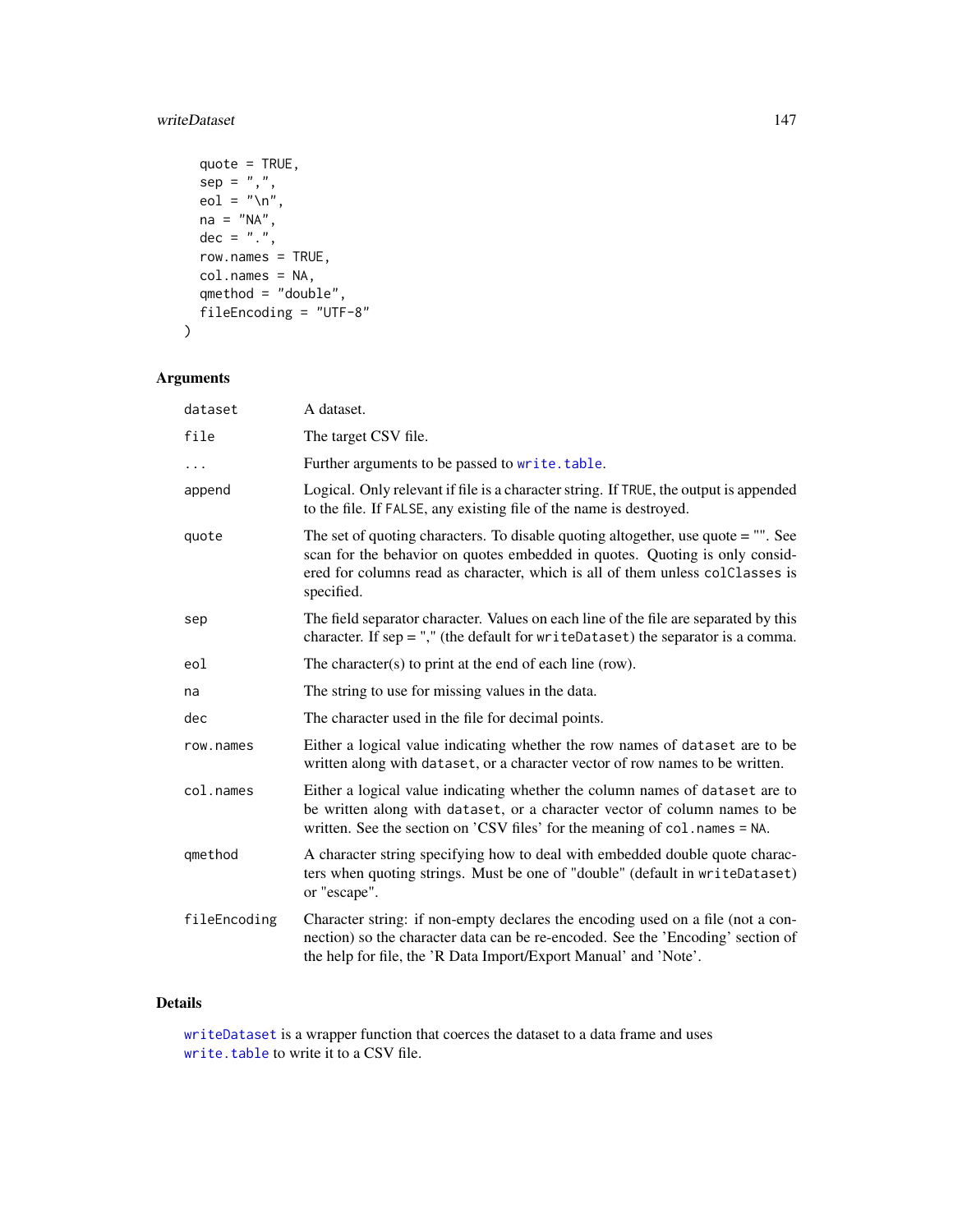```
  quote = TRUE,
  sep = ",",
  eol = "\n",
  na = "NA",
  dec = ".",
  row.names = TRUE,
  col.names = NA,
  qmethod = "double",
  fileEncoding = "UTF-8"
)
```

## Arguments

| | |
|---|---|
| `dataset` | A dataset. |
| `file` | The target CSV file. |
| `...` | Further arguments to be passed to `write.table`. |
| `append` | Logical. Only relevant if file is a character string. If `TRUE`, the output is appended to the file. If `FALSE`, any existing file of the name is destroyed. |
| `quote` | The set of quoting characters. To disable quoting altogether, use quote = "". See scan for the behavior on quotes embedded in quotes. Quoting is only considered for columns read as character, which is all of them unless `colClasses` is specified. |
| `sep` | The field separator character. Values on each line of the file are separated by this character. If sep = "," (the default for `writeDataset`) the separator is a comma. |
| `eol` | The character(s) to print at the end of each line (row). |
| `na` | The string to use for missing values in the data. |
| `dec` | The character used in the file for decimal points. |
| `row.names` | Either a logical value indicating whether the row names of `dataset` are to be written along with `dataset`, or a character vector of row names to be written. |
| `col.names` | Either a logical value indicating whether the column names of `dataset` are to be written along with `dataset`, or a character vector of column names to be written. See the section on 'CSV files' for the meaning of `col.names = NA`. |
| `qmethod` | A character string specifying how to deal with embedded double quote characters when quoting strings. Must be one of "double" (default in `writeDataset`) or "escape". |
| `fileEncoding` | Character string: if non-empty declares the encoding used on a file (not a connection) so the character data can be re-encoded. See the 'Encoding' section of the help for file, the 'R Data Import/Export Manual' and 'Note'. |

## Details

`writeDataset` is a wrapper function that coerces the dataset to a data frame and uses `write.table` to write it to a CSV file.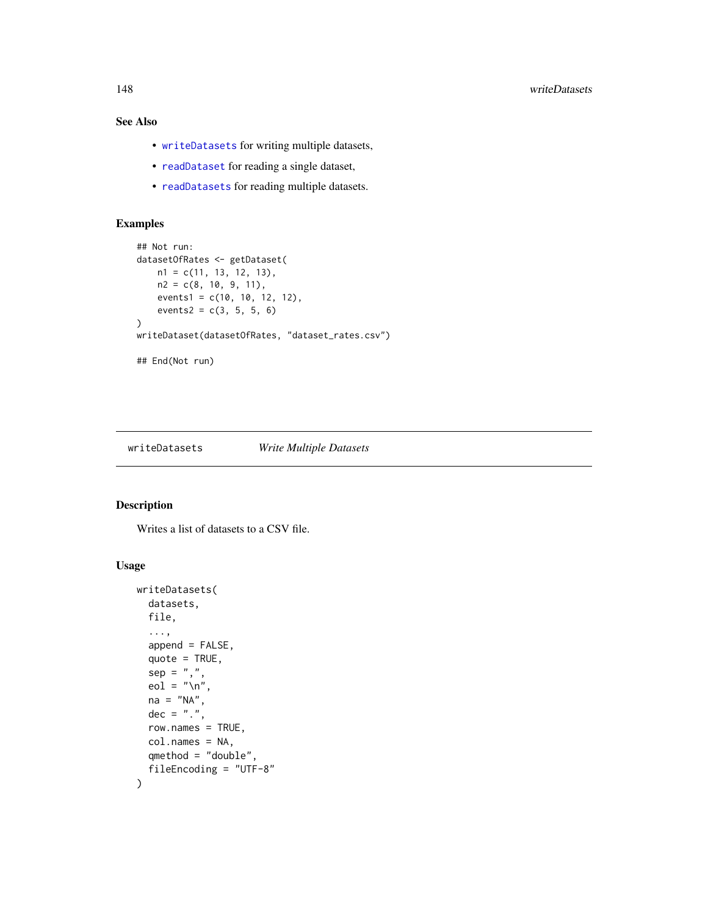## See Also

- `writeDatasets` for writing multiple datasets,
- `readDataset` for reading a single dataset,
- `readDatasets` for reading multiple datasets.

## Examples

```
## Not run:
datasetOfRates <- getDataset(
    n1 = c(11, 13, 12, 13),
    n2 = c(8, 10, 9, 11),
    events1 = c(10, 10, 12, 12),
    events2 = c(3, 5, 5, 6)
)
writeDataset(datasetOfRates, "dataset_rates.csv")

## End(Not run)
```

---

# writeDatasets &nbsp;&nbsp;&nbsp; *Write Multiple Datasets*

---

## Description

Writes a list of datasets to a CSV file.

## Usage

```
writeDatasets(
  datasets,
  file,
  ...,
  append = FALSE,
  quote = TRUE,
  sep = ",",
  eol = "\n",
  na = "NA",
  dec = ".",
  row.names = TRUE,
  col.names = NA,
  qmethod = "double",
  fileEncoding = "UTF-8"
)
```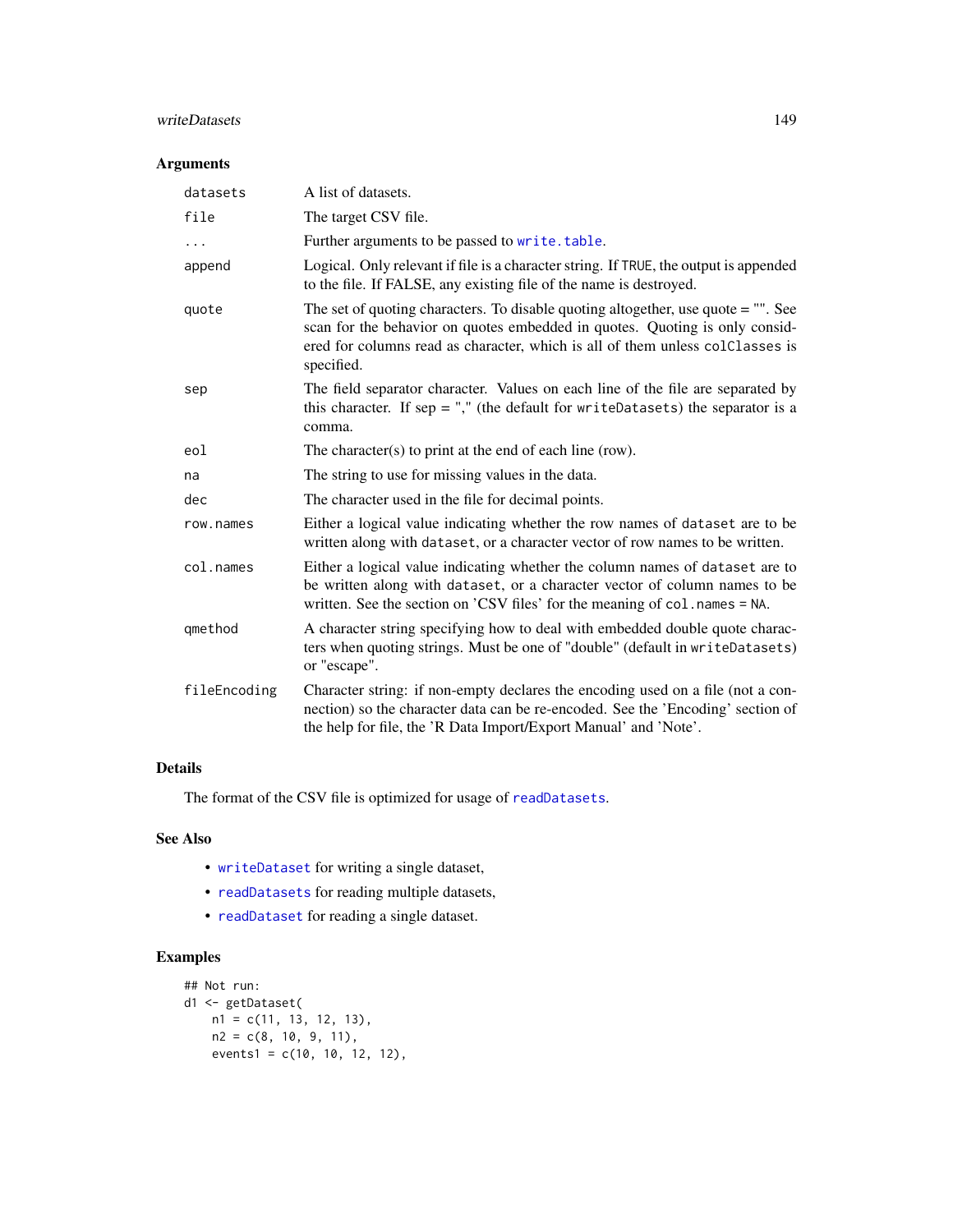### Arguments

| | |
|---|---|
| `datasets` | A list of datasets. |
| `file` | The target CSV file. |
| `...` | Further arguments to be passed to `write.table`. |
| `append` | Logical. Only relevant if file is a character string. If `TRUE`, the output is appended to the file. If FALSE, any existing file of the name is destroyed. |
| `quote` | The set of quoting characters. To disable quoting altogether, use quote = "". See scan for the behavior on quotes embedded in quotes. Quoting is only considered for columns read as character, which is all of them unless `colClasses` is specified. |
| `sep` | The field separator character. Values on each line of the file are separated by this character. If sep = "," (the default for `writeDatasets`) the separator is a comma. |
| `eol` | The character(s) to print at the end of each line (row). |
| `na` | The string to use for missing values in the data. |
| `dec` | The character used in the file for decimal points. |
| `row.names` | Either a logical value indicating whether the row names of `dataset` are to be written along with `dataset`, or a character vector of row names to be written. |
| `col.names` | Either a logical value indicating whether the column names of `dataset` are to be written along with `dataset`, or a character vector of column names to be written. See the section on 'CSV files' for the meaning of `col.names = NA`. |
| `qmethod` | A character string specifying how to deal with embedded double quote characters when quoting strings. Must be one of "double" (default in `writeDatasets`) or "escape". |
| `fileEncoding` | Character string: if non-empty declares the encoding used on a file (not a connection) so the character data can be re-encoded. See the 'Encoding' section of the help for file, the 'R Data Import/Export Manual' and 'Note'. |

### Details

The format of the CSV file is optimized for usage of `readDatasets`.

### See Also

- `writeDataset` for writing a single dataset,
- `readDatasets` for reading multiple datasets,
- `readDataset` for reading a single dataset.

### Examples

```
## Not run:
d1 <- getDataset(
    n1 = c(11, 13, 12, 13),
    n2 = c(8, 10, 9, 11),
    events1 = c(10, 10, 12, 12),
```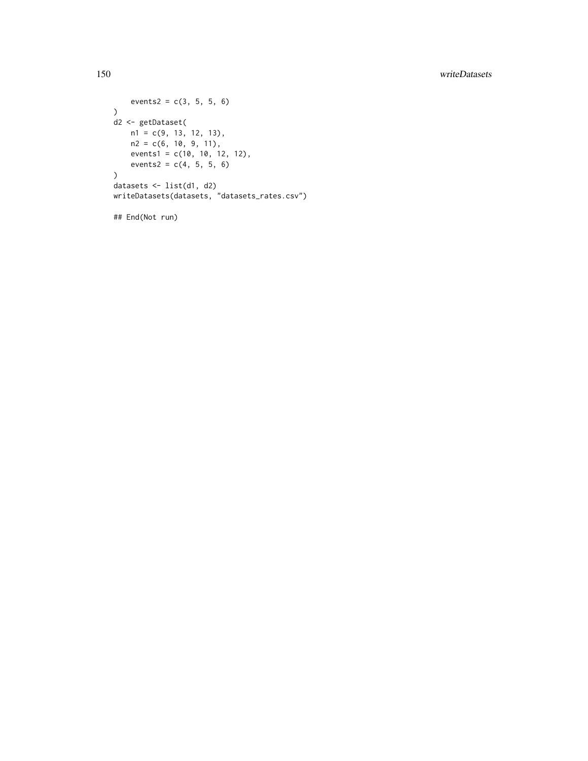```
    events2 = c(3, 5, 5, 6)
)
d2 <- getDataset(
    n1 = c(9, 13, 12, 13),
    n2 = c(6, 10, 9, 11),
    events1 = c(10, 10, 12, 12),
    events2 = c(4, 5, 5, 6)
)
datasets <- list(d1, d2)
writeDatasets(datasets, "datasets_rates.csv")

## End(Not run)
```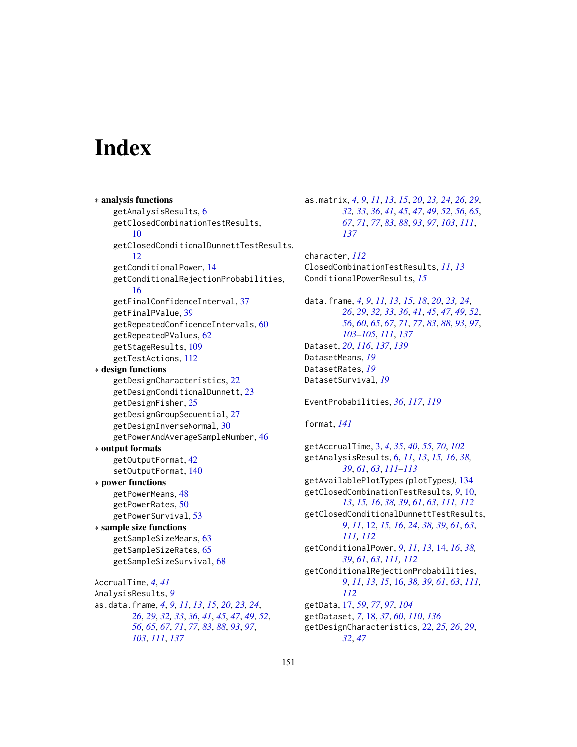# Index

∗ **analysis functions**
- getAnalysisResults, 6
- getClosedCombinationTestResults, 10
- getClosedConditionalDunnettTestResults, 12
- getConditionalPower, 14
- getConditionalRejectionProbabilities, 16
- getFinalConfidenceInterval, 37
- getFinalPValue, 39
- getRepeatedConfidenceIntervals, 60
- getRepeatedPValues, 62
- getStageResults, 109
- getTestActions, 112

∗ **design functions**
- getDesignCharacteristics, 22
- getDesignConditionalDunnett, 23
- getDesignFisher, 25
- getDesignGroupSequential, 27
- getDesignInverseNormal, 30
- getPowerAndAverageSampleNumber, 46

∗ **output formats**
- getOutputFormat, 42
- setOutputFormat, 140

∗ **power functions**
- getPowerMeans, 48
- getPowerRates, 50
- getPowerSurvival, 53

∗ **sample size functions**
- getSampleSizeMeans, 63
- getSampleSizeRates, 65
- getSampleSizeSurvival, 68

AccrualTime, *4*, *41*
AnalysisResults, *9*
as.data.frame, *4*, *9*, *11*, *13*, *15*, *20*, *23, 24*, *26*, *29*, *32, 33*, *36*, *41*, *45*, *47*, *49*, *52*, *56*, *65*, *67*, *71*, *77*, *83*, *88*, *93*, *97*, *103*, *111*, *137*
as.matrix, *4*, *9*, *11*, *13*, *15*, *20*, *23, 24*, *26*, *29*, *32, 33*, *36*, *41*, *45*, *47*, *49*, *52*, *56*, *65*, *67*, *71*, *77*, *83*, *88*, *93*, *97*, *103*, *111*, *137*

character, *112*
ClosedCombinationTestResults, *11*, *13*
ConditionalPowerResults, *15*

data.frame, *4*, *9*, *11*, *13*, *15*, *18*, *20*, *23, 24*, *26*, *29*, *32, 33*, *36*, *41*, *45*, *47*, *49*, *52*, *56*, *60*, *65*, *67*, *71*, *77*, *83*, *88*, *93*, *97*, *103–105*, *111*, *137*
Dataset, *20*, *116*, *137*, *139*
DatasetMeans, *19*
DatasetRates, *19*
DatasetSurvival, *19*

EventProbabilities, *36*, *117*, *119*

format, *141*

getAccrualTime, 3, *4*, *35*, *40*, *55*, *70*, *102*
getAnalysisResults, 6, *11*, *13*, *15, 16*, *38, 39*, *61*, *63*, *111–113*
getAvailablePlotTypes *(*plotTypes*)*, 134
getClosedCombinationTestResults, *9*, 10, *13*, *15, 16*, *38*, *39*, *61*, *63*, *111, 112*
getClosedConditionalDunnettTestResults, *9*, *11*, 12, *15, 16*, *24*, *38, 39*, *61*, *63*, *111, 112*
getConditionalPower, *9*, *11*, *13*, 14, *16*, *38, 39*, *61*, *63*, *111, 112*
getConditionalRejectionProbabilities, *9*, *11*, *13*, *15*, 16, *38, 39*, *61*, *63*, *111, 112*
getData, 17, *59*, *77*, *97*, *104*
getDataset, *7*, 18, *37*, *60*, *110*, *136*
getDesignCharacteristics, 22, *25, 26*, *29*, *32*, *47*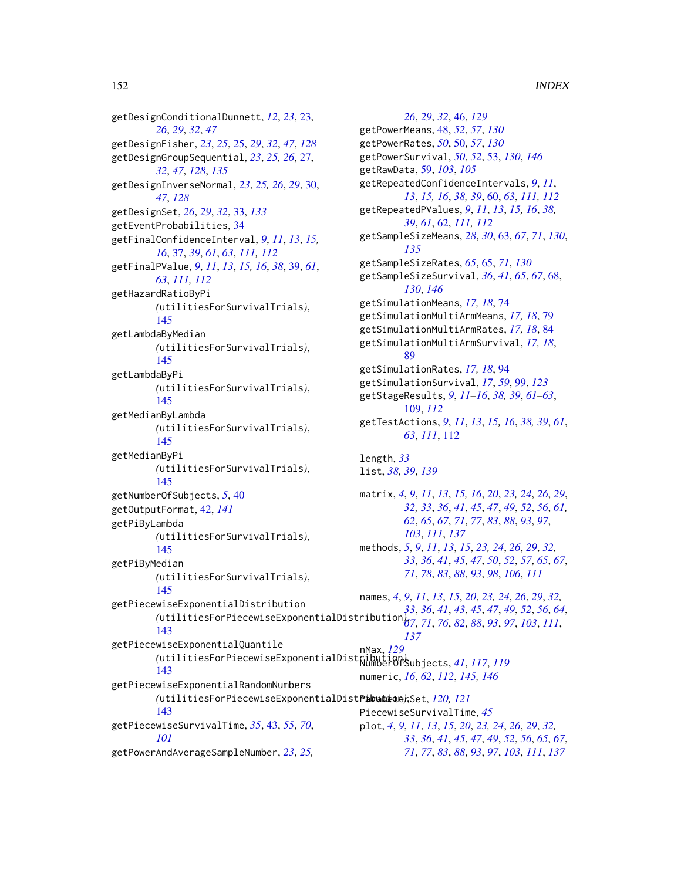getDesignConditionalDunnett, *12*, *23*, 23, *26*, *29*, *32*, *47*
getDesignFisher, *23*, *25*, 25, *29*, *32*, *47*, *128*
getDesignGroupSequential, *23*, *25*, *26*, 27, *32*, *47*, *128*, *135*
getDesignInverseNormal, *23*, *25*, *26*, *29*, 30, *47*, *128*
getDesignSet, *26*, *29*, *32*, 33, *133*
getEventProbabilities, 34
getFinalConfidenceInterval, *9*, *11*, *13*, *15*, *16*, 37, *39*, *61*, *63*, *111*, *112*
getFinalPValue, *9*, *11*, *13*, *15*, *16*, *38*, 39, *61*, *63*, *111*, *112*
getHazardRatioByPi *(utilitiesForSurvivalTrials)*, 145
getLambdaByMedian *(utilitiesForSurvivalTrials)*, 145
getLambdaByPi *(utilitiesForSurvivalTrials)*, 145
getMedianByLambda *(utilitiesForSurvivalTrials)*, 145
getMedianByPi *(utilitiesForSurvivalTrials)*, 145
getNumberOfSubjects, *5*, 40
getOutputFormat, 42, *141*
getPiByLambda *(utilitiesForSurvivalTrials)*, 145
getPiByMedian *(utilitiesForSurvivalTrials)*, 145
getPiecewiseExponentialDistribution *(utilitiesForPiecewiseExponentialDistribution)*, 143
getPiecewiseExponentialQuantile *(utilitiesForPiecewiseExponentialDistribution)*, 143
getPiecewiseExponentialRandomNumbers *(utilitiesForPiecewiseExponentialDistribution)*, 143
getPiecewiseSurvivalTime, *35*, 43, *55*, *70*, *101*
getPowerAndAverageSampleNumber, *23*, *25*, *26*, *29*, *32*, 46, *129*
getPowerMeans, 48, *52*, *57*, *130*
getPowerRates, *50*, 50, *57*, *130*
getPowerSurvival, *50*, *52*, 53, *130*, *146*
getRawData, 59, *103*, *105*
getRepeatedConfidenceIntervals, *9*, *11*, *13*, *15*, *16*, *38*, *39*, 60, *63*, *111*, *112*
getRepeatedPValues, *9*, *11*, *13*, *15*, *16*, *38*, *39*, *61*, 62, *111*, *112*
getSampleSizeMeans, *28*, *30*, 63, *67*, *71*, *130*, *135*
getSampleSizeRates, *65*, 65, *71*, *130*
getSampleSizeSurvival, *36*, *41*, *65*, *67*, 68, *130*, *146*
getSimulationMeans, *17*, *18*, 74
getSimulationMultiArmMeans, *17*, *18*, 79
getSimulationMultiArmRates, *17*, *18*, 84
getSimulationMultiArmSurvival, *17*, *18*, 89
getSimulationRates, *17*, *18*, 94
getSimulationSurvival, *17*, *59*, 99, *123*
getStageResults, *9*, *11–16*, *38*, *39*, *61–63*, 109, *112*
getTestActions, *9*, *11*, *13*, *15*, *16*, *38*, *39*, *61*, *63*, *111*, 112

length, *33*
list, *38*, *39*, *139*

matrix, *4*, *9*, *11*, *13*, *15*, *16*, *20*, *23*, *24*, *26*, *29*, *32*, *33*, *36*, *41*, *45*, *47*, *49*, *52*, *56*, *61*, *62*, *65*, *67*, *71*, *77*, *83*, *88*, *93*, *97*, *103*, *111*, *137*
methods, *5*, *9*, *11*, *13*, *15*, *23*, *24*, *26*, *29*, *32*, *33*, *36*, *41*, *45*, *47*, *50*, *52*, *57*, *65*, *67*, *71*, *78*, *83*, *88*, *93*, *98*, *106*, *111*

names, *4*, *9*, *11*, *13*, *15*, *20*, *23*, *24*, *26*, *29*, *32*, *33*, *36*, *41*, *43*, *45*, *47*, *49*, *52*, *56*, *64*, *67*, *71*, *76*, *82*, *88*, *93*, *97*, *103*, *111*, *137*
nMax, *129*
NumberOfSubjects, *41*, *117*, *119*
numeric, *16*, *62*, *112*, *145*, *146*

ParameterSet, *120*, *121*
PiecewiseSurvivalTime, *45*
plot, *4*, *9*, *11*, *13*, *15*, *20*, *23*, *24*, *26*, *29*, *32*, *33*, *36*, *41*, *45*, *47*, *49*, *52*, *56*, *65*, *67*, *71*, *77*, *83*, *88*, *93*, *97*, *103*, *111*, *137*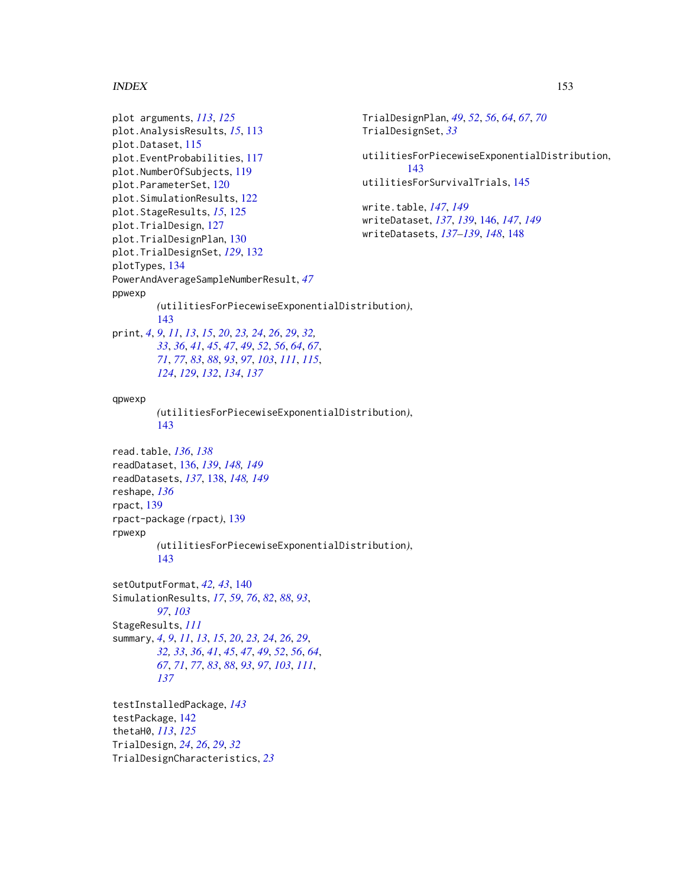plot arguments, *113*, *125*
plot.AnalysisResults, *15*, 113
plot.Dataset, 115
plot.EventProbabilities, 117
plot.NumberOfSubjects, 119
plot.ParameterSet, 120
plot.SimulationResults, 122
plot.StageResults, *15*, 125
plot.TrialDesign, 127
plot.TrialDesignPlan, 130
plot.TrialDesignSet, *129*, 132
plotTypes, 134
PowerAndAverageSampleNumberResult, *47*
ppwexp
    *(*utilitiesForPiecewiseExponentialDistribution*)*, 143
print, *4*, *9*, *11*, *13*, *15*, *20*, *23*, *24*, *26*, *29*, *32*, *33*, *36*, *41*, *45*, *47*, *49*, *52*, *56*, *64*, *67*, *71*, *77*, *83*, *88*, *93*, *97*, *103*, *111*, *115*, *124*, *129*, *132*, *134*, *137*

qpwexp
    *(*utilitiesForPiecewiseExponentialDistribution*)*, 143

read.table, *136*, *138*
readDataset, 136, *139*, *148*, *149*
readDatasets, *137*, 138, *148*, *149*
reshape, *136*
rpact, 139
rpact-package *(*rpact*)*, 139
rpwexp
    *(*utilitiesForPiecewiseExponentialDistribution*)*, 143

setOutputFormat, *42*, *43*, 140
SimulationResults, *17*, *59*, *76*, *82*, *88*, *93*, *97*, *103*
StageResults, *111*
summary, *4*, *9*, *11*, *13*, *15*, *20*, *23*, *24*, *26*, *29*, *32*, *33*, *36*, *41*, *45*, *47*, *49*, *52*, *56*, *64*, *67*, *71*, *77*, *83*, *88*, *93*, *97*, *103*, *111*, *137*

testInstalledPackage, *143*
testPackage, 142
thetaH0, *113*, *125*
TrialDesign, *24*, *26*, *29*, *32*
TrialDesignCharacteristics, *23*
TrialDesignPlan, *49*, *52*, *56*, *64*, *67*, *70*
TrialDesignSet, *33*

utilitiesForPiecewiseExponentialDistribution, 143
utilitiesForSurvivalTrials, 145

write.table, *147*, *149*
writeDataset, *137*, *139*, 146, *147*, *149*
writeDatasets, *137–139*, *148*, 148